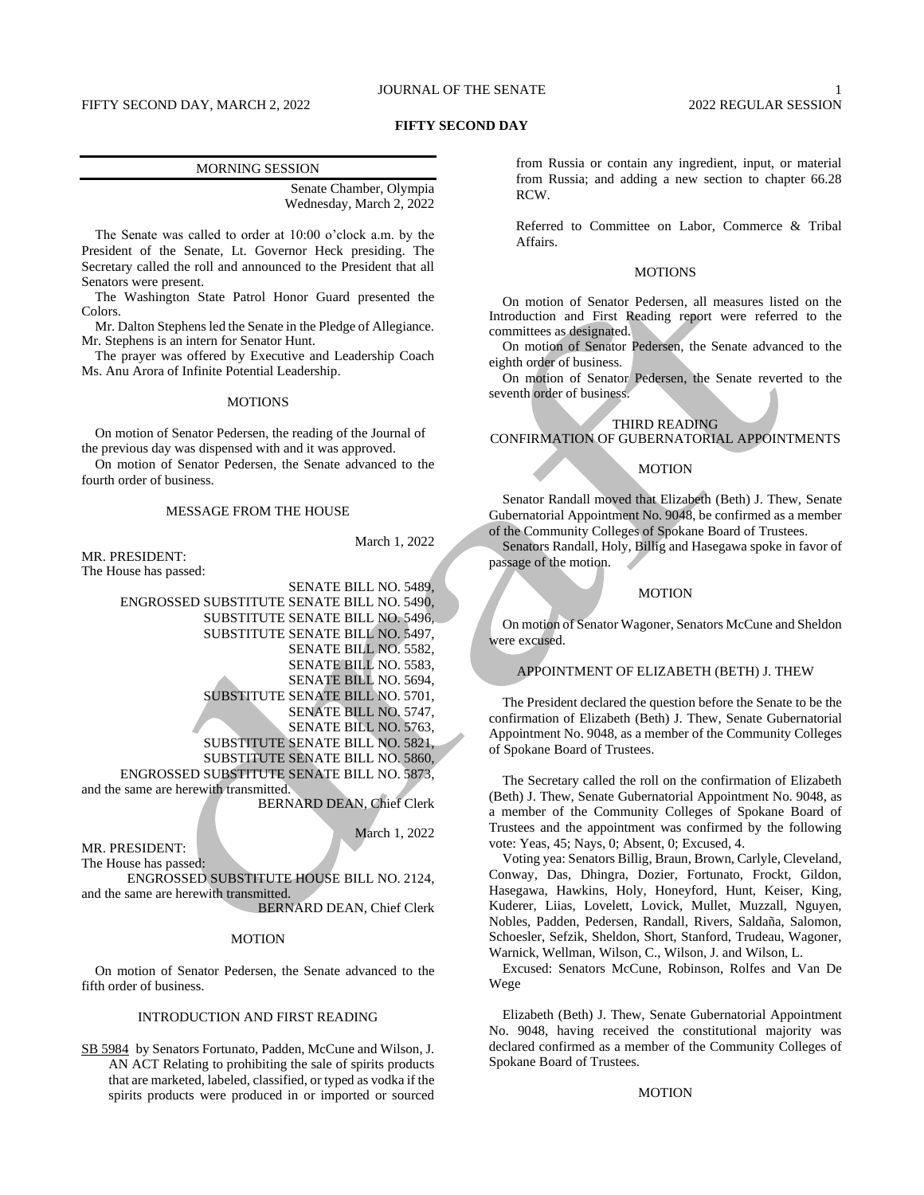# FIFTY SECOND DAY

## MORNING SESSION

Senate Chamber, Olympia
Wednesday, March 2, 2022

The Senate was called to order at 10:00 o'clock a.m. by the President of the Senate, Lt. Governor Heck presiding. The Secretary called the roll and announced to the President that all Senators were present.

The Washington State Patrol Honor Guard presented the Colors.

Mr. Dalton Stephens led the Senate in the Pledge of Allegiance. Mr. Stephens is an intern for Senator Hunt.

The prayer was offered by Executive and Leadership Coach Ms. Anu Arora of Infinite Potential Leadership.

### MOTIONS

On motion of Senator Pedersen, the reading of the Journal of the previous day was dispensed with and it was approved.

On motion of Senator Pedersen, the Senate advanced to the fourth order of business.

### MESSAGE FROM THE HOUSE

March 1, 2022

MR. PRESIDENT:
The House has passed:

SENATE BILL NO. 5489,
ENGROSSED SUBSTITUTE SENATE BILL NO. 5490,
SUBSTITUTE SENATE BILL NO. 5496,
SUBSTITUTE SENATE BILL NO. 5497,
SENATE BILL NO. 5582,
SENATE BILL NO. 5583,
SENATE BILL NO. 5694,
SUBSTITUTE SENATE BILL NO. 5701,
SENATE BILL NO. 5747,
SENATE BILL NO. 5763,
SUBSTITUTE SENATE BILL NO. 5821,
SUBSTITUTE SENATE BILL NO. 5860,
ENGROSSED SUBSTITUTE SENATE BILL NO. 5873,

and the same are herewith transmitted.

BERNARD DEAN, Chief Clerk

March 1, 2022

MR. PRESIDENT:
The House has passed:

ENGROSSED SUBSTITUTE HOUSE BILL NO. 2124,

and the same are herewith transmitted.

BERNARD DEAN, Chief Clerk

### MOTION

On motion of Senator Pedersen, the Senate advanced to the fifth order of business.

### INTRODUCTION AND FIRST READING

SB 5984 by Senators Fortunato, Padden, McCune and Wilson, J.

AN ACT Relating to prohibiting the sale of spirits products that are marketed, labeled, classified, or typed as vodka if the spirits products were produced in or imported or sourced from Russia or contain any ingredient, input, or material from Russia; and adding a new section to chapter 66.28 RCW.

Referred to Committee on Labor, Commerce & Tribal Affairs.

### MOTIONS

On motion of Senator Pedersen, all measures listed on the Introduction and First Reading report were referred to the committees as designated.

On motion of Senator Pedersen, the Senate advanced to the eighth order of business.

On motion of Senator Pedersen, the Senate reverted to the seventh order of business.

### THIRD READING
### CONFIRMATION OF GUBERNATORIAL APPOINTMENTS

### MOTION

Senator Randall moved that Elizabeth (Beth) J. Thew, Senate Gubernatorial Appointment No. 9048, be confirmed as a member of the Community Colleges of Spokane Board of Trustees.

Senators Randall, Holy, Billig and Hasegawa spoke in favor of passage of the motion.

### MOTION

On motion of Senator Wagoner, Senators McCune and Sheldon were excused.

### APPOINTMENT OF ELIZABETH (BETH) J. THEW

The President declared the question before the Senate to be the confirmation of Elizabeth (Beth) J. Thew, Senate Gubernatorial Appointment No. 9048, as a member of the Community Colleges of Spokane Board of Trustees.

The Secretary called the roll on the confirmation of Elizabeth (Beth) J. Thew, Senate Gubernatorial Appointment No. 9048, as a member of the Community Colleges of Spokane Board of Trustees and the appointment was confirmed by the following vote: Yeas, 45; Nays, 0; Absent, 0; Excused, 4.

Voting yea: Senators Billig, Braun, Brown, Carlyle, Cleveland, Conway, Das, Dhingra, Dozier, Fortunato, Frockt, Gildon, Hasegawa, Hawkins, Holy, Honeyford, Hunt, Keiser, King, Kuderer, Liias, Lovelett, Lovick, Mullet, Muzzall, Nguyen, Nobles, Padden, Pedersen, Randall, Rivers, Saldaña, Salomon, Schoesler, Sefzik, Sheldon, Short, Stanford, Trudeau, Wagoner, Warnick, Wellman, Wilson, C., Wilson, J. and Wilson, L.

Excused: Senators McCune, Robinson, Rolfes and Van De Wege

Elizabeth (Beth) J. Thew, Senate Gubernatorial Appointment No. 9048, having received the constitutional majority was declared confirmed as a member of the Community Colleges of Spokane Board of Trustees.

### MOTION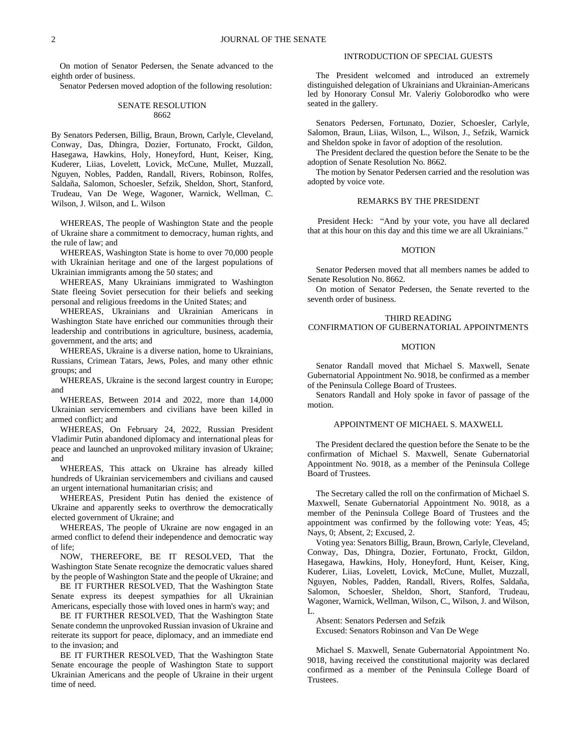On motion of Senator Pedersen, the Senate advanced to the eighth order of business.

Senator Pedersen moved adoption of the following resolution:

SENATE RESOLUTION
8662

By Senators Pedersen, Billig, Braun, Brown, Carlyle, Cleveland, Conway, Das, Dhingra, Dozier, Fortunato, Frockt, Gildon, Hasegawa, Hawkins, Holy, Honeyford, Hunt, Keiser, King, Kuderer, Liias, Lovelett, Lovick, McCune, Mullet, Muzzall, Nguyen, Nobles, Padden, Randall, Rivers, Robinson, Rolfes, Saldaña, Salomon, Schoesler, Sefzik, Sheldon, Short, Stanford, Trudeau, Van De Wege, Wagoner, Warnick, Wellman, C. Wilson, J. Wilson, and L. Wilson

WHEREAS, The people of Washington State and the people of Ukraine share a commitment to democracy, human rights, and the rule of law; and

WHEREAS, Washington State is home to over 70,000 people with Ukrainian heritage and one of the largest populations of Ukrainian immigrants among the 50 states; and

WHEREAS, Many Ukrainians immigrated to Washington State fleeing Soviet persecution for their beliefs and seeking personal and religious freedoms in the United States; and

WHEREAS, Ukrainians and Ukrainian Americans in Washington State have enriched our communities through their leadership and contributions in agriculture, business, academia, government, and the arts; and

WHEREAS, Ukraine is a diverse nation, home to Ukrainians, Russians, Crimean Tatars, Jews, Poles, and many other ethnic groups; and

WHEREAS, Ukraine is the second largest country in Europe; and

WHEREAS, Between 2014 and 2022, more than 14,000 Ukrainian servicemembers and civilians have been killed in armed conflict; and

WHEREAS, On February 24, 2022, Russian President Vladimir Putin abandoned diplomacy and international pleas for peace and launched an unprovoked military invasion of Ukraine; and

WHEREAS, This attack on Ukraine has already killed hundreds of Ukrainian servicemembers and civilians and caused an urgent international humanitarian crisis; and

WHEREAS, President Putin has denied the existence of Ukraine and apparently seeks to overthrow the democratically elected government of Ukraine; and

WHEREAS, The people of Ukraine are now engaged in an armed conflict to defend their independence and democratic way of life;

NOW, THEREFORE, BE IT RESOLVED, That the Washington State Senate recognize the democratic values shared by the people of Washington State and the people of Ukraine; and

BE IT FURTHER RESOLVED, That the Washington State Senate express its deepest sympathies for all Ukrainian Americans, especially those with loved ones in harm's way; and

BE IT FURTHER RESOLVED, That the Washington State Senate condemn the unprovoked Russian invasion of Ukraine and reiterate its support for peace, diplomacy, and an immediate end to the invasion; and

BE IT FURTHER RESOLVED, That the Washington State Senate encourage the people of Washington State to support Ukrainian Americans and the people of Ukraine in their urgent time of need.

INTRODUCTION OF SPECIAL GUESTS

The President welcomed and introduced an extremely distinguished delegation of Ukrainians and Ukrainian-Americans led by Honorary Consul Mr. Valeriy Goloborodko who were seated in the gallery.

Senators Pedersen, Fortunato, Dozier, Schoesler, Carlyle, Salomon, Braun, Liias, Wilson, L., Wilson, J., Sefzik, Warnick and Sheldon spoke in favor of adoption of the resolution.

The President declared the question before the Senate to be the adoption of Senate Resolution No. 8662.

The motion by Senator Pedersen carried and the resolution was adopted by voice vote.

REMARKS BY THE PRESIDENT

President Heck: "And by your vote, you have all declared that at this hour on this day and this time we are all Ukrainians."

MOTION

Senator Pedersen moved that all members names be added to Senate Resolution No. 8662.

On motion of Senator Pedersen, the Senate reverted to the seventh order of business.

THIRD READING
CONFIRMATION OF GUBERNATORIAL APPOINTMENTS

MOTION

Senator Randall moved that Michael S. Maxwell, Senate Gubernatorial Appointment No. 9018, be confirmed as a member of the Peninsula College Board of Trustees.

Senators Randall and Holy spoke in favor of passage of the motion.

APPOINTMENT OF MICHAEL S. MAXWELL

The President declared the question before the Senate to be the confirmation of Michael S. Maxwell, Senate Gubernatorial Appointment No. 9018, as a member of the Peninsula College Board of Trustees.

The Secretary called the roll on the confirmation of Michael S. Maxwell, Senate Gubernatorial Appointment No. 9018, as a member of the Peninsula College Board of Trustees and the appointment was confirmed by the following vote: Yeas, 45; Nays, 0; Absent, 2; Excused, 2.

Voting yea: Senators Billig, Braun, Brown, Carlyle, Cleveland, Conway, Das, Dhingra, Dozier, Fortunato, Frockt, Gildon, Hasegawa, Hawkins, Holy, Honeyford, Hunt, Keiser, King, Kuderer, Liias, Lovelett, Lovick, McCune, Mullet, Muzzall, Nguyen, Nobles, Padden, Randall, Rivers, Rolfes, Saldaña, Salomon, Schoesler, Sheldon, Short, Stanford, Trudeau, Wagoner, Warnick, Wellman, Wilson, C., Wilson, J. and Wilson, L.

Absent: Senators Pedersen and Sefzik

Excused: Senators Robinson and Van De Wege

Michael S. Maxwell, Senate Gubernatorial Appointment No. 9018, having received the constitutional majority was declared confirmed as a member of the Peninsula College Board of Trustees.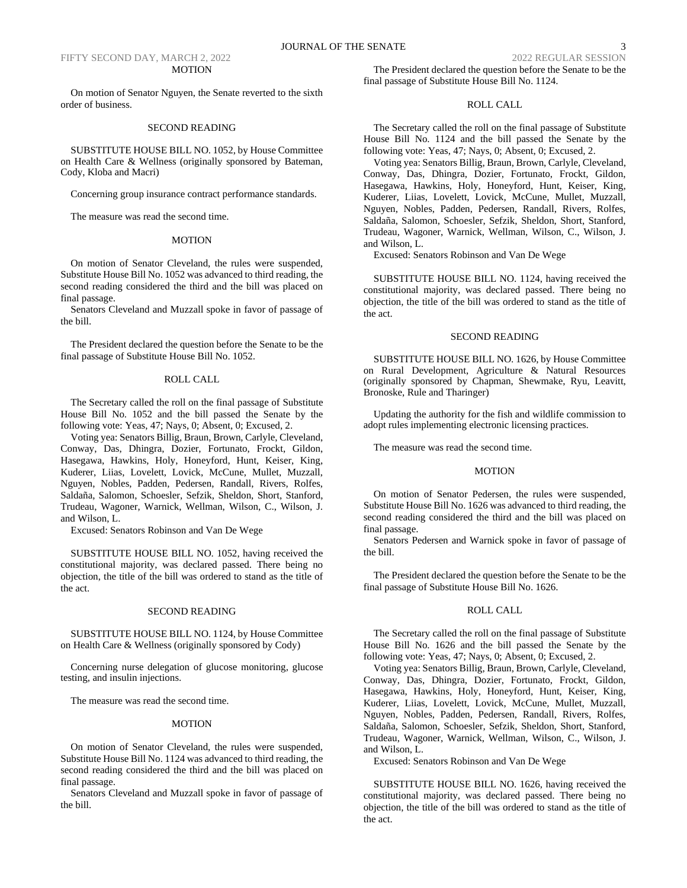#### MOTION

On motion of Senator Nguyen, the Senate reverted to the sixth order of business.

#### SECOND READING

SUBSTITUTE HOUSE BILL NO. 1052, by House Committee on Health Care & Wellness (originally sponsored by Bateman, Cody, Kloba and Macri)

Concerning group insurance contract performance standards.

The measure was read the second time.

#### MOTION

On motion of Senator Cleveland, the rules were suspended, Substitute House Bill No. 1052 was advanced to third reading, the second reading considered the third and the bill was placed on final passage.

Senators Cleveland and Muzzall spoke in favor of passage of the bill.

The President declared the question before the Senate to be the final passage of Substitute House Bill No. 1052.

#### ROLL CALL

The Secretary called the roll on the final passage of Substitute House Bill No. 1052 and the bill passed the Senate by the following vote: Yeas, 47; Nays, 0; Absent, 0; Excused, 2.

Voting yea: Senators Billig, Braun, Brown, Carlyle, Cleveland, Conway, Das, Dhingra, Dozier, Fortunato, Frockt, Gildon, Hasegawa, Hawkins, Holy, Honeyford, Hunt, Keiser, King, Kuderer, Liias, Lovelett, Lovick, McCune, Mullet, Muzzall, Nguyen, Nobles, Padden, Pedersen, Randall, Rivers, Rolfes, Saldaña, Salomon, Schoesler, Sefzik, Sheldon, Short, Stanford, Trudeau, Wagoner, Warnick, Wellman, Wilson, C., Wilson, J. and Wilson, L.

Excused: Senators Robinson and Van De Wege

SUBSTITUTE HOUSE BILL NO. 1052, having received the constitutional majority, was declared passed. There being no objection, the title of the bill was ordered to stand as the title of the act.

#### SECOND READING

SUBSTITUTE HOUSE BILL NO. 1124, by House Committee on Health Care & Wellness (originally sponsored by Cody)

Concerning nurse delegation of glucose monitoring, glucose testing, and insulin injections.

The measure was read the second time.

#### MOTION

On motion of Senator Cleveland, the rules were suspended, Substitute House Bill No. 1124 was advanced to third reading, the second reading considered the third and the bill was placed on final passage.

Senators Cleveland and Muzzall spoke in favor of passage of the bill.

The President declared the question before the Senate to be the final passage of Substitute House Bill No. 1124.

#### ROLL CALL

The Secretary called the roll on the final passage of Substitute House Bill No. 1124 and the bill passed the Senate by the following vote: Yeas, 47; Nays, 0; Absent, 0; Excused, 2.

Voting yea: Senators Billig, Braun, Brown, Carlyle, Cleveland, Conway, Das, Dhingra, Dozier, Fortunato, Frockt, Gildon, Hasegawa, Hawkins, Holy, Honeyford, Hunt, Keiser, King, Kuderer, Liias, Lovelett, Lovick, McCune, Mullet, Muzzall, Nguyen, Nobles, Padden, Pedersen, Randall, Rivers, Rolfes, Saldaña, Salomon, Schoesler, Sefzik, Sheldon, Short, Stanford, Trudeau, Wagoner, Warnick, Wellman, Wilson, C., Wilson, J. and Wilson, L.

Excused: Senators Robinson and Van De Wege

SUBSTITUTE HOUSE BILL NO. 1124, having received the constitutional majority, was declared passed. There being no objection, the title of the bill was ordered to stand as the title of the act.

#### SECOND READING

SUBSTITUTE HOUSE BILL NO. 1626, by House Committee on Rural Development, Agriculture & Natural Resources (originally sponsored by Chapman, Shewmake, Ryu, Leavitt, Bronoske, Rule and Tharinger)

Updating the authority for the fish and wildlife commission to adopt rules implementing electronic licensing practices.

The measure was read the second time.

#### MOTION

On motion of Senator Pedersen, the rules were suspended, Substitute House Bill No. 1626 was advanced to third reading, the second reading considered the third and the bill was placed on final passage.

Senators Pedersen and Warnick spoke in favor of passage of the bill.

The President declared the question before the Senate to be the final passage of Substitute House Bill No. 1626.

#### ROLL CALL

The Secretary called the roll on the final passage of Substitute House Bill No. 1626 and the bill passed the Senate by the following vote: Yeas, 47; Nays, 0; Absent, 0; Excused, 2.

Voting yea: Senators Billig, Braun, Brown, Carlyle, Cleveland, Conway, Das, Dhingra, Dozier, Fortunato, Frockt, Gildon, Hasegawa, Hawkins, Holy, Honeyford, Hunt, Keiser, King, Kuderer, Liias, Lovelett, Lovick, McCune, Mullet, Muzzall, Nguyen, Nobles, Padden, Pedersen, Randall, Rivers, Rolfes, Saldaña, Salomon, Schoesler, Sefzik, Sheldon, Short, Stanford, Trudeau, Wagoner, Warnick, Wellman, Wilson, C., Wilson, J. and Wilson, L.

Excused: Senators Robinson and Van De Wege

SUBSTITUTE HOUSE BILL NO. 1626, having received the constitutional majority, was declared passed. There being no objection, the title of the bill was ordered to stand as the title of the act.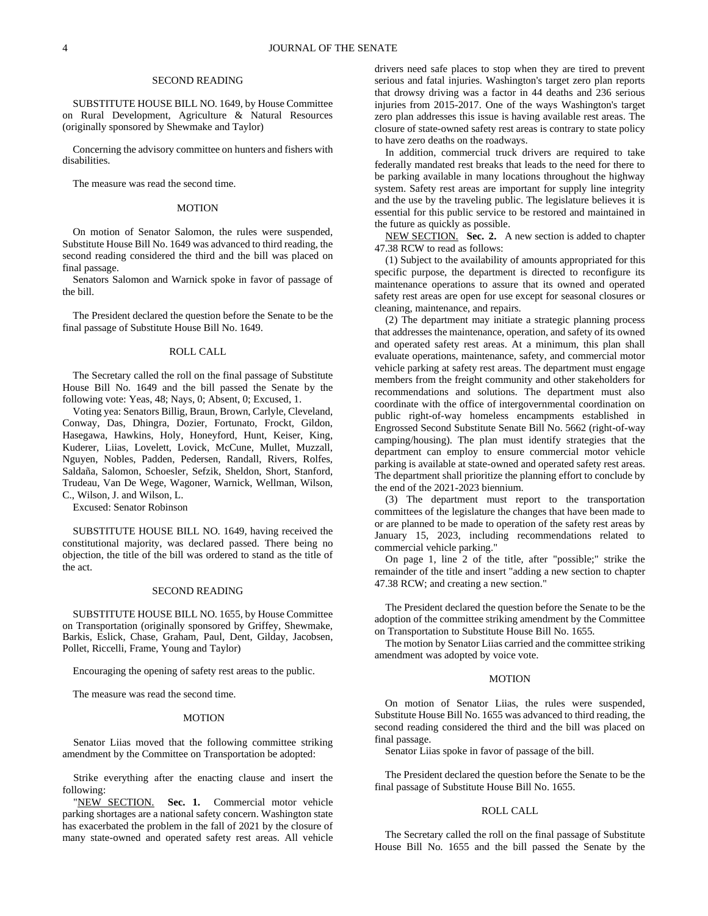SECOND READING

SUBSTITUTE HOUSE BILL NO. 1649, by House Committee on Rural Development, Agriculture & Natural Resources (originally sponsored by Shewmake and Taylor)

Concerning the advisory committee on hunters and fishers with disabilities.

The measure was read the second time.

MOTION

On motion of Senator Salomon, the rules were suspended, Substitute House Bill No. 1649 was advanced to third reading, the second reading considered the third and the bill was placed on final passage.

Senators Salomon and Warnick spoke in favor of passage of the bill.

The President declared the question before the Senate to be the final passage of Substitute House Bill No. 1649.

ROLL CALL

The Secretary called the roll on the final passage of Substitute House Bill No. 1649 and the bill passed the Senate by the following vote: Yeas, 48; Nays, 0; Absent, 0; Excused, 1.

Voting yea: Senators Billig, Braun, Brown, Carlyle, Cleveland, Conway, Das, Dhingra, Dozier, Fortunato, Frockt, Gildon, Hasegawa, Hawkins, Holy, Honeyford, Hunt, Keiser, King, Kuderer, Liias, Lovelett, Lovick, McCune, Mullet, Muzzall, Nguyen, Nobles, Padden, Pedersen, Randall, Rivers, Rolfes, Saldaña, Salomon, Schoesler, Sefzik, Sheldon, Short, Stanford, Trudeau, Van De Wege, Wagoner, Warnick, Wellman, Wilson, C., Wilson, J. and Wilson, L.

Excused: Senator Robinson

SUBSTITUTE HOUSE BILL NO. 1649, having received the constitutional majority, was declared passed. There being no objection, the title of the bill was ordered to stand as the title of the act.

SECOND READING

SUBSTITUTE HOUSE BILL NO. 1655, by House Committee on Transportation (originally sponsored by Griffey, Shewmake, Barkis, Eslick, Chase, Graham, Paul, Dent, Gilday, Jacobsen, Pollet, Riccelli, Frame, Young and Taylor)

Encouraging the opening of safety rest areas to the public.

The measure was read the second time.

MOTION

Senator Liias moved that the following committee striking amendment by the Committee on Transportation be adopted:

Strike everything after the enacting clause and insert the following:

"NEW SECTION. **Sec. 1.** Commercial motor vehicle parking shortages are a national safety concern. Washington state has exacerbated the problem in the fall of 2021 by the closure of many state-owned and operated safety rest areas. All vehicle drivers need safe places to stop when they are tired to prevent serious and fatal injuries. Washington's target zero plan reports that drowsy driving was a factor in 44 deaths and 236 serious injuries from 2015-2017. One of the ways Washington's target zero plan addresses this issue is having available rest areas. The closure of state-owned safety rest areas is contrary to state policy to have zero deaths on the roadways.

In addition, commercial truck drivers are required to take federally mandated rest breaks that leads to the need for there to be parking available in many locations throughout the highway system. Safety rest areas are important for supply line integrity and the use by the traveling public. The legislature believes it is essential for this public service to be restored and maintained in the future as quickly as possible.

NEW SECTION. **Sec. 2.** A new section is added to chapter 47.38 RCW to read as follows:

(1) Subject to the availability of amounts appropriated for this specific purpose, the department is directed to reconfigure its maintenance operations to assure that its owned and operated safety rest areas are open for use except for seasonal closures or cleaning, maintenance, and repairs.

(2) The department may initiate a strategic planning process that addresses the maintenance, operation, and safety of its owned and operated safety rest areas. At a minimum, this plan shall evaluate operations, maintenance, safety, and commercial motor vehicle parking at safety rest areas. The department must engage members from the freight community and other stakeholders for recommendations and solutions. The department must also coordinate with the office of intergovernmental coordination on public right-of-way homeless encampments established in Engrossed Second Substitute Senate Bill No. 5662 (right-of-way camping/housing). The plan must identify strategies that the department can employ to ensure commercial motor vehicle parking is available at state-owned and operated safety rest areas. The department shall prioritize the planning effort to conclude by the end of the 2021-2023 biennium.

(3) The department must report to the transportation committees of the legislature the changes that have been made to or are planned to be made to operation of the safety rest areas by January 15, 2023, including recommendations related to commercial vehicle parking."

On page 1, line 2 of the title, after "possible;" strike the remainder of the title and insert "adding a new section to chapter 47.38 RCW; and creating a new section."

The President declared the question before the Senate to be the adoption of the committee striking amendment by the Committee on Transportation to Substitute House Bill No. 1655.

The motion by Senator Liias carried and the committee striking amendment was adopted by voice vote.

MOTION

On motion of Senator Liias, the rules were suspended, Substitute House Bill No. 1655 was advanced to third reading, the second reading considered the third and the bill was placed on final passage.

Senator Liias spoke in favor of passage of the bill.

The President declared the question before the Senate to be the final passage of Substitute House Bill No. 1655.

ROLL CALL

The Secretary called the roll on the final passage of Substitute House Bill No. 1655 and the bill passed the Senate by the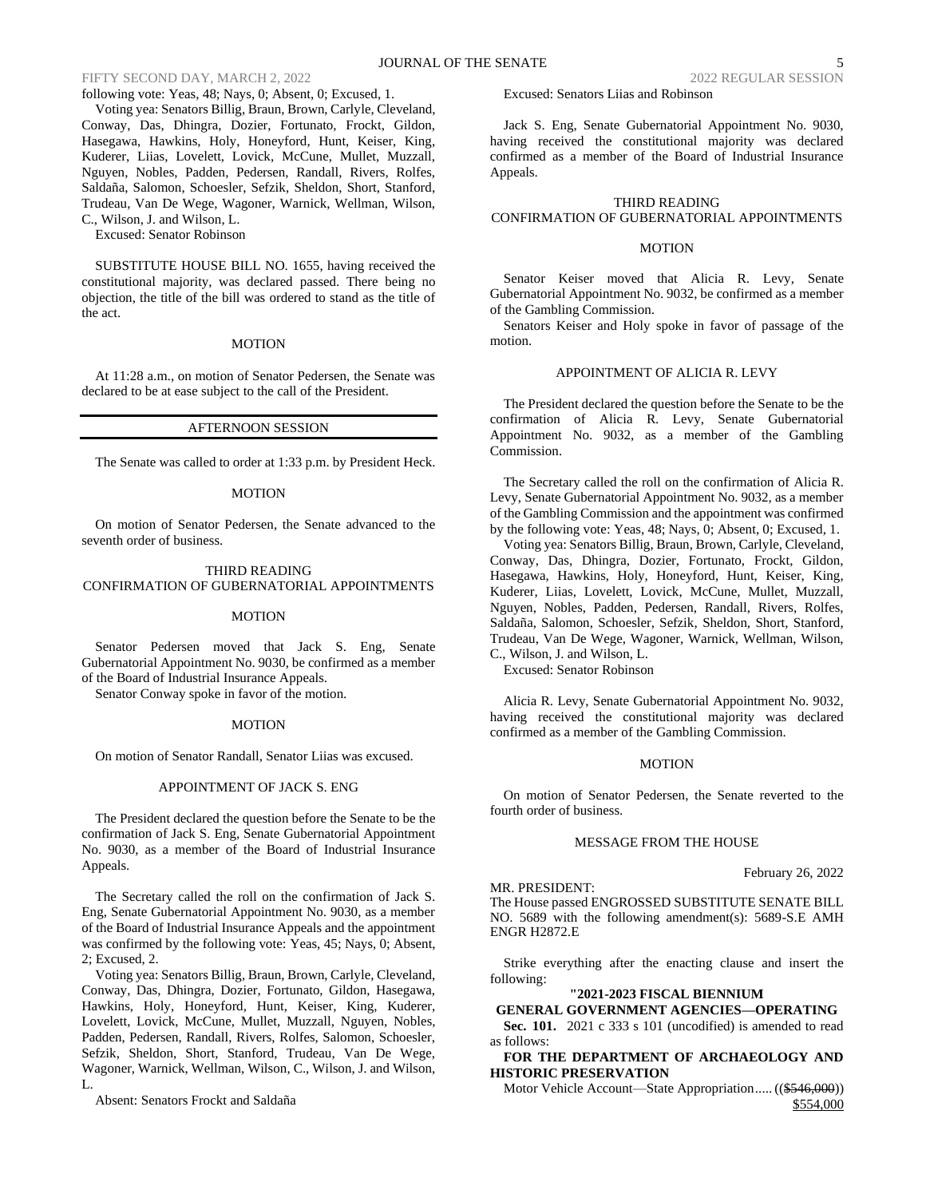following vote: Yeas, 48; Nays, 0; Absent, 0; Excused, 1.

Voting yea: Senators Billig, Braun, Brown, Carlyle, Cleveland, Conway, Das, Dhingra, Dozier, Fortunato, Frockt, Gildon, Hasegawa, Hawkins, Holy, Honeyford, Hunt, Keiser, King, Kuderer, Liias, Lovelett, Lovick, McCune, Mullet, Muzzall, Nguyen, Nobles, Padden, Pedersen, Randall, Rivers, Rolfes, Saldaña, Salomon, Schoesler, Sefzik, Sheldon, Short, Stanford, Trudeau, Van De Wege, Wagoner, Warnick, Wellman, Wilson, C., Wilson, J. and Wilson, L.

Excused: Senator Robinson

SUBSTITUTE HOUSE BILL NO. 1655, having received the constitutional majority, was declared passed. There being no objection, the title of the bill was ordered to stand as the title of the act.

MOTION

At 11:28 a.m., on motion of Senator Pedersen, the Senate was declared to be at ease subject to the call of the President.

---

AFTERNOON SESSION

---

The Senate was called to order at 1:33 p.m. by President Heck.

MOTION

On motion of Senator Pedersen, the Senate advanced to the seventh order of business.

THIRD READING
CONFIRMATION OF GUBERNATORIAL APPOINTMENTS

MOTION

Senator Pedersen moved that Jack S. Eng, Senate Gubernatorial Appointment No. 9030, be confirmed as a member of the Board of Industrial Insurance Appeals.

Senator Conway spoke in favor of the motion.

MOTION

On motion of Senator Randall, Senator Liias was excused.

APPOINTMENT OF JACK S. ENG

The President declared the question before the Senate to be the confirmation of Jack S. Eng, Senate Gubernatorial Appointment No. 9030, as a member of the Board of Industrial Insurance Appeals.

The Secretary called the roll on the confirmation of Jack S. Eng, Senate Gubernatorial Appointment No. 9030, as a member of the Board of Industrial Insurance Appeals and the appointment was confirmed by the following vote: Yeas, 45; Nays, 0; Absent, 2; Excused, 2.

Voting yea: Senators Billig, Braun, Brown, Carlyle, Cleveland, Conway, Das, Dhingra, Dozier, Fortunato, Gildon, Hasegawa, Hawkins, Holy, Honeyford, Hunt, Keiser, King, Kuderer, Lovelett, Lovick, McCune, Mullet, Muzzall, Nguyen, Nobles, Padden, Pedersen, Randall, Rivers, Rolfes, Salomon, Schoesler, Sefzik, Sheldon, Short, Stanford, Trudeau, Van De Wege, Wagoner, Warnick, Wellman, Wilson, C., Wilson, J. and Wilson, L.

Absent: Senators Frockt and Saldaña

Excused: Senators Liias and Robinson

Jack S. Eng, Senate Gubernatorial Appointment No. 9030, having received the constitutional majority was declared confirmed as a member of the Board of Industrial Insurance Appeals.

THIRD READING
CONFIRMATION OF GUBERNATORIAL APPOINTMENTS

MOTION

Senator Keiser moved that Alicia R. Levy, Senate Gubernatorial Appointment No. 9032, be confirmed as a member of the Gambling Commission.

Senators Keiser and Holy spoke in favor of passage of the motion.

APPOINTMENT OF ALICIA R. LEVY

The President declared the question before the Senate to be the confirmation of Alicia R. Levy, Senate Gubernatorial Appointment No. 9032, as a member of the Gambling Commission.

The Secretary called the roll on the confirmation of Alicia R. Levy, Senate Gubernatorial Appointment No. 9032, as a member of the Gambling Commission and the appointment was confirmed by the following vote: Yeas, 48; Nays, 0; Absent, 0; Excused, 1.

Voting yea: Senators Billig, Braun, Brown, Carlyle, Cleveland, Conway, Das, Dhingra, Dozier, Fortunato, Frockt, Gildon, Hasegawa, Hawkins, Holy, Honeyford, Hunt, Keiser, King, Kuderer, Liias, Lovelett, Lovick, McCune, Mullet, Muzzall, Nguyen, Nobles, Padden, Pedersen, Randall, Rivers, Rolfes, Saldaña, Salomon, Schoesler, Sefzik, Sheldon, Short, Stanford, Trudeau, Van De Wege, Wagoner, Warnick, Wellman, Wilson, C., Wilson, J. and Wilson, L.

Excused: Senator Robinson

Alicia R. Levy, Senate Gubernatorial Appointment No. 9032, having received the constitutional majority was declared confirmed as a member of the Gambling Commission.

MOTION

On motion of Senator Pedersen, the Senate reverted to the fourth order of business.

MESSAGE FROM THE HOUSE

February 26, 2022

MR. PRESIDENT:
The House passed ENGROSSED SUBSTITUTE SENATE BILL NO. 5689 with the following amendment(s): 5689-S.E AMH ENGR H2872.E

Strike everything after the enacting clause and insert the following:

**"2021-2023 FISCAL BIENNIUM**
**GENERAL GOVERNMENT AGENCIES—OPERATING**

**Sec. 101.** 2021 c 333 s 101 (uncodified) is amended to read as follows:

**FOR THE DEPARTMENT OF ARCHAEOLOGY AND HISTORIC PRESERVATION**

Motor Vehicle Account—State Appropriation..... ((~~$546,000~~)) $554,000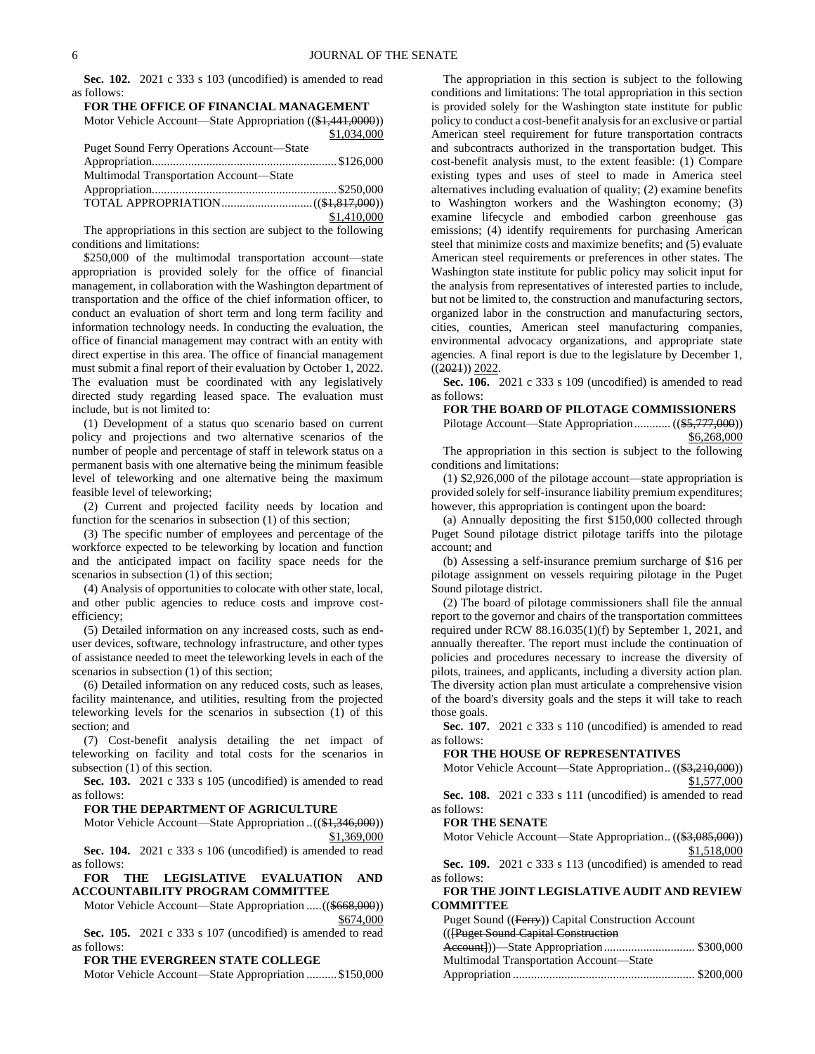**Sec. 102.** 2021 c 333 s 103 (uncodified) is amended to read as follows:

**FOR THE OFFICE OF FINANCIAL MANAGEMENT**

Motor Vehicle Account—State Appropriation ((~~$1,441,0000~~)) $1,034,000

Puget Sound Ferry Operations Account—State Appropriation............................................................$126,000

Multimodal Transportation Account—State Appropriation............................................................$250,000

TOTAL APPROPRIATION..............................((~~$1,817,000~~)) $1,410,000

The appropriations in this section are subject to the following conditions and limitations:

$250,000 of the multimodal transportation account—state appropriation is provided solely for the office of financial management, in collaboration with the Washington department of transportation and the office of the chief information officer, to conduct an evaluation of short term and long term facility and information technology needs. In conducting the evaluation, the office of financial management may contract with an entity with direct expertise in this area. The office of financial management must submit a final report of their evaluation by October 1, 2022. The evaluation must be coordinated with any legislatively directed study regarding leased space. The evaluation must include, but is not limited to:

(1) Development of a status quo scenario based on current policy and projections and two alternative scenarios of the number of people and percentage of staff in telework status on a permanent basis with one alternative being the minimum feasible level of teleworking and one alternative being the maximum feasible level of teleworking;

(2) Current and projected facility needs by location and function for the scenarios in subsection (1) of this section;

(3) The specific number of employees and percentage of the workforce expected to be teleworking by location and function and the anticipated impact on facility space needs for the scenarios in subsection (1) of this section;

(4) Analysis of opportunities to colocate with other state, local, and other public agencies to reduce costs and improve cost-efficiency;

(5) Detailed information on any increased costs, such as end-user devices, software, technology infrastructure, and other types of assistance needed to meet the teleworking levels in each of the scenarios in subsection (1) of this section;

(6) Detailed information on any reduced costs, such as leases, facility maintenance, and utilities, resulting from the projected teleworking levels for the scenarios in subsection (1) of this section; and

(7) Cost-benefit analysis detailing the net impact of teleworking on facility and total costs for the scenarios in subsection (1) of this section.

**Sec. 103.** 2021 c 333 s 105 (uncodified) is amended to read as follows:

**FOR THE DEPARTMENT OF AGRICULTURE**

Motor Vehicle Account—State Appropriation ..((~~$1,346,000~~)) $1,369,000

**Sec. 104.** 2021 c 333 s 106 (uncodified) is amended to read as follows:

**FOR THE LEGISLATIVE EVALUATION AND ACCOUNTABILITY PROGRAM COMMITTEE**

Motor Vehicle Account—State Appropriation .....((~~$668,000~~)) $674,000

**Sec. 105.** 2021 c 333 s 107 (uncodified) is amended to read as follows:

**FOR THE EVERGREEN STATE COLLEGE**

Motor Vehicle Account—State Appropriation ..........$150,000

The appropriation in this section is subject to the following conditions and limitations: The total appropriation in this section is provided solely for the Washington state institute for public policy to conduct a cost-benefit analysis for an exclusive or partial American steel requirement for future transportation contracts and subcontracts authorized in the transportation budget. This cost-benefit analysis must, to the extent feasible: (1) Compare existing types and uses of steel to made in America steel alternatives including evaluation of quality; (2) examine benefits to Washington workers and the Washington economy; (3) examine lifecycle and embodied carbon greenhouse gas emissions; (4) identify requirements for purchasing American steel that minimize costs and maximize benefits; and (5) evaluate American steel requirements or preferences in other states. The Washington state institute for public policy may solicit input for the analysis from representatives of interested parties to include, but not be limited to, the construction and manufacturing sectors, organized labor in the construction and manufacturing sectors, cities, counties, American steel manufacturing companies, environmental advocacy organizations, and appropriate state agencies. A final report is due to the legislature by December 1, ((~~2021~~)) 2022.

**Sec. 106.** 2021 c 333 s 109 (uncodified) is amended to read as follows:

**FOR THE BOARD OF PILOTAGE COMMISSIONERS**

Pilotage Account—State Appropriation............ ((~~$5,777,000~~)) $6,268,000

The appropriation in this section is subject to the following conditions and limitations:

(1) $2,926,000 of the pilotage account—state appropriation is provided solely for self-insurance liability premium expenditures; however, this appropriation is contingent upon the board:

(a) Annually depositing the first $150,000 collected through Puget Sound pilotage district pilotage tariffs into the pilotage account; and

(b) Assessing a self-insurance premium surcharge of $16 per pilotage assignment on vessels requiring pilotage in the Puget Sound pilotage district.

(2) The board of pilotage commissioners shall file the annual report to the governor and chairs of the transportation committees required under RCW 88.16.035(1)(f) by September 1, 2021, and annually thereafter. The report must include the continuation of policies and procedures necessary to increase the diversity of pilots, trainees, and applicants, including a diversity action plan. The diversity action plan must articulate a comprehensive vision of the board's diversity goals and the steps it will take to reach those goals.

**Sec. 107.** 2021 c 333 s 110 (uncodified) is amended to read as follows:

**FOR THE HOUSE OF REPRESENTATIVES**

Motor Vehicle Account—State Appropriation.. ((~~$3,210,000~~)) $1,577,000

**Sec. 108.** 2021 c 333 s 111 (uncodified) is amended to read as follows:

**FOR THE SENATE**

Motor Vehicle Account—State Appropriation.. ((~~$3,085,000~~)) $1,518,000

**Sec. 109.** 2021 c 333 s 113 (uncodified) is amended to read as follows:

**FOR THE JOINT LEGISLATIVE AUDIT AND REVIEW COMMITTEE**

Puget Sound ((~~Ferry~~)) Capital Construction Account ((~~[Puget Sound Capital Construction Account]~~))—State Appropriation.............................. $300,000

Multimodal Transportation Account—State Appropriation........................................................... $200,000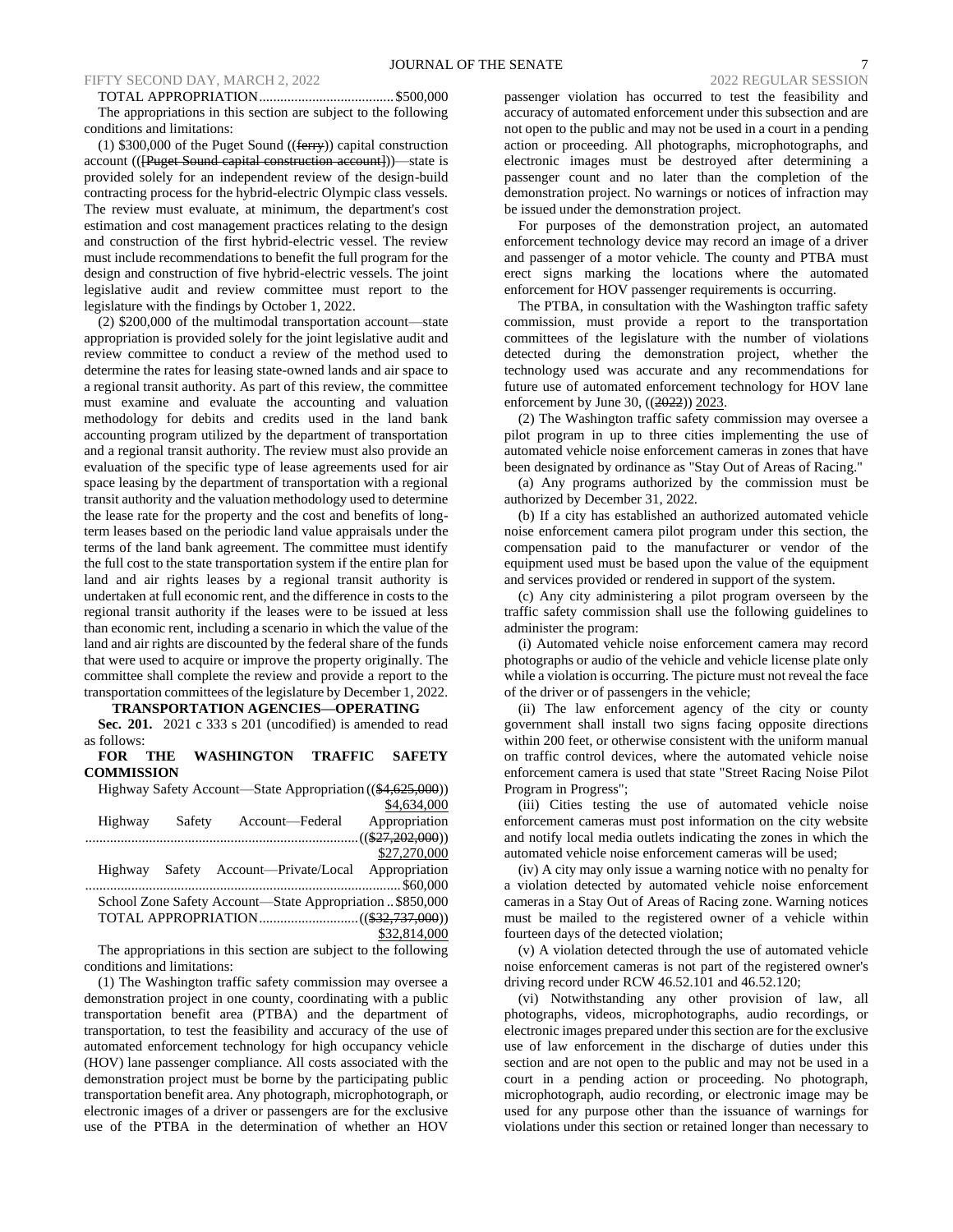TOTAL APPROPRIATION ...................................... $500,000

The appropriations in this section are subject to the following conditions and limitations:

(1) $300,000 of the Puget Sound ((~~ferry~~)) capital construction account ((~~[Puget Sound capital construction account]~~))—state is provided solely for an independent review of the design-build contracting process for the hybrid-electric Olympic class vessels. The review must evaluate, at minimum, the department's cost estimation and cost management practices relating to the design and construction of the first hybrid-electric vessel. The review must include recommendations to benefit the full program for the design and construction of five hybrid-electric vessels. The joint legislative audit and review committee must report to the legislature with the findings by October 1, 2022.

(2) $200,000 of the multimodal transportation account—state appropriation is provided solely for the joint legislative audit and review committee to conduct a review of the method used to determine the rates for leasing state-owned lands and air space to a regional transit authority. As part of this review, the committee must examine and evaluate the accounting and valuation methodology for debits and credits used in the land bank accounting program utilized by the department of transportation and a regional transit authority. The review must also provide an evaluation of the specific type of lease agreements used for air space leasing by the department of transportation with a regional transit authority and the valuation methodology used to determine the lease rate for the property and the cost and benefits of long-term leases based on the periodic land value appraisals under the terms of the land bank agreement. The committee must identify the full cost to the state transportation system if the entire plan for land and air rights leases by a regional transit authority is undertaken at full economic rent, and the difference in costs to the regional transit authority if the leases were to be issued at less than economic rent, including a scenario in which the value of the land and air rights are discounted by the federal share of the funds that were used to acquire or improve the property originally. The committee shall complete the review and provide a report to the transportation committees of the legislature by December 1, 2022.

**TRANSPORTATION AGENCIES—OPERATING**

**Sec. 201.** 2021 c 333 s 201 (uncodified) is amended to read as follows:

**FOR THE WASHINGTON TRAFFIC SAFETY COMMISSION**

Highway Safety Account—State Appropriation ((~~$4,625,000~~)) <u>$4,634,000</u>

Highway Safety Account—Federal Appropriation ............................................................................ ((~~$27,202,000~~)) <u>$27,270,000</u>

Highway Safety Account—Private/Local Appropriation ......................................................................... $60,000

School Zone Safety Account—State Appropriation .. $850,000

TOTAL APPROPRIATION ............................ ((~~$32,737,000~~)) <u>$32,814,000</u>

The appropriations in this section are subject to the following conditions and limitations:

(1) The Washington traffic safety commission may oversee a demonstration project in one county, coordinating with a public transportation benefit area (PTBA) and the department of transportation, to test the feasibility and accuracy of the use of automated enforcement technology for high occupancy vehicle (HOV) lane passenger compliance. All costs associated with the demonstration project must be borne by the participating public transportation benefit area. Any photograph, microphotograph, or electronic images of a driver or passengers are for the exclusive use of the PTBA in the determination of whether an HOV passenger violation has occurred to test the feasibility and accuracy of automated enforcement under this subsection and are not open to the public and may not be used in a court in a pending action or proceeding. All photographs, microphotographs, and electronic images must be destroyed after determining a passenger count and no later than the completion of the demonstration project. No warnings or notices of infraction may be issued under the demonstration project.

For purposes of the demonstration project, an automated enforcement technology device may record an image of a driver and passenger of a motor vehicle. The county and PTBA must erect signs marking the locations where the automated enforcement for HOV passenger requirements is occurring.

The PTBA, in consultation with the Washington traffic safety commission, must provide a report to the transportation committees of the legislature with the number of violations detected during the demonstration project, whether the technology used was accurate and any recommendations for future use of automated enforcement technology for HOV lane enforcement by June 30, ((~~2022~~)) <u>2023</u>.

(2) The Washington traffic safety commission may oversee a pilot program in up to three cities implementing the use of automated vehicle noise enforcement cameras in zones that have been designated by ordinance as "Stay Out of Areas of Racing."

(a) Any programs authorized by the commission must be authorized by December 31, 2022.

(b) If a city has established an authorized automated vehicle noise enforcement camera pilot program under this section, the compensation paid to the manufacturer or vendor of the equipment used must be based upon the value of the equipment and services provided or rendered in support of the system.

(c) Any city administering a pilot program overseen by the traffic safety commission shall use the following guidelines to administer the program:

(i) Automated vehicle noise enforcement camera may record photographs or audio of the vehicle and vehicle license plate only while a violation is occurring. The picture must not reveal the face of the driver or of passengers in the vehicle;

(ii) The law enforcement agency of the city or county government shall install two signs facing opposite directions within 200 feet, or otherwise consistent with the uniform manual on traffic control devices, where the automated vehicle noise enforcement camera is used that state "Street Racing Noise Pilot Program in Progress";

(iii) Cities testing the use of automated vehicle noise enforcement cameras must post information on the city website and notify local media outlets indicating the zones in which the automated vehicle noise enforcement cameras will be used;

(iv) A city may only issue a warning notice with no penalty for a violation detected by automated vehicle noise enforcement cameras in a Stay Out of Areas of Racing zone. Warning notices must be mailed to the registered owner of a vehicle within fourteen days of the detected violation;

(v) A violation detected through the use of automated vehicle noise enforcement cameras is not part of the registered owner's driving record under RCW 46.52.101 and 46.52.120;

(vi) Notwithstanding any other provision of law, all photographs, videos, microphotographs, audio recordings, or electronic images prepared under this section are for the exclusive use of law enforcement in the discharge of duties under this section and are not open to the public and may not be used in a court in a pending action or proceeding. No photograph, microphotograph, audio recording, or electronic image may be used for any purpose other than the issuance of warnings for violations under this section or retained longer than necessary to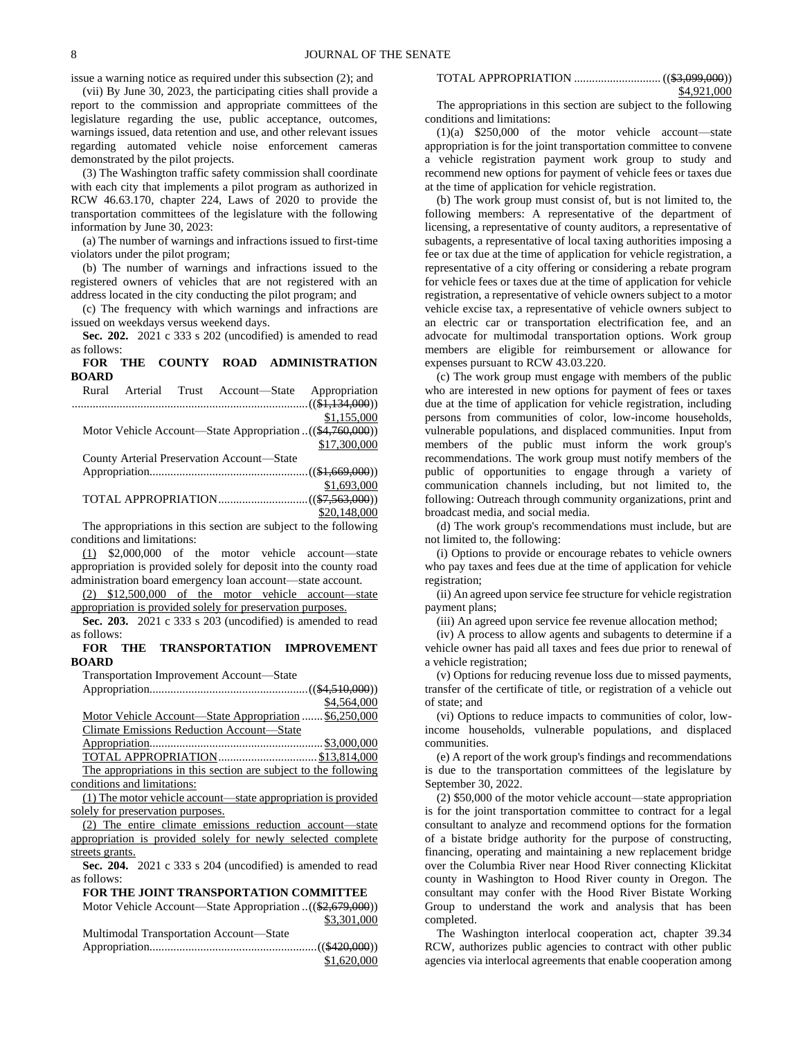issue a warning notice as required under this subsection (2); and

(vii) By June 30, 2023, the participating cities shall provide a report to the commission and appropriate committees of the legislature regarding the use, public acceptance, outcomes, warnings issued, data retention and use, and other relevant issues regarding automated vehicle noise enforcement cameras demonstrated by the pilot projects.

(3) The Washington traffic safety commission shall coordinate with each city that implements a pilot program as authorized in RCW 46.63.170, chapter 224, Laws of 2020 to provide the transportation committees of the legislature with the following information by June 30, 2023:

(a) The number of warnings and infractions issued to first-time violators under the pilot program;

(b) The number of warnings and infractions issued to the registered owners of vehicles that are not registered with an address located in the city conducting the pilot program; and

(c) The frequency with which warnings and infractions are issued on weekdays versus weekend days.

**Sec. 202.** 2021 c 333 s 202 (uncodified) is amended to read as follows:

**FOR THE COUNTY ROAD ADMINISTRATION BOARD**

Rural Arterial Trust Account—State Appropriation ..............................................................((~~$1,134,000~~)) $1,155,000

Motor Vehicle Account—State Appropriation ..((~~$4,760,000~~)) $17,300,000

County Arterial Preservation Account—State Appropriation.....................................................((~~$1,669,000~~)) $1,693,000

TOTAL APPROPRIATION..............................((~~$7,563,000~~)) $20,148,000

The appropriations in this section are subject to the following conditions and limitations:

(1) $2,000,000 of the motor vehicle account—state appropriation is provided solely for deposit into the county road administration board emergency loan account—state account.

(2) $12,500,000 of the motor vehicle account—state appropriation is provided solely for preservation purposes.

**Sec. 203.** 2021 c 333 s 203 (uncodified) is amended to read as follows:

**FOR THE TRANSPORTATION IMPROVEMENT BOARD**

Transportation Improvement Account—State Appropriation.....................................................((~~$4,510,000~~)) $4,564,000

Motor Vehicle Account—State Appropriation ....... $6,250,000

Climate Emissions Reduction Account—State Appropriation.......................................................... $3,000,000

TOTAL APPROPRIATION................................. $13,814,000

The appropriations in this section are subject to the following conditions and limitations:

(1) The motor vehicle account—state appropriation is provided solely for preservation purposes.

(2) The entire climate emissions reduction account—state appropriation is provided solely for newly selected complete streets grants.

**Sec. 204.** 2021 c 333 s 204 (uncodified) is amended to read as follows:

**FOR THE JOINT TRANSPORTATION COMMITTEE**

Motor Vehicle Account—State Appropriation ..((~~$2,679,000~~)) $3,301,000

Multimodal Transportation Account—State Appropriation........................................................((~~$420,000~~)) $1,620,000

TOTAL APPROPRIATION ............................ ((~~$3,099,000~~)) $4,921,000

The appropriations in this section are subject to the following conditions and limitations:

(1)(a) $250,000 of the motor vehicle account—state appropriation is for the joint transportation committee to convene a vehicle registration payment work group to study and recommend new options for payment of vehicle fees or taxes due at the time of application for vehicle registration.

(b) The work group must consist of, but is not limited to, the following members: A representative of the department of licensing, a representative of county auditors, a representative of subagents, a representative of local taxing authorities imposing a fee or tax due at the time of application for vehicle registration, a representative of a city offering or considering a rebate program for vehicle fees or taxes due at the time of application for vehicle registration, a representative of vehicle owners subject to a motor vehicle excise tax, a representative of vehicle owners subject to an electric car or transportation electrification fee, and an advocate for multimodal transportation options. Work group members are eligible for reimbursement or allowance for expenses pursuant to RCW 43.03.220.

(c) The work group must engage with members of the public who are interested in new options for payment of fees or taxes due at the time of application for vehicle registration, including persons from communities of color, low-income households, vulnerable populations, and displaced communities. Input from members of the public must inform the work group's recommendations. The work group must notify members of the public of opportunities to engage through a variety of communication channels including, but not limited to, the following: Outreach through community organizations, print and broadcast media, and social media.

(d) The work group's recommendations must include, but are not limited to, the following:

(i) Options to provide or encourage rebates to vehicle owners who pay taxes and fees due at the time of application for vehicle registration;

(ii) An agreed upon service fee structure for vehicle registration payment plans;

(iii) An agreed upon service fee revenue allocation method;

(iv) A process to allow agents and subagents to determine if a vehicle owner has paid all taxes and fees due prior to renewal of a vehicle registration;

(v) Options for reducing revenue loss due to missed payments, transfer of the certificate of title, or registration of a vehicle out of state; and

(vi) Options to reduce impacts to communities of color, low-income households, vulnerable populations, and displaced communities.

(e) A report of the work group's findings and recommendations is due to the transportation committees of the legislature by September 30, 2022.

(2) $50,000 of the motor vehicle account—state appropriation is for the joint transportation committee to contract for a legal consultant to analyze and recommend options for the formation of a bistate bridge authority for the purpose of constructing, financing, operating and maintaining a new replacement bridge over the Columbia River near Hood River connecting Klickitat county in Washington to Hood River county in Oregon. The consultant may confer with the Hood River Bistate Working Group to understand the work and analysis that has been completed.

The Washington interlocal cooperation act, chapter 39.34 RCW, authorizes public agencies to contract with other public agencies via interlocal agreements that enable cooperation among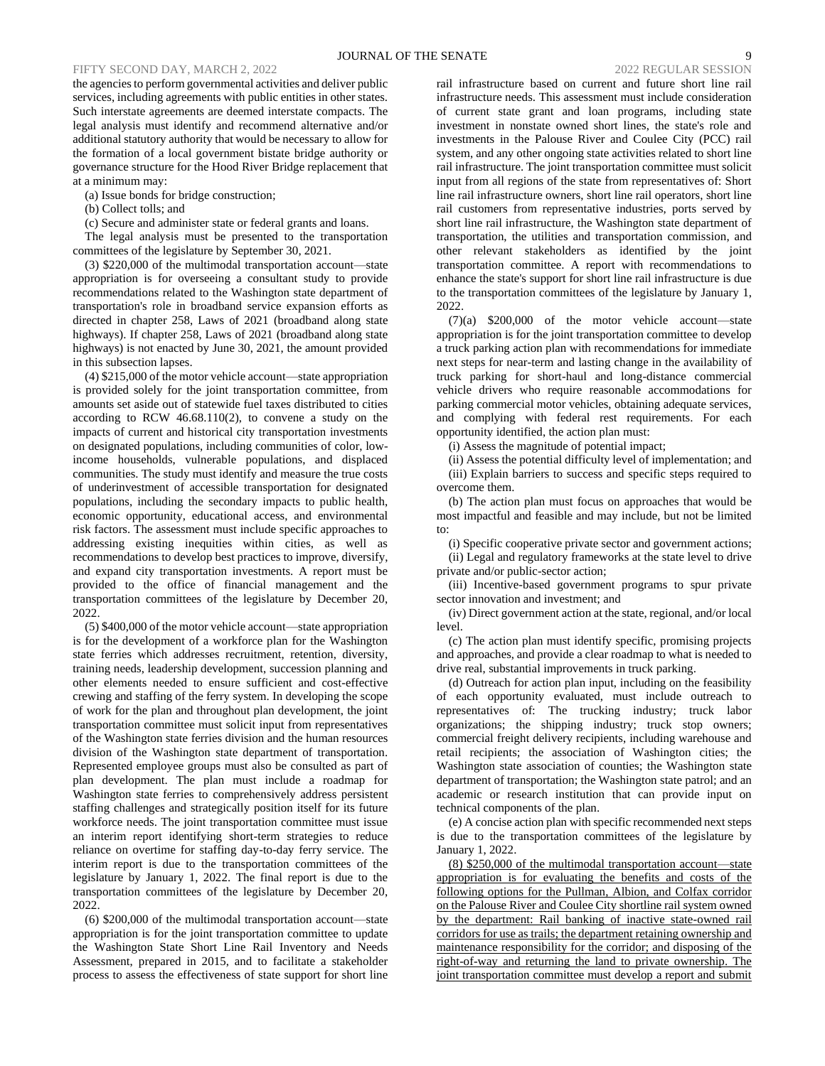the agencies to perform governmental activities and deliver public services, including agreements with public entities in other states. Such interstate agreements are deemed interstate compacts. The legal analysis must identify and recommend alternative and/or additional statutory authority that would be necessary to allow for the formation of a local government bistate bridge authority or governance structure for the Hood River Bridge replacement that at a minimum may:

(a) Issue bonds for bridge construction;

(b) Collect tolls; and

(c) Secure and administer state or federal grants and loans.

The legal analysis must be presented to the transportation committees of the legislature by September 30, 2021.

(3) $220,000 of the multimodal transportation account—state appropriation is for overseeing a consultant study to provide recommendations related to the Washington state department of transportation's role in broadband service expansion efforts as directed in chapter 258, Laws of 2021 (broadband along state highways). If chapter 258, Laws of 2021 (broadband along state highways) is not enacted by June 30, 2021, the amount provided in this subsection lapses.

(4) $215,000 of the motor vehicle account—state appropriation is provided solely for the joint transportation committee, from amounts set aside out of statewide fuel taxes distributed to cities according to RCW 46.68.110(2), to convene a study on the impacts of current and historical city transportation investments on designated populations, including communities of color, low-income households, vulnerable populations, and displaced communities. The study must identify and measure the true costs of underinvestment of accessible transportation for designated populations, including the secondary impacts to public health, economic opportunity, educational access, and environmental risk factors. The assessment must include specific approaches to addressing existing inequities within cities, as well as recommendations to develop best practices to improve, diversify, and expand city transportation investments. A report must be provided to the office of financial management and the transportation committees of the legislature by December 20, 2022.

(5) $400,000 of the motor vehicle account—state appropriation is for the development of a workforce plan for the Washington state ferries which addresses recruitment, retention, diversity, training needs, leadership development, succession planning and other elements needed to ensure sufficient and cost-effective crewing and staffing of the ferry system. In developing the scope of work for the plan and throughout plan development, the joint transportation committee must solicit input from representatives of the Washington state ferries division and the human resources division of the Washington state department of transportation. Represented employee groups must also be consulted as part of plan development. The plan must include a roadmap for Washington state ferries to comprehensively address persistent staffing challenges and strategically position itself for its future workforce needs. The joint transportation committee must issue an interim report identifying short-term strategies to reduce reliance on overtime for staffing day-to-day ferry service. The interim report is due to the transportation committees of the legislature by January 1, 2022. The final report is due to the transportation committees of the legislature by December 20, 2022.

(6) $200,000 of the multimodal transportation account—state appropriation is for the joint transportation committee to update the Washington State Short Line Rail Inventory and Needs Assessment, prepared in 2015, and to facilitate a stakeholder process to assess the effectiveness of state support for short line rail infrastructure based on current and future short line rail infrastructure needs. This assessment must include consideration of current state grant and loan programs, including state investment in nonstate owned short lines, the state's role and investments in the Palouse River and Coulee City (PCC) rail system, and any other ongoing state activities related to short line rail infrastructure. The joint transportation committee must solicit input from all regions of the state from representatives of: Short line rail infrastructure owners, short line rail operators, short line rail customers from representative industries, ports served by short line rail infrastructure, the Washington state department of transportation, the utilities and transportation commission, and other relevant stakeholders as identified by the joint transportation committee. A report with recommendations to enhance the state's support for short line rail infrastructure is due to the transportation committees of the legislature by January 1, 2022.

(7)(a) $200,000 of the motor vehicle account—state appropriation is for the joint transportation committee to develop a truck parking action plan with recommendations for immediate next steps for near-term and lasting change in the availability of truck parking for short-haul and long-distance commercial vehicle drivers who require reasonable accommodations for parking commercial motor vehicles, obtaining adequate services, and complying with federal rest requirements. For each opportunity identified, the action plan must:

(i) Assess the magnitude of potential impact;

(ii) Assess the potential difficulty level of implementation; and

(iii) Explain barriers to success and specific steps required to overcome them.

(b) The action plan must focus on approaches that would be most impactful and feasible and may include, but not be limited to:

(i) Specific cooperative private sector and government actions;

(ii) Legal and regulatory frameworks at the state level to drive private and/or public-sector action;

(iii) Incentive-based government programs to spur private sector innovation and investment; and

(iv) Direct government action at the state, regional, and/or local level.

(c) The action plan must identify specific, promising projects and approaches, and provide a clear roadmap to what is needed to drive real, substantial improvements in truck parking.

(d) Outreach for action plan input, including on the feasibility of each opportunity evaluated, must include outreach to representatives of: The trucking industry; truck labor organizations; the shipping industry; truck stop owners; commercial freight delivery recipients, including warehouse and retail recipients; the association of Washington cities; the Washington state association of counties; the Washington state department of transportation; the Washington state patrol; and an academic or research institution that can provide input on technical components of the plan.

(e) A concise action plan with specific recommended next steps is due to the transportation committees of the legislature by January 1, 2022.

<u>(8) $250,000 of the multimodal transportation account—state appropriation is for evaluating the benefits and costs of the following options for the Pullman, Albion, and Colfax corridor on the Palouse River and Coulee City shortline rail system owned by the department: Rail banking of inactive state-owned rail corridors for use as trails; the department retaining ownership and maintenance responsibility for the corridor; and disposing of the right-of-way and returning the land to private ownership. The joint transportation committee must develop a report and submit</u>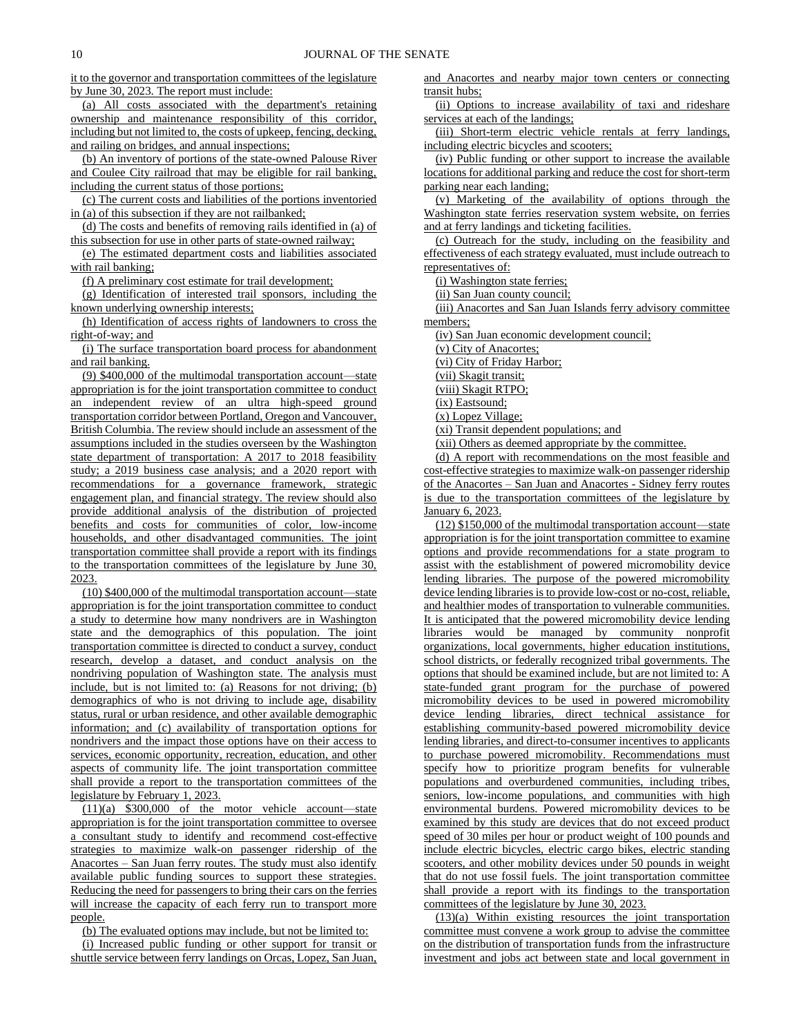it to the governor and transportation committees of the legislature by June 30, 2023. The report must include:

(a) All costs associated with the department's retaining ownership and maintenance responsibility of this corridor, including but not limited to, the costs of upkeep, fencing, decking, and railing on bridges, and annual inspections;

(b) An inventory of portions of the state-owned Palouse River and Coulee City railroad that may be eligible for rail banking, including the current status of those portions;

(c) The current costs and liabilities of the portions inventoried in (a) of this subsection if they are not railbanked;

(d) The costs and benefits of removing rails identified in (a) of this subsection for use in other parts of state-owned railway;

(e) The estimated department costs and liabilities associated with rail banking;

(f) A preliminary cost estimate for trail development;

(g) Identification of interested trail sponsors, including the known underlying ownership interests;

(h) Identification of access rights of landowners to cross the right-of-way; and

(i) The surface transportation board process for abandonment and rail banking.

(9) $400,000 of the multimodal transportation account—state appropriation is for the joint transportation committee to conduct an independent review of an ultra high-speed ground transportation corridor between Portland, Oregon and Vancouver, British Columbia. The review should include an assessment of the assumptions included in the studies overseen by the Washington state department of transportation: A 2017 to 2018 feasibility study; a 2019 business case analysis; and a 2020 report with recommendations for a governance framework, strategic engagement plan, and financial strategy. The review should also provide additional analysis of the distribution of projected benefits and costs for communities of color, low-income households, and other disadvantaged communities. The joint transportation committee shall provide a report with its findings to the transportation committees of the legislature by June 30, 2023.

(10) $400,000 of the multimodal transportation account—state appropriation is for the joint transportation committee to conduct a study to determine how many nondrivers are in Washington state and the demographics of this population. The joint transportation committee is directed to conduct a survey, conduct research, develop a dataset, and conduct analysis on the nondriving population of Washington state. The analysis must include, but is not limited to: (a) Reasons for not driving; (b) demographics of who is not driving to include age, disability status, rural or urban residence, and other available demographic information; and (c) availability of transportation options for nondrivers and the impact those options have on their access to services, economic opportunity, recreation, education, and other aspects of community life. The joint transportation committee shall provide a report to the transportation committees of the legislature by February 1, 2023.

(11)(a) $300,000 of the motor vehicle account—state appropriation is for the joint transportation committee to oversee a consultant study to identify and recommend cost-effective strategies to maximize walk-on passenger ridership of the Anacortes – San Juan ferry routes. The study must also identify available public funding sources to support these strategies. Reducing the need for passengers to bring their cars on the ferries will increase the capacity of each ferry run to transport more people.

(b) The evaluated options may include, but not be limited to:

(i) Increased public funding or other support for transit or shuttle service between ferry landings on Orcas, Lopez, San Juan, and Anacortes and nearby major town centers or connecting transit hubs;

(ii) Options to increase availability of taxi and rideshare services at each of the landings;

(iii) Short-term electric vehicle rentals at ferry landings, including electric bicycles and scooters;

(iv) Public funding or other support to increase the available locations for additional parking and reduce the cost for short-term parking near each landing;

(v) Marketing of the availability of options through the Washington state ferries reservation system website, on ferries and at ferry landings and ticketing facilities.

(c) Outreach for the study, including on the feasibility and effectiveness of each strategy evaluated, must include outreach to representatives of:

(i) Washington state ferries;

(ii) San Juan county council;

(iii) Anacortes and San Juan Islands ferry advisory committee members;

(iv) San Juan economic development council;

(v) City of Anacortes;

(vi) City of Friday Harbor;

(vii) Skagit transit;

(viii) Skagit RTPO;

(ix) Eastsound;

(x) Lopez Village;

(xi) Transit dependent populations; and

(xii) Others as deemed appropriate by the committee.

(d) A report with recommendations on the most feasible and cost-effective strategies to maximize walk-on passenger ridership of the Anacortes – San Juan and Anacortes - Sidney ferry routes is due to the transportation committees of the legislature by January 6, 2023.

(12) $150,000 of the multimodal transportation account—state appropriation is for the joint transportation committee to examine options and provide recommendations for a state program to assist with the establishment of powered micromobility device lending libraries. The purpose of the powered micromobility device lending libraries is to provide low-cost or no-cost, reliable, and healthier modes of transportation to vulnerable communities. It is anticipated that the powered micromobility device lending libraries would be managed by community nonprofit organizations, local governments, higher education institutions, school districts, or federally recognized tribal governments. The options that should be examined include, but are not limited to: A state-funded grant program for the purchase of powered micromobility devices to be used in powered micromobility device lending libraries, direct technical assistance for establishing community-based powered micromobility device lending libraries, and direct-to-consumer incentives to applicants to purchase powered micromobility. Recommendations must specify how to prioritize program benefits for vulnerable populations and overburdened communities, including tribes, seniors, low-income populations, and communities with high environmental burdens. Powered micromobility devices to be examined by this study are devices that do not exceed product speed of 30 miles per hour or product weight of 100 pounds and include electric bicycles, electric cargo bikes, electric standing scooters, and other mobility devices under 50 pounds in weight that do not use fossil fuels. The joint transportation committee shall provide a report with its findings to the transportation committees of the legislature by June 30, 2023.

(13)(a) Within existing resources the joint transportation committee must convene a work group to advise the committee on the distribution of transportation funds from the infrastructure investment and jobs act between state and local government in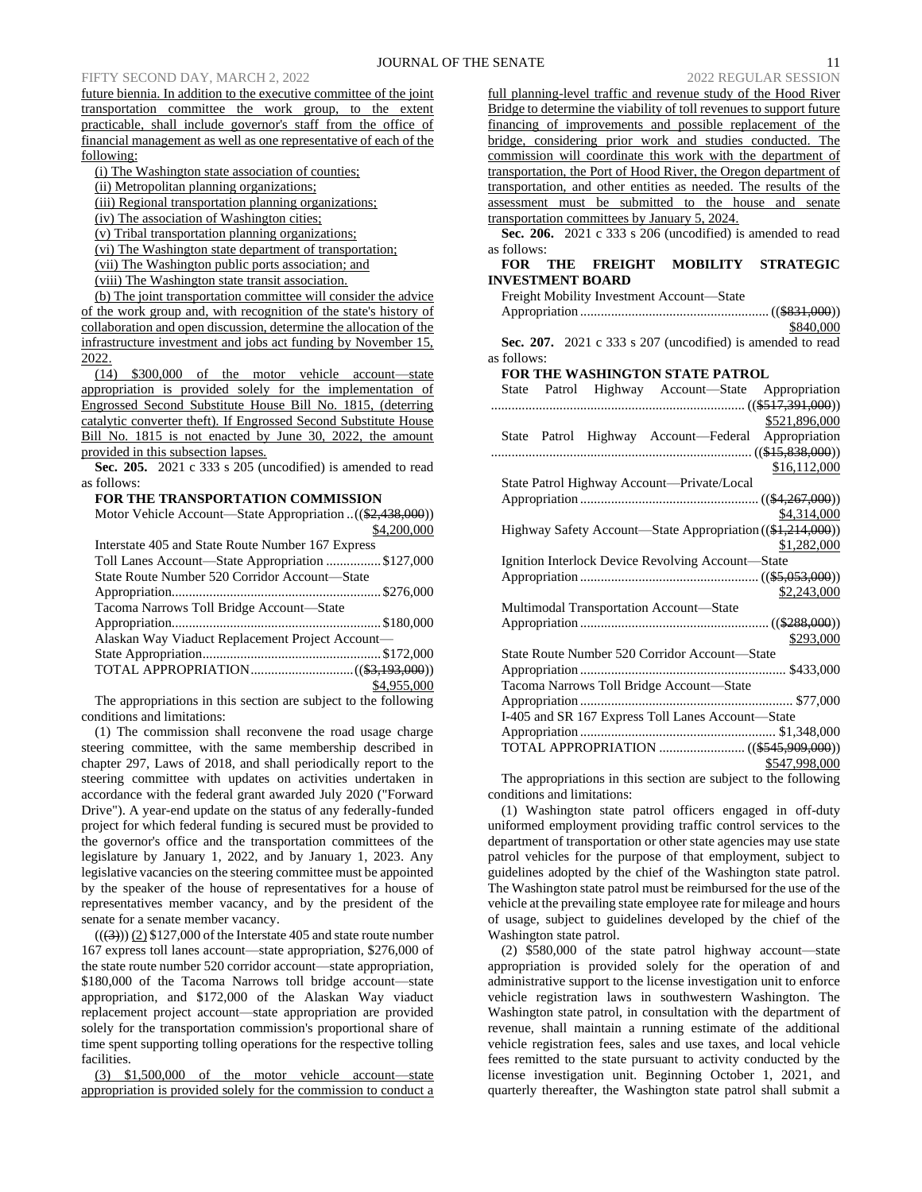future biennia. In addition to the executive committee of the joint transportation committee the work group, to the extent practicable, shall include governor's staff from the office of financial management as well as one representative of each of the following:

(i) The Washington state association of counties;

(ii) Metropolitan planning organizations;

(iii) Regional transportation planning organizations;

(iv) The association of Washington cities;

(v) Tribal transportation planning organizations;

(vi) The Washington state department of transportation;

(vii) The Washington public ports association; and

(viii) The Washington state transit association.

(b) The joint transportation committee will consider the advice of the work group and, with recognition of the state's history of collaboration and open discussion, determine the allocation of the infrastructure investment and jobs act funding by November 15, 2022.

(14) $300,000 of the motor vehicle account—state appropriation is provided solely for the implementation of Engrossed Second Substitute House Bill No. 1815, (deterring catalytic converter theft). If Engrossed Second Substitute House Bill No. 1815 is not enacted by June 30, 2022, the amount provided in this subsection lapses.

**Sec. 205.** 2021 c 333 s 205 (uncodified) is amended to read as follows:

**FOR THE TRANSPORTATION COMMISSION**

Motor Vehicle Account—State Appropriation ..(($2,438,000)) $4,200,000

Interstate 405 and State Route Number 167 Express Toll Lanes Account—State Appropriation ................ $127,000

State Route Number 520 Corridor Account—State Appropriation............................................................ $276,000

Tacoma Narrows Toll Bridge Account—State Appropriation............................................................ $180,000

Alaskan Way Viaduct Replacement Project Account—State Appropriation.................................................... $172,000

TOTAL APPROPRIATION.............................(($3,193,000)) $4,955,000

The appropriations in this section are subject to the following conditions and limitations:

(1) The commission shall reconvene the road usage charge steering committee, with the same membership described in chapter 297, Laws of 2018, and shall periodically report to the steering committee with updates on activities undertaken in accordance with the federal grant awarded July 2020 ("Forward Drive"). A year-end update on the status of any federally-funded project for which federal funding is secured must be provided to the governor's office and the transportation committees of the legislature by January 1, 2022, and by January 1, 2023. Any legislative vacancies on the steering committee must be appointed by the speaker of the house of representatives for a house of representatives member vacancy, and by the president of the senate for a senate member vacancy.

(((3))) (2) $127,000 of the Interstate 405 and state route number 167 express toll lanes account—state appropriation, $276,000 of the state route number 520 corridor account—state appropriation, $180,000 of the Tacoma Narrows toll bridge account—state appropriation, and $172,000 of the Alaskan Way viaduct replacement project account—state appropriation are provided solely for the transportation commission's proportional share of time spent supporting tolling operations for the respective tolling facilities.

(3) $1,500,000 of the motor vehicle account—state appropriation is provided solely for the commission to conduct a full planning-level traffic and revenue study of the Hood River Bridge to determine the viability of toll revenues to support future financing of improvements and possible replacement of the bridge, considering prior work and studies conducted. The commission will coordinate this work with the department of transportation, the Port of Hood River, the Oregon department of transportation, and other entities as needed. The results of the assessment must be submitted to the house and senate transportation committees by January 5, 2024.

**Sec. 206.** 2021 c 333 s 206 (uncodified) is amended to read as follows:

**FOR THE FREIGHT MOBILITY STRATEGIC INVESTMENT BOARD**

Freight Mobility Investment Account—State Appropriation ....................................................... (($831,000)) $840,000

**Sec. 207.** 2021 c 333 s 207 (uncodified) is amended to read as follows:

**FOR THE WASHINGTON STATE PATROL**

State Patrol Highway Account—State Appropriation .......................................................................... (($517,391,000)) $521,896,000

State Patrol Highway Account—Federal Appropriation ............................................................................ (($15,838,000)) $16,112,000

State Patrol Highway Account—Private/Local Appropriation .................................................... (($4,267,000)) $4,314,000

Highway Safety Account—State Appropriation (($1,214,000)) $1,282,000

Ignition Interlock Device Revolving Account—State Appropriation .................................................... (($5,053,000)) $2,243,000

Multimodal Transportation Account—State Appropriation ....................................................... (($288,000)) $293,000

State Route Number 520 Corridor Account—State Appropriation ............................................................ $433,000

Tacoma Narrows Toll Bridge Account—State Appropriation .............................................................. $77,000

I-405 and SR 167 Express Toll Lanes Account—State Appropriation ......................................................... $1,348,000

TOTAL APPROPRIATION ......................... (($545,909,000)) $547,998,000

The appropriations in this section are subject to the following conditions and limitations:

(1) Washington state patrol officers engaged in off-duty uniformed employment providing traffic control services to the department of transportation or other state agencies may use state patrol vehicles for the purpose of that employment, subject to guidelines adopted by the chief of the Washington state patrol. The Washington state patrol must be reimbursed for the use of the vehicle at the prevailing state employee rate for mileage and hours of usage, subject to guidelines developed by the chief of the Washington state patrol.

(2) $580,000 of the state patrol highway account—state appropriation is provided solely for the operation of and administrative support to the license investigation unit to enforce vehicle registration laws in southwestern Washington. The Washington state patrol, in consultation with the department of revenue, shall maintain a running estimate of the additional vehicle registration fees, sales and use taxes, and local vehicle fees remitted to the state pursuant to activity conducted by the license investigation unit. Beginning October 1, 2021, and quarterly thereafter, the Washington state patrol shall submit a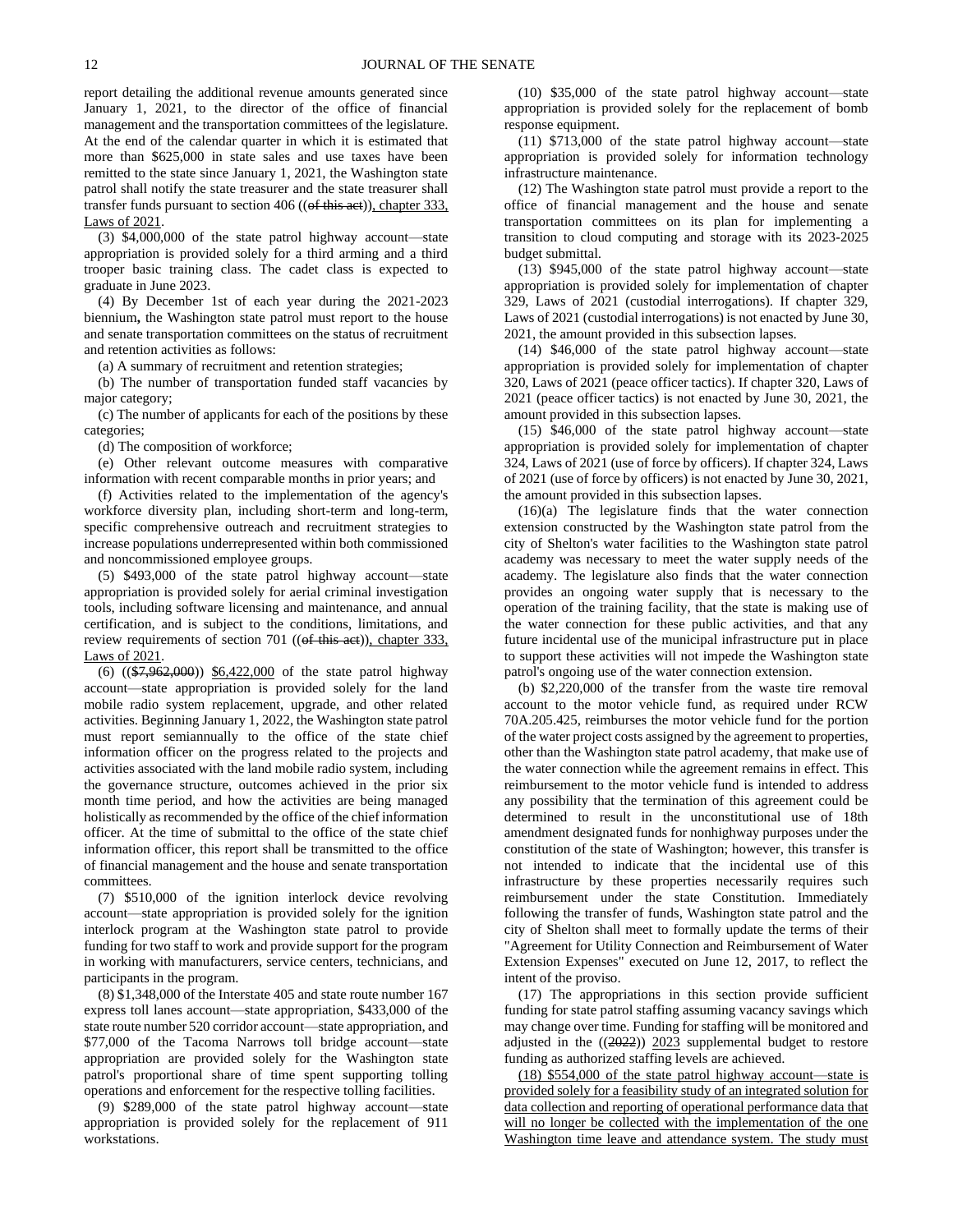report detailing the additional revenue amounts generated since January 1, 2021, to the director of the office of financial management and the transportation committees of the legislature. At the end of the calendar quarter in which it is estimated that more than $625,000 in state sales and use taxes have been remitted to the state since January 1, 2021, the Washington state patrol shall notify the state treasurer and the state treasurer shall transfer funds pursuant to section 406 ((~~of this act~~)), chapter 333, Laws of 2021.

(3) $4,000,000 of the state patrol highway account—state appropriation is provided solely for a third arming and a third trooper basic training class. The cadet class is expected to graduate in June 2023.

(4) By December 1st of each year during the 2021-2023 biennium**,** the Washington state patrol must report to the house and senate transportation committees on the status of recruitment and retention activities as follows:

(a) A summary of recruitment and retention strategies;

(b) The number of transportation funded staff vacancies by major category;

(c) The number of applicants for each of the positions by these categories;

(d) The composition of workforce;

(e) Other relevant outcome measures with comparative information with recent comparable months in prior years; and

(f) Activities related to the implementation of the agency's workforce diversity plan, including short-term and long-term, specific comprehensive outreach and recruitment strategies to increase populations underrepresented within both commissioned and noncommissioned employee groups.

(5) $493,000 of the state patrol highway account—state appropriation is provided solely for aerial criminal investigation tools, including software licensing and maintenance, and annual certification, and is subject to the conditions, limitations, and review requirements of section 701 ((~~of this act~~)), chapter 333, Laws of 2021.

(6) ((~~$7,962,000~~)) $6,422,000 of the state patrol highway account—state appropriation is provided solely for the land mobile radio system replacement, upgrade, and other related activities. Beginning January 1, 2022, the Washington state patrol must report semiannually to the office of the state chief information officer on the progress related to the projects and activities associated with the land mobile radio system, including the governance structure, outcomes achieved in the prior six month time period, and how the activities are being managed holistically as recommended by the office of the chief information officer. At the time of submittal to the office of the state chief information officer, this report shall be transmitted to the office of financial management and the house and senate transportation committees.

(7) $510,000 of the ignition interlock device revolving account—state appropriation is provided solely for the ignition interlock program at the Washington state patrol to provide funding for two staff to work and provide support for the program in working with manufacturers, service centers, technicians, and participants in the program.

(8) $1,348,000 of the Interstate 405 and state route number 167 express toll lanes account—state appropriation, $433,000 of the state route number 520 corridor account—state appropriation, and $77,000 of the Tacoma Narrows toll bridge account—state appropriation are provided solely for the Washington state patrol's proportional share of time spent supporting tolling operations and enforcement for the respective tolling facilities.

(9) $289,000 of the state patrol highway account—state appropriation is provided solely for the replacement of 911 workstations.

(10) $35,000 of the state patrol highway account—state appropriation is provided solely for the replacement of bomb response equipment.

(11) $713,000 of the state patrol highway account—state appropriation is provided solely for information technology infrastructure maintenance.

(12) The Washington state patrol must provide a report to the office of financial management and the house and senate transportation committees on its plan for implementing a transition to cloud computing and storage with its 2023-2025 budget submittal.

(13) $945,000 of the state patrol highway account—state appropriation is provided solely for implementation of chapter 329, Laws of 2021 (custodial interrogations). If chapter 329, Laws of 2021 (custodial interrogations) is not enacted by June 30, 2021, the amount provided in this subsection lapses.

(14) $46,000 of the state patrol highway account—state appropriation is provided solely for implementation of chapter 320, Laws of 2021 (peace officer tactics). If chapter 320, Laws of 2021 (peace officer tactics) is not enacted by June 30, 2021, the amount provided in this subsection lapses.

(15) $46,000 of the state patrol highway account—state appropriation is provided solely for implementation of chapter 324, Laws of 2021 (use of force by officers). If chapter 324, Laws of 2021 (use of force by officers) is not enacted by June 30, 2021, the amount provided in this subsection lapses.

(16)(a) The legislature finds that the water connection extension constructed by the Washington state patrol from the city of Shelton's water facilities to the Washington state patrol academy was necessary to meet the water supply needs of the academy. The legislature also finds that the water connection provides an ongoing water supply that is necessary to the operation of the training facility, that the state is making use of the water connection for these public activities, and that any future incidental use of the municipal infrastructure put in place to support these activities will not impede the Washington state patrol's ongoing use of the water connection extension.

(b) $2,220,000 of the transfer from the waste tire removal account to the motor vehicle fund, as required under RCW 70A.205.425, reimburses the motor vehicle fund for the portion of the water project costs assigned by the agreement to properties, other than the Washington state patrol academy, that make use of the water connection while the agreement remains in effect. This reimbursement to the motor vehicle fund is intended to address any possibility that the termination of this agreement could be determined to result in the unconstitutional use of 18th amendment designated funds for nonhighway purposes under the constitution of the state of Washington; however, this transfer is not intended to indicate that the incidental use of this infrastructure by these properties necessarily requires such reimbursement under the state Constitution. Immediately following the transfer of funds, Washington state patrol and the city of Shelton shall meet to formally update the terms of their "Agreement for Utility Connection and Reimbursement of Water Extension Expenses" executed on June 12, 2017, to reflect the intent of the proviso.

(17) The appropriations in this section provide sufficient funding for state patrol staffing assuming vacancy savings which may change over time. Funding for staffing will be monitored and adjusted in the ((~~2022~~)) 2023 supplemental budget to restore funding as authorized staffing levels are achieved.

(18) $554,000 of the state patrol highway account—state is provided solely for a feasibility study of an integrated solution for data collection and reporting of operational performance data that will no longer be collected with the implementation of the one Washington time leave and attendance system. The study must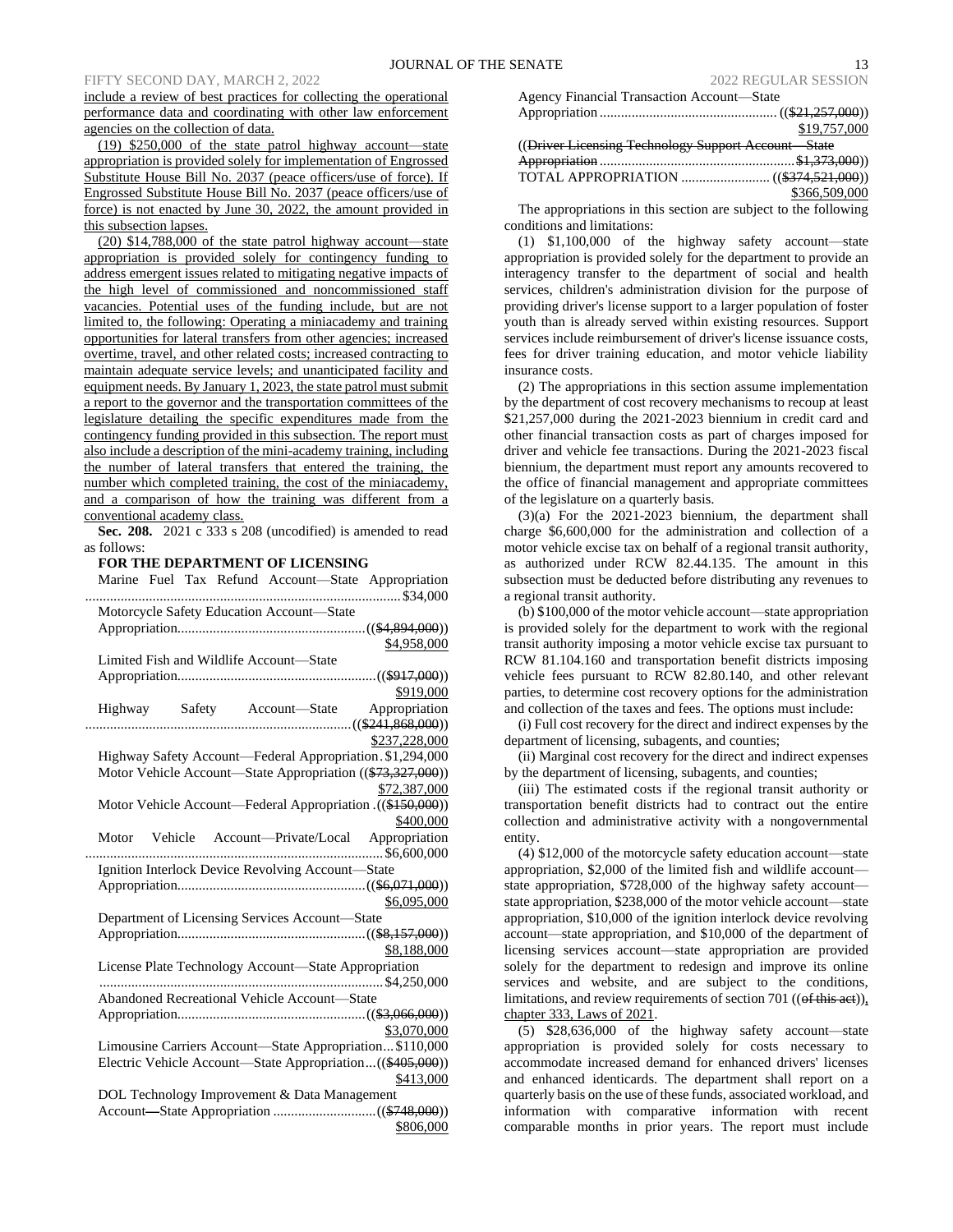include a review of best practices for collecting the operational performance data and coordinating with other law enforcement agencies on the collection of data.

(19) $250,000 of the state patrol highway account—state appropriation is provided solely for implementation of Engrossed Substitute House Bill No. 2037 (peace officers/use of force). If Engrossed Substitute House Bill No. 2037 (peace officers/use of force) is not enacted by June 30, 2022, the amount provided in this subsection lapses.

(20) $14,788,000 of the state patrol highway account—state appropriation is provided solely for contingency funding to address emergent issues related to mitigating negative impacts of the high level of commissioned and noncommissioned staff vacancies. Potential uses of the funding include, but are not limited to, the following: Operating a miniacademy and training opportunities for lateral transfers from other agencies; increased overtime, travel, and other related costs; increased contracting to maintain adequate service levels; and unanticipated facility and equipment needs. By January 1, 2023, the state patrol must submit a report to the governor and the transportation committees of the legislature detailing the specific expenditures made from the contingency funding provided in this subsection. The report must also include a description of the mini-academy training, including the number of lateral transfers that entered the training, the number which completed training, the cost of the miniacademy, and a comparison of how the training was different from a conventional academy class.

**Sec. 208.** 2021 c 333 s 208 (uncodified) is amended to read as follows:

**FOR THE DEPARTMENT OF LICENSING**

Marine Fuel Tax Refund Account—State Appropriation ........ $34,000

Motorcycle Safety Education Account—State Appropriation........ (($4,894,000)) $4,958,000

Limited Fish and Wildlife Account—State Appropriation........ (($917,000)) $919,000

Highway Safety Account—State Appropriation ........ (($241,868,000)) $237,228,000

Highway Safety Account—Federal Appropriation . $1,294,000

Motor Vehicle Account—State Appropriation (($73,327,000)) $72,387,000

Motor Vehicle Account—Federal Appropriation . (($150,000)) $400,000

Motor Vehicle Account—Private/Local Appropriation ........ $6,600,000

Ignition Interlock Device Revolving Account—State Appropriation........ (($6,071,000)) $6,095,000

Department of Licensing Services Account—State Appropriation........ (($8,157,000)) $8,188,000

License Plate Technology Account—State Appropriation ........ $4,250,000

Abandoned Recreational Vehicle Account—State Appropriation........ (($3,066,000)) $3,070,000

Limousine Carriers Account—State Appropriation... $110,000

Electric Vehicle Account—State Appropriation... (($405,000)) $413,000

DOL Technology Improvement & Data Management Account—State Appropriation ........ (($748,000)) $806,000

Agency Financial Transaction Account—State Appropriation ........ (($21,257,000)) $19,757,000

((~~Driver Licensing Technology Support Account—State Appropriation ........ $1,373,000~~))

TOTAL APPROPRIATION ........ (($374,521,000)) $366,509,000

The appropriations in this section are subject to the following conditions and limitations:

(1) $1,100,000 of the highway safety account—state appropriation is provided solely for the department to provide an interagency transfer to the department of social and health services, children's administration division for the purpose of providing driver's license support to a larger population of foster youth than is already served within existing resources. Support services include reimbursement of driver's license issuance costs, fees for driver training education, and motor vehicle liability insurance costs.

(2) The appropriations in this section assume implementation by the department of cost recovery mechanisms to recoup at least $21,257,000 during the 2021-2023 biennium in credit card and other financial transaction costs as part of charges imposed for driver and vehicle fee transactions. During the 2021-2023 fiscal biennium, the department must report any amounts recovered to the office of financial management and appropriate committees of the legislature on a quarterly basis.

(3)(a) For the 2021-2023 biennium, the department shall charge $6,600,000 for the administration and collection of a motor vehicle excise tax on behalf of a regional transit authority, as authorized under RCW 82.44.135. The amount in this subsection must be deducted before distributing any revenues to a regional transit authority.

(b) $100,000 of the motor vehicle account—state appropriation is provided solely for the department to work with the regional transit authority imposing a motor vehicle excise tax pursuant to RCW 81.104.160 and transportation benefit districts imposing vehicle fees pursuant to RCW 82.80.140, and other relevant parties, to determine cost recovery options for the administration and collection of the taxes and fees. The options must include:

(i) Full cost recovery for the direct and indirect expenses by the department of licensing, subagents, and counties;

(ii) Marginal cost recovery for the direct and indirect expenses by the department of licensing, subagents, and counties;

(iii) The estimated costs if the regional transit authority or transportation benefit districts had to contract out the entire collection and administrative activity with a nongovernmental entity.

(4) $12,000 of the motorcycle safety education account—state appropriation, $2,000 of the limited fish and wildlife account—state appropriation, $728,000 of the highway safety account—state appropriation, $238,000 of the motor vehicle account—state appropriation, $10,000 of the ignition interlock device revolving account—state appropriation, and $10,000 of the department of licensing services account—state appropriation are provided solely for the department to redesign and improve its online services and website, and are subject to the conditions, limitations, and review requirements of section 701 ((~~of this act~~)), chapter 333, Laws of 2021.

(5) $28,636,000 of the highway safety account—state appropriation is provided solely for costs necessary to accommodate increased demand for enhanced drivers' licenses and enhanced identicards. The department shall report on a quarterly basis on the use of these funds, associated workload, and information with comparative information with recent comparable months in prior years. The report must include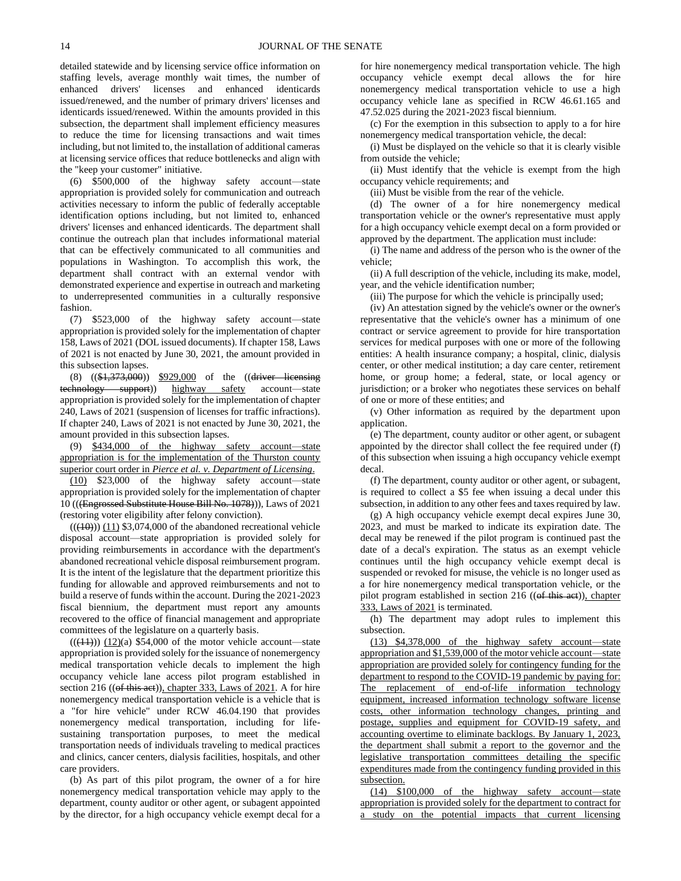detailed statewide and by licensing service office information on staffing levels, average monthly wait times, the number of enhanced drivers' licenses and enhanced identicards issued/renewed, and the number of primary drivers' licenses and identicards issued/renewed. Within the amounts provided in this subsection, the department shall implement efficiency measures to reduce the time for licensing transactions and wait times including, but not limited to, the installation of additional cameras at licensing service offices that reduce bottlenecks and align with the "keep your customer" initiative.

(6) $500,000 of the highway safety account—state appropriation is provided solely for communication and outreach activities necessary to inform the public of federally acceptable identification options including, but not limited to, enhanced drivers' licenses and enhanced identicards. The department shall continue the outreach plan that includes informational material that can be effectively communicated to all communities and populations in Washington. To accomplish this work, the department shall contract with an external vendor with demonstrated experience and expertise in outreach and marketing to underrepresented communities in a culturally responsive fashion.

(7) $523,000 of the highway safety account—state appropriation is provided solely for the implementation of chapter 158, Laws of 2021 (DOL issued documents). If chapter 158, Laws of 2021 is not enacted by June 30, 2021, the amount provided in this subsection lapses.

(8) ((~~$1,373,000~~)) <u>$929,000</u> of the ((~~driver licensing technology support~~)) <u>highway safety</u> account—state appropriation is provided solely for the implementation of chapter 240, Laws of 2021 (suspension of licenses for traffic infractions). If chapter 240, Laws of 2021 is not enacted by June 30, 2021, the amount provided in this subsection lapses.

(9) <u>$434,000 of the highway safety account—state appropriation is for the implementation of the Thurston county superior court order in *Pierce et al. v. Department of Licensing*.</u>

<u>(10)</u> $23,000 of the highway safety account—state appropriation is provided solely for the implementation of chapter 10 (((~~Engrossed Substitute House Bill No. 1078~~))), Laws of 2021 (restoring voter eligibility after felony conviction).

(((~~10~~))) <u>(11)</u> $3,074,000 of the abandoned recreational vehicle disposal account—state appropriation is provided solely for providing reimbursements in accordance with the department's abandoned recreational vehicle disposal reimbursement program. It is the intent of the legislature that the department prioritize this funding for allowable and approved reimbursements and not to build a reserve of funds within the account. During the 2021-2023 fiscal biennium, the department must report any amounts recovered to the office of financial management and appropriate committees of the legislature on a quarterly basis.

(((~~11~~))) <u>(12)</u>(a) $54,000 of the motor vehicle account—state appropriation is provided solely for the issuance of nonemergency medical transportation vehicle decals to implement the high occupancy vehicle lane access pilot program established in section 216 ((~~of this act~~))<u>, chapter 333, Laws of 2021</u>. A for hire nonemergency medical transportation vehicle is a vehicle that is a "for hire vehicle" under RCW 46.04.190 that provides nonemergency medical transportation, including for life-sustaining transportation purposes, to meet the medical transportation needs of individuals traveling to medical practices and clinics, cancer centers, dialysis facilities, hospitals, and other care providers.

(b) As part of this pilot program, the owner of a for hire nonemergency medical transportation vehicle may apply to the department, county auditor or other agent, or subagent appointed by the director, for a high occupancy vehicle exempt decal for a for hire nonemergency medical transportation vehicle. The high occupancy vehicle exempt decal allows the for hire nonemergency medical transportation vehicle to use a high occupancy vehicle lane as specified in RCW 46.61.165 and 47.52.025 during the 2021-2023 fiscal biennium.

(c) For the exemption in this subsection to apply to a for hire nonemergency medical transportation vehicle, the decal:

(i) Must be displayed on the vehicle so that it is clearly visible from outside the vehicle;

(ii) Must identify that the vehicle is exempt from the high occupancy vehicle requirements; and

(iii) Must be visible from the rear of the vehicle.

(d) The owner of a for hire nonemergency medical transportation vehicle or the owner's representative must apply for a high occupancy vehicle exempt decal on a form provided or approved by the department. The application must include:

(i) The name and address of the person who is the owner of the vehicle;

(ii) A full description of the vehicle, including its make, model, year, and the vehicle identification number;

(iii) The purpose for which the vehicle is principally used;

(iv) An attestation signed by the vehicle's owner or the owner's representative that the vehicle's owner has a minimum of one contract or service agreement to provide for hire transportation services for medical purposes with one or more of the following entities: A health insurance company; a hospital, clinic, dialysis center, or other medical institution; a day care center, retirement home, or group home; a federal, state, or local agency or jurisdiction; or a broker who negotiates these services on behalf of one or more of these entities; and

(v) Other information as required by the department upon application.

(e) The department, county auditor or other agent, or subagent appointed by the director shall collect the fee required under (f) of this subsection when issuing a high occupancy vehicle exempt decal.

(f) The department, county auditor or other agent, or subagent, is required to collect a $5 fee when issuing a decal under this subsection, in addition to any other fees and taxes required by law.

(g) A high occupancy vehicle exempt decal expires June 30, 2023, and must be marked to indicate its expiration date. The decal may be renewed if the pilot program is continued past the date of a decal's expiration. The status as an exempt vehicle continues until the high occupancy vehicle exempt decal is suspended or revoked for misuse, the vehicle is no longer used as a for hire nonemergency medical transportation vehicle, or the pilot program established in section 216 ((~~of this act~~))<u>, chapter 333, Laws of 2021</u> is terminated.

(h) The department may adopt rules to implement this subsection.

<u>(13) $4,378,000 of the highway safety account—state appropriation and $1,539,000 of the motor vehicle account—state appropriation are provided solely for contingency funding for the department to respond to the COVID-19 pandemic by paying for: The replacement of end-of-life information technology equipment, increased information technology software license costs, other information technology changes, printing and postage, supplies and equipment for COVID-19 safety, and accounting overtime to eliminate backlogs. By January 1, 2023, the department shall submit a report to the governor and the legislative transportation committees detailing the specific expenditures made from the contingency funding provided in this subsection.</u>

<u>(14) $100,000 of the highway safety account—state appropriation is provided solely for the department to contract for a study on the potential impacts that current licensing</u>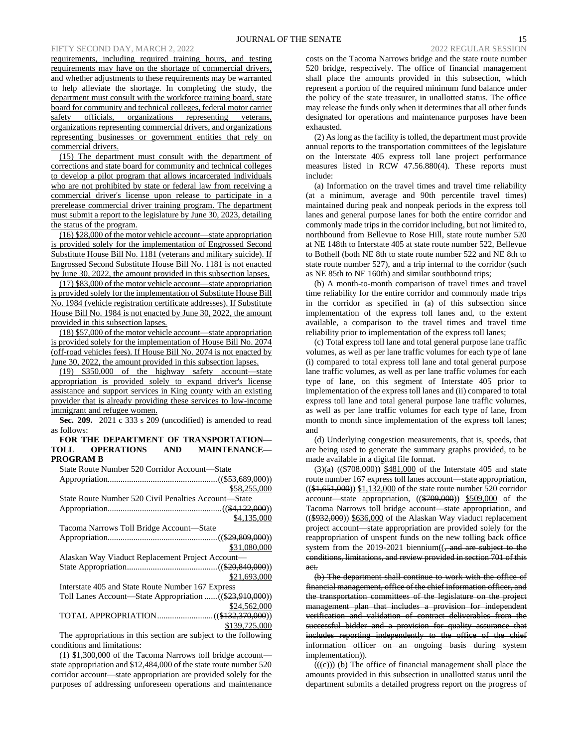requirements, including required training hours, and testing requirements may have on the shortage of commercial drivers, and whether adjustments to these requirements may be warranted to help alleviate the shortage. In completing the study, the department must consult with the workforce training board, state board for community and technical colleges, federal motor carrier safety officials, organizations representing veterans, organizations representing commercial drivers, and organizations representing businesses or government entities that rely on commercial drivers.

(15) The department must consult with the department of corrections and state board for community and technical colleges to develop a pilot program that allows incarcerated individuals who are not prohibited by state or federal law from receiving a commercial driver's license upon release to participate in a prerelease commercial driver training program. The department must submit a report to the legislature by June 30, 2023, detailing the status of the program.

(16) $28,000 of the motor vehicle account—state appropriation is provided solely for the implementation of Engrossed Second Substitute House Bill No. 1181 (veterans and military suicide). If Engrossed Second Substitute House Bill No. 1181 is not enacted by June 30, 2022, the amount provided in this subsection lapses.

(17) $83,000 of the motor vehicle account—state appropriation is provided solely for the implementation of Substitute House Bill No. 1984 (vehicle registration certificate addresses). If Substitute House Bill No. 1984 is not enacted by June 30, 2022, the amount provided in this subsection lapses.

(18) $57,000 of the motor vehicle account—state appropriation is provided solely for the implementation of House Bill No. 2074 (off-road vehicles fees). If House Bill No. 2074 is not enacted by June 30, 2022, the amount provided in this subsection lapses.

(19) $350,000 of the highway safety account—state appropriation is provided solely to expand driver's license assistance and support services in King county with an existing provider that is already providing these services to low-income immigrant and refugee women.

**Sec. 209.** 2021 c 333 s 209 (uncodified) is amended to read as follows:

**FOR THE DEPARTMENT OF TRANSPORTATION—TOLL OPERATIONS AND MAINTENANCE—PROGRAM B**

State Route Number 520 Corridor Account—State Appropriation ((~~$53,689,000~~)) $58,255,000

State Route Number 520 Civil Penalties Account—State Appropriation ((~~$4,122,000~~)) $4,135,000

Tacoma Narrows Toll Bridge Account—State Appropriation ((~~$29,809,000~~)) $31,080,000

Alaskan Way Viaduct Replacement Project Account—State Appropriation ((~~$20,840,000~~)) $21,693,000

Interstate 405 and State Route Number 167 Express Toll Lanes Account—State Appropriation ((~~$23,910,000~~)) $24,562,000

TOTAL APPROPRIATION ((~~$132,370,000~~)) $139,725,000

The appropriations in this section are subject to the following conditions and limitations:

(1) $1,300,000 of the Tacoma Narrows toll bridge account—state appropriation and $12,484,000 of the state route number 520 corridor account—state appropriation are provided solely for the purposes of addressing unforeseen operations and maintenance costs on the Tacoma Narrows bridge and the state route number 520 bridge, respectively. The office of financial management shall place the amounts provided in this subsection, which represent a portion of the required minimum fund balance under the policy of the state treasurer, in unallotted status. The office may release the funds only when it determines that all other funds designated for operations and maintenance purposes have been exhausted.

(2) As long as the facility is tolled, the department must provide annual reports to the transportation committees of the legislature on the Interstate 405 express toll lane project performance measures listed in RCW 47.56.880(4). These reports must include:

(a) Information on the travel times and travel time reliability (at a minimum, average and 90th percentile travel times) maintained during peak and nonpeak periods in the express toll lanes and general purpose lanes for both the entire corridor and commonly made trips in the corridor including, but not limited to, northbound from Bellevue to Rose Hill, state route number 520 at NE 148th to Interstate 405 at state route number 522, Bellevue to Bothell (both NE 8th to state route number 522 and NE 8th to state route number 527), and a trip internal to the corridor (such as NE 85th to NE 160th) and similar southbound trips;

(b) A month-to-month comparison of travel times and travel time reliability for the entire corridor and commonly made trips in the corridor as specified in (a) of this subsection since implementation of the express toll lanes and, to the extent available, a comparison to the travel times and travel time reliability prior to implementation of the express toll lanes;

(c) Total express toll lane and total general purpose lane traffic volumes, as well as per lane traffic volumes for each type of lane (i) compared to total express toll lane and total general purpose lane traffic volumes, as well as per lane traffic volumes for each type of lane, on this segment of Interstate 405 prior to implementation of the express toll lanes and (ii) compared to total express toll lane and total general purpose lane traffic volumes, as well as per lane traffic volumes for each type of lane, from month to month since implementation of the express toll lanes; and

(d) Underlying congestion measurements, that is, speeds, that are being used to generate the summary graphs provided, to be made available in a digital file format.

(3)(a) ((~~$708,000~~)) $481,000 of the Interstate 405 and state route number 167 express toll lanes account—state appropriation, ((~~$1,651,000~~)) $1,132,000 of the state route number 520 corridor account—state appropriation, ((~~$709,000~~)) $509,000 of the Tacoma Narrows toll bridge account—state appropriation, and ((~~$932,000~~)) $636,000 of the Alaskan Way viaduct replacement project account—state appropriation are provided solely for the reappropriation of unspent funds on the new tolling back office system from the 2019-2021 biennium((~~, and are subject to the conditions, limitations, and review provided in section 701 of this act.~~

~~(b) The department shall continue to work with the office of financial management, office of the chief information officer, and the transportation committees of the legislature on the project management plan that includes a provision for independent verification and validation of contract deliverables from the successful bidder and a provision for quality assurance that includes reporting independently to the office of the chief information officer on an ongoing basis during system implementation~~)).

((~~(c)~~)) (b) The office of financial management shall place the amounts provided in this subsection in unallotted status until the department submits a detailed progress report on the progress of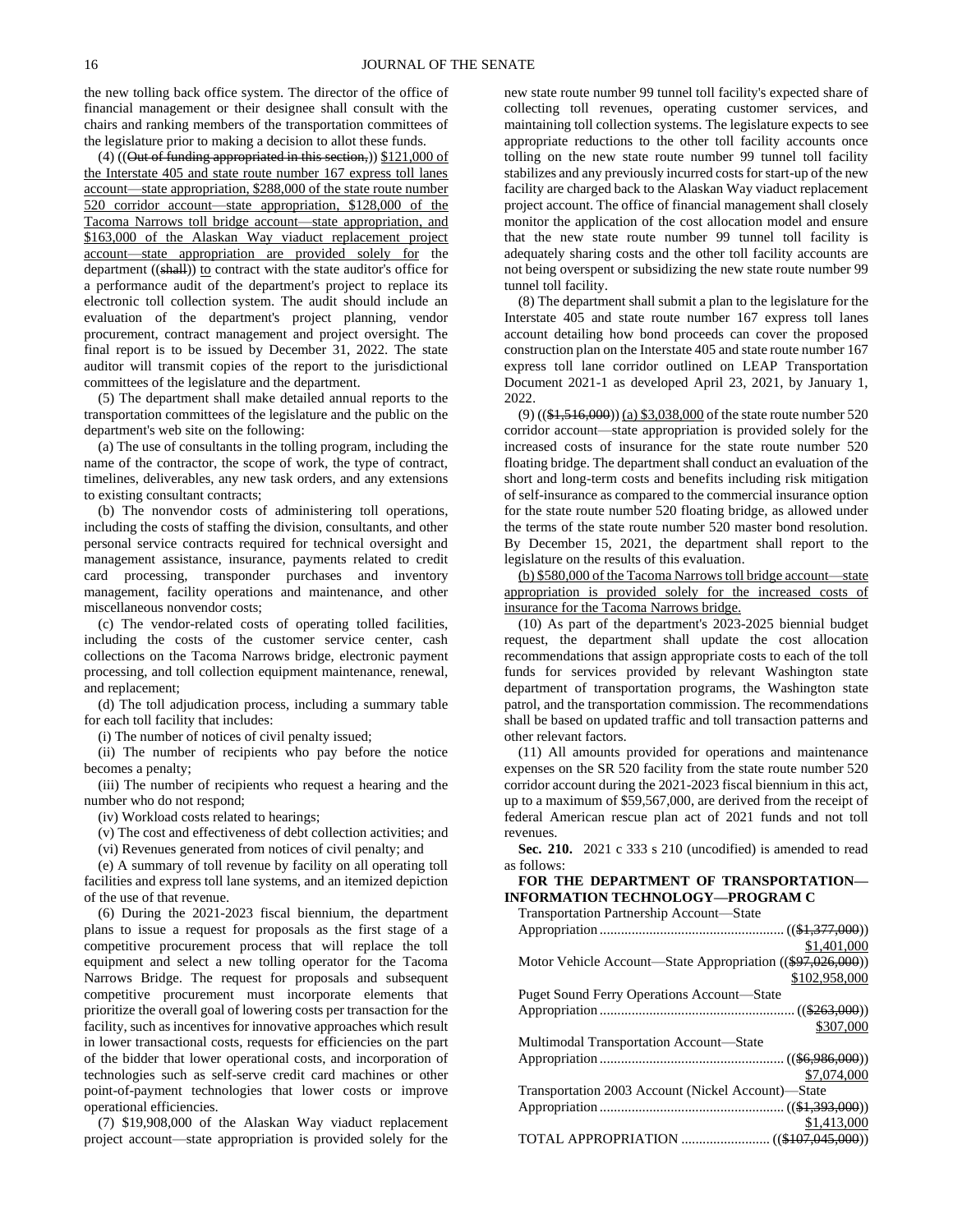the new tolling back office system. The director of the office of financial management or their designee shall consult with the chairs and ranking members of the transportation committees of the legislature prior to making a decision to allot these funds.

(4) ((~~Out of funding appropriated in this section,~~)) <u>$121,000 of the Interstate 405 and state route number 167 express toll lanes account—state appropriation, $288,000 of the state route number 520 corridor account—state appropriation, $128,000 of the Tacoma Narrows toll bridge account—state appropriation, and $163,000 of the Alaskan Way viaduct replacement project account—state appropriation are provided solely for</u> the department ((~~shall~~)) <u>to</u> contract with the state auditor's office for a performance audit of the department's project to replace its electronic toll collection system. The audit should include an evaluation of the department's project planning, vendor procurement, contract management and project oversight. The final report is to be issued by December 31, 2022. The state auditor will transmit copies of the report to the jurisdictional committees of the legislature and the department.

(5) The department shall make detailed annual reports to the transportation committees of the legislature and the public on the department's web site on the following:

(a) The use of consultants in the tolling program, including the name of the contractor, the scope of work, the type of contract, timelines, deliverables, any new task orders, and any extensions to existing consultant contracts;

(b) The nonvendor costs of administering toll operations, including the costs of staffing the division, consultants, and other personal service contracts required for technical oversight and management assistance, insurance, payments related to credit card processing, transponder purchases and inventory management, facility operations and maintenance, and other miscellaneous nonvendor costs;

(c) The vendor-related costs of operating tolled facilities, including the costs of the customer service center, cash collections on the Tacoma Narrows bridge, electronic payment processing, and toll collection equipment maintenance, renewal, and replacement;

(d) The toll adjudication process, including a summary table for each toll facility that includes:

(i) The number of notices of civil penalty issued;

(ii) The number of recipients who pay before the notice becomes a penalty;

(iii) The number of recipients who request a hearing and the number who do not respond;

(iv) Workload costs related to hearings;

(v) The cost and effectiveness of debt collection activities; and

(vi) Revenues generated from notices of civil penalty; and

(e) A summary of toll revenue by facility on all operating toll facilities and express toll lane systems, and an itemized depiction of the use of that revenue.

(6) During the 2021-2023 fiscal biennium, the department plans to issue a request for proposals as the first stage of a competitive procurement process that will replace the toll equipment and select a new tolling operator for the Tacoma Narrows Bridge. The request for proposals and subsequent competitive procurement must incorporate elements that prioritize the overall goal of lowering costs per transaction for the facility, such as incentives for innovative approaches which result in lower transactional costs, requests for efficiencies on the part of the bidder that lower operational costs, and incorporation of technologies such as self-serve credit card machines or other point-of-payment technologies that lower costs or improve operational efficiencies.

(7) $19,908,000 of the Alaskan Way viaduct replacement project account—state appropriation is provided solely for the new state route number 99 tunnel toll facility's expected share of collecting toll revenues, operating customer services, and maintaining toll collection systems. The legislature expects to see appropriate reductions to the other toll facility accounts once tolling on the new state route number 99 tunnel toll facility stabilizes and any previously incurred costs for start-up of the new facility are charged back to the Alaskan Way viaduct replacement project account. The office of financial management shall closely monitor the application of the cost allocation model and ensure that the new state route number 99 tunnel toll facility is adequately sharing costs and the other toll facility accounts are not being overspent or subsidizing the new state route number 99 tunnel toll facility.

(8) The department shall submit a plan to the legislature for the Interstate 405 and state route number 167 express toll lanes account detailing how bond proceeds can cover the proposed construction plan on the Interstate 405 and state route number 167 express toll lane corridor outlined on LEAP Transportation Document 2021-1 as developed April 23, 2021, by January 1, 2022.

(9) ((~~$1,516,000~~)) <u>(a) $3,038,000</u> of the state route number 520 corridor account—state appropriation is provided solely for the increased costs of insurance for the state route number 520 floating bridge. The department shall conduct an evaluation of the short and long-term costs and benefits including risk mitigation of self-insurance as compared to the commercial insurance option for the state route number 520 floating bridge, as allowed under the terms of the state route number 520 master bond resolution. By December 15, 2021, the department shall report to the legislature on the results of this evaluation.

<u>(b) $580,000 of the Tacoma Narrows toll bridge account—state appropriation is provided solely for the increased costs of insurance for the Tacoma Narrows bridge.</u>

(10) As part of the department's 2023-2025 biennial budget request, the department shall update the cost allocation recommendations that assign appropriate costs to each of the toll funds for services provided by relevant Washington state department of transportation programs, the Washington state patrol, and the transportation commission. The recommendations shall be based on updated traffic and toll transaction patterns and other relevant factors.

(11) All amounts provided for operations and maintenance expenses on the SR 520 facility from the state route number 520 corridor account during the 2021-2023 fiscal biennium in this act, up to a maximum of $59,567,000, are derived from the receipt of federal American rescue plan act of 2021 funds and not toll revenues.

**Sec. 210.** 2021 c 333 s 210 (uncodified) is amended to read as follows:

**FOR THE DEPARTMENT OF TRANSPORTATION—INFORMATION TECHNOLOGY—PROGRAM C**

Transportation Partnership Account—State Appropriation .................................................... ((~~$1,377,000~~)) <u>$1,401,000</u>

Motor Vehicle Account—State Appropriation ((~~$97,026,000~~)) <u>$102,958,000</u>

Puget Sound Ferry Operations Account—State Appropriation ...................................................... ((~~$263,000~~)) <u>$307,000</u>

Multimodal Transportation Account—State Appropriation .................................................... ((~~$6,986,000~~)) <u>$7,074,000</u>

Transportation 2003 Account (Nickel Account)—State Appropriation .................................................... ((~~$1,393,000~~)) <u>$1,413,000</u>

TOTAL APPROPRIATION ......................... ((~~$107,045,000~~))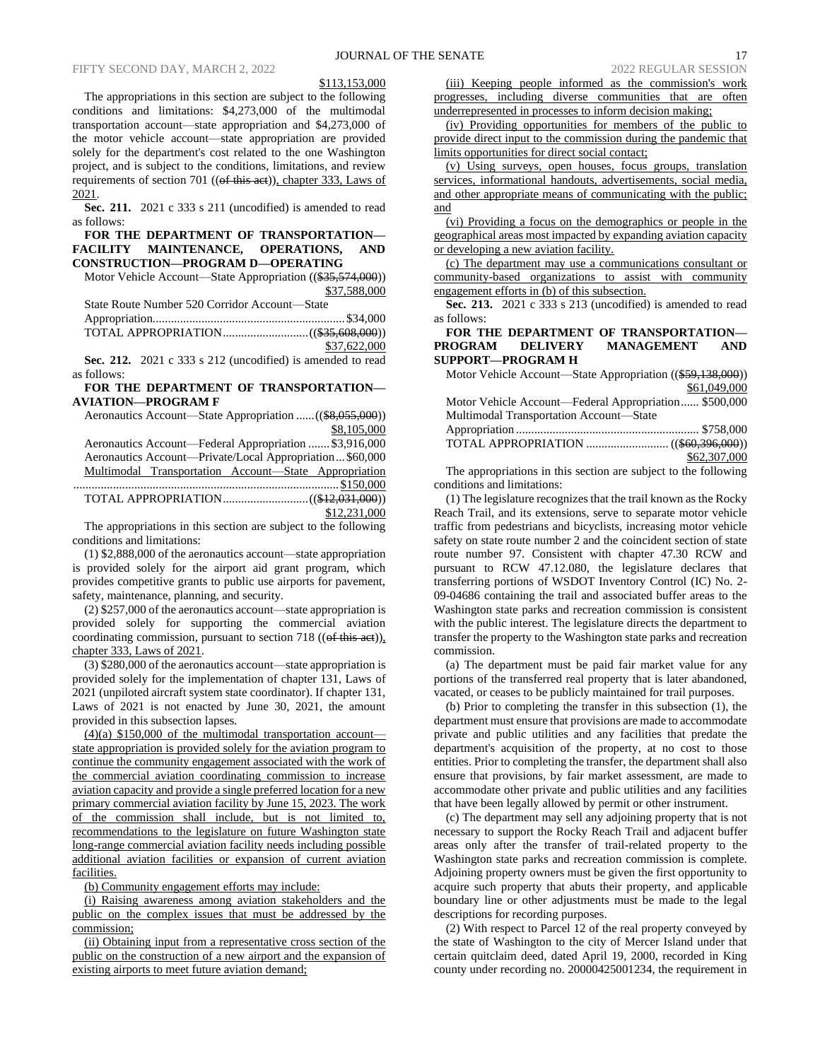$113,153,000

The appropriations in this section are subject to the following conditions and limitations: $4,273,000 of the multimodal transportation account—state appropriation and $4,273,000 of the motor vehicle account—state appropriation are provided solely for the department's cost related to the one Washington project, and is subject to the conditions, limitations, and review requirements of section 701 ((~~of this act~~)), chapter 333, Laws of 2021.

**Sec. 211.** 2021 c 333 s 211 (uncodified) is amended to read as follows:

**FOR THE DEPARTMENT OF TRANSPORTATION—FACILITY MAINTENANCE, OPERATIONS, AND CONSTRUCTION—PROGRAM D—OPERATING**

Motor Vehicle Account—State Appropriation ((~~$35,574,000~~)) $37,588,000

State Route Number 520 Corridor Account—State Appropriation $34,000

TOTAL APPROPRIATION ((~~$35,608,000~~)) $37,622,000

**Sec. 212.** 2021 c 333 s 212 (uncodified) is amended to read as follows:

**FOR THE DEPARTMENT OF TRANSPORTATION—AVIATION—PROGRAM F**

Aeronautics Account—State Appropriation ((~~$8,055,000~~)) $8,105,000

Aeronautics Account—Federal Appropriation $3,916,000

Aeronautics Account—Private/Local Appropriation $60,000

Multimodal Transportation Account—State Appropriation $150,000

TOTAL APPROPRIATION ((~~$12,031,000~~)) $12,231,000

The appropriations in this section are subject to the following conditions and limitations:

(1) $2,888,000 of the aeronautics account—state appropriation is provided solely for the airport aid grant program, which provides competitive grants to public use airports for pavement, safety, maintenance, planning, and security.

(2) $257,000 of the aeronautics account—state appropriation is provided solely for supporting the commercial aviation coordinating commission, pursuant to section 718 ((~~of this act~~)), chapter 333, Laws of 2021.

(3) $280,000 of the aeronautics account—state appropriation is provided solely for the implementation of chapter 131, Laws of 2021 (unpiloted aircraft system state coordinator). If chapter 131, Laws of 2021 is not enacted by June 30, 2021, the amount provided in this subsection lapses.

(4)(a) $150,000 of the multimodal transportation account—state appropriation is provided solely for the aviation program to continue the community engagement associated with the work of the commercial aviation coordinating commission to increase aviation capacity and provide a single preferred location for a new primary commercial aviation facility by June 15, 2023. The work of the commission shall include, but is not limited to, recommendations to the legislature on future Washington state long-range commercial aviation facility needs including possible additional aviation facilities or expansion of current aviation facilities.

(b) Community engagement efforts may include:

(i) Raising awareness among aviation stakeholders and the public on the complex issues that must be addressed by the commission;

(ii) Obtaining input from a representative cross section of the public on the construction of a new airport and the expansion of existing airports to meet future aviation demand;

(iii) Keeping people informed as the commission's work progresses, including diverse communities that are often underrepresented in processes to inform decision making;

(iv) Providing opportunities for members of the public to provide direct input to the commission during the pandemic that limits opportunities for direct social contact;

(v) Using surveys, open houses, focus groups, translation services, informational handouts, advertisements, social media, and other appropriate means of communicating with the public; and

(vi) Providing a focus on the demographics or people in the geographical areas most impacted by expanding aviation capacity or developing a new aviation facility.

(c) The department may use a communications consultant or community-based organizations to assist with community engagement efforts in (b) of this subsection.

**Sec. 213.** 2021 c 333 s 213 (uncodified) is amended to read as follows:

**FOR THE DEPARTMENT OF TRANSPORTATION—PROGRAM DELIVERY MANAGEMENT AND SUPPORT—PROGRAM H**

Motor Vehicle Account—State Appropriation ((~~$59,138,000~~)) $61,049,000

Motor Vehicle Account—Federal Appropriation $500,000

Multimodal Transportation Account—State Appropriation $758,000

TOTAL APPROPRIATION ((~~$60,396,000~~)) $62,307,000

The appropriations in this section are subject to the following conditions and limitations:

(1) The legislature recognizes that the trail known as the Rocky Reach Trail, and its extensions, serve to separate motor vehicle traffic from pedestrians and bicyclists, increasing motor vehicle safety on state route number 2 and the coincident section of state route number 97. Consistent with chapter 47.30 RCW and pursuant to RCW 47.12.080, the legislature declares that transferring portions of WSDOT Inventory Control (IC) No. 2-09-04686 containing the trail and associated buffer areas to the Washington state parks and recreation commission is consistent with the public interest. The legislature directs the department to transfer the property to the Washington state parks and recreation commission.

(a) The department must be paid fair market value for any portions of the transferred real property that is later abandoned, vacated, or ceases to be publicly maintained for trail purposes.

(b) Prior to completing the transfer in this subsection (1), the department must ensure that provisions are made to accommodate private and public utilities and any facilities that predate the department's acquisition of the property, at no cost to those entities. Prior to completing the transfer, the department shall also ensure that provisions, by fair market assessment, are made to accommodate other private and public utilities and any facilities that have been legally allowed by permit or other instrument.

(c) The department may sell any adjoining property that is not necessary to support the Rocky Reach Trail and adjacent buffer areas only after the transfer of trail-related property to the Washington state parks and recreation commission is complete. Adjoining property owners must be given the first opportunity to acquire such property that abuts their property, and applicable boundary line or other adjustments must be made to the legal descriptions for recording purposes.

(2) With respect to Parcel 12 of the real property conveyed by the state of Washington to the city of Mercer Island under that certain quitclaim deed, dated April 19, 2000, recorded in King county under recording no. 20000425001234, the requirement in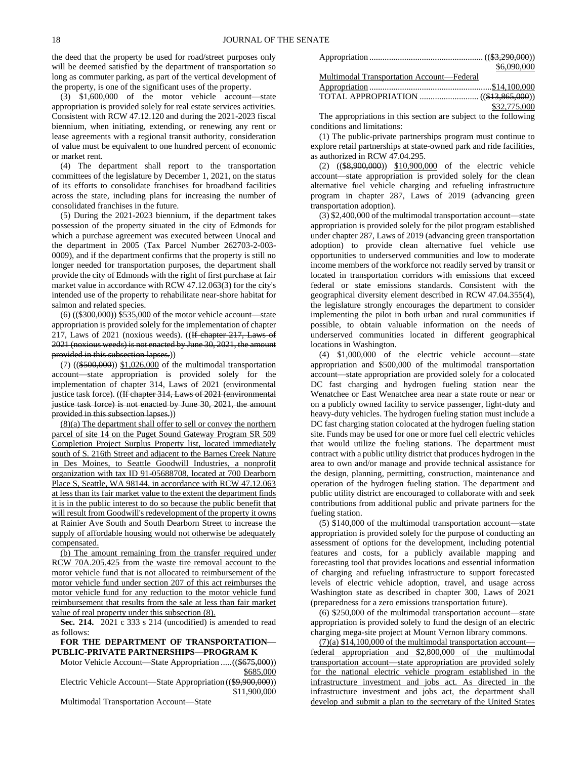the deed that the property be used for road/street purposes only will be deemed satisfied by the department of transportation so long as commuter parking, as part of the vertical development of the property, is one of the significant uses of the property.

(3) $1,600,000 of the motor vehicle account—state appropriation is provided solely for real estate services activities. Consistent with RCW 47.12.120 and during the 2021-2023 fiscal biennium, when initiating, extending, or renewing any rent or lease agreements with a regional transit authority, consideration of value must be equivalent to one hundred percent of economic or market rent.

(4) The department shall report to the transportation committees of the legislature by December 1, 2021, on the status of its efforts to consolidate franchises for broadband facilities across the state, including plans for increasing the number of consolidated franchises in the future.

(5) During the 2021-2023 biennium, if the department takes possession of the property situated in the city of Edmonds for which a purchase agreement was executed between Unocal and the department in 2005 (Tax Parcel Number 262703-2-003-0009), and if the department confirms that the property is still no longer needed for transportation purposes, the department shall provide the city of Edmonds with the right of first purchase at fair market value in accordance with RCW 47.12.063(3) for the city's intended use of the property to rehabilitate near-shore habitat for salmon and related species.

(6) ((~~$300,000~~)) $535,000 of the motor vehicle account—state appropriation is provided solely for the implementation of chapter 217, Laws of 2021 (noxious weeds). ((~~If chapter 217, Laws of 2021 (noxious weeds) is not enacted by June 30, 2021, the amount provided in this subsection lapses.~~))

(7) ((~~$500,000~~)) $1,026,000 of the multimodal transportation account—state appropriation is provided solely for the implementation of chapter 314, Laws of 2021 (environmental justice task force). ((~~If chapter 314, Laws of 2021 (environmental justice task force) is not enacted by June 30, 2021, the amount provided in this subsection lapses.~~))

(8)(a) The department shall offer to sell or convey the northern parcel of site 14 on the Puget Sound Gateway Program SR 509 Completion Project Surplus Property list, located immediately south of S. 216th Street and adjacent to the Barnes Creek Nature in Des Moines, to Seattle Goodwill Industries, a nonprofit organization with tax ID 91-05688708, located at 700 Dearborn Place S, Seattle, WA 98144, in accordance with RCW 47.12.063 at less than its fair market value to the extent the department finds it is in the public interest to do so because the public benefit that will result from Goodwill's redevelopment of the property it owns at Rainier Ave South and South Dearborn Street to increase the supply of affordable housing would not otherwise be adequately compensated.

(b) The amount remaining from the transfer required under RCW 70A.205.425 from the waste tire removal account to the motor vehicle fund that is not allocated to reimbursement of the motor vehicle fund under section 207 of this act reimburses the motor vehicle fund for any reduction to the motor vehicle fund reimbursement that results from the sale at less than fair market value of real property under this subsection (8).

**Sec. 214.** 2021 c 333 s 214 (uncodified) is amended to read as follows:

**FOR THE DEPARTMENT OF TRANSPORTATION—PUBLIC-PRIVATE PARTNERSHIPS—PROGRAM K**

Motor Vehicle Account—State Appropriation ..... ((~~$675,000~~)) $685,000

Electric Vehicle Account—State Appropriation ((~~$9,900,000~~)) $11,900,000

Multimodal Transportation Account—State Appropriation .................................................. ((~~$3,290,000~~)) $6,090,000

Multimodal Transportation Account—Federal Appropriation ........................................................ $14,100,000

TOTAL APPROPRIATION ........................... ((~~$13,865,000~~)) $32,775,000

The appropriations in this section are subject to the following conditions and limitations:

(1) The public-private partnerships program must continue to explore retail partnerships at state-owned park and ride facilities, as authorized in RCW 47.04.295.

(2) ((~~$8,900,000~~)) $10,900,000 of the electric vehicle account—state appropriation is provided solely for the clean alternative fuel vehicle charging and refueling infrastructure program in chapter 287, Laws of 2019 (advancing green transportation adoption).

(3) $2,400,000 of the multimodal transportation account—state appropriation is provided solely for the pilot program established under chapter 287, Laws of 2019 (advancing green transportation adoption) to provide clean alternative fuel vehicle use opportunities to underserved communities and low to moderate income members of the workforce not readily served by transit or located in transportation corridors with emissions that exceed federal or state emissions standards. Consistent with the geographical diversity element described in RCW 47.04.355(4), the legislature strongly encourages the department to consider implementing the pilot in both urban and rural communities if possible, to obtain valuable information on the needs of underserved communities located in different geographical locations in Washington.

(4) $1,000,000 of the electric vehicle account—state appropriation and $500,000 of the multimodal transportation account—state appropriation are provided solely for a colocated DC fast charging and hydrogen fueling station near the Wenatchee or East Wenatchee area near a state route or near or on a publicly owned facility to service passenger, light-duty and heavy-duty vehicles. The hydrogen fueling station must include a DC fast charging station colocated at the hydrogen fueling station site. Funds may be used for one or more fuel cell electric vehicles that would utilize the fueling stations. The department must contract with a public utility district that produces hydrogen in the area to own and/or manage and provide technical assistance for the design, planning, permitting, construction, maintenance and operation of the hydrogen fueling station. The department and public utility district are encouraged to collaborate with and seek contributions from additional public and private partners for the fueling station.

(5) $140,000 of the multimodal transportation account—state appropriation is provided solely for the purpose of conducting an assessment of options for the development, including potential features and costs, for a publicly available mapping and forecasting tool that provides locations and essential information of charging and refueling infrastructure to support forecasted levels of electric vehicle adoption, travel, and usage across Washington state as described in chapter 300, Laws of 2021 (preparedness for a zero emissions transportation future).

(6) $250,000 of the multimodal transportation account—state appropriation is provided solely to fund the design of an electric charging mega-site project at Mount Vernon library commons.

(7)(a) $14,100,000 of the multimodal transportation account—federal appropriation and $2,800,000 of the multimodal transportation account—state appropriation are provided solely for the national electric vehicle program established in the infrastructure investment and jobs act. As directed in the infrastructure investment and jobs act, the department shall develop and submit a plan to the secretary of the United States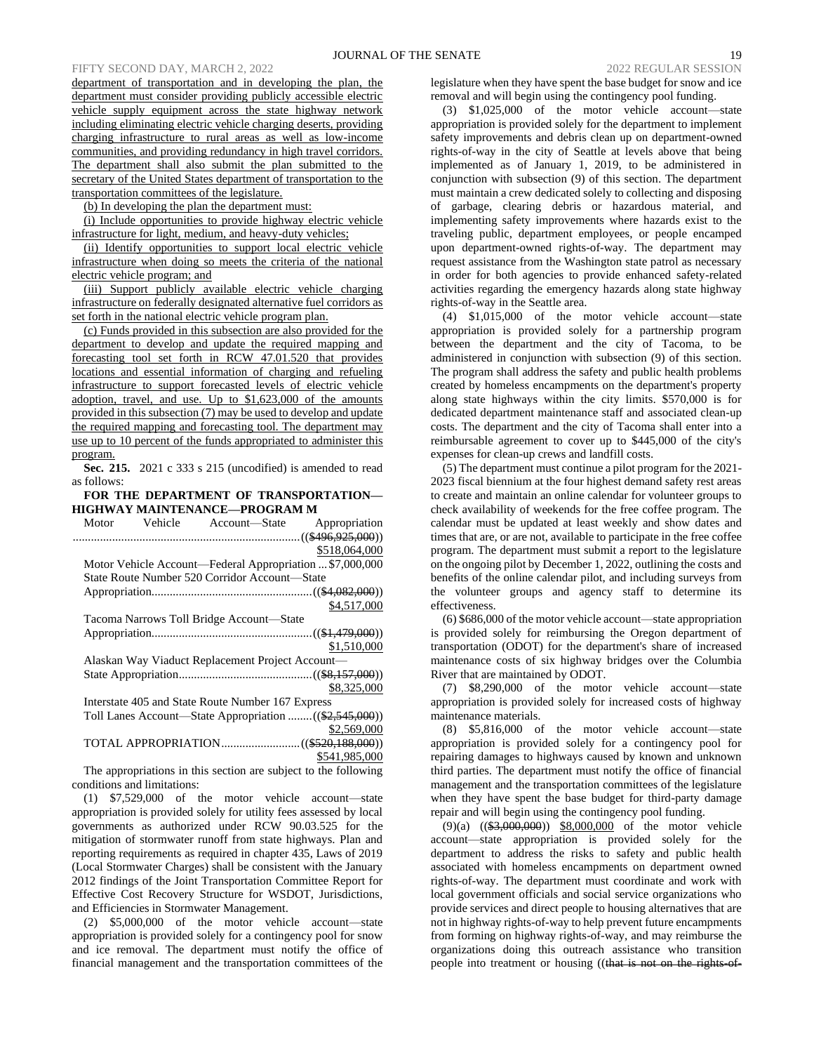department of transportation and in developing the plan, the department must consider providing publicly accessible electric vehicle supply equipment across the state highway network including eliminating electric vehicle charging deserts, providing charging infrastructure to rural areas as well as low-income communities, and providing redundancy in high travel corridors. The department shall also submit the plan submitted to the secretary of the United States department of transportation to the transportation committees of the legislature.

(b) In developing the plan the department must:

(i) Include opportunities to provide highway electric vehicle infrastructure for light, medium, and heavy-duty vehicles;

(ii) Identify opportunities to support local electric vehicle infrastructure when doing so meets the criteria of the national electric vehicle program; and

(iii) Support publicly available electric vehicle charging infrastructure on federally designated alternative fuel corridors as set forth in the national electric vehicle program plan.

(c) Funds provided in this subsection are also provided for the department to develop and update the required mapping and forecasting tool set forth in RCW 47.01.520 that provides locations and essential information of charging and refueling infrastructure to support forecasted levels of electric vehicle adoption, travel, and use. Up to $1,623,000 of the amounts provided in this subsection (7) may be used to develop and update the required mapping and forecasting tool. The department may use up to 10 percent of the funds appropriated to administer this program.

**Sec. 215.** 2021 c 333 s 215 (uncodified) is amended to read as follows:

**FOR THE DEPARTMENT OF TRANSPORTATION—HIGHWAY MAINTENANCE—PROGRAM M**

Motor Vehicle Account—State Appropriation ..........((~~$496,925,000~~)) $518,064,000

Motor Vehicle Account—Federal Appropriation ... $7,000,000

State Route Number 520 Corridor Account—State Appropriation..........((~~$4,082,000~~)) $4,517,000

Tacoma Narrows Toll Bridge Account—State Appropriation..........((~~$1,479,000~~)) $1,510,000

Alaskan Way Viaduct Replacement Project Account—State Appropriation..........((~~$8,157,000~~)) $8,325,000

Interstate 405 and State Route Number 167 Express Toll Lanes Account—State Appropriation ........((~~$2,545,000~~)) $2,569,000

TOTAL APPROPRIATION..........((~~$520,188,000~~)) $541,985,000

The appropriations in this section are subject to the following conditions and limitations:

(1) $7,529,000 of the motor vehicle account—state appropriation is provided solely for utility fees assessed by local governments as authorized under RCW 90.03.525 for the mitigation of stormwater runoff from state highways. Plan and reporting requirements as required in chapter 435, Laws of 2019 (Local Stormwater Charges) shall be consistent with the January 2012 findings of the Joint Transportation Committee Report for Effective Cost Recovery Structure for WSDOT, Jurisdictions, and Efficiencies in Stormwater Management.

(2) $5,000,000 of the motor vehicle account—state appropriation is provided solely for a contingency pool for snow and ice removal. The department must notify the office of financial management and the transportation committees of the legislature when they have spent the base budget for snow and ice removal and will begin using the contingency pool funding.

(3) $1,025,000 of the motor vehicle account—state appropriation is provided solely for the department to implement safety improvements and debris clean up on department-owned rights-of-way in the city of Seattle at levels above that being implemented as of January 1, 2019, to be administered in conjunction with subsection (9) of this section. The department must maintain a crew dedicated solely to collecting and disposing of garbage, clearing debris or hazardous material, and implementing safety improvements where hazards exist to the traveling public, department employees, or people encamped upon department-owned rights-of-way. The department may request assistance from the Washington state patrol as necessary in order for both agencies to provide enhanced safety-related activities regarding the emergency hazards along state highway rights-of-way in the Seattle area.

(4) $1,015,000 of the motor vehicle account—state appropriation is provided solely for a partnership program between the department and the city of Tacoma, to be administered in conjunction with subsection (9) of this section. The program shall address the safety and public health problems created by homeless encampments on the department's property along state highways within the city limits. $570,000 is for dedicated department maintenance staff and associated clean-up costs. The department and the city of Tacoma shall enter into a reimbursable agreement to cover up to $445,000 of the city's expenses for clean-up crews and landfill costs.

(5) The department must continue a pilot program for the 2021-2023 fiscal biennium at the four highest demand safety rest areas to create and maintain an online calendar for volunteer groups to check availability of weekends for the free coffee program. The calendar must be updated at least weekly and show dates and times that are, or are not, available to participate in the free coffee program. The department must submit a report to the legislature on the ongoing pilot by December 1, 2022, outlining the costs and benefits of the online calendar pilot, and including surveys from the volunteer groups and agency staff to determine its effectiveness.

(6) $686,000 of the motor vehicle account—state appropriation is provided solely for reimbursing the Oregon department of transportation (ODOT) for the department's share of increased maintenance costs of six highway bridges over the Columbia River that are maintained by ODOT.

(7) $8,290,000 of the motor vehicle account—state appropriation is provided solely for increased costs of highway maintenance materials.

(8) $5,816,000 of the motor vehicle account—state appropriation is provided solely for a contingency pool for repairing damages to highways caused by known and unknown third parties. The department must notify the office of financial management and the transportation committees of the legislature when they have spent the base budget for third-party damage repair and will begin using the contingency pool funding.

(9)(a) ((~~$3,000,000~~)) $8,000,000 of the motor vehicle account—state appropriation is provided solely for the department to address the risks to safety and public health associated with homeless encampments on department owned rights-of-way. The department must coordinate and work with local government officials and social service organizations who provide services and direct people to housing alternatives that are not in highway rights-of-way to help prevent future encampments from forming on highway rights-of-way, and may reimburse the organizations doing this outreach assistance who transition people into treatment or housing ((~~that is not on the rights-of-~~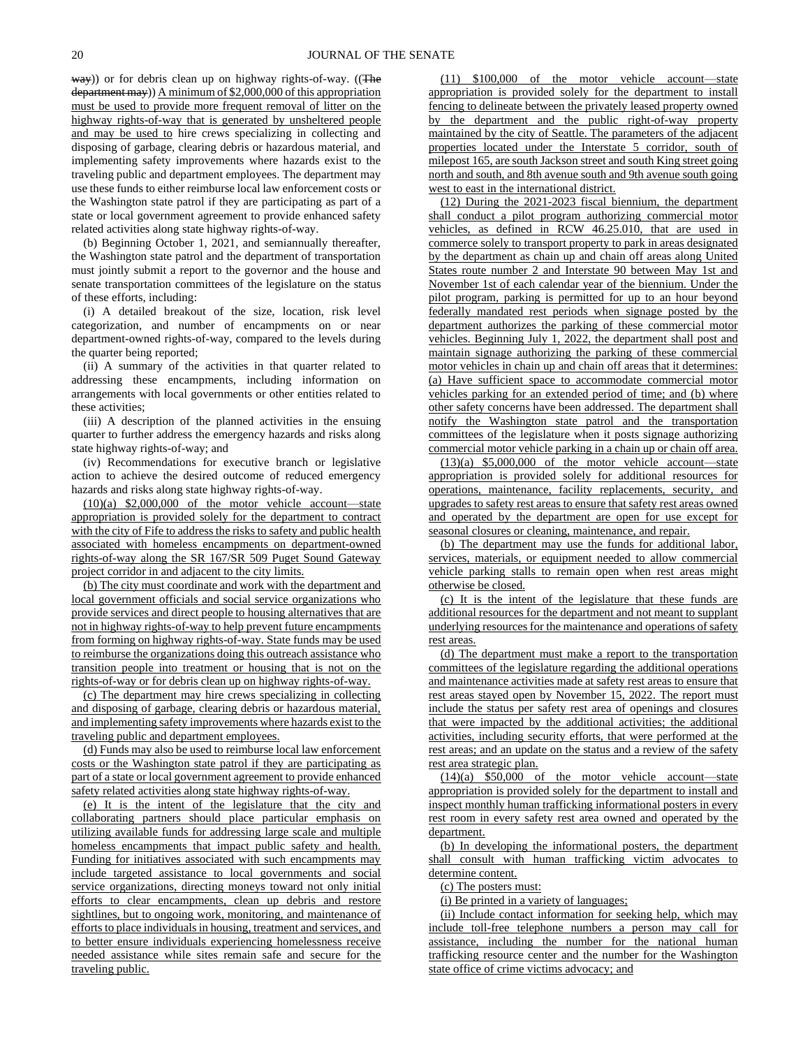way)) or for debris clean up on highway rights-of-way. ((The department may)) A minimum of $2,000,000 of this appropriation must be used to provide more frequent removal of litter on the highway rights-of-way that is generated by unsheltered people and may be used to hire crews specializing in collecting and disposing of garbage, clearing debris or hazardous material, and implementing safety improvements where hazards exist to the traveling public and department employees. The department may use these funds to either reimburse local law enforcement costs or the Washington state patrol if they are participating as part of a state or local government agreement to provide enhanced safety related activities along state highway rights-of-way.

(b) Beginning October 1, 2021, and semiannually thereafter, the Washington state patrol and the department of transportation must jointly submit a report to the governor and the house and senate transportation committees of the legislature on the status of these efforts, including:

(i) A detailed breakout of the size, location, risk level categorization, and number of encampments on or near department-owned rights-of-way, compared to the levels during the quarter being reported;

(ii) A summary of the activities in that quarter related to addressing these encampments, including information on arrangements with local governments or other entities related to these activities;

(iii) A description of the planned activities in the ensuing quarter to further address the emergency hazards and risks along state highway rights-of-way; and

(iv) Recommendations for executive branch or legislative action to achieve the desired outcome of reduced emergency hazards and risks along state highway rights-of-way.

(10)(a) $2,000,000 of the motor vehicle account—state appropriation is provided solely for the department to contract with the city of Fife to address the risks to safety and public health associated with homeless encampments on department-owned rights-of-way along the SR 167/SR 509 Puget Sound Gateway project corridor in and adjacent to the city limits.

(b) The city must coordinate and work with the department and local government officials and social service organizations who provide services and direct people to housing alternatives that are not in highway rights-of-way to help prevent future encampments from forming on highway rights-of-way. State funds may be used to reimburse the organizations doing this outreach assistance who transition people into treatment or housing that is not on the rights-of-way or for debris clean up on highway rights-of-way.

(c) The department may hire crews specializing in collecting and disposing of garbage, clearing debris or hazardous material, and implementing safety improvements where hazards exist to the traveling public and department employees.

(d) Funds may also be used to reimburse local law enforcement costs or the Washington state patrol if they are participating as part of a state or local government agreement to provide enhanced safety related activities along state highway rights-of-way.

(e) It is the intent of the legislature that the city and collaborating partners should place particular emphasis on utilizing available funds for addressing large scale and multiple homeless encampments that impact public safety and health. Funding for initiatives associated with such encampments may include targeted assistance to local governments and social service organizations, directing moneys toward not only initial efforts to clear encampments, clean up debris and restore sightlines, but to ongoing work, monitoring, and maintenance of efforts to place individuals in housing, treatment and services, and to better ensure individuals experiencing homelessness receive needed assistance while sites remain safe and secure for the traveling public.

(11) $100,000 of the motor vehicle account—state appropriation is provided solely for the department to install fencing to delineate between the privately leased property owned by the department and the public right-of-way property maintained by the city of Seattle. The parameters of the adjacent properties located under the Interstate 5 corridor, south of milepost 165, are south Jackson street and south King street going north and south, and 8th avenue south and 9th avenue south going west to east in the international district.

(12) During the 2021-2023 fiscal biennium, the department shall conduct a pilot program authorizing commercial motor vehicles, as defined in RCW 46.25.010, that are used in commerce solely to transport property to park in areas designated by the department as chain up and chain off areas along United States route number 2 and Interstate 90 between May 1st and November 1st of each calendar year of the biennium. Under the pilot program, parking is permitted for up to an hour beyond federally mandated rest periods when signage posted by the department authorizes the parking of these commercial motor vehicles. Beginning July 1, 2022, the department shall post and maintain signage authorizing the parking of these commercial motor vehicles in chain up and chain off areas that it determines: (a) Have sufficient space to accommodate commercial motor vehicles parking for an extended period of time; and (b) where other safety concerns have been addressed. The department shall notify the Washington state patrol and the transportation committees of the legislature when it posts signage authorizing commercial motor vehicle parking in a chain up or chain off area.

(13)(a) $5,000,000 of the motor vehicle account—state appropriation is provided solely for additional resources for operations, maintenance, facility replacements, security, and upgrades to safety rest areas to ensure that safety rest areas owned and operated by the department are open for use except for seasonal closures or cleaning, maintenance, and repair.

(b) The department may use the funds for additional labor, services, materials, or equipment needed to allow commercial vehicle parking stalls to remain open when rest areas might otherwise be closed.

(c) It is the intent of the legislature that these funds are additional resources for the department and not meant to supplant underlying resources for the maintenance and operations of safety rest areas.

(d) The department must make a report to the transportation committees of the legislature regarding the additional operations and maintenance activities made at safety rest areas to ensure that rest areas stayed open by November 15, 2022. The report must include the status per safety rest area of openings and closures that were impacted by the additional activities; the additional activities, including security efforts, that were performed at the rest areas; and an update on the status and a review of the safety rest area strategic plan.

(14)(a) $50,000 of the motor vehicle account—state appropriation is provided solely for the department to install and inspect monthly human trafficking informational posters in every rest room in every safety rest area owned and operated by the department.

(b) In developing the informational posters, the department shall consult with human trafficking victim advocates to determine content.

(c) The posters must:

(i) Be printed in a variety of languages;

(ii) Include contact information for seeking help, which may include toll-free telephone numbers a person may call for assistance, including the number for the national human trafficking resource center and the number for the Washington state office of crime victims advocacy; and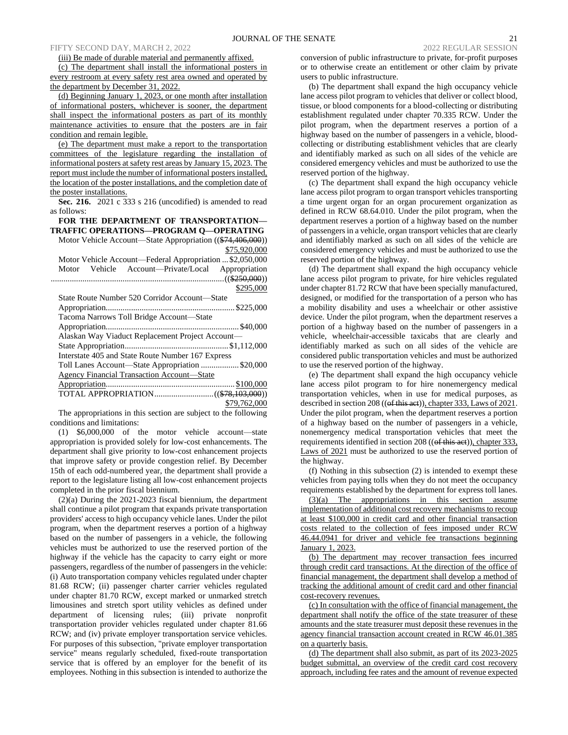(iii) Be made of durable material and permanently affixed.

(c) The department shall install the informational posters in every restroom at every safety rest area owned and operated by the department by December 31, 2022.

(d) Beginning January 1, 2023, or one month after installation of informational posters, whichever is sooner, the department shall inspect the informational posters as part of its monthly maintenance activities to ensure that the posters are in fair condition and remain legible.

(e) The department must make a report to the transportation committees of the legislature regarding the installation of informational posters at safety rest areas by January 15, 2023. The report must include the number of informational posters installed, the location of the poster installations, and the completion date of the poster installations.

**Sec. 216.** 2021 c 333 s 216 (uncodified) is amended to read as follows:

**FOR THE DEPARTMENT OF TRANSPORTATION—TRAFFIC OPERATIONS—PROGRAM Q—OPERATING**

Motor Vehicle Account—State Appropriation (($74,406,000)) $75,920,000

Motor Vehicle Account—Federal Appropriation ... $2,050,000

Motor Vehicle Account—Private/Local Appropriation (($250,000)) $295,000

State Route Number 520 Corridor Account—State Appropriation ... $225,000

Tacoma Narrows Toll Bridge Account—State Appropriation ... $40,000

Alaskan Way Viaduct Replacement Project Account—State Appropriation ... $1,112,000

Interstate 405 and State Route Number 167 Express Toll Lanes Account—State Appropriation ... $20,000

Agency Financial Transaction Account—State Appropriation ... $100,000

TOTAL APPROPRIATION ... (($78,103,000)) $79,762,000

The appropriations in this section are subject to the following conditions and limitations:

(1) $6,000,000 of the motor vehicle account—state appropriation is provided solely for low-cost enhancements. The department shall give priority to low-cost enhancement projects that improve safety or provide congestion relief. By December 15th of each odd-numbered year, the department shall provide a report to the legislature listing all low-cost enhancement projects completed in the prior fiscal biennium.

(2)(a) During the 2021-2023 fiscal biennium, the department shall continue a pilot program that expands private transportation providers' access to high occupancy vehicle lanes. Under the pilot program, when the department reserves a portion of a highway based on the number of passengers in a vehicle, the following vehicles must be authorized to use the reserved portion of the highway if the vehicle has the capacity to carry eight or more passengers, regardless of the number of passengers in the vehicle: (i) Auto transportation company vehicles regulated under chapter 81.68 RCW; (ii) passenger charter carrier vehicles regulated under chapter 81.70 RCW, except marked or unmarked stretch limousines and stretch sport utility vehicles as defined under department of licensing rules; (iii) private nonprofit transportation provider vehicles regulated under chapter 81.66 RCW; and (iv) private employer transportation service vehicles. For purposes of this subsection, "private employer transportation service" means regularly scheduled, fixed-route transportation service that is offered by an employer for the benefit of its employees. Nothing in this subsection is intended to authorize the conversion of public infrastructure to private, for-profit purposes or to otherwise create an entitlement or other claim by private users to public infrastructure.

(b) The department shall expand the high occupancy vehicle lane access pilot program to vehicles that deliver or collect blood, tissue, or blood components for a blood-collecting or distributing establishment regulated under chapter 70.335 RCW. Under the pilot program, when the department reserves a portion of a highway based on the number of passengers in a vehicle, blood-collecting or distributing establishment vehicles that are clearly and identifiably marked as such on all sides of the vehicle are considered emergency vehicles and must be authorized to use the reserved portion of the highway.

(c) The department shall expand the high occupancy vehicle lane access pilot program to organ transport vehicles transporting a time urgent organ for an organ procurement organization as defined in RCW 68.64.010. Under the pilot program, when the department reserves a portion of a highway based on the number of passengers in a vehicle, organ transport vehicles that are clearly and identifiably marked as such on all sides of the vehicle are considered emergency vehicles and must be authorized to use the reserved portion of the highway.

(d) The department shall expand the high occupancy vehicle lane access pilot program to private, for hire vehicles regulated under chapter 81.72 RCW that have been specially manufactured, designed, or modified for the transportation of a person who has a mobility disability and uses a wheelchair or other assistive device. Under the pilot program, when the department reserves a portion of a highway based on the number of passengers in a vehicle, wheelchair-accessible taxicabs that are clearly and identifiably marked as such on all sides of the vehicle are considered public transportation vehicles and must be authorized to use the reserved portion of the highway.

(e) The department shall expand the high occupancy vehicle lane access pilot program to for hire nonemergency medical transportation vehicles, when in use for medical purposes, as described in section 208 ((of this act)), chapter 333, Laws of 2021. Under the pilot program, when the department reserves a portion of a highway based on the number of passengers in a vehicle, nonemergency medical transportation vehicles that meet the requirements identified in section 208 ((of this act)), chapter 333, Laws of 2021 must be authorized to use the reserved portion of the highway.

(f) Nothing in this subsection (2) is intended to exempt these vehicles from paying tolls when they do not meet the occupancy requirements established by the department for express toll lanes.

(3)(a) The appropriations in this section assume implementation of additional cost recovery mechanisms to recoup at least $100,000 in credit card and other financial transaction costs related to the collection of fees imposed under RCW 46.44.0941 for driver and vehicle fee transactions beginning January 1, 2023.

(b) The department may recover transaction fees incurred through credit card transactions. At the direction of the office of financial management, the department shall develop a method of tracking the additional amount of credit card and other financial cost-recovery revenues.

(c) In consultation with the office of financial management, the department shall notify the office of the state treasurer of these amounts and the state treasurer must deposit these revenues in the agency financial transaction account created in RCW 46.01.385 on a quarterly basis.

(d) The department shall also submit, as part of its 2023-2025 budget submittal, an overview of the credit card cost recovery approach, including fee rates and the amount of revenue expected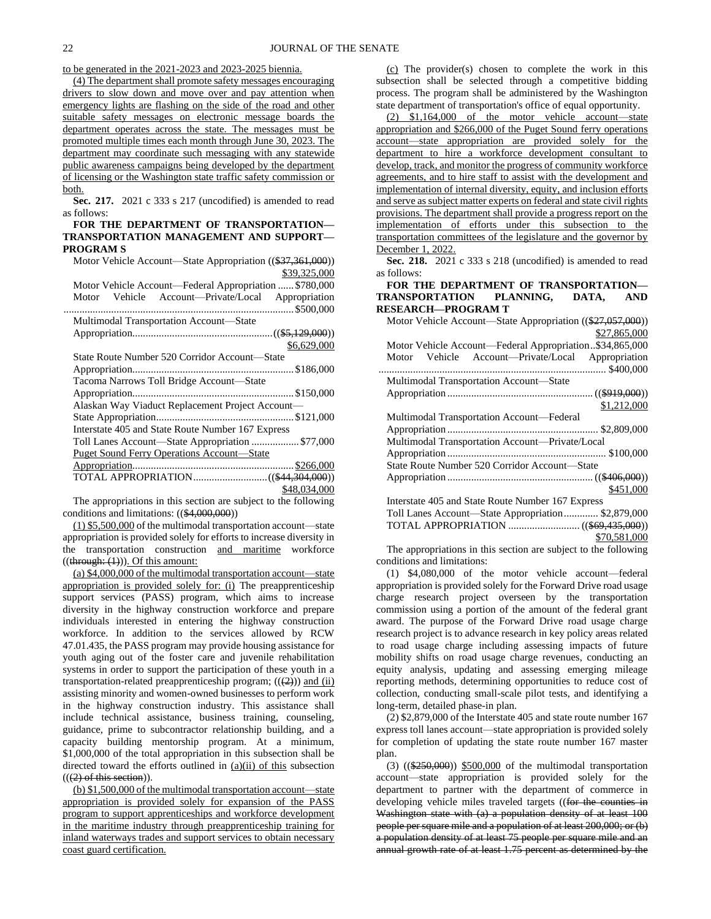to be generated in the 2021-2023 and 2023-2025 biennia.

(4) The department shall promote safety messages encouraging drivers to slow down and move over and pay attention when emergency lights are flashing on the side of the road and other suitable safety messages on electronic message boards the department operates across the state. The messages must be promoted multiple times each month through June 30, 2023. The department may coordinate such messaging with any statewide public awareness campaigns being developed by the department of licensing or the Washington state traffic safety commission or both.

**Sec. 217.** 2021 c 333 s 217 (uncodified) is amended to read as follows:

**FOR THE DEPARTMENT OF TRANSPORTATION—TRANSPORTATION MANAGEMENT AND SUPPORT—PROGRAM S**

Motor Vehicle Account—State Appropriation (($37,361,000)) $39,325,000

Motor Vehicle Account—Federal Appropriation ...... $780,000

Motor Vehicle Account—Private/Local Appropriation ...... $500,000

Multimodal Transportation Account—State Appropriation ...... (($5,129,000)) $6,629,000

State Route Number 520 Corridor Account—State Appropriation ...... $186,000

Tacoma Narrows Toll Bridge Account—State Appropriation ...... $150,000

Alaskan Way Viaduct Replacement Project Account—State Appropriation ...... $121,000

Interstate 405 and State Route Number 167 Express Toll Lanes Account—State Appropriation ...... $77,000

Puget Sound Ferry Operations Account—State Appropriation ...... $266,000

TOTAL APPROPRIATION ...... (($44,304,000)) $48,034,000

The appropriations in this section are subject to the following conditions and limitations: (($4,000,000))

(1) $5,500,000 of the multimodal transportation account—state appropriation is provided solely for efforts to increase diversity in the transportation construction and maritime workforce ((through: (1))). Of this amount:

(a) $4,000,000 of the multimodal transportation account—state appropriation is provided solely for: (i) The preapprenticeship support services (PASS) program, which aims to increase diversity in the highway construction workforce and prepare individuals interested in entering the highway construction workforce. In addition to the services allowed by RCW 47.01.435, the PASS program may provide housing assistance for youth aging out of the foster care and juvenile rehabilitation systems in order to support the participation of these youth in a transportation-related preapprenticeship program; (((2))) and (ii) assisting minority and women-owned businesses to perform work in the highway construction industry. This assistance shall include technical assistance, business training, counseling, guidance, prime to subcontractor relationship building, and a capacity building mentorship program. At a minimum, $1,000,000 of the total appropriation in this subsection shall be directed toward the efforts outlined in (a)(ii) of this subsection (((2) of this section)).

(b) $1,500,000 of the multimodal transportation account—state appropriation is provided solely for expansion of the PASS program to support apprenticeships and workforce development in the maritime industry through preapprenticeship training for inland waterways trades and support services to obtain necessary coast guard certification.

(c) The provider(s) chosen to complete the work in this subsection shall be selected through a competitive bidding process. The program shall be administered by the Washington state department of transportation's office of equal opportunity.

(2) $1,164,000 of the motor vehicle account—state appropriation and $266,000 of the Puget Sound ferry operations account—state appropriation are provided solely for the department to hire a workforce development consultant to develop, track, and monitor the progress of community workforce agreements, and to hire staff to assist with the development and implementation of internal diversity, equity, and inclusion efforts and serve as subject matter experts on federal and state civil rights provisions. The department shall provide a progress report on the implementation of efforts under this subsection to the transportation committees of the legislature and the governor by December 1, 2022.

**Sec. 218.** 2021 c 333 s 218 (uncodified) is amended to read as follows:

**FOR THE DEPARTMENT OF TRANSPORTATION—TRANSPORTATION PLANNING, DATA, AND RESEARCH—PROGRAM T**

Motor Vehicle Account—State Appropriation (($27,057,000)) $27,865,000

Motor Vehicle Account—Federal Appropriation ..$34,865,000

Motor Vehicle Account—Private/Local Appropriation ...... $400,000

Multimodal Transportation Account—State Appropriation ...... (($919,000)) $1,212,000

Multimodal Transportation Account—Federal Appropriation ...... $2,809,000

Multimodal Transportation Account—Private/Local Appropriation ...... $100,000

State Route Number 520 Corridor Account—State Appropriation ...... (($406,000)) $451,000

Interstate 405 and State Route Number 167 Express Toll Lanes Account—State Appropriation ...... $2,879,000

TOTAL APPROPRIATION ...... (($69,435,000)) $70,581,000

The appropriations in this section are subject to the following conditions and limitations:

(1) $4,080,000 of the motor vehicle account—federal appropriation is provided solely for the Forward Drive road usage charge research project overseen by the transportation commission using a portion of the amount of the federal grant award. The purpose of the Forward Drive road usage charge research project is to advance research in key policy areas related to road usage charge including assessing impacts of future mobility shifts on road usage charge revenues, conducting an equity analysis, updating and assessing emerging mileage reporting methods, determining opportunities to reduce cost of collection, conducting small-scale pilot tests, and identifying a long-term, detailed phase-in plan.

(2) $2,879,000 of the Interstate 405 and state route number 167 express toll lanes account—state appropriation is provided solely for completion of updating the state route number 167 master plan.

(3) (($250,000)) $500,000 of the multimodal transportation account—state appropriation is provided solely for the department to partner with the department of commerce in developing vehicle miles traveled targets ((for the counties in Washington state with (a) a population density of at least 100 people per square mile and a population of at least 200,000; or (b) a population density of at least 75 people per square mile and an annual growth rate of at least 1.75 percent as determined by the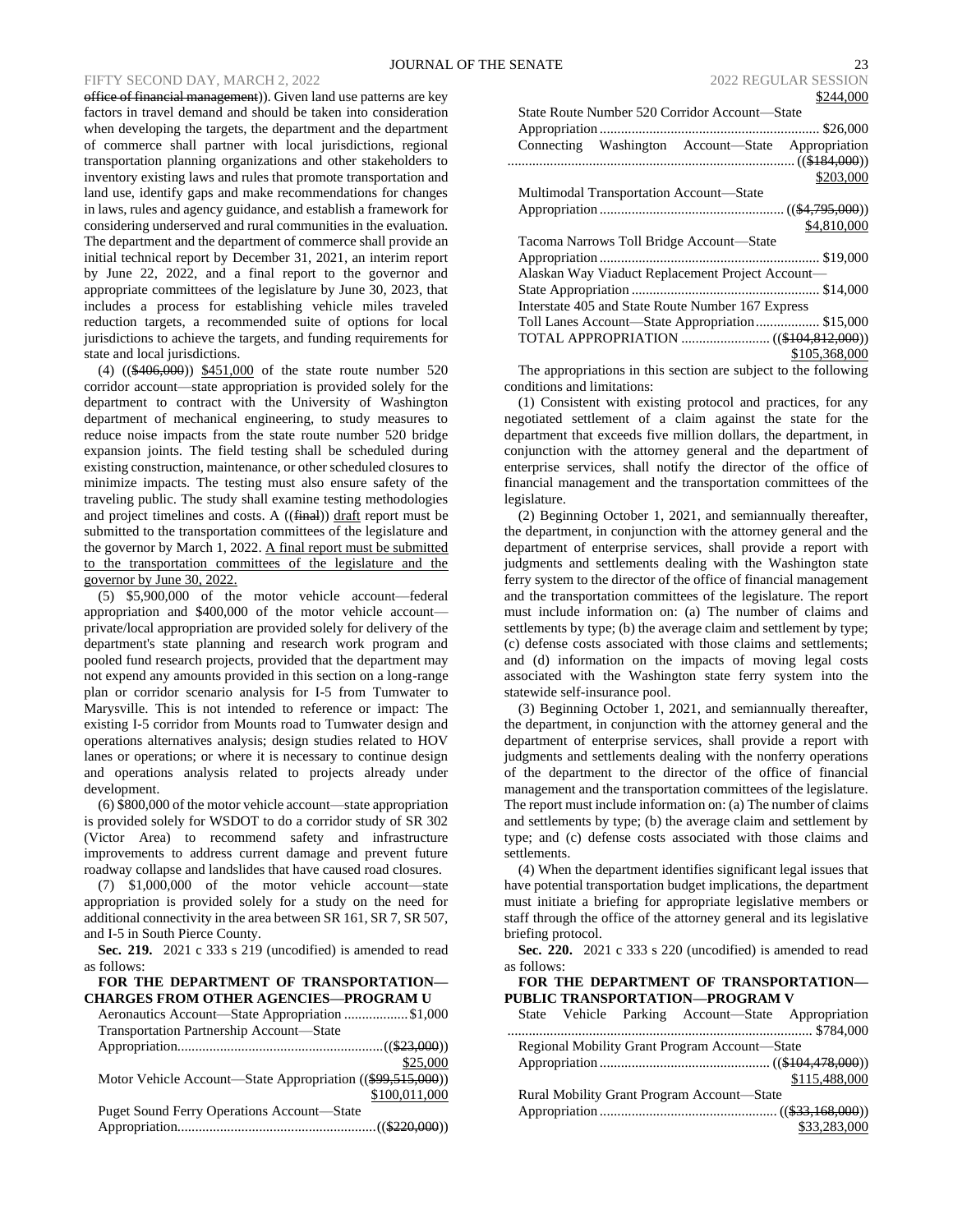~~office of financial management~~)). Given land use patterns are key factors in travel demand and should be taken into consideration when developing the targets, the department and the department of commerce shall partner with local jurisdictions, regional transportation planning organizations and other stakeholders to inventory existing laws and rules that promote transportation and land use, identify gaps and make recommendations for changes in laws, rules and agency guidance, and establish a framework for considering underserved and rural communities in the evaluation. The department and the department of commerce shall provide an initial technical report by December 31, 2021, an interim report by June 22, 2022, and a final report to the governor and appropriate committees of the legislature by June 30, 2023, that includes a process for establishing vehicle miles traveled reduction targets, a recommended suite of options for local jurisdictions to achieve the targets, and funding requirements for state and local jurisdictions.

(4) ((~~$406,000~~)) $451,000 of the state route number 520 corridor account—state appropriation is provided solely for the department to contract with the University of Washington department of mechanical engineering, to study measures to reduce noise impacts from the state route number 520 bridge expansion joints. The field testing shall be scheduled during existing construction, maintenance, or other scheduled closures to minimize impacts. The testing must also ensure safety of the traveling public. The study shall examine testing methodologies and project timelines and costs. A ((~~final~~)) draft report must be submitted to the transportation committees of the legislature and the governor by March 1, 2022. A final report must be submitted to the transportation committees of the legislature and the governor by June 30, 2022.

(5) $5,900,000 of the motor vehicle account—federal appropriation and $400,000 of the motor vehicle account—private/local appropriation are provided solely for delivery of the department's state planning and research work program and pooled fund research projects, provided that the department may not expend any amounts provided in this section on a long-range plan or corridor scenario analysis for I-5 from Tumwater to Marysville. This is not intended to reference or impact: The existing I-5 corridor from Mounts road to Tumwater design and operations alternatives analysis; design studies related to HOV lanes or operations; or where it is necessary to continue design and operations analysis related to projects already under development.

(6) $800,000 of the motor vehicle account—state appropriation is provided solely for WSDOT to do a corridor study of SR 302 (Victor Area) to recommend safety and infrastructure improvements to address current damage and prevent future roadway collapse and landslides that have caused road closures.

(7) $1,000,000 of the motor vehicle account—state appropriation is provided solely for a study on the need for additional connectivity in the area between SR 161, SR 7, SR 507, and I-5 in South Pierce County.

**Sec. 219.** 2021 c 333 s 219 (uncodified) is amended to read as follows:

**FOR THE DEPARTMENT OF TRANSPORTATION—CHARGES FROM OTHER AGENCIES—PROGRAM U**

Aeronautics Account—State Appropriation .................. $1,000
Transportation Partnership Account—State Appropriation ............ ((~~$23,000~~)) $25,000
Motor Vehicle Account—State Appropriation ((~~$99,515,000~~)) $100,011,000
Puget Sound Ferry Operations Account—State Appropriation ............ ((~~$220,000~~)) $244,000
State Route Number 520 Corridor Account—State Appropriation ............ $26,000
Connecting Washington Account—State Appropriation ............ ((~~$184,000~~)) $203,000
Multimodal Transportation Account—State Appropriation ............ ((~~$4,795,000~~)) $4,810,000
Tacoma Narrows Toll Bridge Account—State Appropriation ............ $19,000
Alaskan Way Viaduct Replacement Project Account—State Appropriation ............ $14,000
Interstate 405 and State Route Number 167 Express Toll Lanes Account—State Appropriation .................. $15,000
TOTAL APPROPRIATION ............ ((~~$104,812,000~~)) $105,368,000

The appropriations in this section are subject to the following conditions and limitations:

(1) Consistent with existing protocol and practices, for any negotiated settlement of a claim against the state for the department that exceeds five million dollars, the department, in conjunction with the attorney general and the department of enterprise services, shall notify the director of the office of financial management and the transportation committees of the legislature.

(2) Beginning October 1, 2021, and semiannually thereafter, the department, in conjunction with the attorney general and the department of enterprise services, shall provide a report with judgments and settlements dealing with the Washington state ferry system to the director of the office of financial management and the transportation committees of the legislature. The report must include information on: (a) The number of claims and settlements by type; (b) the average claim and settlement by type; (c) defense costs associated with those claims and settlements; and (d) information on the impacts of moving legal costs associated with the Washington state ferry system into the statewide self-insurance pool.

(3) Beginning October 1, 2021, and semiannually thereafter, the department, in conjunction with the attorney general and the department of enterprise services, shall provide a report with judgments and settlements dealing with the nonferry operations of the department to the director of the office of financial management and the transportation committees of the legislature. The report must include information on: (a) The number of claims and settlements by type; (b) the average claim and settlement by type; and (c) defense costs associated with those claims and settlements.

(4) When the department identifies significant legal issues that have potential transportation budget implications, the department must initiate a briefing for appropriate legislative members or staff through the office of the attorney general and its legislative briefing protocol.

**Sec. 220.** 2021 c 333 s 220 (uncodified) is amended to read as follows:

**FOR THE DEPARTMENT OF TRANSPORTATION—PUBLIC TRANSPORTATION—PROGRAM V**

State Vehicle Parking Account—State Appropriation ............ $784,000
Regional Mobility Grant Program Account—State Appropriation ............ ((~~$104,478,000~~)) $115,488,000
Rural Mobility Grant Program Account—State Appropriation ............ ((~~$33,168,000~~)) $33,283,000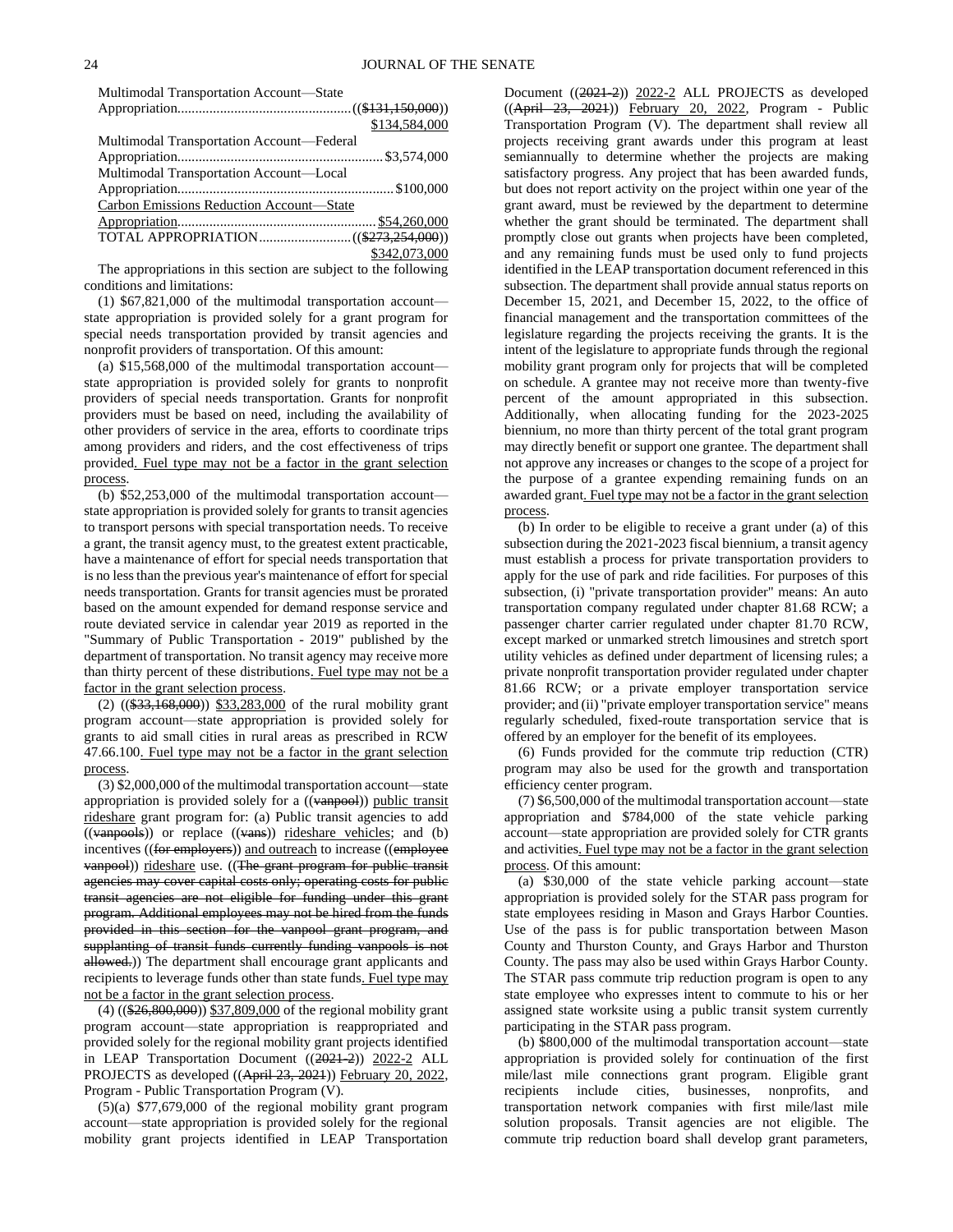Multimodal Transportation Account—State Appropriation................................................((~~$131,150,000~~)) <u>$134,584,000</u>

Multimodal Transportation Account—Federal Appropriation.........................................................$3,574,000

Multimodal Transportation Account—Local Appropriation............................................................$100,000

<u>Carbon Emissions Reduction Account—State Appropriation.......................................................$54,260,000</u>

TOTAL APPROPRIATION..........................((~~$273,254,000~~)) <u>$342,073,000</u>

The appropriations in this section are subject to the following conditions and limitations:

(1) $67,821,000 of the multimodal transportation account—state appropriation is provided solely for a grant program for special needs transportation provided by transit agencies and nonprofit providers of transportation. Of this amount:

(a) $15,568,000 of the multimodal transportation account—state appropriation is provided solely for grants to nonprofit providers of special needs transportation. Grants for nonprofit providers must be based on need, including the availability of other providers of service in the area, efforts to coordinate trips among providers and riders, and the cost effectiveness of trips provided<u>. Fuel type may not be a factor in the grant selection process</u>.

(b) $52,253,000 of the multimodal transportation account—state appropriation is provided solely for grants to transit agencies to transport persons with special transportation needs. To receive a grant, the transit agency must, to the greatest extent practicable, have a maintenance of effort for special needs transportation that is no less than the previous year's maintenance of effort for special needs transportation. Grants for transit agencies must be prorated based on the amount expended for demand response service and route deviated service in calendar year 2019 as reported in the "Summary of Public Transportation - 2019" published by the department of transportation. No transit agency may receive more than thirty percent of these distributions<u>. Fuel type may not be a factor in the grant selection process</u>.

(2) ((~~$33,168,000~~)) <u>$33,283,000</u> of the rural mobility grant program account—state appropriation is provided solely for grants to aid small cities in rural areas as prescribed in RCW 47.66.100<u>. Fuel type may not be a factor in the grant selection process</u>.

(3) $2,000,000 of the multimodal transportation account—state appropriation is provided solely for a ((~~vanpool~~)) <u>public transit rideshare</u> grant program for: (a) Public transit agencies to add ((~~vanpools~~)) or replace ((~~vans~~)) <u>rideshare vehicles</u>; and (b) incentives ((~~for employers~~)) <u>and outreach</u> to increase ((~~employee vanpool~~)) <u>rideshare</u> use. ((~~The grant program for public transit agencies may cover capital costs only; operating costs for public transit agencies are not eligible for funding under this grant program. Additional employees may not be hired from the funds provided in this section for the vanpool grant program, and supplanting of transit funds currently funding vanpools is not allowed.~~)) The department shall encourage grant applicants and recipients to leverage funds other than state funds<u>. Fuel type may not be a factor in the grant selection process</u>.

(4) ((~~$26,800,000~~)) <u>$37,809,000</u> of the regional mobility grant program account—state appropriation is reappropriated and provided solely for the regional mobility grant projects identified in LEAP Transportation Document ((~~2021-2~~)) <u>2022-2</u> ALL PROJECTS as developed ((~~April 23, 2021~~)) <u>February 20, 2022</u>, Program - Public Transportation Program (V).

(5)(a) $77,679,000 of the regional mobility grant program account—state appropriation is provided solely for the regional mobility grant projects identified in LEAP Transportation Document ((~~2021-2~~)) <u>2022-2</u> ALL PROJECTS as developed ((~~April 23, 2021~~)) <u>February 20, 2022</u>, Program - Public Transportation Program (V). The department shall review all projects receiving grant awards under this program at least semiannually to determine whether the projects are making satisfactory progress. Any project that has been awarded funds, but does not report activity on the project within one year of the grant award, must be reviewed by the department to determine whether the grant should be terminated. The department shall promptly close out grants when projects have been completed, and any remaining funds must be used only to fund projects identified in the LEAP transportation document referenced in this subsection. The department shall provide annual status reports on December 15, 2021, and December 15, 2022, to the office of financial management and the transportation committees of the legislature regarding the projects receiving the grants. It is the intent of the legislature to appropriate funds through the regional mobility grant program only for projects that will be completed on schedule. A grantee may not receive more than twenty-five percent of the amount appropriated in this subsection. Additionally, when allocating funding for the 2023-2025 biennium, no more than thirty percent of the total grant program may directly benefit or support one grantee. The department shall not approve any increases or changes to the scope of a project for the purpose of a grantee expending remaining funds on an awarded grant<u>. Fuel type may not be a factor in the grant selection process</u>.

(b) In order to be eligible to receive a grant under (a) of this subsection during the 2021-2023 fiscal biennium, a transit agency must establish a process for private transportation providers to apply for the use of park and ride facilities. For purposes of this subsection, (i) "private transportation provider" means: An auto transportation company regulated under chapter 81.68 RCW; a passenger charter carrier regulated under chapter 81.70 RCW, except marked or unmarked stretch limousines and stretch sport utility vehicles as defined under department of licensing rules; a private nonprofit transportation provider regulated under chapter 81.66 RCW; or a private employer transportation service provider; and (ii) "private employer transportation service" means regularly scheduled, fixed-route transportation service that is offered by an employer for the benefit of its employees.

(6) Funds provided for the commute trip reduction (CTR) program may also be used for the growth and transportation efficiency center program.

(7) $6,500,000 of the multimodal transportation account—state appropriation and $784,000 of the state vehicle parking account—state appropriation are provided solely for CTR grants and activities<u>. Fuel type may not be a factor in the grant selection process</u>. Of this amount:

(a) $30,000 of the state vehicle parking account—state appropriation is provided solely for the STAR pass program for state employees residing in Mason and Grays Harbor Counties. Use of the pass is for public transportation between Mason County and Thurston County, and Grays Harbor and Thurston County. The pass may also be used within Grays Harbor County. The STAR pass commute trip reduction program is open to any state employee who expresses intent to commute to his or her assigned state worksite using a public transit system currently participating in the STAR pass program.

(b) $800,000 of the multimodal transportation account—state appropriation is provided solely for continuation of the first mile/last mile connections grant program. Eligible grant recipients include cities, businesses, nonprofits, and transportation network companies with first mile/last mile solution proposals. Transit agencies are not eligible. The commute trip reduction board shall develop grant parameters,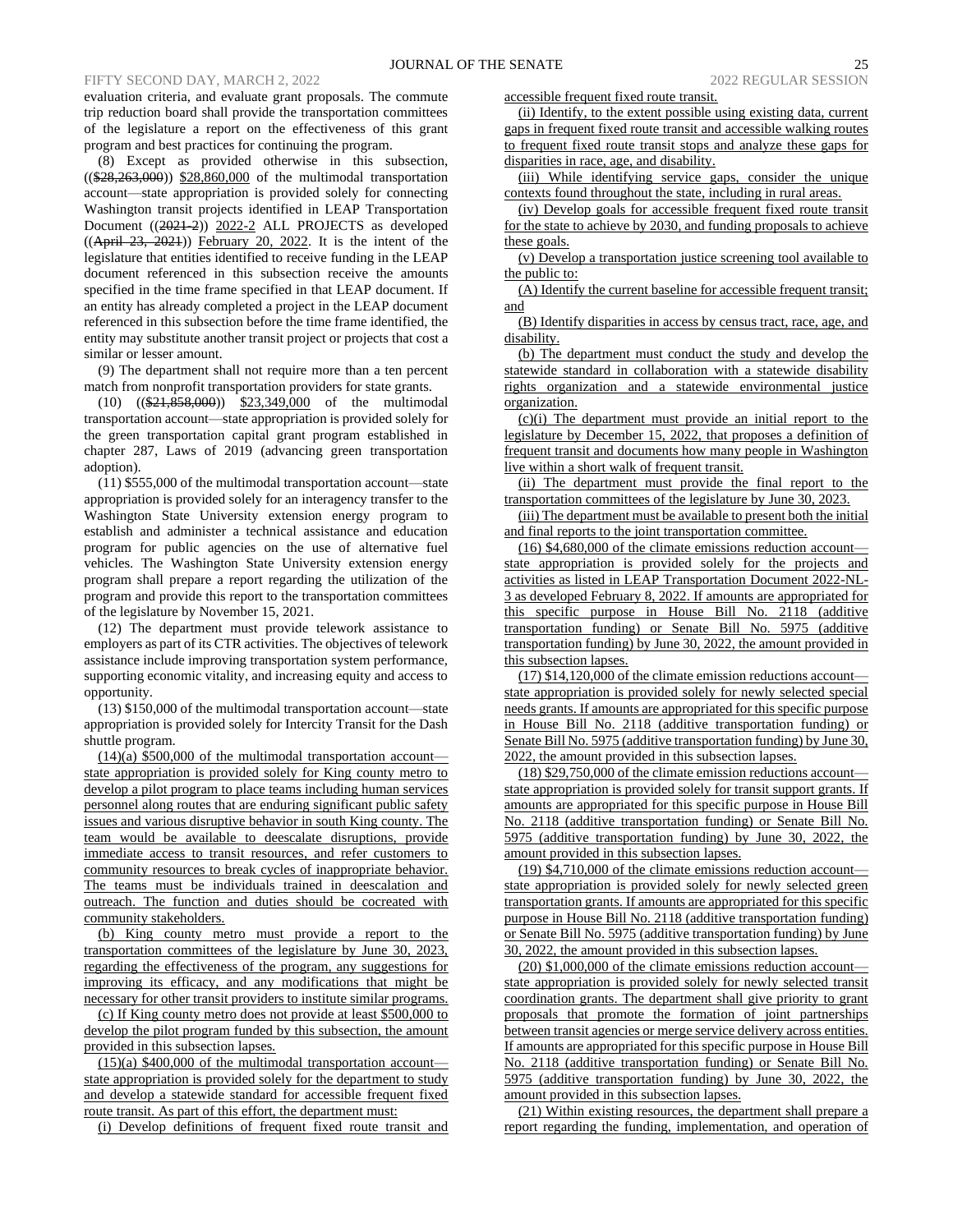evaluation criteria, and evaluate grant proposals. The commute trip reduction board shall provide the transportation committees of the legislature a report on the effectiveness of this grant program and best practices for continuing the program.

(8) Except as provided otherwise in this subsection, (($28,263,000)) $28,860,000 of the multimodal transportation account—state appropriation is provided solely for connecting Washington transit projects identified in LEAP Transportation Document ((2021-2)) 2022-2 ALL PROJECTS as developed ((April 23, 2021)) February 20, 2022. It is the intent of the legislature that entities identified to receive funding in the LEAP document referenced in this subsection receive the amounts specified in the time frame specified in that LEAP document. If an entity has already completed a project in the LEAP document referenced in this subsection before the time frame identified, the entity may substitute another transit project or projects that cost a similar or lesser amount.

(9) The department shall not require more than a ten percent match from nonprofit transportation providers for state grants.

(10) (($21,858,000)) $23,349,000 of the multimodal transportation account—state appropriation is provided solely for the green transportation capital grant program established in chapter 287, Laws of 2019 (advancing green transportation adoption).

(11) $555,000 of the multimodal transportation account—state appropriation is provided solely for an interagency transfer to the Washington State University extension energy program to establish and administer a technical assistance and education program for public agencies on the use of alternative fuel vehicles. The Washington State University extension energy program shall prepare a report regarding the utilization of the program and provide this report to the transportation committees of the legislature by November 15, 2021.

(12) The department must provide telework assistance to employers as part of its CTR activities. The objectives of telework assistance include improving transportation system performance, supporting economic vitality, and increasing equity and access to opportunity.

(13) $150,000 of the multimodal transportation account—state appropriation is provided solely for Intercity Transit for the Dash shuttle program.

(14)(a) $500,000 of the multimodal transportation account—state appropriation is provided solely for King county metro to develop a pilot program to place teams including human services personnel along routes that are enduring significant public safety issues and various disruptive behavior in south King county. The team would be available to deescalate disruptions, provide immediate access to transit resources, and refer customers to community resources to break cycles of inappropriate behavior. The teams must be individuals trained in deescalation and outreach. The function and duties should be cocreated with community stakeholders.

(b) King county metro must provide a report to the transportation committees of the legislature by June 30, 2023, regarding the effectiveness of the program, any suggestions for improving its efficacy, and any modifications that might be necessary for other transit providers to institute similar programs.

(c) If King county metro does not provide at least $500,000 to develop the pilot program funded by this subsection, the amount provided in this subsection lapses.

(15)(a) $400,000 of the multimodal transportation account—state appropriation is provided solely for the department to study and develop a statewide standard for accessible frequent fixed route transit. As part of this effort, the department must:

(i) Develop definitions of frequent fixed route transit and accessible frequent fixed route transit.

(ii) Identify, to the extent possible using existing data, current gaps in frequent fixed route transit and accessible walking routes to frequent fixed route transit stops and analyze these gaps for disparities in race, age, and disability.

(iii) While identifying service gaps, consider the unique contexts found throughout the state, including in rural areas.

(iv) Develop goals for accessible frequent fixed route transit for the state to achieve by 2030, and funding proposals to achieve these goals.

(v) Develop a transportation justice screening tool available to the public to:

(A) Identify the current baseline for accessible frequent transit; and

(B) Identify disparities in access by census tract, race, age, and disability.

(b) The department must conduct the study and develop the statewide standard in collaboration with a statewide disability rights organization and a statewide environmental justice organization.

(c)(i) The department must provide an initial report to the legislature by December 15, 2022, that proposes a definition of frequent transit and documents how many people in Washington live within a short walk of frequent transit.

(ii) The department must provide the final report to the transportation committees of the legislature by June 30, 2023.

(iii) The department must be available to present both the initial and final reports to the joint transportation committee.

(16) $4,680,000 of the climate emissions reduction account—state appropriation is provided solely for the projects and activities as listed in LEAP Transportation Document 2022-NL-3 as developed February 8, 2022. If amounts are appropriated for this specific purpose in House Bill No. 2118 (additive transportation funding) or Senate Bill No. 5975 (additive transportation funding) by June 30, 2022, the amount provided in this subsection lapses.

(17) $14,120,000 of the climate emission reductions account—state appropriation is provided solely for newly selected special needs grants. If amounts are appropriated for this specific purpose in House Bill No. 2118 (additive transportation funding) or Senate Bill No. 5975 (additive transportation funding) by June 30, 2022, the amount provided in this subsection lapses.

(18) $29,750,000 of the climate emission reductions account—state appropriation is provided solely for transit support grants. If amounts are appropriated for this specific purpose in House Bill No. 2118 (additive transportation funding) or Senate Bill No. 5975 (additive transportation funding) by June 30, 2022, the amount provided in this subsection lapses.

(19) $4,710,000 of the climate emissions reduction account—state appropriation is provided solely for newly selected green transportation grants. If amounts are appropriated for this specific purpose in House Bill No. 2118 (additive transportation funding) or Senate Bill No. 5975 (additive transportation funding) by June 30, 2022, the amount provided in this subsection lapses.

(20) $1,000,000 of the climate emissions reduction account—state appropriation is provided solely for newly selected transit coordination grants. The department shall give priority to grant proposals that promote the formation of joint partnerships between transit agencies or merge service delivery across entities. If amounts are appropriated for this specific purpose in House Bill No. 2118 (additive transportation funding) or Senate Bill No. 5975 (additive transportation funding) by June 30, 2022, the amount provided in this subsection lapses.

(21) Within existing resources, the department shall prepare a report regarding the funding, implementation, and operation of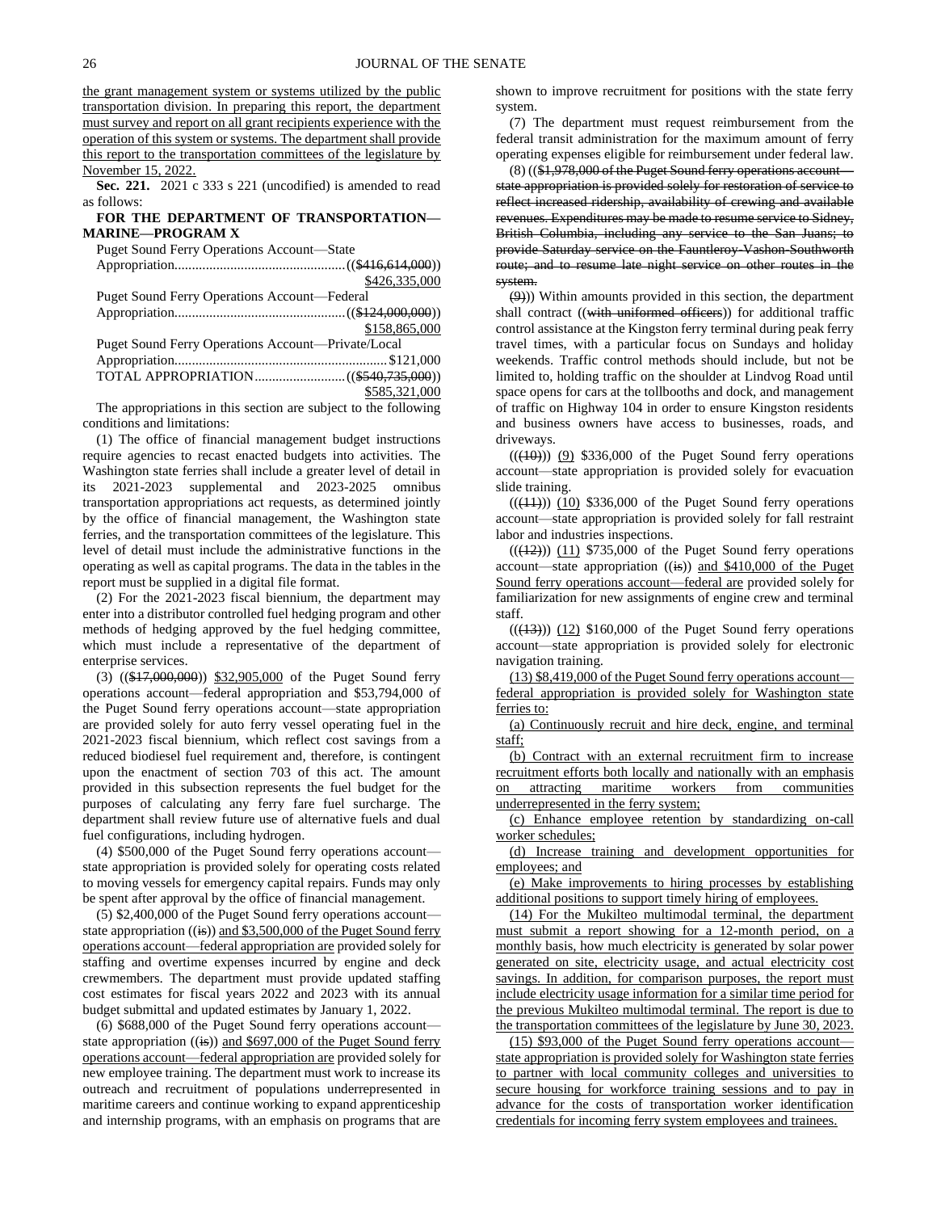the grant management system or systems utilized by the public transportation division. In preparing this report, the department must survey and report on all grant recipients experience with the operation of this system or systems. The department shall provide this report to the transportation committees of the legislature by November 15, 2022.

**Sec. 221.** 2021 c 333 s 221 (uncodified) is amended to read as follows:

**FOR THE DEPARTMENT OF TRANSPORTATION—MARINE—PROGRAM X**

Puget Sound Ferry Operations Account—State Appropriation ((~~$416,614,000~~)) $426,335,000

Puget Sound Ferry Operations Account—Federal Appropriation ((~~$124,000,000~~)) $158,865,000

Puget Sound Ferry Operations Account—Private/Local Appropriation $121,000

TOTAL APPROPRIATION ((~~$540,735,000~~)) $585,321,000

The appropriations in this section are subject to the following conditions and limitations:

(1) The office of financial management budget instructions require agencies to recast enacted budgets into activities. The Washington state ferries shall include a greater level of detail in its 2021-2023 supplemental and 2023-2025 omnibus transportation appropriations act requests, as determined jointly by the office of financial management, the Washington state ferries, and the transportation committees of the legislature. This level of detail must include the administrative functions in the operating as well as capital programs. The data in the tables in the report must be supplied in a digital file format.

(2) For the 2021-2023 fiscal biennium, the department may enter into a distributor controlled fuel hedging program and other methods of hedging approved by the fuel hedging committee, which must include a representative of the department of enterprise services.

(3) ((~~$17,000,000~~)) $32,905,000 of the Puget Sound ferry operations account—federal appropriation and $53,794,000 of the Puget Sound ferry operations account—state appropriation are provided solely for auto ferry vessel operating fuel in the 2021-2023 fiscal biennium, which reflect cost savings from a reduced biodiesel fuel requirement and, therefore, is contingent upon the enactment of section 703 of this act. The amount provided in this subsection represents the fuel budget for the purposes of calculating any ferry fare fuel surcharge. The department shall review future use of alternative fuels and dual fuel configurations, including hydrogen.

(4) $500,000 of the Puget Sound ferry operations account—state appropriation is provided solely for operating costs related to moving vessels for emergency capital repairs. Funds may only be spent after approval by the office of financial management.

(5) $2,400,000 of the Puget Sound ferry operations account—state appropriation ((~~is~~)) and $3,500,000 of the Puget Sound ferry operations account—federal appropriation are provided solely for staffing and overtime expenses incurred by engine and deck crewmembers. The department must provide updated staffing cost estimates for fiscal years 2022 and 2023 with its annual budget submittal and updated estimates by January 1, 2022.

(6) $688,000 of the Puget Sound ferry operations account—state appropriation ((~~is~~)) and $697,000 of the Puget Sound ferry operations account—federal appropriation are provided solely for new employee training. The department must work to increase its outreach and recruitment of populations underrepresented in maritime careers and continue working to expand apprenticeship and internship programs, with an emphasis on programs that are shown to improve recruitment for positions with the state ferry system.

(7) The department must request reimbursement from the federal transit administration for the maximum amount of ferry operating expenses eligible for reimbursement under federal law.

(8) ((~~$1,978,000 of the Puget Sound ferry operations account—state appropriation is provided solely for restoration of service to reflect increased ridership, availability of crewing and available revenues. Expenditures may be made to resume service to Sidney, British Columbia, including any service to the San Juans; to provide Saturday service on the Fauntleroy-Vashon-Southworth route; and to resume late night service on other routes in the system.~~

~~(9)~~)) Within amounts provided in this section, the department shall contract ((~~with uniformed officers~~)) for additional traffic control assistance at the Kingston ferry terminal during peak ferry travel times, with a particular focus on Sundays and holiday weekends. Traffic control methods should include, but not be limited to, holding traffic on the shoulder at Lindvog Road until space opens for cars at the tollbooths and dock, and management of traffic on Highway 104 in order to ensure Kingston residents and business owners have access to businesses, roads, and driveways.

(((~~10~~))) (9) $336,000 of the Puget Sound ferry operations account—state appropriation is provided solely for evacuation slide training.

(((~~11~~))) (10) $336,000 of the Puget Sound ferry operations account—state appropriation is provided solely for fall restraint labor and industries inspections.

(((~~12~~))) (11) $735,000 of the Puget Sound ferry operations account—state appropriation ((~~is~~)) and $410,000 of the Puget Sound ferry operations account—federal are provided solely for familiarization for new assignments of engine crew and terminal staff.

(((~~13~~))) (12) $160,000 of the Puget Sound ferry operations account—state appropriation is provided solely for electronic navigation training.

(13) $8,419,000 of the Puget Sound ferry operations account—federal appropriation is provided solely for Washington state ferries to:

(a) Continuously recruit and hire deck, engine, and terminal staff;

(b) Contract with an external recruitment firm to increase recruitment efforts both locally and nationally with an emphasis on attracting maritime workers from communities underrepresented in the ferry system;

(c) Enhance employee retention by standardizing on-call worker schedules;

(d) Increase training and development opportunities for employees; and

(e) Make improvements to hiring processes by establishing additional positions to support timely hiring of employees.

(14) For the Mukilteo multimodal terminal, the department must submit a report showing for a 12-month period, on a monthly basis, how much electricity is generated by solar power generated on site, electricity usage, and actual electricity cost savings. In addition, for comparison purposes, the report must include electricity usage information for a similar time period for the previous Mukilteo multimodal terminal. The report is due to the transportation committees of the legislature by June 30, 2023.

(15) $93,000 of the Puget Sound ferry operations account—state appropriation is provided solely for Washington state ferries to partner with local community colleges and universities to secure housing for workforce training sessions and to pay in advance for the costs of transportation worker identification credentials for incoming ferry system employees and trainees.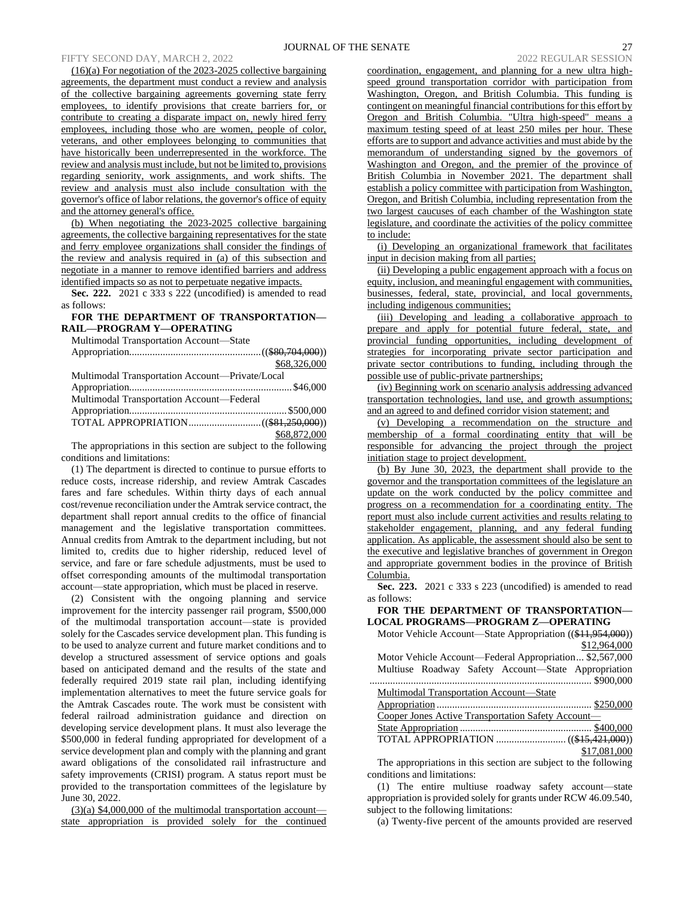(16)(a) For negotiation of the 2023-2025 collective bargaining agreements, the department must conduct a review and analysis of the collective bargaining agreements governing state ferry employees, to identify provisions that create barriers for, or contribute to creating a disparate impact on, newly hired ferry employees, including those who are women, people of color, veterans, and other employees belonging to communities that have historically been underrepresented in the workforce. The review and analysis must include, but not be limited to, provisions regarding seniority, work assignments, and work shifts. The review and analysis must also include consultation with the governor's office of labor relations, the governor's office of equity and the attorney general's office.

(b) When negotiating the 2023-2025 collective bargaining agreements, the collective bargaining representatives for the state and ferry employee organizations shall consider the findings of the review and analysis required in (a) of this subsection and negotiate in a manner to remove identified barriers and address identified impacts so as not to perpetuate negative impacts.

**Sec. 222.** 2021 c 333 s 222 (uncodified) is amended to read as follows:

**FOR THE DEPARTMENT OF TRANSPORTATION—RAIL—PROGRAM Y—OPERATING**

Multimodal Transportation Account—State Appropriation ((~~$80,704,000~~)) $68,326,000

Multimodal Transportation Account—Private/Local Appropriation $46,000

Multimodal Transportation Account—Federal Appropriation $500,000

TOTAL APPROPRIATION ((~~$81,250,000~~)) $68,872,000

The appropriations in this section are subject to the following conditions and limitations:

(1) The department is directed to continue to pursue efforts to reduce costs, increase ridership, and review Amtrak Cascades fares and fare schedules. Within thirty days of each annual cost/revenue reconciliation under the Amtrak service contract, the department shall report annual credits to the office of financial management and the legislative transportation committees. Annual credits from Amtrak to the department including, but not limited to, credits due to higher ridership, reduced level of service, and fare or fare schedule adjustments, must be used to offset corresponding amounts of the multimodal transportation account—state appropriation, which must be placed in reserve.

(2) Consistent with the ongoing planning and service improvement for the intercity passenger rail program, $500,000 of the multimodal transportation account—state is provided solely for the Cascades service development plan. This funding is to be used to analyze current and future market conditions and to develop a structured assessment of service options and goals based on anticipated demand and the results of the state and federally required 2019 state rail plan, including identifying implementation alternatives to meet the future service goals for the Amtrak Cascades route. The work must be consistent with federal railroad administration guidance and direction on developing service development plans. It must also leverage the $500,000 in federal funding appropriated for development of a service development plan and comply with the planning and grant award obligations of the consolidated rail infrastructure and safety improvements (CRISI) program. A status report must be provided to the transportation committees of the legislature by June 30, 2022.

(3)(a) $4,000,000 of the multimodal transportation account—state appropriation is provided solely for the continued coordination, engagement, and planning for a new ultra high-speed ground transportation corridor with participation from Washington, Oregon, and British Columbia. This funding is contingent on meaningful financial contributions for this effort by Oregon and British Columbia. "Ultra high-speed" means a maximum testing speed of at least 250 miles per hour. These efforts are to support and advance activities and must abide by the memorandum of understanding signed by the governors of Washington and Oregon, and the premier of the province of British Columbia in November 2021. The department shall establish a policy committee with participation from Washington, Oregon, and British Columbia, including representation from the two largest caucuses of each chamber of the Washington state legislature, and coordinate the activities of the policy committee to include:

(i) Developing an organizational framework that facilitates input in decision making from all parties;

(ii) Developing a public engagement approach with a focus on equity, inclusion, and meaningful engagement with communities, businesses, federal, state, provincial, and local governments, including indigenous communities;

(iii) Developing and leading a collaborative approach to prepare and apply for potential future federal, state, and provincial funding opportunities, including development of strategies for incorporating private sector participation and private sector contributions to funding, including through the possible use of public-private partnerships;

(iv) Beginning work on scenario analysis addressing advanced transportation technologies, land use, and growth assumptions; and an agreed to and defined corridor vision statement; and

(v) Developing a recommendation on the structure and membership of a formal coordinating entity that will be responsible for advancing the project through the project initiation stage to project development.

(b) By June 30, 2023, the department shall provide to the governor and the transportation committees of the legislature an update on the work conducted by the policy committee and progress on a recommendation for a coordinating entity. The report must also include current activities and results relating to stakeholder engagement, planning, and any federal funding application. As applicable, the assessment should also be sent to the executive and legislative branches of government in Oregon and appropriate government bodies in the province of British Columbia.

**Sec. 223.** 2021 c 333 s 223 (uncodified) is amended to read as follows:

**FOR THE DEPARTMENT OF TRANSPORTATION—LOCAL PROGRAMS—PROGRAM Z—OPERATING**

Motor Vehicle Account—State Appropriation ((~~$11,954,000~~)) $12,964,000

Motor Vehicle Account—Federal Appropriation $2,567,000

Multiuse Roadway Safety Account—State Appropriation $900,000

Multimodal Transportation Account—State Appropriation $250,000

Cooper Jones Active Transportation Safety Account—State Appropriation $400,000

TOTAL APPROPRIATION ((~~$15,421,000~~)) $17,081,000

The appropriations in this section are subject to the following conditions and limitations:

(1) The entire multiuse roadway safety account—state appropriation is provided solely for grants under RCW 46.09.540, subject to the following limitations:

(a) Twenty-five percent of the amounts provided are reserved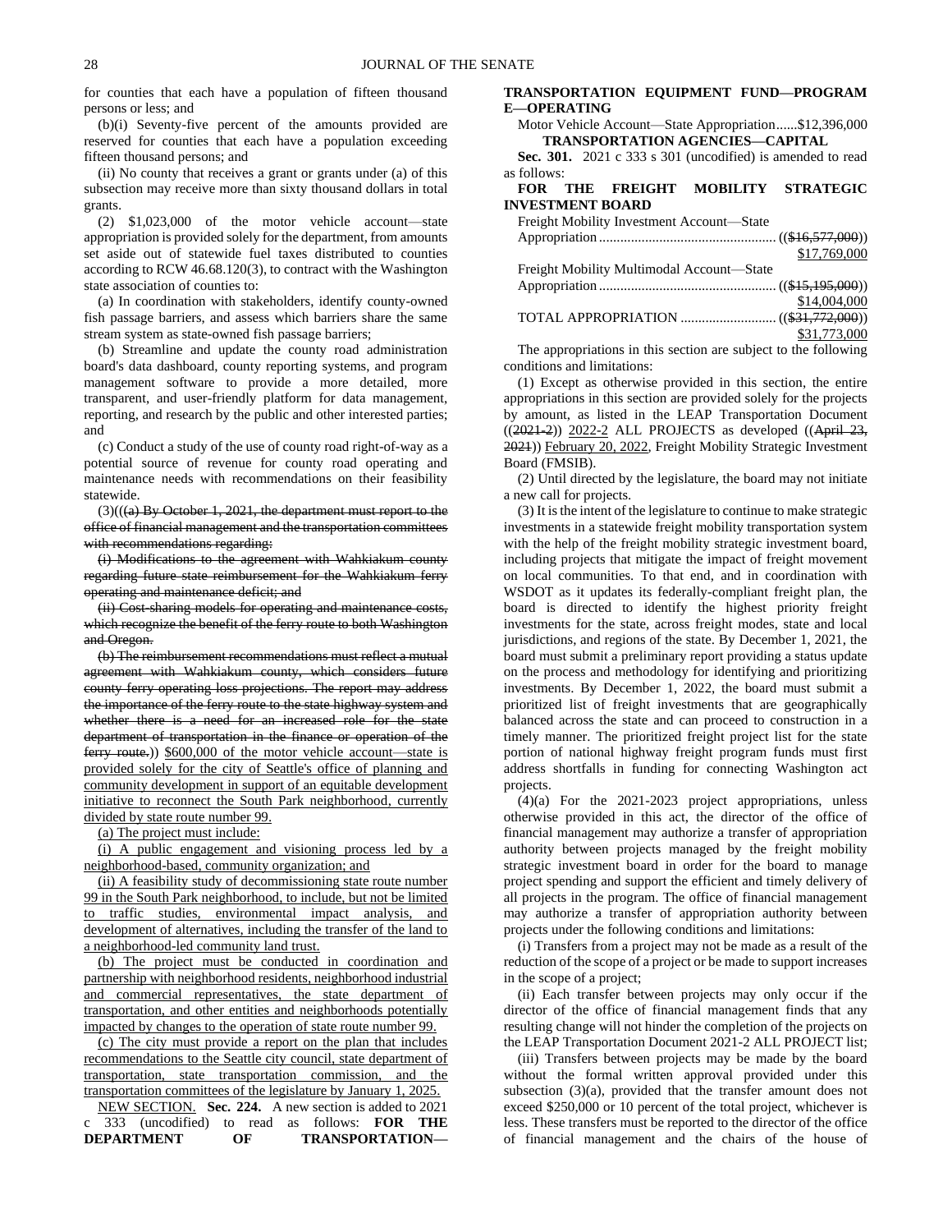for counties that each have a population of fifteen thousand persons or less; and

(b)(i) Seventy-five percent of the amounts provided are reserved for counties that each have a population exceeding fifteen thousand persons; and

(ii) No county that receives a grant or grants under (a) of this subsection may receive more than sixty thousand dollars in total grants.

(2) $1,023,000 of the motor vehicle account—state appropriation is provided solely for the department, from amounts set aside out of statewide fuel taxes distributed to counties according to RCW 46.68.120(3), to contract with the Washington state association of counties to:

(a) In coordination with stakeholders, identify county-owned fish passage barriers, and assess which barriers share the same stream system as state-owned fish passage barriers;

(b) Streamline and update the county road administration board's data dashboard, county reporting systems, and program management software to provide a more detailed, more transparent, and user-friendly platform for data management, reporting, and research by the public and other interested parties; and

(c) Conduct a study of the use of county road right-of-way as a potential source of revenue for county road operating and maintenance needs with recommendations on their feasibility statewide.

(3)((~~(a) By October 1, 2021, the department must report to the office of financial management and the transportation committees with recommendations regarding:~~

~~(i) Modifications to the agreement with Wahkiakum county regarding future state reimbursement for the Wahkiakum ferry operating and maintenance deficit; and~~

~~(ii) Cost-sharing models for operating and maintenance costs, which recognize the benefit of the ferry route to both Washington and Oregon.~~

~~(b) The reimbursement recommendations must reflect a mutual agreement with Wahkiakum county, which considers future county ferry operating loss projections. The report may address the importance of the ferry route to the state highway system and whether there is a need for an increased role for the state department of transportation in the finance or operation of the ferry route.~~)) <u>$600,000 of the motor vehicle account—state is provided solely for the city of Seattle's office of planning and community development in support of an equitable development initiative to reconnect the South Park neighborhood, currently divided by state route number 99.</u>

<u>(a) The project must include:</u>

<u>(i) A public engagement and visioning process led by a neighborhood-based, community organization; and</u>

<u>(ii) A feasibility study of decommissioning state route number 99 in the South Park neighborhood, to include, but not be limited to traffic studies, environmental impact analysis, and development of alternatives, including the transfer of the land to a neighborhood-led community land trust.</u>

<u>(b) The project must be conducted in coordination and partnership with neighborhood residents, neighborhood industrial and commercial representatives, the state department of transportation, and other entities and neighborhoods potentially impacted by changes to the operation of state route number 99.</u>

<u>(c) The city must provide a report on the plan that includes recommendations to the Seattle city council, state department of transportation, state transportation commission, and the transportation committees of the legislature by January 1, 2025.</u>

<u>NEW SECTION.</u> **Sec. 224.** A new section is added to 2021 c 333 (uncodified) to read as follows: **FOR THE DEPARTMENT OF TRANSPORTATION—TRANSPORTATION EQUIPMENT FUND—PROGRAM E—OPERATING**

Motor Vehicle Account—State Appropriation......$12,396,000

**TRANSPORTATION AGENCIES—CAPITAL**

**Sec. 301.** 2021 c 333 s 301 (uncodified) is amended to read as follows:

**FOR THE FREIGHT MOBILITY STRATEGIC INVESTMENT BOARD**

Freight Mobility Investment Account—State Appropriation .................................................. ((~~$16,577,000~~)) <u>$17,769,000</u>

Freight Mobility Multimodal Account—State Appropriation .................................................. ((~~$15,195,000~~)) <u>$14,004,000</u>

TOTAL APPROPRIATION ........................... ((~~$31,772,000~~)) <u>$31,773,000</u>

The appropriations in this section are subject to the following conditions and limitations:

(1) Except as otherwise provided in this section, the entire appropriations in this section are provided solely for the projects by amount, as listed in the LEAP Transportation Document ((~~2021-2~~)) <u>2022-2</u> ALL PROJECTS as developed ((~~April 23, 2021~~)) <u>February 20, 2022</u>, Freight Mobility Strategic Investment Board (FMSIB).

(2) Until directed by the legislature, the board may not initiate a new call for projects.

(3) It is the intent of the legislature to continue to make strategic investments in a statewide freight mobility transportation system with the help of the freight mobility strategic investment board, including projects that mitigate the impact of freight movement on local communities. To that end, and in coordination with WSDOT as it updates its federally-compliant freight plan, the board is directed to identify the highest priority freight investments for the state, across freight modes, state and local jurisdictions, and regions of the state. By December 1, 2021, the board must submit a preliminary report providing a status update on the process and methodology for identifying and prioritizing investments. By December 1, 2022, the board must submit a prioritized list of freight investments that are geographically balanced across the state and can proceed to construction in a timely manner. The prioritized freight project list for the state portion of national highway freight program funds must first address shortfalls in funding for connecting Washington act projects.

(4)(a) For the 2021-2023 project appropriations, unless otherwise provided in this act, the director of the office of financial management may authorize a transfer of appropriation authority between projects managed by the freight mobility strategic investment board in order for the board to manage project spending and support the efficient and timely delivery of all projects in the program. The office of financial management may authorize a transfer of appropriation authority between projects under the following conditions and limitations:

(i) Transfers from a project may not be made as a result of the reduction of the scope of a project or be made to support increases in the scope of a project;

(ii) Each transfer between projects may only occur if the director of the office of financial management finds that any resulting change will not hinder the completion of the projects on the LEAP Transportation Document 2021-2 ALL PROJECT list;

(iii) Transfers between projects may be made by the board without the formal written approval provided under this subsection (3)(a), provided that the transfer amount does not exceed $250,000 or 10 percent of the total project, whichever is less. These transfers must be reported to the director of the office of financial management and the chairs of the house of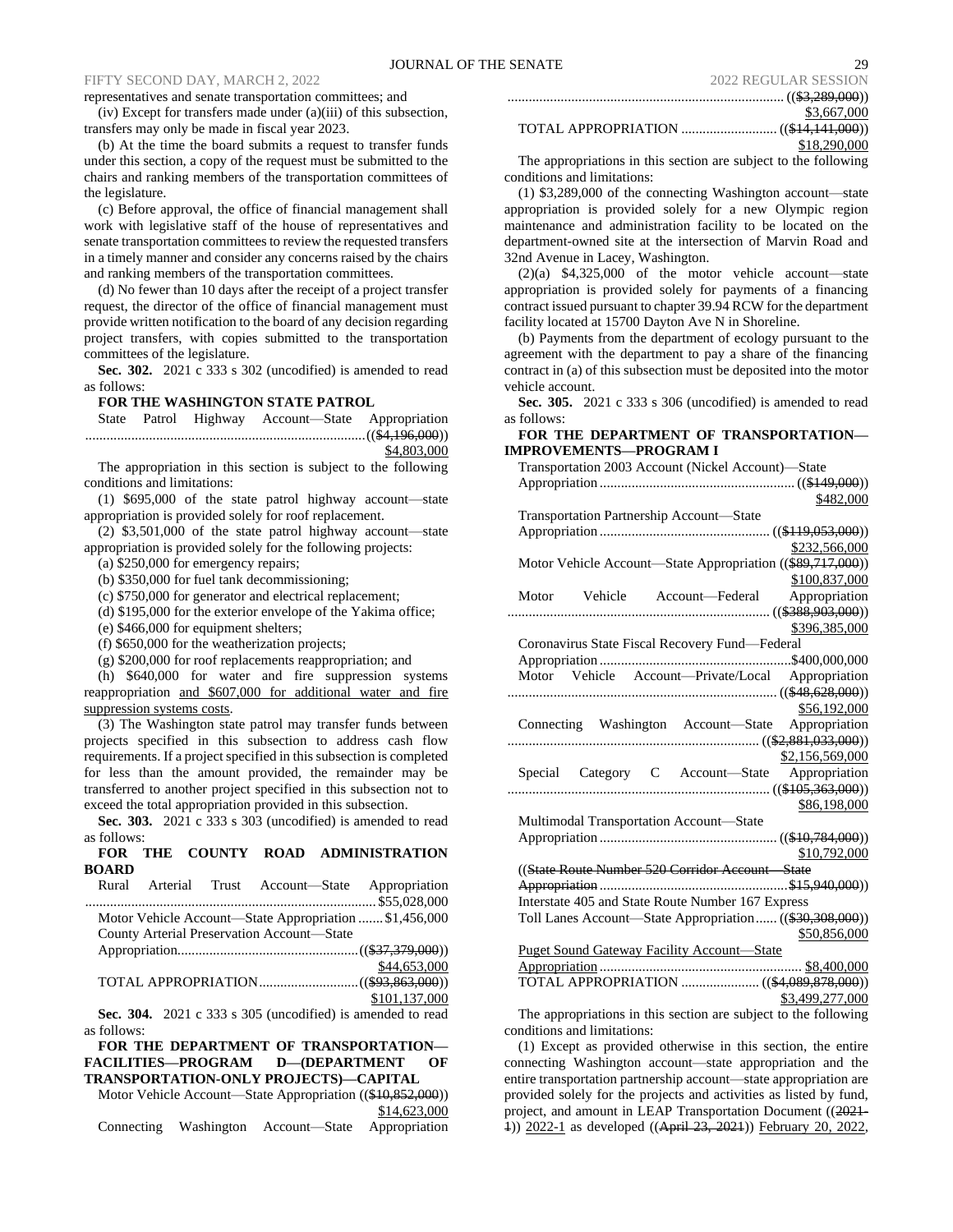representatives and senate transportation committees; and

(iv) Except for transfers made under (a)(iii) of this subsection, transfers may only be made in fiscal year 2023.

(b) At the time the board submits a request to transfer funds under this section, a copy of the request must be submitted to the chairs and ranking members of the transportation committees of the legislature.

(c) Before approval, the office of financial management shall work with legislative staff of the house of representatives and senate transportation committees to review the requested transfers in a timely manner and consider any concerns raised by the chairs and ranking members of the transportation committees.

(d) No fewer than 10 days after the receipt of a project transfer request, the director of the office of financial management must provide written notification to the board of any decision regarding project transfers, with copies submitted to the transportation committees of the legislature.

**Sec. 302.** 2021 c 333 s 302 (uncodified) is amended to read as follows:

**FOR THE WASHINGTON STATE PATROL**

State Patrol Highway Account—State Appropriation ............................................................................((~~$4,196,000~~))
$4,803,000

The appropriation in this section is subject to the following conditions and limitations:

(1) $695,000 of the state patrol highway account—state appropriation is provided solely for roof replacement.

(2) $3,501,000 of the state patrol highway account—state appropriation is provided solely for the following projects:

(a) $250,000 for emergency repairs;

(b) $350,000 for fuel tank decommissioning;

(c) $750,000 for generator and electrical replacement;

(d) $195,000 for the exterior envelope of the Yakima office;

(e) $466,000 for equipment shelters;

(f) $650,000 for the weatherization projects;

(g) $200,000 for roof replacements reappropriation; and

(h) $640,000 for water and fire suppression systems reappropriation and $607,000 for additional water and fire suppression systems costs.

(3) The Washington state patrol may transfer funds between projects specified in this subsection to address cash flow requirements. If a project specified in this subsection is completed for less than the amount provided, the remainder may be transferred to another project specified in this subsection not to exceed the total appropriation provided in this subsection.

**Sec. 303.** 2021 c 333 s 303 (uncodified) is amended to read as follows:

**FOR THE COUNTY ROAD ADMINISTRATION BOARD**

Rural Arterial Trust Account—State Appropriation ............................................................................$55,028,000

Motor Vehicle Account—State Appropriation .......$1,456,000

County Arterial Preservation Account—State Appropriation..................................................((~~$37,379,000~~))
$44,653,000

TOTAL APPROPRIATION...........................((~~$93,863,000~~))
$101,137,000

**Sec. 304.** 2021 c 333 s 305 (uncodified) is amended to read as follows:

**FOR THE DEPARTMENT OF TRANSPORTATION—FACILITIES—PROGRAM D—(DEPARTMENT OF TRANSPORTATION-ONLY PROJECTS)—CAPITAL**

Motor Vehicle Account—State Appropriation ((~~$10,852,000~~))
$14,623,000

Connecting Washington Account—State Appropriation ............................................................................((~~$3,289,000~~))
$3,667,000

TOTAL APPROPRIATION ..........................((~~$14,141,000~~))
$18,290,000

The appropriations in this section are subject to the following conditions and limitations:

(1) $3,289,000 of the connecting Washington account—state appropriation is provided solely for a new Olympic region maintenance and administration facility to be located on the department-owned site at the intersection of Marvin Road and 32nd Avenue in Lacey, Washington.

(2)(a) $4,325,000 of the motor vehicle account—state appropriation is provided solely for payments of a financing contract issued pursuant to chapter 39.94 RCW for the department facility located at 15700 Dayton Ave N in Shoreline.

(b) Payments from the department of ecology pursuant to the agreement with the department to pay a share of the financing contract in (a) of this subsection must be deposited into the motor vehicle account.

**Sec. 305.** 2021 c 333 s 306 (uncodified) is amended to read as follows:

**FOR THE DEPARTMENT OF TRANSPORTATION—IMPROVEMENTS—PROGRAM I**

Transportation 2003 Account (Nickel Account)—State Appropriation ......................................................((~~$149,000~~))
$482,000

Transportation Partnership Account—State Appropriation ...............................................((~~$119,053,000~~))
$232,566,000

Motor Vehicle Account—State Appropriation ((~~$89,717,000~~))
$100,837,000

Motor Vehicle Account—Federal Appropriation ...........................................................................((~~$388,903,000~~))
$396,385,000

Coronavirus State Fiscal Recovery Fund—Federal Appropriation .....................................................$400,000,000

Motor Vehicle Account—Private/Local Appropriation ...........................................................................((~~$48,628,000~~))
$56,192,000

Connecting Washington Account—State Appropriation .....................................................................((~~$2,881,033,000~~))
$2,156,569,000

Special Category C Account—State Appropriation ...........................................................................((~~$105,363,000~~))
$86,198,000

Multimodal Transportation Account—State Appropriation .................................................((~~$10,784,000~~))
$10,792,000

((~~State Route Number 520 Corridor Account—State Appropriation ....................................................$15,940,000~~))

Interstate 405 and State Route Number 167 Express Toll Lanes Account—State Appropriation......((~~$30,308,000~~))
$50,856,000

Puget Sound Gateway Facility Account—State Appropriation ......................................................... $8,400,000

TOTAL APPROPRIATION .....................((~~$4,089,878,000~~))
$3,499,277,000

The appropriations in this section are subject to the following conditions and limitations:

(1) Except as provided otherwise in this section, the entire connecting Washington account—state appropriation and the entire transportation partnership account—state appropriation are provided solely for the projects and activities as listed by fund, project, and amount in LEAP Transportation Document ((~~2021-1~~)) 2022-1 as developed ((~~April 23, 2021~~)) February 20, 2022,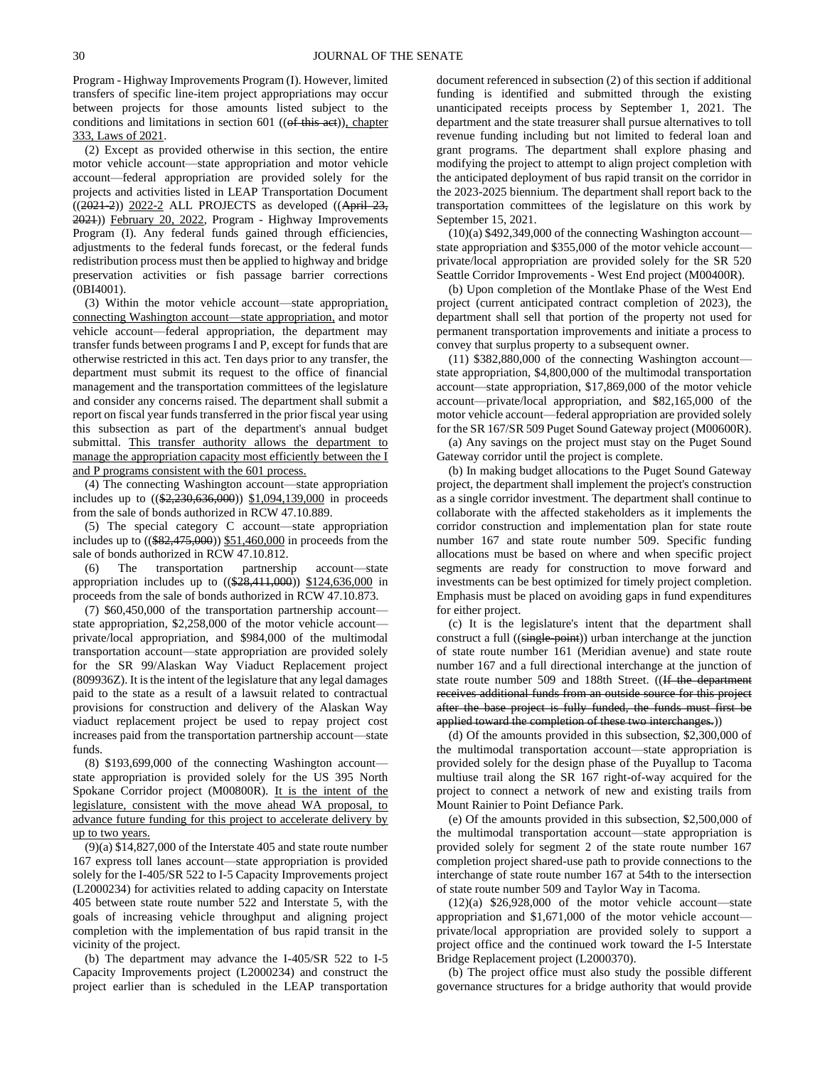Program - Highway Improvements Program (I). However, limited transfers of specific line-item project appropriations may occur between projects for those amounts listed subject to the conditions and limitations in section 601 ((~~of this act~~)), chapter 333, Laws of 2021.

(2) Except as provided otherwise in this section, the entire motor vehicle account—state appropriation and motor vehicle account—federal appropriation are provided solely for the projects and activities listed in LEAP Transportation Document ((~~2021-2~~)) 2022-2 ALL PROJECTS as developed ((~~April 23, 2021~~)) February 20, 2022, Program - Highway Improvements Program (I). Any federal funds gained through efficiencies, adjustments to the federal funds forecast, or the federal funds redistribution process must then be applied to highway and bridge preservation activities or fish passage barrier corrections (0BI4001).

(3) Within the motor vehicle account—state appropriation, connecting Washington account—state appropriation, and motor vehicle account—federal appropriation, the department may transfer funds between programs I and P, except for funds that are otherwise restricted in this act. Ten days prior to any transfer, the department must submit its request to the office of financial management and the transportation committees of the legislature and consider any concerns raised. The department shall submit a report on fiscal year funds transferred in the prior fiscal year using this subsection as part of the department's annual budget submittal. This transfer authority allows the department to manage the appropriation capacity most efficiently between the I and P programs consistent with the 601 process.

(4) The connecting Washington account—state appropriation includes up to ((~~$2,230,636,000~~)) $1,094,139,000 in proceeds from the sale of bonds authorized in RCW 47.10.889.

(5) The special category C account—state appropriation includes up to ((~~$82,475,000~~)) $51,460,000 in proceeds from the sale of bonds authorized in RCW 47.10.812.

(6) The transportation partnership account—state appropriation includes up to ((~~$28,411,000~~)) $124,636,000 in proceeds from the sale of bonds authorized in RCW 47.10.873.

(7) $60,450,000 of the transportation partnership account—state appropriation, $2,258,000 of the motor vehicle account—private/local appropriation, and $984,000 of the multimodal transportation account—state appropriation are provided solely for the SR 99/Alaskan Way Viaduct Replacement project (809936Z). It is the intent of the legislature that any legal damages paid to the state as a result of a lawsuit related to contractual provisions for construction and delivery of the Alaskan Way viaduct replacement project be used to repay project cost increases paid from the transportation partnership account—state funds.

(8) $193,699,000 of the connecting Washington account—state appropriation is provided solely for the US 395 North Spokane Corridor project (M00800R). It is the intent of the legislature, consistent with the move ahead WA proposal, to advance future funding for this project to accelerate delivery by up to two years.

(9)(a) $14,827,000 of the Interstate 405 and state route number 167 express toll lanes account—state appropriation is provided solely for the I-405/SR 522 to I-5 Capacity Improvements project (L2000234) for activities related to adding capacity on Interstate 405 between state route number 522 and Interstate 5, with the goals of increasing vehicle throughput and aligning project completion with the implementation of bus rapid transit in the vicinity of the project.

(b) The department may advance the I-405/SR 522 to I-5 Capacity Improvements project (L2000234) and construct the project earlier than is scheduled in the LEAP transportation document referenced in subsection (2) of this section if additional funding is identified and submitted through the existing unanticipated receipts process by September 1, 2021. The department and the state treasurer shall pursue alternatives to toll revenue funding including but not limited to federal loan and grant programs. The department shall explore phasing and modifying the project to attempt to align project completion with the anticipated deployment of bus rapid transit on the corridor in the 2023-2025 biennium. The department shall report back to the transportation committees of the legislature on this work by September 15, 2021.

(10)(a) $492,349,000 of the connecting Washington account—state appropriation and $355,000 of the motor vehicle account—private/local appropriation are provided solely for the SR 520 Seattle Corridor Improvements - West End project (M00400R).

(b) Upon completion of the Montlake Phase of the West End project (current anticipated contract completion of 2023), the department shall sell that portion of the property not used for permanent transportation improvements and initiate a process to convey that surplus property to a subsequent owner.

(11) $382,880,000 of the connecting Washington account—state appropriation, $4,800,000 of the multimodal transportation account—state appropriation, $17,869,000 of the motor vehicle account—private/local appropriation, and $82,165,000 of the motor vehicle account—federal appropriation are provided solely for the SR 167/SR 509 Puget Sound Gateway project (M00600R).

(a) Any savings on the project must stay on the Puget Sound Gateway corridor until the project is complete.

(b) In making budget allocations to the Puget Sound Gateway project, the department shall implement the project's construction as a single corridor investment. The department shall continue to collaborate with the affected stakeholders as it implements the corridor construction and implementation plan for state route number 167 and state route number 509. Specific funding allocations must be based on where and when specific project segments are ready for construction to move forward and investments can be best optimized for timely project completion. Emphasis must be placed on avoiding gaps in fund expenditures for either project.

(c) It is the legislature's intent that the department shall construct a full ((~~single-point~~)) urban interchange at the junction of state route number 161 (Meridian avenue) and state route number 167 and a full directional interchange at the junction of state route number 509 and 188th Street. ((~~If the department receives additional funds from an outside source for this project after the base project is fully funded, the funds must first be applied toward the completion of these two interchanges.~~))

(d) Of the amounts provided in this subsection, $2,300,000 of the multimodal transportation account—state appropriation is provided solely for the design phase of the Puyallup to Tacoma multiuse trail along the SR 167 right-of-way acquired for the project to connect a network of new and existing trails from Mount Rainier to Point Defiance Park.

(e) Of the amounts provided in this subsection, $2,500,000 of the multimodal transportation account—state appropriation is provided solely for segment 2 of the state route number 167 completion project shared-use path to provide connections to the interchange of state route number 167 at 54th to the intersection of state route number 509 and Taylor Way in Tacoma.

(12)(a) $26,928,000 of the motor vehicle account—state appropriation and $1,671,000 of the motor vehicle account—private/local appropriation are provided solely to support a project office and the continued work toward the I-5 Interstate Bridge Replacement project (L2000370).

(b) The project office must also study the possible different governance structures for a bridge authority that would provide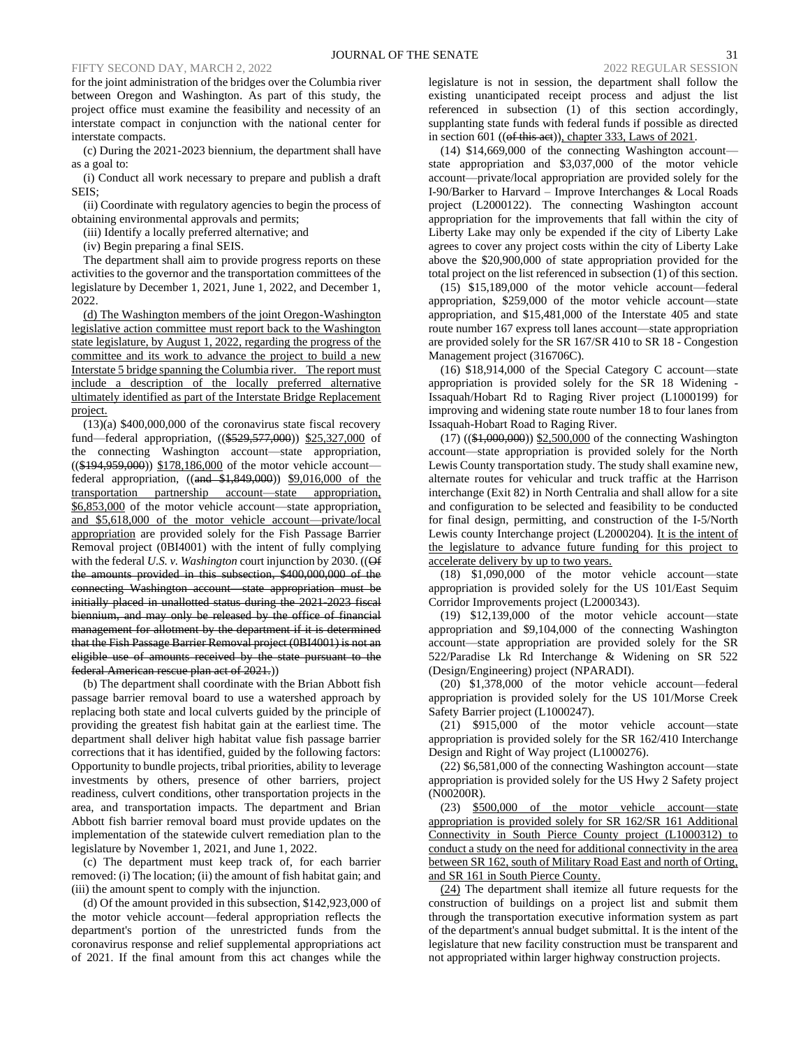for the joint administration of the bridges over the Columbia river between Oregon and Washington. As part of this study, the project office must examine the feasibility and necessity of an interstate compact in conjunction with the national center for interstate compacts.

(c) During the 2021-2023 biennium, the department shall have as a goal to:

(i) Conduct all work necessary to prepare and publish a draft SEIS;

(ii) Coordinate with regulatory agencies to begin the process of obtaining environmental approvals and permits;

(iii) Identify a locally preferred alternative; and

(iv) Begin preparing a final SEIS.

The department shall aim to provide progress reports on these activities to the governor and the transportation committees of the legislature by December 1, 2021, June 1, 2022, and December 1, 2022.

(d) The Washington members of the joint Oregon-Washington legislative action committee must report back to the Washington state legislature, by August 1, 2022, regarding the progress of the committee and its work to advance the project to build a new Interstate 5 bridge spanning the Columbia river. The report must include a description of the locally preferred alternative ultimately identified as part of the Interstate Bridge Replacement project.

(13)(a) $400,000,000 of the coronavirus state fiscal recovery fund—federal appropriation, (($529,577,000)) $25,327,000 of the connecting Washington account—state appropriation, (($194,959,000)) $178,186,000 of the motor vehicle account—federal appropriation, ((and $1,849,000)) $9,016,000 of the transportation partnership account—state appropriation, $6,853,000 of the motor vehicle account—state appropriation, and $5,618,000 of the motor vehicle account—private/local appropriation are provided solely for the Fish Passage Barrier Removal project (0BI4001) with the intent of fully complying with the federal *U.S. v. Washington* court injunction by 2030. ((Of the amounts provided in this subsection, $400,000,000 of the connecting Washington account—state appropriation must be initially placed in unallotted status during the 2021-2023 fiscal biennium, and may only be released by the office of financial management for allotment by the department if it is determined that the Fish Passage Barrier Removal project (0BI4001) is not an eligible use of amounts received by the state pursuant to the federal American rescue plan act of 2021.))

(b) The department shall coordinate with the Brian Abbott fish passage barrier removal board to use a watershed approach by replacing both state and local culverts guided by the principle of providing the greatest fish habitat gain at the earliest time. The department shall deliver high habitat value fish passage barrier corrections that it has identified, guided by the following factors: Opportunity to bundle projects, tribal priorities, ability to leverage investments by others, presence of other barriers, project readiness, culvert conditions, other transportation projects in the area, and transportation impacts. The department and Brian Abbott fish barrier removal board must provide updates on the implementation of the statewide culvert remediation plan to the legislature by November 1, 2021, and June 1, 2022.

(c) The department must keep track of, for each barrier removed: (i) The location; (ii) the amount of fish habitat gain; and (iii) the amount spent to comply with the injunction.

(d) Of the amount provided in this subsection, $142,923,000 of the motor vehicle account—federal appropriation reflects the department's portion of the unrestricted funds from the coronavirus response and relief supplemental appropriations act of 2021. If the final amount from this act changes while the legislature is not in session, the department shall follow the existing unanticipated receipt process and adjust the list referenced in subsection (1) of this section accordingly, supplanting state funds with federal funds if possible as directed in section 601 ((of this act)), chapter 333, Laws of 2021.

(14) $14,669,000 of the connecting Washington account—state appropriation and $3,037,000 of the motor vehicle account—private/local appropriation are provided solely for the I-90/Barker to Harvard – Improve Interchanges & Local Roads project (L2000122). The connecting Washington account appropriation for the improvements that fall within the city of Liberty Lake may only be expended if the city of Liberty Lake agrees to cover any project costs within the city of Liberty Lake above the $20,900,000 of state appropriation provided for the total project on the list referenced in subsection (1) of this section.

(15) $15,189,000 of the motor vehicle account—federal appropriation, $259,000 of the motor vehicle account—state appropriation, and $15,481,000 of the Interstate 405 and state route number 167 express toll lanes account—state appropriation are provided solely for the SR 167/SR 410 to SR 18 - Congestion Management project (316706C).

(16) $18,914,000 of the Special Category C account—state appropriation is provided solely for the SR 18 Widening - Issaquah/Hobart Rd to Raging River project (L1000199) for improving and widening state route number 18 to four lanes from Issaquah-Hobart Road to Raging River.

(17) (($1,000,000)) $2,500,000 of the connecting Washington account—state appropriation is provided solely for the North Lewis County transportation study. The study shall examine new, alternate routes for vehicular and truck traffic at the Harrison interchange (Exit 82) in North Centralia and shall allow for a site and configuration to be selected and feasibility to be conducted for final design, permitting, and construction of the I-5/North Lewis county Interchange project (L2000204). It is the intent of the legislature to advance future funding for this project to accelerate delivery by up to two years.

(18) $1,090,000 of the motor vehicle account—state appropriation is provided solely for the US 101/East Sequim Corridor Improvements project (L2000343).

(19) $12,139,000 of the motor vehicle account—state appropriation and $9,104,000 of the connecting Washington account—state appropriation are provided solely for the SR 522/Paradise Lk Rd Interchange & Widening on SR 522 (Design/Engineering) project (NPARADI).

(20) $1,378,000 of the motor vehicle account—federal appropriation is provided solely for the US 101/Morse Creek Safety Barrier project (L1000247).

(21) $915,000 of the motor vehicle account—state appropriation is provided solely for the SR 162/410 Interchange Design and Right of Way project (L1000276).

(22) $6,581,000 of the connecting Washington account—state appropriation is provided solely for the US Hwy 2 Safety project (N00200R).

(23) $500,000 of the motor vehicle account—state appropriation is provided solely for SR 162/SR 161 Additional Connectivity in South Pierce County project (L1000312) to conduct a study on the need for additional connectivity in the area between SR 162, south of Military Road East and north of Orting, and SR 161 in South Pierce County.

(24) The department shall itemize all future requests for the construction of buildings on a project list and submit them through the transportation executive information system as part of the department's annual budget submittal. It is the intent of the legislature that new facility construction must be transparent and not appropriated within larger highway construction projects.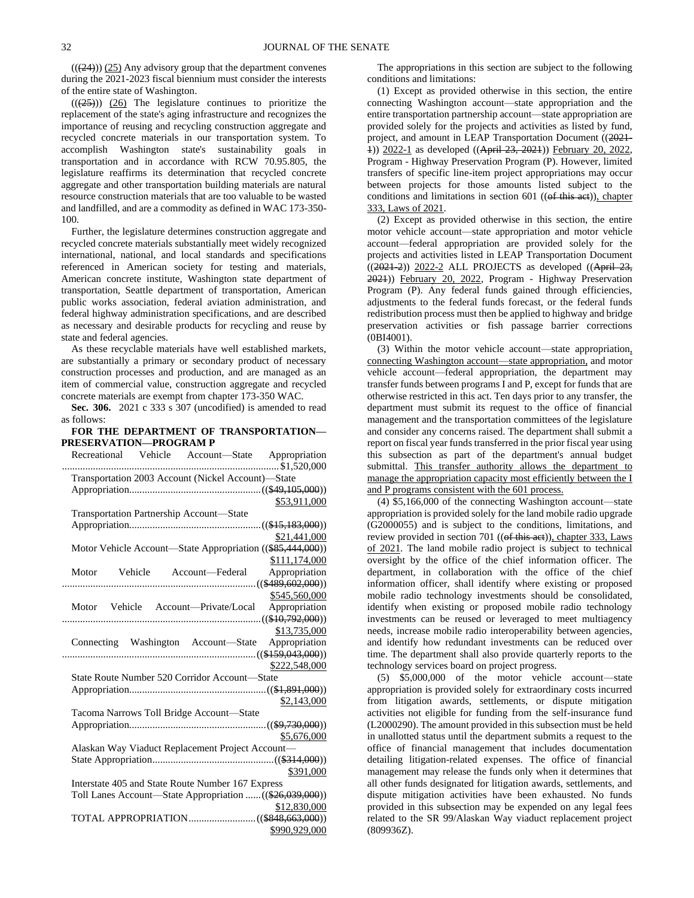(((24))) (25) Any advisory group that the department convenes during the 2021-2023 fiscal biennium must consider the interests of the entire state of Washington.

(((25))) (26) The legislature continues to prioritize the replacement of the state's aging infrastructure and recognizes the importance of reusing and recycling construction aggregate and recycled concrete materials in our transportation system. To accomplish Washington state's sustainability goals in transportation and in accordance with RCW 70.95.805, the legislature reaffirms its determination that recycled concrete aggregate and other transportation building materials are natural resource construction materials that are too valuable to be wasted and landfilled, and are a commodity as defined in WAC 173-350-100.

Further, the legislature determines construction aggregate and recycled concrete materials substantially meet widely recognized international, national, and local standards and specifications referenced in American society for testing and materials, American concrete institute, Washington state department of transportation, Seattle department of transportation, American public works association, federal aviation administration, and federal highway administration specifications, and are described as necessary and desirable products for recycling and reuse by state and federal agencies.

As these recyclable materials have well established markets, are substantially a primary or secondary product of necessary construction processes and production, and are managed as an item of commercial value, construction aggregate and recycled concrete materials are exempt from chapter 173-350 WAC.

**Sec. 306.** 2021 c 333 s 307 (uncodified) is amended to read as follows:

**FOR THE DEPARTMENT OF TRANSPORTATION—PRESERVATION—PROGRAM P**

Recreational Vehicle Account—State Appropriation ..... $1,520,000

Transportation 2003 Account (Nickel Account)—State Appropriation ..... (($49,105,000)) $53,911,000

Transportation Partnership Account—State Appropriation ..... (($15,183,000)) $21,441,000

Motor Vehicle Account—State Appropriation (($85,444,000)) $111,174,000

Motor Vehicle Account—Federal Appropriation ..... (($489,602,000)) $545,560,000

Motor Vehicle Account—Private/Local Appropriation ..... (($10,792,000)) $13,735,000

Connecting Washington Account—State Appropriation ..... (($159,043,000)) $222,548,000

State Route Number 520 Corridor Account—State Appropriation ..... (($1,891,000)) $2,143,000

Tacoma Narrows Toll Bridge Account—State Appropriation ..... (($9,730,000)) $5,676,000

Alaskan Way Viaduct Replacement Project Account—State Appropriation ..... (($314,000)) $391,000

Interstate 405 and State Route Number 167 Express Toll Lanes Account—State Appropriation ..... (($26,039,000)) $12,830,000

TOTAL APPROPRIATION ..... (($848,663,000)) $990,929,000

The appropriations in this section are subject to the following conditions and limitations:

(1) Except as provided otherwise in this section, the entire connecting Washington account—state appropriation and the entire transportation partnership account—state appropriation are provided solely for the projects and activities as listed by fund, project, and amount in LEAP Transportation Document ((2021-1)) 2022-1 as developed ((April 23, 2021)) February 20, 2022, Program - Highway Preservation Program (P). However, limited transfers of specific line-item project appropriations may occur between projects for those amounts listed subject to the conditions and limitations in section 601 ((of this act)), chapter 333, Laws of 2021.

(2) Except as provided otherwise in this section, the entire motor vehicle account—state appropriation and motor vehicle account—federal appropriation are provided solely for the projects and activities listed in LEAP Transportation Document ((2021-2)) 2022-2 ALL PROJECTS as developed ((April 23, 2021)) February 20, 2022, Program - Highway Preservation Program (P). Any federal funds gained through efficiencies, adjustments to the federal funds forecast, or the federal funds redistribution process must then be applied to highway and bridge preservation activities or fish passage barrier corrections (0BI4001).

(3) Within the motor vehicle account—state appropriation, connecting Washington account—state appropriation, and motor vehicle account—federal appropriation, the department may transfer funds between programs I and P, except for funds that are otherwise restricted in this act. Ten days prior to any transfer, the department must submit its request to the office of financial management and the transportation committees of the legislature and consider any concerns raised. The department shall submit a report on fiscal year funds transferred in the prior fiscal year using this subsection as part of the department's annual budget submittal. This transfer authority allows the department to manage the appropriation capacity most efficiently between the I and P programs consistent with the 601 process.

(4) $5,166,000 of the connecting Washington account—state appropriation is provided solely for the land mobile radio upgrade (G2000055) and is subject to the conditions, limitations, and review provided in section 701 ((of this act)), chapter 333, Laws of 2021. The land mobile radio project is subject to technical oversight by the office of the chief information officer. The department, in collaboration with the office of the chief information officer, shall identify where existing or proposed mobile radio technology investments should be consolidated, identify when existing or proposed mobile radio technology investments can be reused or leveraged to meet multiagency needs, increase mobile radio interoperability between agencies, and identify how redundant investments can be reduced over time. The department shall also provide quarterly reports to the technology services board on project progress.

(5) $5,000,000 of the motor vehicle account—state appropriation is provided solely for extraordinary costs incurred from litigation awards, settlements, or dispute mitigation activities not eligible for funding from the self-insurance fund (L2000290). The amount provided in this subsection must be held in unallotted status until the department submits a request to the office of financial management that includes documentation detailing litigation-related expenses. The office of financial management may release the funds only when it determines that all other funds designated for litigation awards, settlements, and dispute mitigation activities have been exhausted. No funds provided in this subsection may be expended on any legal fees related to the SR 99/Alaskan Way viaduct replacement project (809936Z).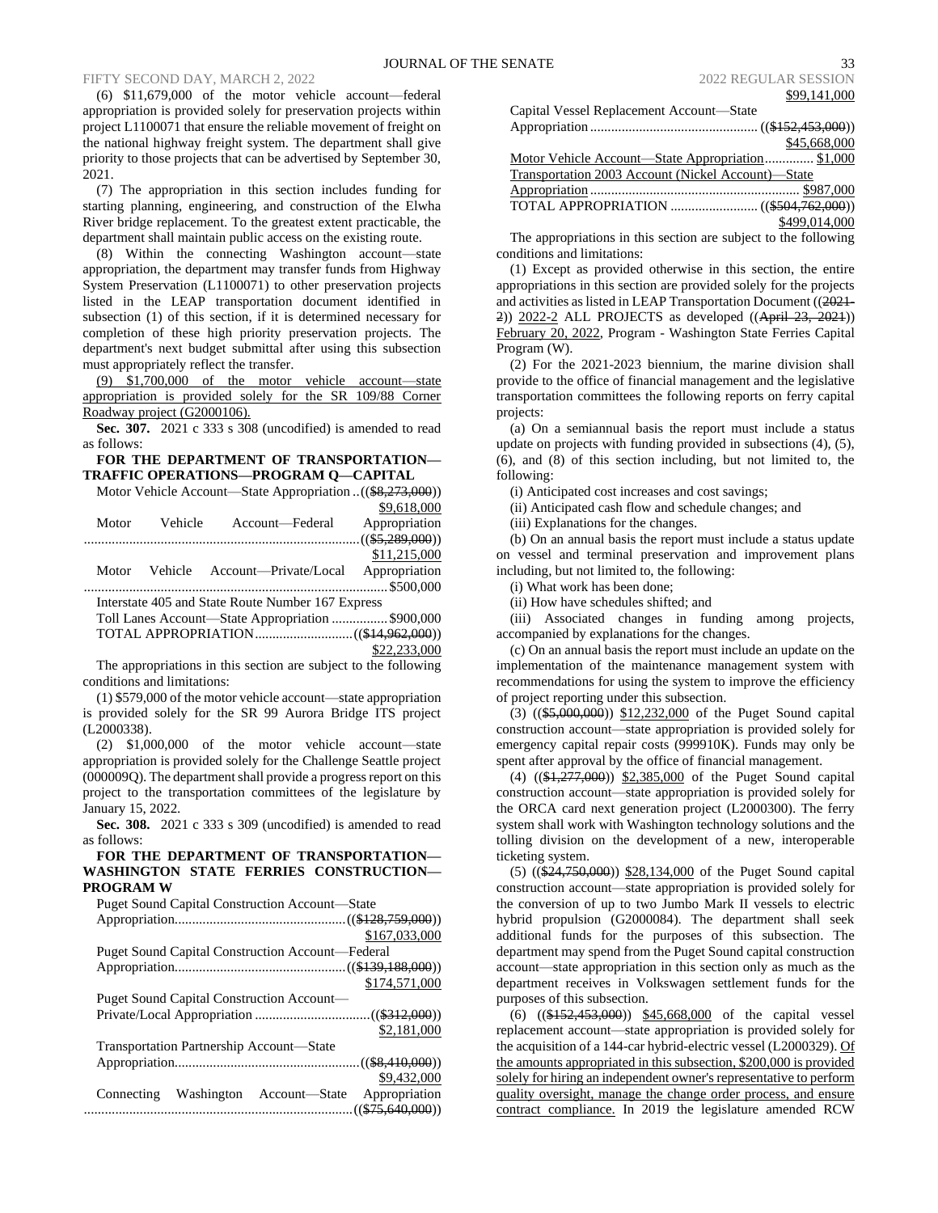(6) $11,679,000 of the motor vehicle account—federal appropriation is provided solely for preservation projects within project L1100071 that ensure the reliable movement of freight on the national highway freight system. The department shall give priority to those projects that can be advertised by September 30, 2021.

(7) The appropriation in this section includes funding for starting planning, engineering, and construction of the Elwha River bridge replacement. To the greatest extent practicable, the department shall maintain public access on the existing route.

(8) Within the connecting Washington account—state appropriation, the department may transfer funds from Highway System Preservation (L1100071) to other preservation projects listed in the LEAP transportation document identified in subsection (1) of this section, if it is determined necessary for completion of these high priority preservation projects. The department's next budget submittal after using this subsection must appropriately reflect the transfer.

(9) $1,700,000 of the motor vehicle account—state appropriation is provided solely for the SR 109/88 Corner Roadway project (G2000106).

**Sec. 307.** 2021 c 333 s 308 (uncodified) is amended to read as follows:

**FOR THE DEPARTMENT OF TRANSPORTATION—TRAFFIC OPERATIONS—PROGRAM Q—CAPITAL**

Motor Vehicle Account—State Appropriation ..(($8,273,000)) $9,618,000

Motor Vehicle Account—Federal Appropriation ..............................................................(($5,289,000)) $11,215,000

Motor Vehicle Account—Private/Local Appropriation ......................................................................................$500,000

Interstate 405 and State Route Number 167 Express Toll Lanes Account—State Appropriation ................$900,000

TOTAL APPROPRIATION............................(($14,962,000)) $22,233,000

The appropriations in this section are subject to the following conditions and limitations:

(1) $579,000 of the motor vehicle account—state appropriation is provided solely for the SR 99 Aurora Bridge ITS project (L2000338).

(2) $1,000,000 of the motor vehicle account—state appropriation is provided solely for the Challenge Seattle project (000009Q). The department shall provide a progress report on this project to the transportation committees of the legislature by January 15, 2022.

**Sec. 308.** 2021 c 333 s 309 (uncodified) is amended to read as follows:

**FOR THE DEPARTMENT OF TRANSPORTATION—WASHINGTON STATE FERRIES CONSTRUCTION—PROGRAM W**

Puget Sound Capital Construction Account—State Appropriation.................................................(($128,759,000)) $167,033,000

Puget Sound Capital Construction Account—Federal Appropriation.................................................(($139,188,000)) $174,571,000

Puget Sound Capital Construction Account—Private/Local Appropriation .................................(($312,000)) $2,181,000

Transportation Partnership Account—State Appropriation.....................................................(($8,410,000)) $9,432,000

Connecting Washington Account—State Appropriation ............................................................................(($75,640,000)) $99,141,000

Capital Vessel Replacement Account—State Appropriation ................................................(($152,453,000)) $45,668,000

Motor Vehicle Account—State Appropriation.............. $1,000

Transportation 2003 Account (Nickel Account)—State Appropriation ............................................................ $987,000

TOTAL APPROPRIATION ......................... (($504,762,000)) $499,014,000

The appropriations in this section are subject to the following conditions and limitations:

(1) Except as provided otherwise in this section, the entire appropriations in this section are provided solely for the projects and activities as listed in LEAP Transportation Document ((2021-2)) 2022-2 ALL PROJECTS as developed ((April 23, 2021)) February 20, 2022, Program - Washington State Ferries Capital Program (W).

(2) For the 2021-2023 biennium, the marine division shall provide to the office of financial management and the legislative transportation committees the following reports on ferry capital projects:

(a) On a semiannual basis the report must include a status update on projects with funding provided in subsections (4), (5), (6), and (8) of this section including, but not limited to, the following:

(i) Anticipated cost increases and cost savings;

(ii) Anticipated cash flow and schedule changes; and

(iii) Explanations for the changes.

(b) On an annual basis the report must include a status update on vessel and terminal preservation and improvement plans including, but not limited to, the following:

(i) What work has been done;

(ii) How have schedules shifted; and

(iii) Associated changes in funding among projects, accompanied by explanations for the changes.

(c) On an annual basis the report must include an update on the implementation of the maintenance management system with recommendations for using the system to improve the efficiency of project reporting under this subsection.

(3) (($5,000,000)) $12,232,000 of the Puget Sound capital construction account—state appropriation is provided solely for emergency capital repair costs (999910K). Funds may only be spent after approval by the office of financial management.

(4) (($1,277,000)) $2,385,000 of the Puget Sound capital construction account—state appropriation is provided solely for the ORCA card next generation project (L2000300). The ferry system shall work with Washington technology solutions and the tolling division on the development of a new, interoperable ticketing system.

(5) (($24,750,000)) $28,134,000 of the Puget Sound capital construction account—state appropriation is provided solely for the conversion of up to two Jumbo Mark II vessels to electric hybrid propulsion (G2000084). The department shall seek additional funds for the purposes of this subsection. The department may spend from the Puget Sound capital construction account—state appropriation in this section only as much as the department receives in Volkswagen settlement funds for the purposes of this subsection.

(6) (($152,453,000)) $45,668,000 of the capital vessel replacement account—state appropriation is provided solely for the acquisition of a 144-car hybrid-electric vessel (L2000329). Of the amounts appropriated in this subsection, $200,000 is provided solely for hiring an independent owner's representative to perform quality oversight, manage the change order process, and ensure contract compliance. In 2019 the legislature amended RCW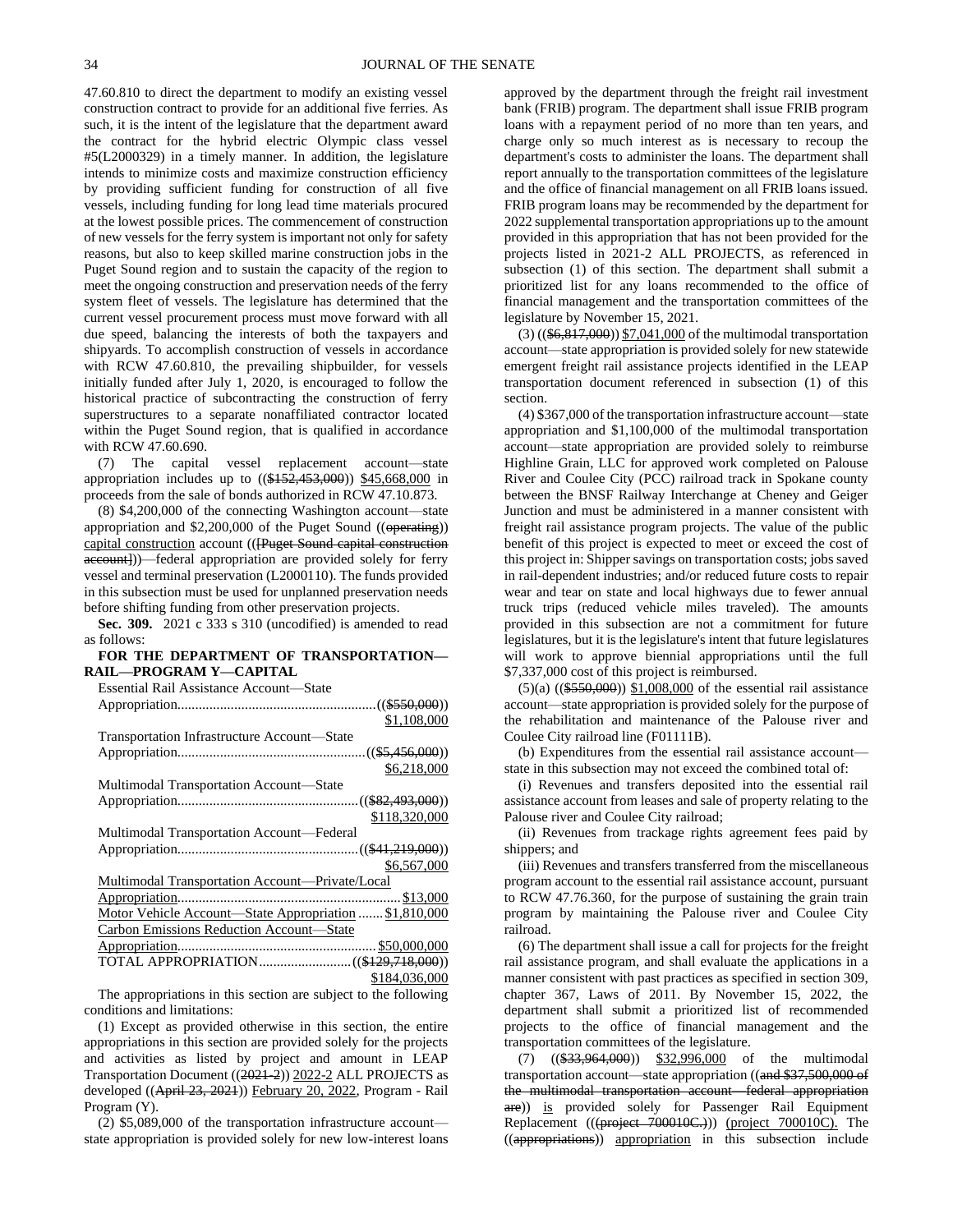47.60.810 to direct the department to modify an existing vessel construction contract to provide for an additional five ferries. As such, it is the intent of the legislature that the department award the contract for the hybrid electric Olympic class vessel #5(L2000329) in a timely manner. In addition, the legislature intends to minimize costs and maximize construction efficiency by providing sufficient funding for construction of all five vessels, including funding for long lead time materials procured at the lowest possible prices. The commencement of construction of new vessels for the ferry system is important not only for safety reasons, but also to keep skilled marine construction jobs in the Puget Sound region and to sustain the capacity of the region to meet the ongoing construction and preservation needs of the ferry system fleet of vessels. The legislature has determined that the current vessel procurement process must move forward with all due speed, balancing the interests of both the taxpayers and shipyards. To accomplish construction of vessels in accordance with RCW 47.60.810, the prevailing shipbuilder, for vessels initially funded after July 1, 2020, is encouraged to follow the historical practice of subcontracting the construction of ferry superstructures to a separate nonaffiliated contractor located within the Puget Sound region, that is qualified in accordance with RCW 47.60.690.

(7) The capital vessel replacement account—state appropriation includes up to ((~~$152,453,000~~)) $45,668,000 in proceeds from the sale of bonds authorized in RCW 47.10.873.

(8) $4,200,000 of the connecting Washington account—state appropriation and $2,200,000 of the Puget Sound ((~~operating~~)) capital construction account ((~~[Puget Sound capital construction account]~~))—federal appropriation are provided solely for ferry vessel and terminal preservation (L2000110). The funds provided in this subsection must be used for unplanned preservation needs before shifting funding from other preservation projects.

**Sec. 309.** 2021 c 333 s 310 (uncodified) is amended to read as follows:

**FOR THE DEPARTMENT OF TRANSPORTATION—RAIL—PROGRAM Y—CAPITAL**

Essential Rail Assistance Account—State Appropriation ((~~$550,000~~)) $1,108,000

Transportation Infrastructure Account—State Appropriation ((~~$5,456,000~~)) $6,218,000

Multimodal Transportation Account—State Appropriation ((~~$82,493,000~~)) $118,320,000

Multimodal Transportation Account—Federal Appropriation ((~~$41,219,000~~)) $6,567,000

Multimodal Transportation Account—Private/Local Appropriation $13,000

Motor Vehicle Account—State Appropriation $1,810,000

Carbon Emissions Reduction Account—State Appropriation $50,000,000

TOTAL APPROPRIATION ((~~$129,718,000~~)) $184,036,000

The appropriations in this section are subject to the following conditions and limitations:

(1) Except as provided otherwise in this section, the entire appropriations in this section are provided solely for the projects and activities as listed by project and amount in LEAP Transportation Document ((~~2021-2~~)) 2022-2 ALL PROJECTS as developed ((~~April 23, 2021~~)) February 20, 2022, Program - Rail Program (Y).

(2) $5,089,000 of the transportation infrastructure account—state appropriation is provided solely for new low-interest loans approved by the department through the freight rail investment bank (FRIB) program. The department shall issue FRIB program loans with a repayment period of no more than ten years, and charge only so much interest as is necessary to recoup the department's costs to administer the loans. The department shall report annually to the transportation committees of the legislature and the office of financial management on all FRIB loans issued. FRIB program loans may be recommended by the department for 2022 supplemental transportation appropriations up to the amount provided in this appropriation that has not been provided for the projects listed in 2021-2 ALL PROJECTS, as referenced in subsection (1) of this section. The department shall submit a prioritized list for any loans recommended to the office of financial management and the transportation committees of the legislature by November 15, 2021.

(3) ((~~$6,817,000~~)) $7,041,000 of the multimodal transportation account—state appropriation is provided solely for new statewide emergent freight rail assistance projects identified in the LEAP transportation document referenced in subsection (1) of this section.

(4) $367,000 of the transportation infrastructure account—state appropriation and $1,100,000 of the multimodal transportation account—state appropriation are provided solely to reimburse Highline Grain, LLC for approved work completed on Palouse River and Coulee City (PCC) railroad track in Spokane county between the BNSF Railway Interchange at Cheney and Geiger Junction and must be administered in a manner consistent with freight rail assistance program projects. The value of the public benefit of this project is expected to meet or exceed the cost of this project in: Shipper savings on transportation costs; jobs saved in rail-dependent industries; and/or reduced future costs to repair wear and tear on state and local highways due to fewer annual truck trips (reduced vehicle miles traveled). The amounts provided in this subsection are not a commitment for future legislatures, but it is the legislature's intent that future legislatures will work to approve biennial appropriations until the full $7,337,000 cost of this project is reimbursed.

(5)(a) ((~~$550,000~~)) $1,008,000 of the essential rail assistance account—state appropriation is provided solely for the purpose of the rehabilitation and maintenance of the Palouse river and Coulee City railroad line (F01111B).

(b) Expenditures from the essential rail assistance account—state in this subsection may not exceed the combined total of:

(i) Revenues and transfers deposited into the essential rail assistance account from leases and sale of property relating to the Palouse river and Coulee City railroad;

(ii) Revenues from trackage rights agreement fees paid by shippers; and

(iii) Revenues and transfers transferred from the miscellaneous program account to the essential rail assistance account, pursuant to RCW 47.76.360, for the purpose of sustaining the grain train program by maintaining the Palouse river and Coulee City railroad.

(6) The department shall issue a call for projects for the freight rail assistance program, and shall evaluate the applications in a manner consistent with past practices as specified in section 309, chapter 367, Laws of 2011. By November 15, 2022, the department shall submit a prioritized list of recommended projects to the office of financial management and the transportation committees of the legislature.

(7) ((~~$33,964,000~~)) $32,996,000 of the multimodal transportation account—state appropriation ((~~and $37,500,000 of the multimodal transportation account—federal appropriation are~~)) is provided solely for Passenger Rail Equipment Replacement ((~~(project 700010C.)~~)) (project 700010C). The ((~~appropriations~~)) appropriation in this subsection include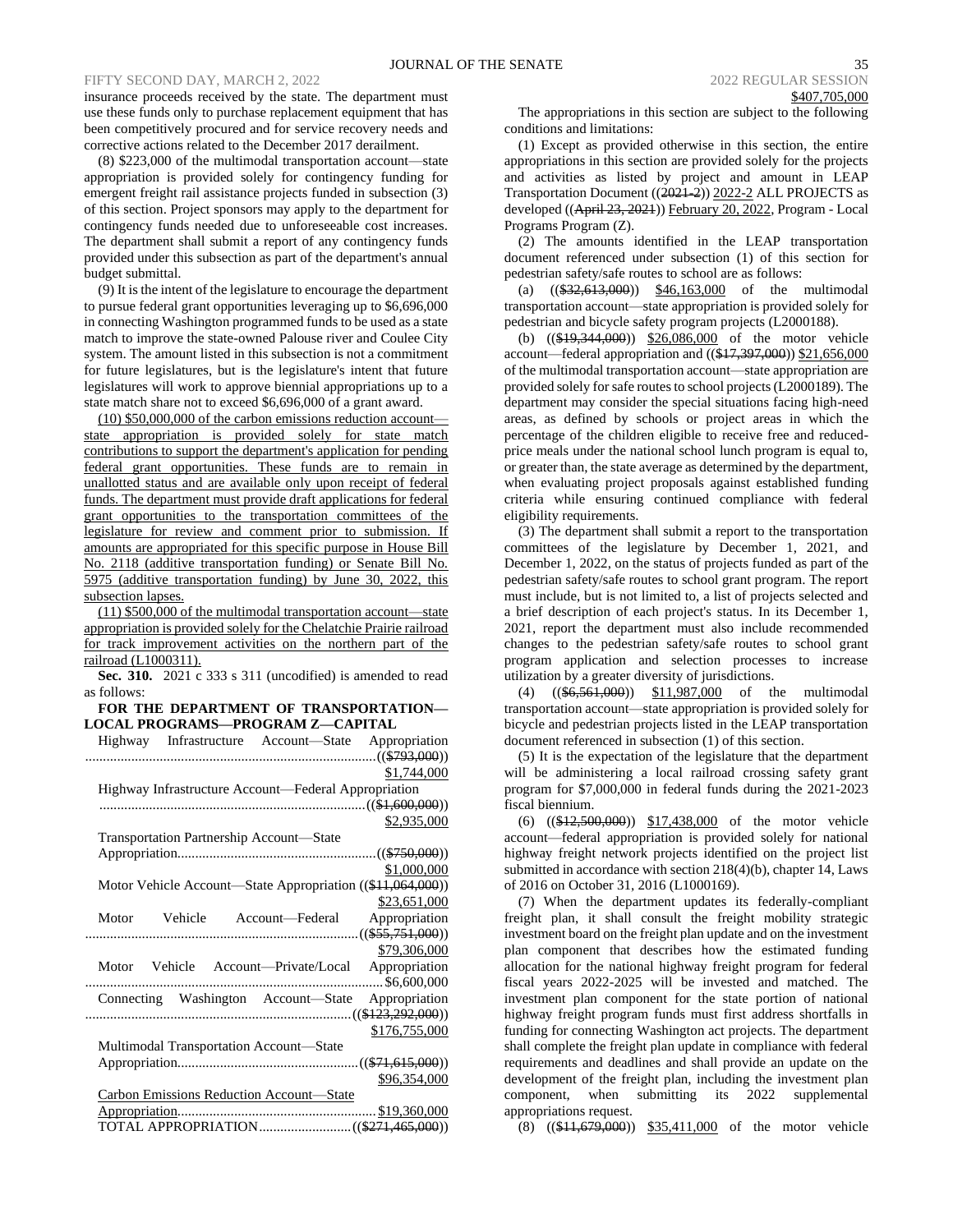insurance proceeds received by the state. The department must use these funds only to purchase replacement equipment that has been competitively procured and for service recovery needs and corrective actions related to the December 2017 derailment.

(8) $223,000 of the multimodal transportation account—state appropriation is provided solely for contingency funding for emergent freight rail assistance projects funded in subsection (3) of this section. Project sponsors may apply to the department for contingency funds needed due to unforeseeable cost increases. The department shall submit a report of any contingency funds provided under this subsection as part of the department's annual budget submittal.

(9) It is the intent of the legislature to encourage the department to pursue federal grant opportunities leveraging up to $6,696,000 in connecting Washington programmed funds to be used as a state match to improve the state-owned Palouse river and Coulee City system. The amount listed in this subsection is not a commitment for future legislatures, but is the legislature's intent that future legislatures will work to approve biennial appropriations up to a state match share not to exceed $6,696,000 of a grant award.

(10) $50,000,000 of the carbon emissions reduction account—state appropriation is provided solely for state match contributions to support the department's application for pending federal grant opportunities. These funds are to remain in unallotted status and are available only upon receipt of federal funds. The department must provide draft applications for federal grant opportunities to the transportation committees of the legislature for review and comment prior to submission. If amounts are appropriated for this specific purpose in House Bill No. 2118 (additive transportation funding) or Senate Bill No. 5975 (additive transportation funding) by June 30, 2022, this subsection lapses.

(11) $500,000 of the multimodal transportation account—state appropriation is provided solely for the Chelatchie Prairie railroad for track improvement activities on the northern part of the railroad (L1000311).

**Sec. 310.** 2021 c 333 s 311 (uncodified) is amended to read as follows:

**FOR THE DEPARTMENT OF TRANSPORTATION—LOCAL PROGRAMS—PROGRAM Z—CAPITAL**

Highway Infrastructure Account—State Appropriation ((~~$793,000~~)) $1,744,000

Highway Infrastructure Account—Federal Appropriation ((~~$1,600,000~~)) $2,935,000

Transportation Partnership Account—State Appropriation ((~~$750,000~~)) $1,000,000

Motor Vehicle Account—State Appropriation ((~~$11,064,000~~)) $23,651,000

Motor Vehicle Account—Federal Appropriation ((~~$55,751,000~~)) $79,306,000

Motor Vehicle Account—Private/Local Appropriation $6,600,000

Connecting Washington Account—State Appropriation ((~~$123,292,000~~)) $176,755,000

Multimodal Transportation Account—State Appropriation ((~~$71,615,000~~)) $96,354,000

Carbon Emissions Reduction Account—State Appropriation $19,360,000

TOTAL APPROPRIATION ((~~$271,465,000~~)) $407,705,000

The appropriations in this section are subject to the following conditions and limitations:

(1) Except as provided otherwise in this section, the entire appropriations in this section are provided solely for the projects and activities as listed by project and amount in LEAP Transportation Document ((~~2021-2~~)) 2022-2 ALL PROJECTS as developed ((~~April 23, 2021~~)) February 20, 2022, Program - Local Programs Program (Z).

(2) The amounts identified in the LEAP transportation document referenced under subsection (1) of this section for pedestrian safety/safe routes to school are as follows:

(a) ((~~$32,613,000~~)) $46,163,000 of the multimodal transportation account—state appropriation is provided solely for pedestrian and bicycle safety program projects (L2000188).

(b) ((~~$19,344,000~~)) $26,086,000 of the motor vehicle account—federal appropriation and ((~~$17,397,000~~)) $21,656,000 of the multimodal transportation account—state appropriation are provided solely for safe routes to school projects (L2000189). The department may consider the special situations facing high-need areas, as defined by schools or project areas in which the percentage of the children eligible to receive free and reduced-price meals under the national school lunch program is equal to, or greater than, the state average as determined by the department, when evaluating project proposals against established funding criteria while ensuring continued compliance with federal eligibility requirements.

(3) The department shall submit a report to the transportation committees of the legislature by December 1, 2021, and December 1, 2022, on the status of projects funded as part of the pedestrian safety/safe routes to school grant program. The report must include, but is not limited to, a list of projects selected and a brief description of each project's status. In its December 1, 2021, report the department must also include recommended changes to the pedestrian safety/safe routes to school grant program application and selection processes to increase utilization by a greater diversity of jurisdictions.

(4) ((~~$6,561,000~~)) $11,987,000 of the multimodal transportation account—state appropriation is provided solely for bicycle and pedestrian projects listed in the LEAP transportation document referenced in subsection (1) of this section.

(5) It is the expectation of the legislature that the department will be administering a local railroad crossing safety grant program for $7,000,000 in federal funds during the 2021-2023 fiscal biennium.

(6) ((~~$12,500,000~~)) $17,438,000 of the motor vehicle account—federal appropriation is provided solely for national highway freight network projects identified on the project list submitted in accordance with section 218(4)(b), chapter 14, Laws of 2016 on October 31, 2016 (L1000169).

(7) When the department updates its federally-compliant freight plan, it shall consult the freight mobility strategic investment board on the freight plan update and on the investment plan component that describes how the estimated funding allocation for the national highway freight program for federal fiscal years 2022-2025 will be invested and matched. The investment plan component for the state portion of national highway freight program funds must first address shortfalls in funding for connecting Washington act projects. The department shall complete the freight plan update in compliance with federal requirements and deadlines and shall provide an update on the development of the freight plan, including the investment plan component, when submitting its 2022 supplemental appropriations request.

(8) ((~~$11,679,000~~)) $35,411,000 of the motor vehicle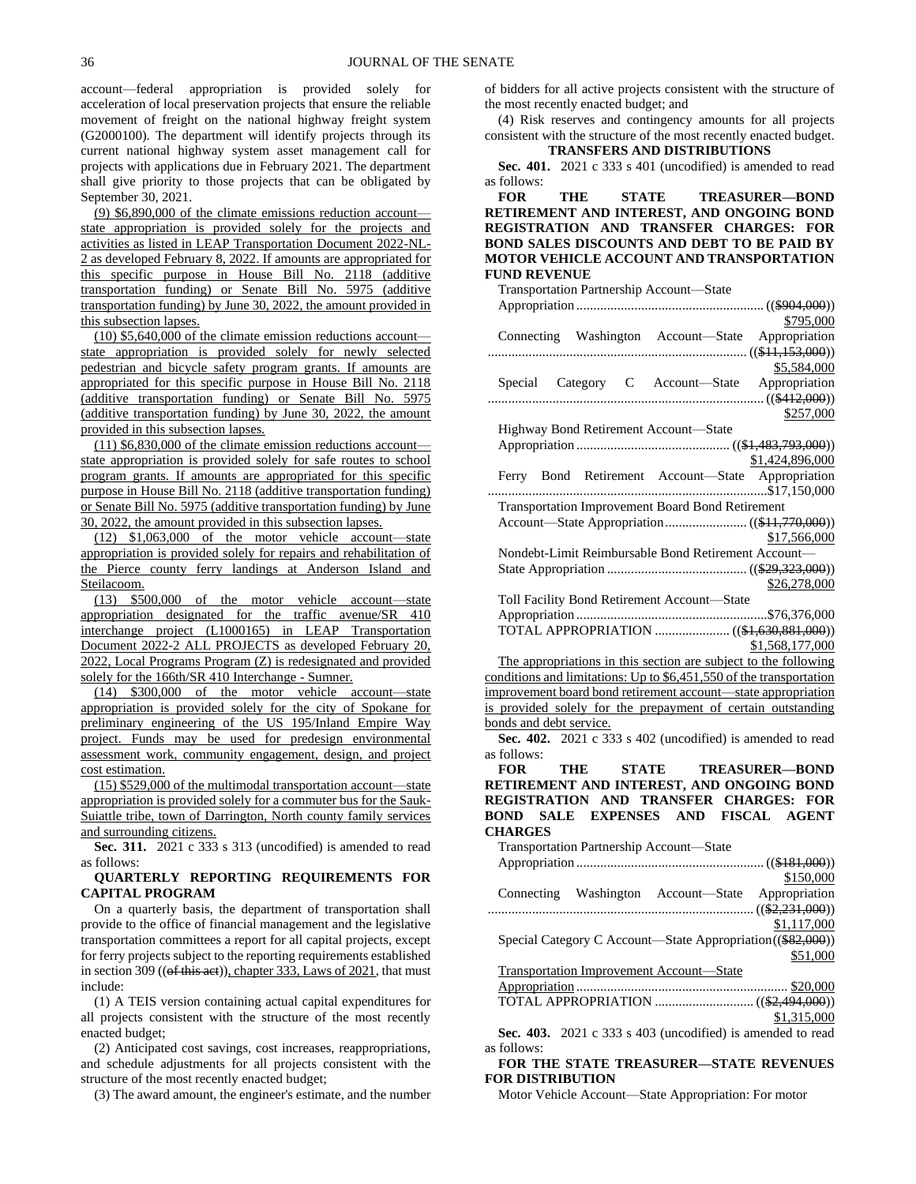account—federal appropriation is provided solely for acceleration of local preservation projects that ensure the reliable movement of freight on the national highway freight system (G2000100). The department will identify projects through its current national highway system asset management call for projects with applications due in February 2021. The department shall give priority to those projects that can be obligated by September 30, 2021.

(9) $6,890,000 of the climate emissions reduction account—state appropriation is provided solely for the projects and activities as listed in LEAP Transportation Document 2022-NL-2 as developed February 8, 2022. If amounts are appropriated for this specific purpose in House Bill No. 2118 (additive transportation funding) or Senate Bill No. 5975 (additive transportation funding) by June 30, 2022, the amount provided in this subsection lapses.

(10) $5,640,000 of the climate emission reductions account—state appropriation is provided solely for newly selected pedestrian and bicycle safety program grants. If amounts are appropriated for this specific purpose in House Bill No. 2118 (additive transportation funding) or Senate Bill No. 5975 (additive transportation funding) by June 30, 2022, the amount provided in this subsection lapses.

(11) $6,830,000 of the climate emission reductions account—state appropriation is provided solely for safe routes to school program grants. If amounts are appropriated for this specific purpose in House Bill No. 2118 (additive transportation funding) or Senate Bill No. 5975 (additive transportation funding) by June 30, 2022, the amount provided in this subsection lapses.

(12) $1,063,000 of the motor vehicle account—state appropriation is provided solely for repairs and rehabilitation of the Pierce county ferry landings at Anderson Island and Steilacoom.

(13) $500,000 of the motor vehicle account—state appropriation designated for the traffic avenue/SR 410 interchange project (L1000165) in LEAP Transportation Document 2022-2 ALL PROJECTS as developed February 20, 2022, Local Programs Program (Z) is redesignated and provided solely for the 166th/SR 410 Interchange - Sumner.

(14) $300,000 of the motor vehicle account—state appropriation is provided solely for the city of Spokane for preliminary engineering of the US 195/Inland Empire Way project. Funds may be used for predesign environmental assessment work, community engagement, design, and project cost estimation.

(15) $529,000 of the multimodal transportation account—state appropriation is provided solely for a commuter bus for the Sauk-Suiattle tribe, town of Darrington, North county family services and surrounding citizens.

**Sec. 311.** 2021 c 333 s 313 (uncodified) is amended to read as follows:

**QUARTERLY REPORTING REQUIREMENTS FOR CAPITAL PROGRAM**

On a quarterly basis, the department of transportation shall provide to the office of financial management and the legislative transportation committees a report for all capital projects, except for ferry projects subject to the reporting requirements established in section 309 ((of this act)), chapter 333, Laws of 2021, that must include:

(1) A TEIS version containing actual capital expenditures for all projects consistent with the structure of the most recently enacted budget;

(2) Anticipated cost savings, cost increases, reappropriations, and schedule adjustments for all projects consistent with the structure of the most recently enacted budget;

(3) The award amount, the engineer's estimate, and the number of bidders for all active projects consistent with the structure of the most recently enacted budget; and

(4) Risk reserves and contingency amounts for all projects consistent with the structure of the most recently enacted budget.

**TRANSFERS AND DISTRIBUTIONS**

**Sec. 401.** 2021 c 333 s 401 (uncodified) is amended to read as follows:

**FOR THE STATE TREASURER—BOND RETIREMENT AND INTEREST, AND ONGOING BOND REGISTRATION AND TRANSFER CHARGES: FOR BOND SALES DISCOUNTS AND DEBT TO BE PAID BY MOTOR VEHICLE ACCOUNT AND TRANSPORTATION FUND REVENUE**

Transportation Partnership Account—State Appropriation ...... (($904,000)) $795,000

Connecting Washington Account—State Appropriation ...... (($11,153,000)) $5,584,000

Special Category C Account—State Appropriation ...... (($412,000)) $257,000

Highway Bond Retirement Account—State Appropriation ...... (($1,483,793,000)) $1,424,896,000

Ferry Bond Retirement Account—State Appropriation ...... $17,150,000

Transportation Improvement Board Bond Retirement Account—State Appropriation ...... (($11,770,000)) $17,566,000

Nondebt-Limit Reimbursable Bond Retirement Account—State Appropriation ...... (($29,323,000)) $26,278,000

Toll Facility Bond Retirement Account—State Appropriation ...... $76,376,000

TOTAL APPROPRIATION ...... (($1,630,881,000)) $1,568,177,000

The appropriations in this section are subject to the following conditions and limitations: Up to $6,451,550 of the transportation improvement board bond retirement account—state appropriation is provided solely for the prepayment of certain outstanding bonds and debt service.

**Sec. 402.** 2021 c 333 s 402 (uncodified) is amended to read as follows:

**FOR THE STATE TREASURER—BOND RETIREMENT AND INTEREST, AND ONGOING BOND REGISTRATION AND TRANSFER CHARGES: FOR BOND SALE EXPENSES AND FISCAL AGENT CHARGES**

Transportation Partnership Account—State Appropriation ...... (($181,000)) $150,000

Connecting Washington Account—State Appropriation ...... (($2,231,000)) $1,117,000

Special Category C Account—State Appropriation (($82,000)) $51,000

Transportation Improvement Account—State Appropriation ...... $20,000

TOTAL APPROPRIATION ...... (($2,494,000)) $1,315,000

**Sec. 403.** 2021 c 333 s 403 (uncodified) is amended to read as follows:

**FOR THE STATE TREASURER—STATE REVENUES FOR DISTRIBUTION**

Motor Vehicle Account—State Appropriation: For motor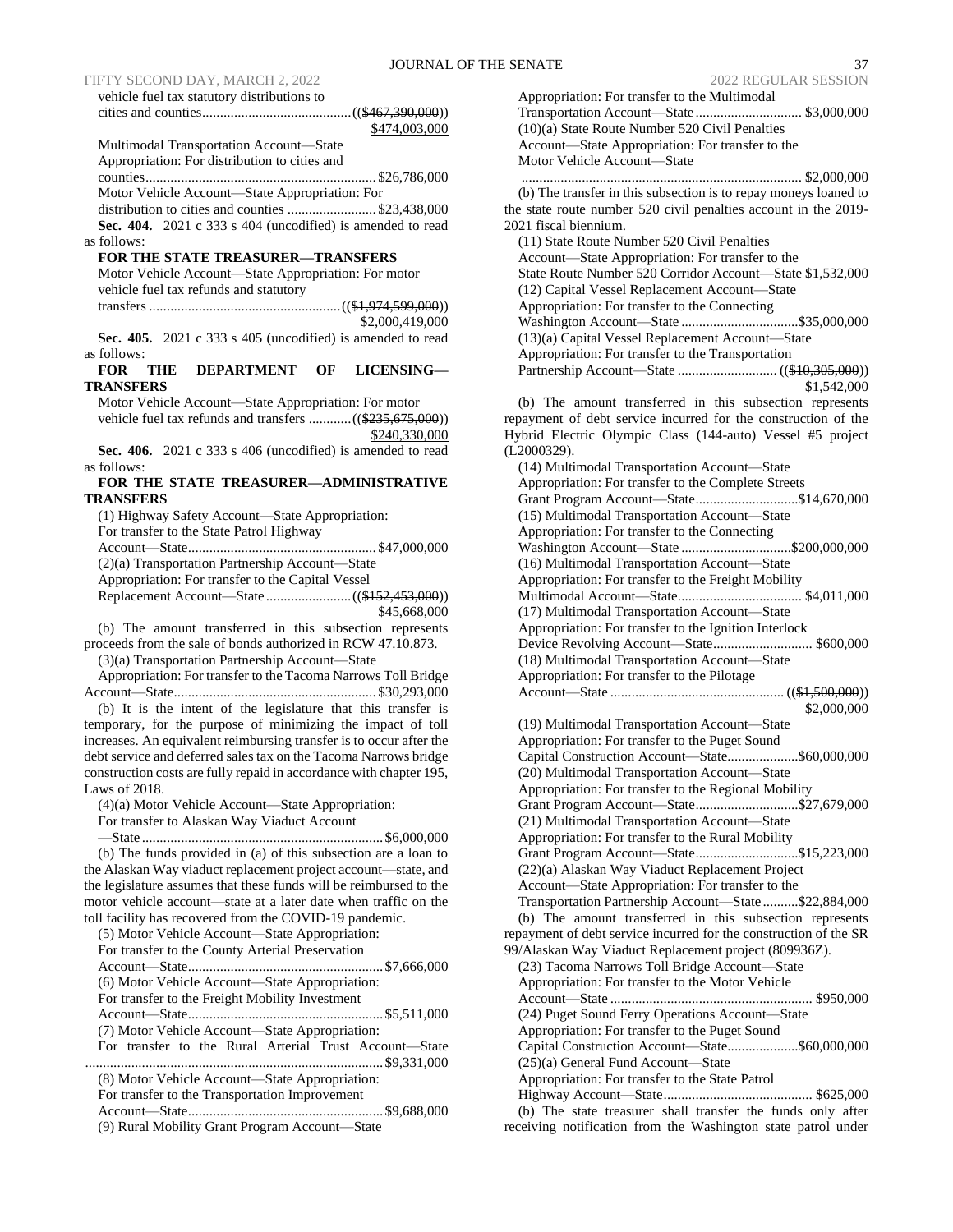vehicle fuel tax statutory distributions to cities and counties ............ ((~~$467,390,000~~)) <u>$474,003,000</u>

Multimodal Transportation Account—State Appropriation: For distribution to cities and counties ............ $26,786,000

Motor Vehicle Account—State Appropriation: For distribution to cities and counties ............ $23,438,000

**Sec. 404.** 2021 c 333 s 404 (uncodified) is amended to read as follows:

**FOR THE STATE TREASURER—TRANSFERS**

Motor Vehicle Account—State Appropriation: For motor vehicle fuel tax refunds and statutory transfers ............ ((~~$1,974,599,000~~)) <u>$2,000,419,000</u>

**Sec. 405.** 2021 c 333 s 405 (uncodified) is amended to read as follows:

**FOR THE DEPARTMENT OF LICENSING—TRANSFERS**

Motor Vehicle Account—State Appropriation: For motor vehicle fuel tax refunds and transfers ............ ((~~$235,675,000~~)) <u>$240,330,000</u>

**Sec. 406.** 2021 c 333 s 406 (uncodified) is amended to read as follows:

**FOR THE STATE TREASURER—ADMINISTRATIVE TRANSFERS**

(1) Highway Safety Account—State Appropriation: For transfer to the State Patrol Highway Account—State ............ $47,000,000

(2)(a) Transportation Partnership Account—State Appropriation: For transfer to the Capital Vessel Replacement Account—State ............ ((~~$152,453,000~~)) <u>$45,668,000</u>

(b) The amount transferred in this subsection represents proceeds from the sale of bonds authorized in RCW 47.10.873.

(3)(a) Transportation Partnership Account—State Appropriation: For transfer to the Tacoma Narrows Toll Bridge Account—State ............ $30,293,000

(b) It is the intent of the legislature that this transfer is temporary, for the purpose of minimizing the impact of toll increases. An equivalent reimbursing transfer is to occur after the debt service and deferred sales tax on the Tacoma Narrows bridge construction costs are fully repaid in accordance with chapter 195, Laws of 2018.

(4)(a) Motor Vehicle Account—State Appropriation: For transfer to Alaskan Way Viaduct Account —State ............ $6,000,000

(b) The funds provided in (a) of this subsection are a loan to the Alaskan Way viaduct replacement project account—state, and the legislature assumes that these funds will be reimbursed to the motor vehicle account—state at a later date when traffic on the toll facility has recovered from the COVID-19 pandemic.

(5) Motor Vehicle Account—State Appropriation: For transfer to the County Arterial Preservation Account—State ............ $7,666,000

(6) Motor Vehicle Account—State Appropriation: For transfer to the Freight Mobility Investment Account—State ............ $5,511,000

(7) Motor Vehicle Account—State Appropriation: For transfer to the Rural Arterial Trust Account—State ............ $9,331,000

(8) Motor Vehicle Account—State Appropriation: For transfer to the Transportation Improvement Account—State ............ $9,688,000

(9) Rural Mobility Grant Program Account—State Appropriation: For transfer to the Multimodal Transportation Account—State ............ $3,000,000

(10)(a) State Route Number 520 Civil Penalties Account—State Appropriation: For transfer to the Motor Vehicle Account—State ............ $2,000,000

(b) The transfer in this subsection is to repay moneys loaned to the state route number 520 civil penalties account in the 2019-2021 fiscal biennium.

(11) State Route Number 520 Civil Penalties Account—State Appropriation: For transfer to the State Route Number 520 Corridor Account—State $1,532,000

(12) Capital Vessel Replacement Account—State Appropriation: For transfer to the Connecting Washington Account—State ............ $35,000,000

(13)(a) Capital Vessel Replacement Account—State Appropriation: For transfer to the Transportation Partnership Account—State ............ ((~~$10,305,000~~)) <u>$1,542,000</u>

(b) The amount transferred in this subsection represents repayment of debt service incurred for the construction of the Hybrid Electric Olympic Class (144-auto) Vessel #5 project (L2000329).

(14) Multimodal Transportation Account—State Appropriation: For transfer to the Complete Streets Grant Program Account—State ............ $14,670,000

(15) Multimodal Transportation Account—State Appropriation: For transfer to the Connecting Washington Account—State ............ $200,000,000

(16) Multimodal Transportation Account—State Appropriation: For transfer to the Freight Mobility Multimodal Account—State ............ $4,011,000

(17) Multimodal Transportation Account—State Appropriation: For transfer to the Ignition Interlock Device Revolving Account—State ............ $600,000

(18) Multimodal Transportation Account—State Appropriation: For transfer to the Pilotage Account—State ............ ((~~$1,500,000~~)) <u>$2,000,000</u>

(19) Multimodal Transportation Account—State Appropriation: For transfer to the Puget Sound Capital Construction Account—State ............ $60,000,000

(20) Multimodal Transportation Account—State Appropriation: For transfer to the Regional Mobility Grant Program Account—State ............ $27,679,000

(21) Multimodal Transportation Account—State Appropriation: For transfer to the Rural Mobility Grant Program Account—State ............ $15,223,000

(22)(a) Alaskan Way Viaduct Replacement Project Account—State Appropriation: For transfer to the Transportation Partnership Account—State ............ $22,884,000

(b) The amount transferred in this subsection represents repayment of debt service incurred for the construction of the SR 99/Alaskan Way Viaduct Replacement project (809936Z).

(23) Tacoma Narrows Toll Bridge Account—State Appropriation: For transfer to the Motor Vehicle Account—State ............ $950,000

(24) Puget Sound Ferry Operations Account—State Appropriation: For transfer to the Puget Sound Capital Construction Account—State ............ $60,000,000

(25)(a) General Fund Account—State Appropriation: For transfer to the State Patrol Highway Account—State ............ $625,000

(b) The state treasurer shall transfer the funds only after receiving notification from the Washington state patrol under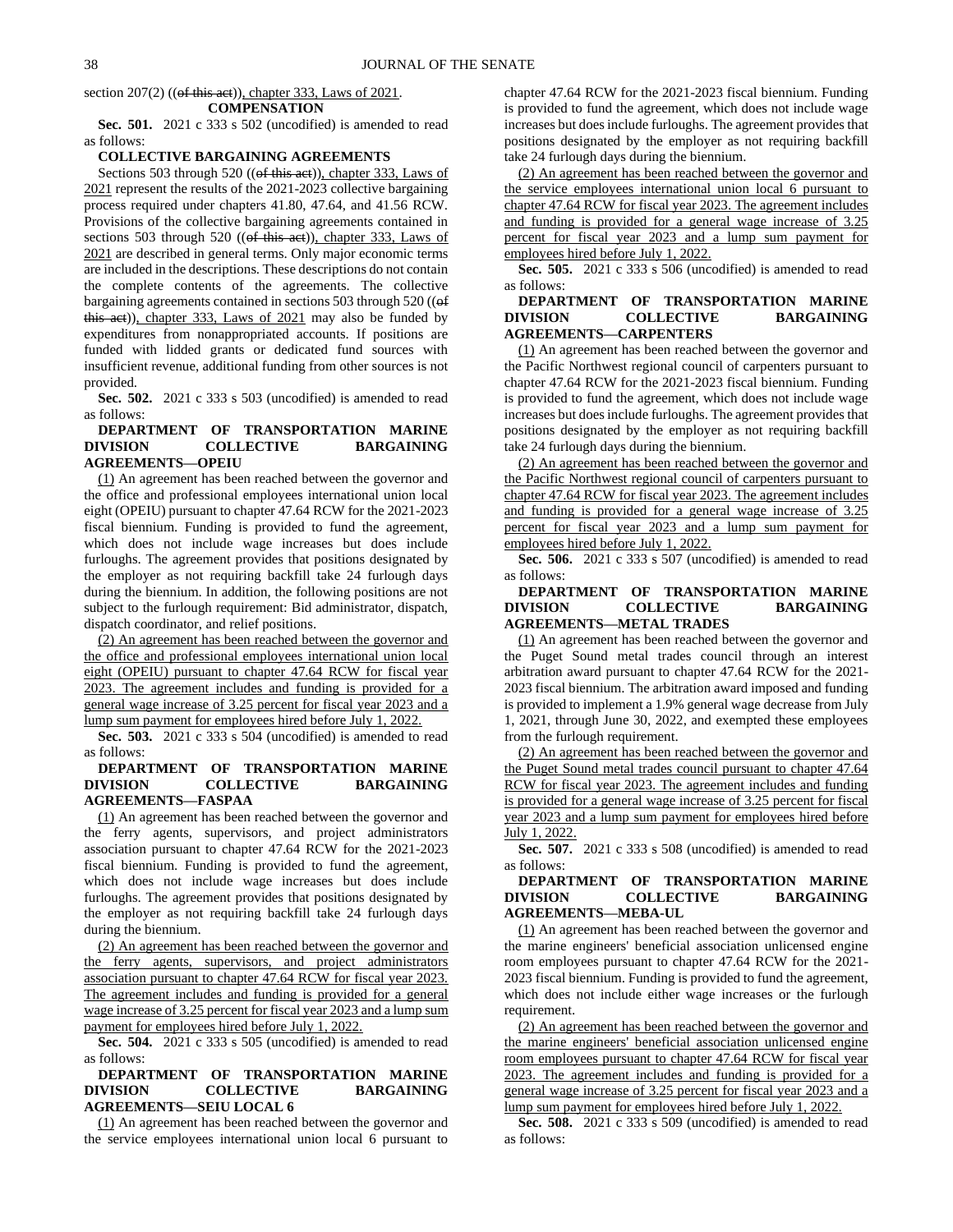section 207(2) ((of this act)), chapter 333, Laws of 2021.

**COMPENSATION**

**Sec. 501.** 2021 c 333 s 502 (uncodified) is amended to read as follows:

**COLLECTIVE BARGAINING AGREEMENTS**

Sections 503 through 520 ((of this act)), chapter 333, Laws of 2021 represent the results of the 2021-2023 collective bargaining process required under chapters 41.80, 47.64, and 41.56 RCW. Provisions of the collective bargaining agreements contained in sections 503 through 520 ((of this act)), chapter 333, Laws of 2021 are described in general terms. Only major economic terms are included in the descriptions. These descriptions do not contain the complete contents of the agreements. The collective bargaining agreements contained in sections 503 through 520 ((of this act)), chapter 333, Laws of 2021 may also be funded by expenditures from nonappropriated accounts. If positions are funded with lidded grants or dedicated fund sources with insufficient revenue, additional funding from other sources is not provided.

**Sec. 502.** 2021 c 333 s 503 (uncodified) is amended to read as follows:

**DEPARTMENT OF TRANSPORTATION MARINE DIVISION COLLECTIVE BARGAINING AGREEMENTS—OPEIU**

(1) An agreement has been reached between the governor and the office and professional employees international union local eight (OPEIU) pursuant to chapter 47.64 RCW for the 2021-2023 fiscal biennium. Funding is provided to fund the agreement, which does not include wage increases but does include furloughs. The agreement provides that positions designated by the employer as not requiring backfill take 24 furlough days during the biennium. In addition, the following positions are not subject to the furlough requirement: Bid administrator, dispatch, dispatch coordinator, and relief positions.

(2) An agreement has been reached between the governor and the office and professional employees international union local eight (OPEIU) pursuant to chapter 47.64 RCW for fiscal year 2023. The agreement includes and funding is provided for a general wage increase of 3.25 percent for fiscal year 2023 and a lump sum payment for employees hired before July 1, 2022.

**Sec. 503.** 2021 c 333 s 504 (uncodified) is amended to read as follows:

**DEPARTMENT OF TRANSPORTATION MARINE DIVISION COLLECTIVE BARGAINING AGREEMENTS—FASPAA**

(1) An agreement has been reached between the governor and the ferry agents, supervisors, and project administrators association pursuant to chapter 47.64 RCW for the 2021-2023 fiscal biennium. Funding is provided to fund the agreement, which does not include wage increases but does include furloughs. The agreement provides that positions designated by the employer as not requiring backfill take 24 furlough days during the biennium.

(2) An agreement has been reached between the governor and the ferry agents, supervisors, and project administrators association pursuant to chapter 47.64 RCW for fiscal year 2023. The agreement includes and funding is provided for a general wage increase of 3.25 percent for fiscal year 2023 and a lump sum payment for employees hired before July 1, 2022.

**Sec. 504.** 2021 c 333 s 505 (uncodified) is amended to read as follows:

**DEPARTMENT OF TRANSPORTATION MARINE DIVISION COLLECTIVE BARGAINING AGREEMENTS—SEIU LOCAL 6**

(1) An agreement has been reached between the governor and the service employees international union local 6 pursuant to chapter 47.64 RCW for the 2021-2023 fiscal biennium. Funding is provided to fund the agreement, which does not include wage increases but does include furloughs. The agreement provides that positions designated by the employer as not requiring backfill take 24 furlough days during the biennium.

(2) An agreement has been reached between the governor and the service employees international union local 6 pursuant to chapter 47.64 RCW for fiscal year 2023. The agreement includes and funding is provided for a general wage increase of 3.25 percent for fiscal year 2023 and a lump sum payment for employees hired before July 1, 2022.

**Sec. 505.** 2021 c 333 s 506 (uncodified) is amended to read as follows:

**DEPARTMENT OF TRANSPORTATION MARINE DIVISION COLLECTIVE BARGAINING AGREEMENTS—CARPENTERS**

(1) An agreement has been reached between the governor and the Pacific Northwest regional council of carpenters pursuant to chapter 47.64 RCW for the 2021-2023 fiscal biennium. Funding is provided to fund the agreement, which does not include wage increases but does include furloughs. The agreement provides that positions designated by the employer as not requiring backfill take 24 furlough days during the biennium.

(2) An agreement has been reached between the governor and the Pacific Northwest regional council of carpenters pursuant to chapter 47.64 RCW for fiscal year 2023. The agreement includes and funding is provided for a general wage increase of 3.25 percent for fiscal year 2023 and a lump sum payment for employees hired before July 1, 2022.

**Sec. 506.** 2021 c 333 s 507 (uncodified) is amended to read as follows:

**DEPARTMENT OF TRANSPORTATION MARINE DIVISION COLLECTIVE BARGAINING AGREEMENTS—METAL TRADES**

(1) An agreement has been reached between the governor and the Puget Sound metal trades council through an interest arbitration award pursuant to chapter 47.64 RCW for the 2021-2023 fiscal biennium. The arbitration award imposed and funding is provided to implement a 1.9% general wage decrease from July 1, 2021, through June 30, 2022, and exempted these employees from the furlough requirement.

(2) An agreement has been reached between the governor and the Puget Sound metal trades council pursuant to chapter 47.64 RCW for fiscal year 2023. The agreement includes and funding is provided for a general wage increase of 3.25 percent for fiscal year 2023 and a lump sum payment for employees hired before July 1, 2022.

**Sec. 507.** 2021 c 333 s 508 (uncodified) is amended to read as follows:

**DEPARTMENT OF TRANSPORTATION MARINE DIVISION COLLECTIVE BARGAINING AGREEMENTS—MEBA-UL**

(1) An agreement has been reached between the governor and the marine engineers' beneficial association unlicensed engine room employees pursuant to chapter 47.64 RCW for the 2021-2023 fiscal biennium. Funding is provided to fund the agreement, which does not include either wage increases or the furlough requirement.

(2) An agreement has been reached between the governor and the marine engineers' beneficial association unlicensed engine room employees pursuant to chapter 47.64 RCW for fiscal year 2023. The agreement includes and funding is provided for a general wage increase of 3.25 percent for fiscal year 2023 and a lump sum payment for employees hired before July 1, 2022.

**Sec. 508.** 2021 c 333 s 509 (uncodified) is amended to read as follows: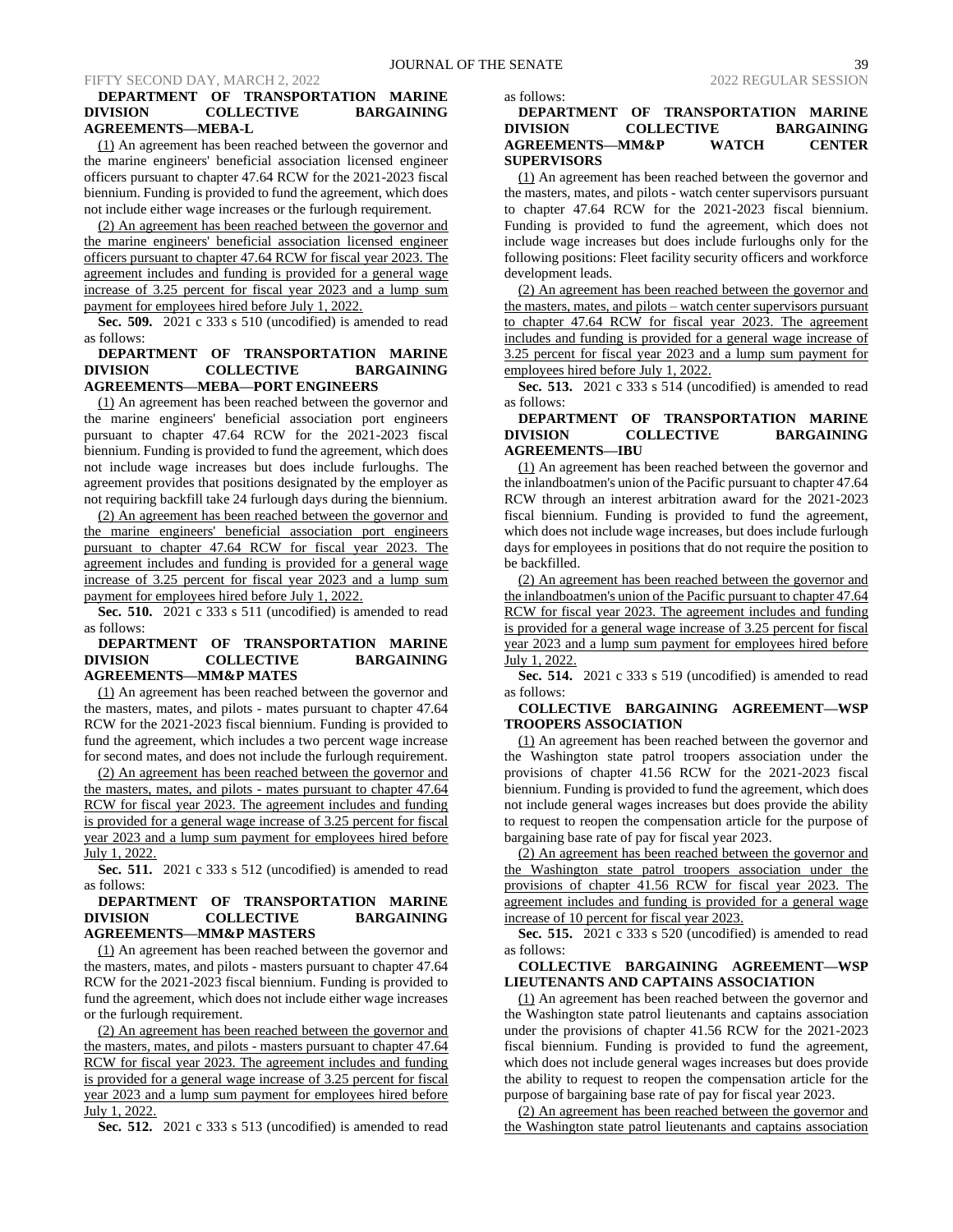**DEPARTMENT OF TRANSPORTATION MARINE DIVISION COLLECTIVE BARGAINING AGREEMENTS—MEBA-L**

(1) An agreement has been reached between the governor and the marine engineers' beneficial association licensed engineer officers pursuant to chapter 47.64 RCW for the 2021-2023 fiscal biennium. Funding is provided to fund the agreement, which does not include either wage increases or the furlough requirement.

(2) An agreement has been reached between the governor and the marine engineers' beneficial association licensed engineer officers pursuant to chapter 47.64 RCW for fiscal year 2023. The agreement includes and funding is provided for a general wage increase of 3.25 percent for fiscal year 2023 and a lump sum payment for employees hired before July 1, 2022.

**Sec. 509.** 2021 c 333 s 510 (uncodified) is amended to read as follows:

**DEPARTMENT OF TRANSPORTATION MARINE DIVISION COLLECTIVE BARGAINING AGREEMENTS—MEBA—PORT ENGINEERS**

(1) An agreement has been reached between the governor and the marine engineers' beneficial association port engineers pursuant to chapter 47.64 RCW for the 2021-2023 fiscal biennium. Funding is provided to fund the agreement, which does not include wage increases but does include furloughs. The agreement provides that positions designated by the employer as not requiring backfill take 24 furlough days during the biennium.

(2) An agreement has been reached between the governor and the marine engineers' beneficial association port engineers pursuant to chapter 47.64 RCW for fiscal year 2023. The agreement includes and funding is provided for a general wage increase of 3.25 percent for fiscal year 2023 and a lump sum payment for employees hired before July 1, 2022.

**Sec. 510.** 2021 c 333 s 511 (uncodified) is amended to read as follows:

**DEPARTMENT OF TRANSPORTATION MARINE DIVISION COLLECTIVE BARGAINING AGREEMENTS—MM&P MATES**

(1) An agreement has been reached between the governor and the masters, mates, and pilots - mates pursuant to chapter 47.64 RCW for the 2021-2023 fiscal biennium. Funding is provided to fund the agreement, which includes a two percent wage increase for second mates, and does not include the furlough requirement.

(2) An agreement has been reached between the governor and the masters, mates, and pilots - mates pursuant to chapter 47.64 RCW for fiscal year 2023. The agreement includes and funding is provided for a general wage increase of 3.25 percent for fiscal year 2023 and a lump sum payment for employees hired before July 1, 2022.

**Sec. 511.** 2021 c 333 s 512 (uncodified) is amended to read as follows:

**DEPARTMENT OF TRANSPORTATION MARINE DIVISION COLLECTIVE BARGAINING AGREEMENTS—MM&P MASTERS**

(1) An agreement has been reached between the governor and the masters, mates, and pilots - masters pursuant to chapter 47.64 RCW for the 2021-2023 fiscal biennium. Funding is provided to fund the agreement, which does not include either wage increases or the furlough requirement.

(2) An agreement has been reached between the governor and the masters, mates, and pilots - masters pursuant to chapter 47.64 RCW for fiscal year 2023. The agreement includes and funding is provided for a general wage increase of 3.25 percent for fiscal year 2023 and a lump sum payment for employees hired before July 1, 2022.

**Sec. 512.** 2021 c 333 s 513 (uncodified) is amended to read as follows:

**DEPARTMENT OF TRANSPORTATION MARINE DIVISION COLLECTIVE BARGAINING AGREEMENTS—MM&P WATCH CENTER SUPERVISORS**

(1) An agreement has been reached between the governor and the masters, mates, and pilots - watch center supervisors pursuant to chapter 47.64 RCW for the 2021-2023 fiscal biennium. Funding is provided to fund the agreement, which does not include wage increases but does include furloughs only for the following positions: Fleet facility security officers and workforce development leads.

(2) An agreement has been reached between the governor and the masters, mates, and pilots – watch center supervisors pursuant to chapter 47.64 RCW for fiscal year 2023. The agreement includes and funding is provided for a general wage increase of 3.25 percent for fiscal year 2023 and a lump sum payment for employees hired before July 1, 2022.

**Sec. 513.** 2021 c 333 s 514 (uncodified) is amended to read as follows:

**DEPARTMENT OF TRANSPORTATION MARINE DIVISION COLLECTIVE BARGAINING AGREEMENTS—IBU**

(1) An agreement has been reached between the governor and the inlandboatmen's union of the Pacific pursuant to chapter 47.64 RCW through an interest arbitration award for the 2021-2023 fiscal biennium. Funding is provided to fund the agreement, which does not include wage increases, but does include furlough days for employees in positions that do not require the position to be backfilled.

(2) An agreement has been reached between the governor and the inlandboatmen's union of the Pacific pursuant to chapter 47.64 RCW for fiscal year 2023. The agreement includes and funding is provided for a general wage increase of 3.25 percent for fiscal year 2023 and a lump sum payment for employees hired before July 1, 2022.

**Sec. 514.** 2021 c 333 s 519 (uncodified) is amended to read as follows:

**COLLECTIVE BARGAINING AGREEMENT—WSP TROOPERS ASSOCIATION**

(1) An agreement has been reached between the governor and the Washington state patrol troopers association under the provisions of chapter 41.56 RCW for the 2021-2023 fiscal biennium. Funding is provided to fund the agreement, which does not include general wages increases but does provide the ability to request to reopen the compensation article for the purpose of bargaining base rate of pay for fiscal year 2023.

(2) An agreement has been reached between the governor and the Washington state patrol troopers association under the provisions of chapter 41.56 RCW for fiscal year 2023. The agreement includes and funding is provided for a general wage increase of 10 percent for fiscal year 2023.

**Sec. 515.** 2021 c 333 s 520 (uncodified) is amended to read as follows:

**COLLECTIVE BARGAINING AGREEMENT—WSP LIEUTENANTS AND CAPTAINS ASSOCIATION**

(1) An agreement has been reached between the governor and the Washington state patrol lieutenants and captains association under the provisions of chapter 41.56 RCW for the 2021-2023 fiscal biennium. Funding is provided to fund the agreement, which does not include general wages increases but does provide the ability to request to reopen the compensation article for the purpose of bargaining base rate of pay for fiscal year 2023.

(2) An agreement has been reached between the governor and the Washington state patrol lieutenants and captains association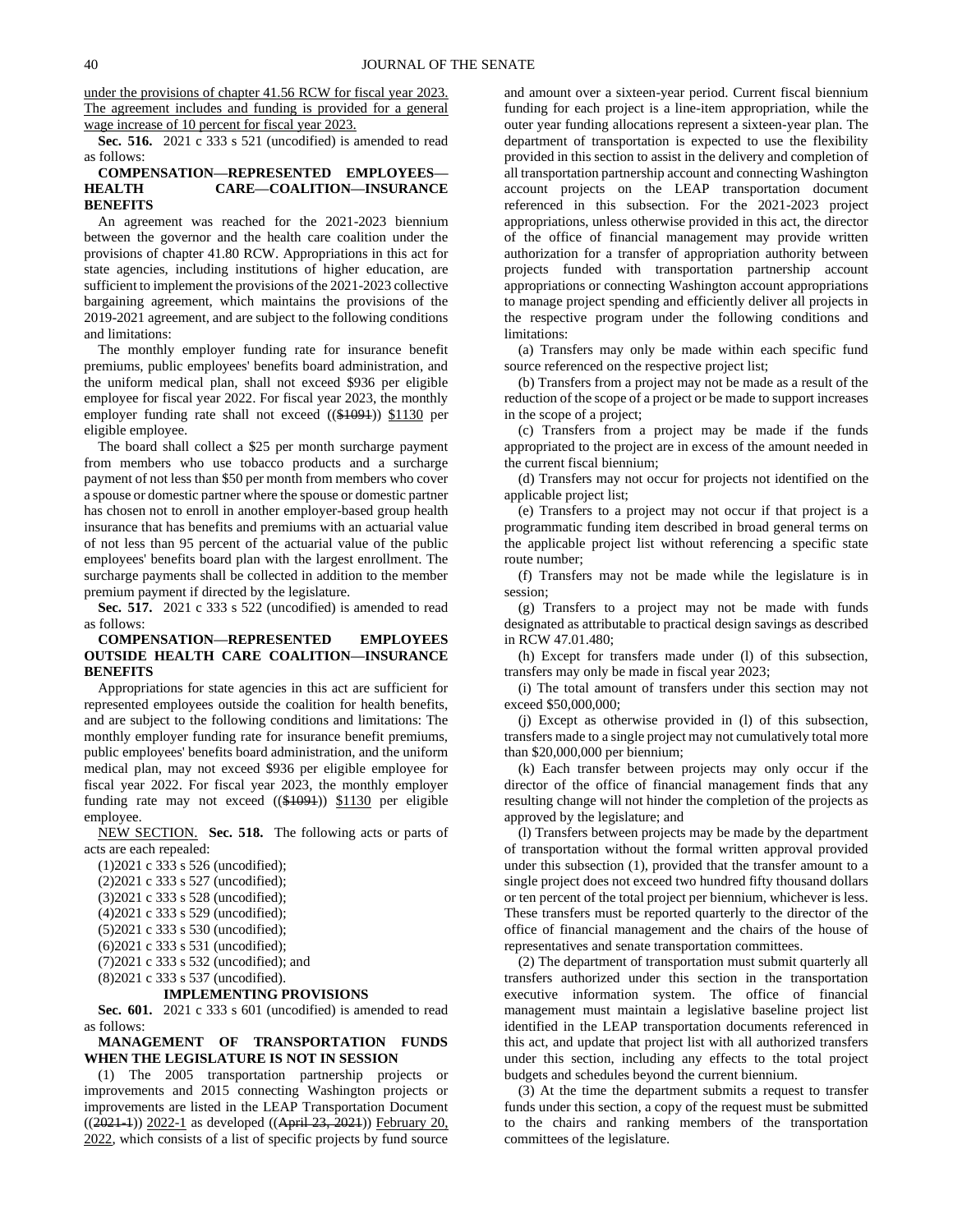under the provisions of chapter 41.56 RCW for fiscal year 2023. The agreement includes and funding is provided for a general wage increase of 10 percent for fiscal year 2023.

**Sec. 516.** 2021 c 333 s 521 (uncodified) is amended to read as follows:

**COMPENSATION—REPRESENTED EMPLOYEES—HEALTH CARE—COALITION—INSURANCE BENEFITS**

An agreement was reached for the 2021-2023 biennium between the governor and the health care coalition under the provisions of chapter 41.80 RCW. Appropriations in this act for state agencies, including institutions of higher education, are sufficient to implement the provisions of the 2021-2023 collective bargaining agreement, which maintains the provisions of the 2019-2021 agreement, and are subject to the following conditions and limitations:

The monthly employer funding rate for insurance benefit premiums, public employees' benefits board administration, and the uniform medical plan, shall not exceed $936 per eligible employee for fiscal year 2022. For fiscal year 2023, the monthly employer funding rate shall not exceed (($1091)) $1130 per eligible employee.

The board shall collect a $25 per month surcharge payment from members who use tobacco products and a surcharge payment of not less than $50 per month from members who cover a spouse or domestic partner where the spouse or domestic partner has chosen not to enroll in another employer-based group health insurance that has benefits and premiums with an actuarial value of not less than 95 percent of the actuarial value of the public employees' benefits board plan with the largest enrollment. The surcharge payments shall be collected in addition to the member premium payment if directed by the legislature.

**Sec. 517.** 2021 c 333 s 522 (uncodified) is amended to read as follows:

**COMPENSATION—REPRESENTED EMPLOYEES OUTSIDE HEALTH CARE COALITION—INSURANCE BENEFITS**

Appropriations for state agencies in this act are sufficient for represented employees outside the coalition for health benefits, and are subject to the following conditions and limitations: The monthly employer funding rate for insurance benefit premiums, public employees' benefits board administration, and the uniform medical plan, may not exceed $936 per eligible employee for fiscal year 2022. For fiscal year 2023, the monthly employer funding rate may not exceed (($1091)) $1130 per eligible employee.

NEW SECTION. **Sec. 518.** The following acts or parts of acts are each repealed:

(1)2021 c 333 s 526 (uncodified);
(2)2021 c 333 s 527 (uncodified);
(3)2021 c 333 s 528 (uncodified);
(4)2021 c 333 s 529 (uncodified);
(5)2021 c 333 s 530 (uncodified);
(6)2021 c 333 s 531 (uncodified);
(7)2021 c 333 s 532 (uncodified); and
(8)2021 c 333 s 537 (uncodified).

**IMPLEMENTING PROVISIONS**

**Sec. 601.** 2021 c 333 s 601 (uncodified) is amended to read as follows:

**MANAGEMENT OF TRANSPORTATION FUNDS WHEN THE LEGISLATURE IS NOT IN SESSION**

(1) The 2005 transportation partnership projects or improvements and 2015 connecting Washington projects or improvements are listed in the LEAP Transportation Document ((2021-1)) 2022-1 as developed ((April 23, 2021)) February 20, 2022, which consists of a list of specific projects by fund source and amount over a sixteen-year period. Current fiscal biennium funding for each project is a line-item appropriation, while the outer year funding allocations represent a sixteen-year plan. The department of transportation is expected to use the flexibility provided in this section to assist in the delivery and completion of all transportation partnership account and connecting Washington account projects on the LEAP transportation document referenced in this subsection. For the 2021-2023 project appropriations, unless otherwise provided in this act, the director of the office of financial management may provide written authorization for a transfer of appropriation authority between projects funded with transportation partnership account appropriations or connecting Washington account appropriations to manage project spending and efficiently deliver all projects in the respective program under the following conditions and limitations:

(a) Transfers may only be made within each specific fund source referenced on the respective project list;

(b) Transfers from a project may not be made as a result of the reduction of the scope of a project or be made to support increases in the scope of a project;

(c) Transfers from a project may be made if the funds appropriated to the project are in excess of the amount needed in the current fiscal biennium;

(d) Transfers may not occur for projects not identified on the applicable project list;

(e) Transfers to a project may not occur if that project is a programmatic funding item described in broad general terms on the applicable project list without referencing a specific state route number;

(f) Transfers may not be made while the legislature is in session;

(g) Transfers to a project may not be made with funds designated as attributable to practical design savings as described in RCW 47.01.480;

(h) Except for transfers made under (l) of this subsection, transfers may only be made in fiscal year 2023;

(i) The total amount of transfers under this section may not exceed $50,000,000;

(j) Except as otherwise provided in (l) of this subsection, transfers made to a single project may not cumulatively total more than $20,000,000 per biennium;

(k) Each transfer between projects may only occur if the director of the office of financial management finds that any resulting change will not hinder the completion of the projects as approved by the legislature; and

(l) Transfers between projects may be made by the department of transportation without the formal written approval provided under this subsection (1), provided that the transfer amount to a single project does not exceed two hundred fifty thousand dollars or ten percent of the total project per biennium, whichever is less. These transfers must be reported quarterly to the director of the office of financial management and the chairs of the house of representatives and senate transportation committees.

(2) The department of transportation must submit quarterly all transfers authorized under this section in the transportation executive information system. The office of financial management must maintain a legislative baseline project list identified in the LEAP transportation documents referenced in this act, and update that project list with all authorized transfers under this section, including any effects to the total project budgets and schedules beyond the current biennium.

(3) At the time the department submits a request to transfer funds under this section, a copy of the request must be submitted to the chairs and ranking members of the transportation committees of the legislature.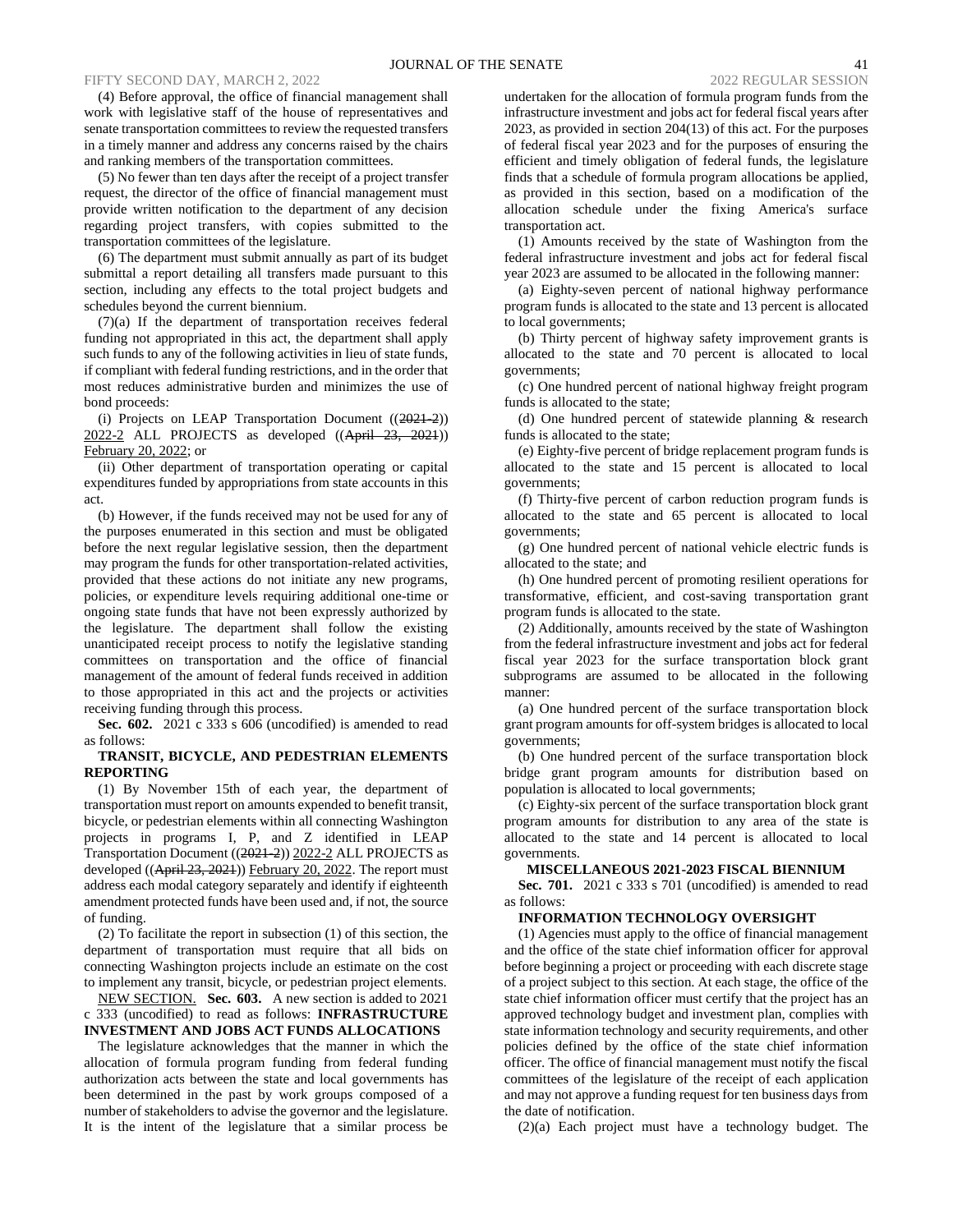(4) Before approval, the office of financial management shall work with legislative staff of the house of representatives and senate transportation committees to review the requested transfers in a timely manner and address any concerns raised by the chairs and ranking members of the transportation committees.

(5) No fewer than ten days after the receipt of a project transfer request, the director of the office of financial management must provide written notification to the department of any decision regarding project transfers, with copies submitted to the transportation committees of the legislature.

(6) The department must submit annually as part of its budget submittal a report detailing all transfers made pursuant to this section, including any effects to the total project budgets and schedules beyond the current biennium.

(7)(a) If the department of transportation receives federal funding not appropriated in this act, the department shall apply such funds to any of the following activities in lieu of state funds, if compliant with federal funding restrictions, and in the order that most reduces administrative burden and minimizes the use of bond proceeds:

(i) Projects on LEAP Transportation Document ((~~2021-2~~)) 2022-2 ALL PROJECTS as developed ((~~April 23, 2021~~)) February 20, 2022; or

(ii) Other department of transportation operating or capital expenditures funded by appropriations from state accounts in this act.

(b) However, if the funds received may not be used for any of the purposes enumerated in this section and must be obligated before the next regular legislative session, then the department may program the funds for other transportation-related activities, provided that these actions do not initiate any new programs, policies, or expenditure levels requiring additional one-time or ongoing state funds that have not been expressly authorized by the legislature. The department shall follow the existing unanticipated receipt process to notify the legislative standing committees on transportation and the office of financial management of the amount of federal funds received in addition to those appropriated in this act and the projects or activities receiving funding through this process.

**Sec. 602.** 2021 c 333 s 606 (uncodified) is amended to read as follows:

**TRANSIT, BICYCLE, AND PEDESTRIAN ELEMENTS REPORTING**

(1) By November 15th of each year, the department of transportation must report on amounts expended to benefit transit, bicycle, or pedestrian elements within all connecting Washington projects in programs I, P, and Z identified in LEAP Transportation Document ((~~2021-2~~)) 2022-2 ALL PROJECTS as developed ((~~April 23, 2021~~)) February 20, 2022. The report must address each modal category separately and identify if eighteenth amendment protected funds have been used and, if not, the source of funding.

(2) To facilitate the report in subsection (1) of this section, the department of transportation must require that all bids on connecting Washington projects include an estimate on the cost to implement any transit, bicycle, or pedestrian project elements.

NEW SECTION. **Sec. 603.** A new section is added to 2021 c 333 (uncodified) to read as follows: **INFRASTRUCTURE INVESTMENT AND JOBS ACT FUNDS ALLOCATIONS**

The legislature acknowledges that the manner in which the allocation of formula program funding from federal funding authorization acts between the state and local governments has been determined in the past by work groups composed of a number of stakeholders to advise the governor and the legislature. It is the intent of the legislature that a similar process be undertaken for the allocation of formula program funds from the infrastructure investment and jobs act for federal fiscal years after 2023, as provided in section 204(13) of this act. For the purposes of federal fiscal year 2023 and for the purposes of ensuring the efficient and timely obligation of federal funds, the legislature finds that a schedule of formula program allocations be applied, as provided in this section, based on a modification of the allocation schedule under the fixing America's surface transportation act.

(1) Amounts received by the state of Washington from the federal infrastructure investment and jobs act for federal fiscal year 2023 are assumed to be allocated in the following manner:

(a) Eighty-seven percent of national highway performance program funds is allocated to the state and 13 percent is allocated to local governments;

(b) Thirty percent of highway safety improvement grants is allocated to the state and 70 percent is allocated to local governments;

(c) One hundred percent of national highway freight program funds is allocated to the state;

(d) One hundred percent of statewide planning & research funds is allocated to the state;

(e) Eighty-five percent of bridge replacement program funds is allocated to the state and 15 percent is allocated to local governments;

(f) Thirty-five percent of carbon reduction program funds is allocated to the state and 65 percent is allocated to local governments;

(g) One hundred percent of national vehicle electric funds is allocated to the state; and

(h) One hundred percent of promoting resilient operations for transformative, efficient, and cost-saving transportation grant program funds is allocated to the state.

(2) Additionally, amounts received by the state of Washington from the federal infrastructure investment and jobs act for federal fiscal year 2023 for the surface transportation block grant subprograms are assumed to be allocated in the following manner:

(a) One hundred percent of the surface transportation block grant program amounts for off-system bridges is allocated to local governments;

(b) One hundred percent of the surface transportation block bridge grant program amounts for distribution based on population is allocated to local governments;

(c) Eighty-six percent of the surface transportation block grant program amounts for distribution to any area of the state is allocated to the state and 14 percent is allocated to local governments.

**MISCELLANEOUS 2021-2023 FISCAL BIENNIUM**

**Sec. 701.** 2021 c 333 s 701 (uncodified) is amended to read as follows:

**INFORMATION TECHNOLOGY OVERSIGHT**

(1) Agencies must apply to the office of financial management and the office of the state chief information officer for approval before beginning a project or proceeding with each discrete stage of a project subject to this section. At each stage, the office of the state chief information officer must certify that the project has an approved technology budget and investment plan, complies with state information technology and security requirements, and other policies defined by the office of the state chief information officer. The office of financial management must notify the fiscal committees of the legislature of the receipt of each application and may not approve a funding request for ten business days from the date of notification.

(2)(a) Each project must have a technology budget. The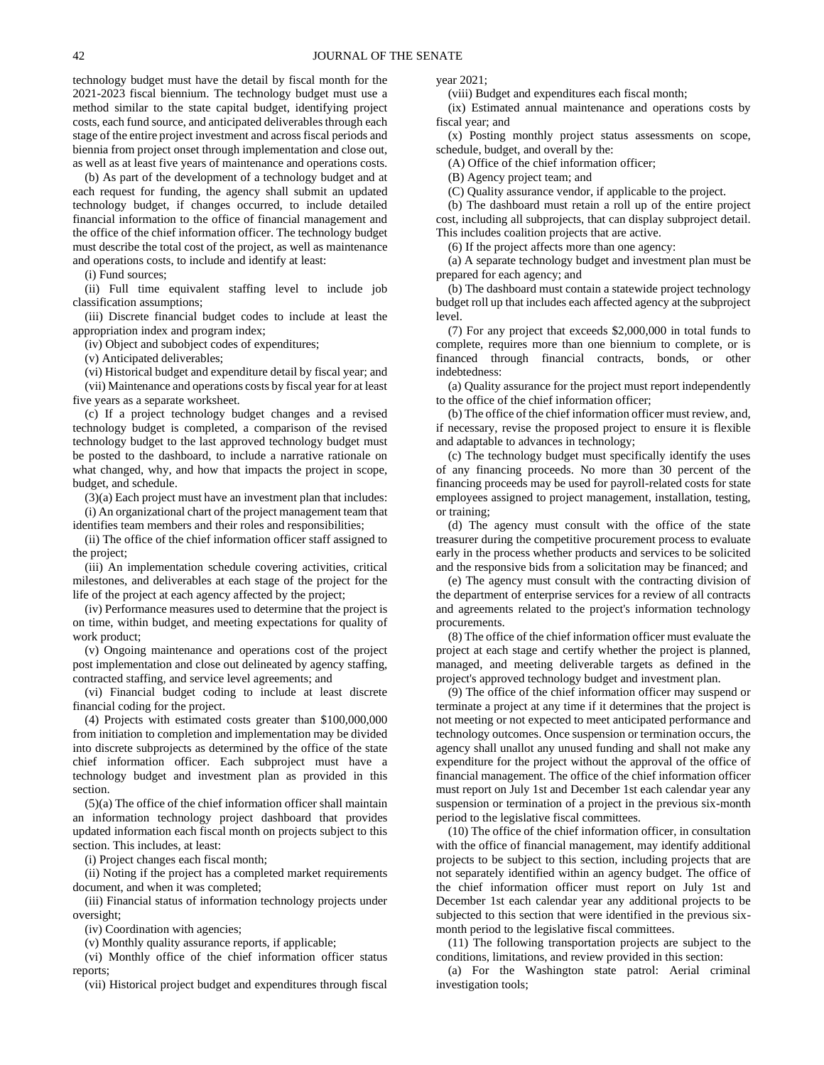technology budget must have the detail by fiscal month for the 2021-2023 fiscal biennium. The technology budget must use a method similar to the state capital budget, identifying project costs, each fund source, and anticipated deliverables through each stage of the entire project investment and across fiscal periods and biennia from project onset through implementation and close out, as well as at least five years of maintenance and operations costs.

(b) As part of the development of a technology budget and at each request for funding, the agency shall submit an updated technology budget, if changes occurred, to include detailed financial information to the office of financial management and the office of the chief information officer. The technology budget must describe the total cost of the project, as well as maintenance and operations costs, to include and identify at least:

(i) Fund sources;

(ii) Full time equivalent staffing level to include job classification assumptions;

(iii) Discrete financial budget codes to include at least the appropriation index and program index;

(iv) Object and subobject codes of expenditures;

(v) Anticipated deliverables;

(vi) Historical budget and expenditure detail by fiscal year; and

(vii) Maintenance and operations costs by fiscal year for at least five years as a separate worksheet.

(c) If a project technology budget changes and a revised technology budget is completed, a comparison of the revised technology budget to the last approved technology budget must be posted to the dashboard, to include a narrative rationale on what changed, why, and how that impacts the project in scope, budget, and schedule.

(3)(a) Each project must have an investment plan that includes:

(i) An organizational chart of the project management team that identifies team members and their roles and responsibilities;

(ii) The office of the chief information officer staff assigned to the project;

(iii) An implementation schedule covering activities, critical milestones, and deliverables at each stage of the project for the life of the project at each agency affected by the project;

(iv) Performance measures used to determine that the project is on time, within budget, and meeting expectations for quality of work product;

(v) Ongoing maintenance and operations cost of the project post implementation and close out delineated by agency staffing, contracted staffing, and service level agreements; and

(vi) Financial budget coding to include at least discrete financial coding for the project.

(4) Projects with estimated costs greater than $100,000,000 from initiation to completion and implementation may be divided into discrete subprojects as determined by the office of the state chief information officer. Each subproject must have a technology budget and investment plan as provided in this section.

(5)(a) The office of the chief information officer shall maintain an information technology project dashboard that provides updated information each fiscal month on projects subject to this section. This includes, at least:

(i) Project changes each fiscal month;

(ii) Noting if the project has a completed market requirements document, and when it was completed;

(iii) Financial status of information technology projects under oversight;

(iv) Coordination with agencies;

(v) Monthly quality assurance reports, if applicable;

(vi) Monthly office of the chief information officer status reports;

(vii) Historical project budget and expenditures through fiscal year 2021;

(viii) Budget and expenditures each fiscal month;

(ix) Estimated annual maintenance and operations costs by fiscal year; and

(x) Posting monthly project status assessments on scope, schedule, budget, and overall by the:

(A) Office of the chief information officer;

(B) Agency project team; and

(C) Quality assurance vendor, if applicable to the project.

(b) The dashboard must retain a roll up of the entire project cost, including all subprojects, that can display subproject detail. This includes coalition projects that are active.

(6) If the project affects more than one agency:

(a) A separate technology budget and investment plan must be prepared for each agency; and

(b) The dashboard must contain a statewide project technology budget roll up that includes each affected agency at the subproject level.

(7) For any project that exceeds $2,000,000 in total funds to complete, requires more than one biennium to complete, or is financed through financial contracts, bonds, or other indebtedness:

(a) Quality assurance for the project must report independently to the office of the chief information officer;

(b) The office of the chief information officer must review, and, if necessary, revise the proposed project to ensure it is flexible and adaptable to advances in technology;

(c) The technology budget must specifically identify the uses of any financing proceeds. No more than 30 percent of the financing proceeds may be used for payroll-related costs for state employees assigned to project management, installation, testing, or training;

(d) The agency must consult with the office of the state treasurer during the competitive procurement process to evaluate early in the process whether products and services to be solicited and the responsive bids from a solicitation may be financed; and

(e) The agency must consult with the contracting division of the department of enterprise services for a review of all contracts and agreements related to the project's information technology procurements.

(8) The office of the chief information officer must evaluate the project at each stage and certify whether the project is planned, managed, and meeting deliverable targets as defined in the project's approved technology budget and investment plan.

(9) The office of the chief information officer may suspend or terminate a project at any time if it determines that the project is not meeting or not expected to meet anticipated performance and technology outcomes. Once suspension or termination occurs, the agency shall unallot any unused funding and shall not make any expenditure for the project without the approval of the office of financial management. The office of the chief information officer must report on July 1st and December 1st each calendar year any suspension or termination of a project in the previous six-month period to the legislative fiscal committees.

(10) The office of the chief information officer, in consultation with the office of financial management, may identify additional projects to be subject to this section, including projects that are not separately identified within an agency budget. The office of the chief information officer must report on July 1st and December 1st each calendar year any additional projects to be subjected to this section that were identified in the previous six-month period to the legislative fiscal committees.

(11) The following transportation projects are subject to the conditions, limitations, and review provided in this section:

(a) For the Washington state patrol: Aerial criminal investigation tools;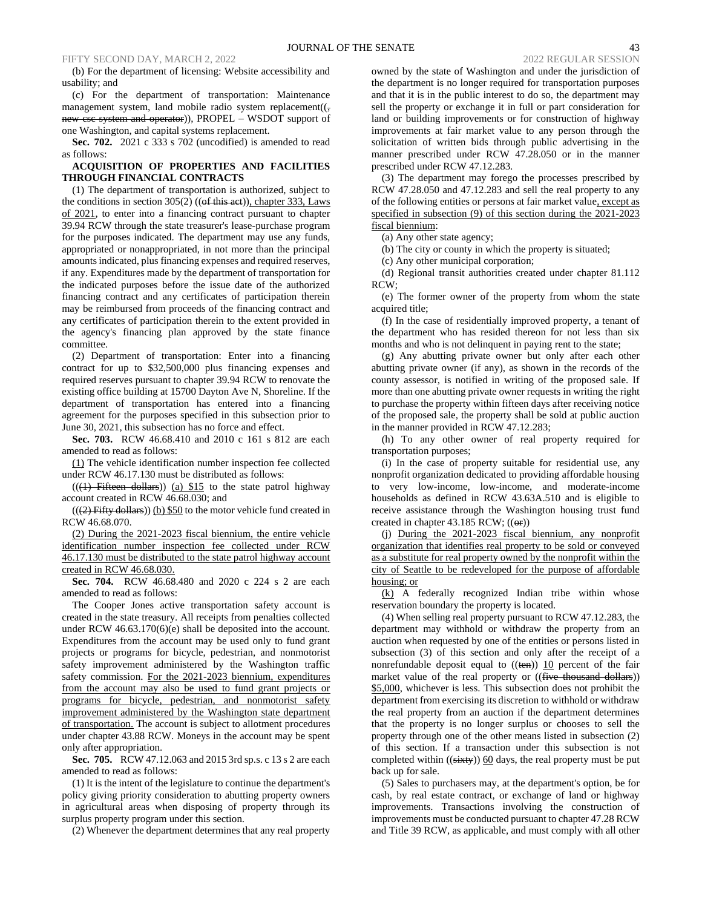(b) For the department of licensing: Website accessibility and usability; and

(c) For the department of transportation: Maintenance management system, land mobile radio system replacement((, new csc system and operator)), PROPEL – WSDOT support of one Washington, and capital systems replacement.

**Sec. 702.** 2021 c 333 s 702 (uncodified) is amended to read as follows:

**ACQUISITION OF PROPERTIES AND FACILITIES THROUGH FINANCIAL CONTRACTS**

(1) The department of transportation is authorized, subject to the conditions in section 305(2) ((of this act)), chapter 333, Laws of 2021, to enter into a financing contract pursuant to chapter 39.94 RCW through the state treasurer's lease-purchase program for the purposes indicated. The department may use any funds, appropriated or nonappropriated, in not more than the principal amounts indicated, plus financing expenses and required reserves, if any. Expenditures made by the department of transportation for the indicated purposes before the issue date of the authorized financing contract and any certificates of participation therein may be reimbursed from proceeds of the financing contract and any certificates of participation therein to the extent provided in the agency's financing plan approved by the state finance committee.

(2) Department of transportation: Enter into a financing contract for up to $32,500,000 plus financing expenses and required reserves pursuant to chapter 39.94 RCW to renovate the existing office building at 15700 Dayton Ave N, Shoreline. If the department of transportation has entered into a financing agreement for the purposes specified in this subsection prior to June 30, 2021, this subsection has no force and effect.

**Sec. 703.** RCW 46.68.410 and 2010 c 161 s 812 are each amended to read as follows:

(1) The vehicle identification number inspection fee collected under RCW 46.17.130 must be distributed as follows:

(((1) Fifteen dollars)) (a) $15 to the state patrol highway account created in RCW 46.68.030; and

(((2) Fifty dollars)) (b) $50 to the motor vehicle fund created in RCW 46.68.070.

(2) During the 2021-2023 fiscal biennium, the entire vehicle identification number inspection fee collected under RCW 46.17.130 must be distributed to the state patrol highway account created in RCW 46.68.030.

**Sec. 704.** RCW 46.68.480 and 2020 c 224 s 2 are each amended to read as follows:

The Cooper Jones active transportation safety account is created in the state treasury. All receipts from penalties collected under RCW 46.63.170(6)(e) shall be deposited into the account. Expenditures from the account may be used only to fund grant projects or programs for bicycle, pedestrian, and nonmotorist safety improvement administered by the Washington traffic safety commission. For the 2021-2023 biennium, expenditures from the account may also be used to fund grant projects or programs for bicycle, pedestrian, and nonmotorist safety improvement administered by the Washington state department of transportation. The account is subject to allotment procedures under chapter 43.88 RCW. Moneys in the account may be spent only after appropriation.

**Sec. 705.** RCW 47.12.063 and 2015 3rd sp.s. c 13 s 2 are each amended to read as follows:

(1) It is the intent of the legislature to continue the department's policy giving priority consideration to abutting property owners in agricultural areas when disposing of property through its surplus property program under this section.

(2) Whenever the department determines that any real property owned by the state of Washington and under the jurisdiction of the department is no longer required for transportation purposes and that it is in the public interest to do so, the department may sell the property or exchange it in full or part consideration for land or building improvements or for construction of highway improvements at fair market value to any person through the solicitation of written bids through public advertising in the manner prescribed under RCW 47.28.050 or in the manner prescribed under RCW 47.12.283.

(3) The department may forego the processes prescribed by RCW 47.28.050 and 47.12.283 and sell the real property to any of the following entities or persons at fair market value, except as specified in subsection (9) of this section during the 2021-2023 fiscal biennium:

(a) Any other state agency;

(b) The city or county in which the property is situated;

(c) Any other municipal corporation;

(d) Regional transit authorities created under chapter 81.112 RCW;

(e) The former owner of the property from whom the state acquired title;

(f) In the case of residentially improved property, a tenant of the department who has resided thereon for not less than six months and who is not delinquent in paying rent to the state;

(g) Any abutting private owner but only after each other abutting private owner (if any), as shown in the records of the county assessor, is notified in writing of the proposed sale. If more than one abutting private owner requests in writing the right to purchase the property within fifteen days after receiving notice of the proposed sale, the property shall be sold at public auction in the manner provided in RCW 47.12.283;

(h) To any other owner of real property required for transportation purposes;

(i) In the case of property suitable for residential use, any nonprofit organization dedicated to providing affordable housing to very low-income, low-income, and moderate-income households as defined in RCW 43.63A.510 and is eligible to receive assistance through the Washington housing trust fund created in chapter 43.185 RCW; ((or))

(j) During the 2021-2023 fiscal biennium, any nonprofit organization that identifies real property to be sold or conveyed as a substitute for real property owned by the nonprofit within the city of Seattle to be redeveloped for the purpose of affordable housing; or

(k) A federally recognized Indian tribe within whose reservation boundary the property is located.

(4) When selling real property pursuant to RCW 47.12.283, the department may withhold or withdraw the property from an auction when requested by one of the entities or persons listed in subsection (3) of this section and only after the receipt of a nonrefundable deposit equal to ((ten)) 10 percent of the fair market value of the real property or ((five thousand dollars)) $5,000, whichever is less. This subsection does not prohibit the department from exercising its discretion to withhold or withdraw the real property from an auction if the department determines that the property is no longer surplus or chooses to sell the property through one of the other means listed in subsection (2) of this section. If a transaction under this subsection is not completed within ((sixty)) 60 days, the real property must be put back up for sale.

(5) Sales to purchasers may, at the department's option, be for cash, by real estate contract, or exchange of land or highway improvements. Transactions involving the construction of improvements must be conducted pursuant to chapter 47.28 RCW and Title 39 RCW, as applicable, and must comply with all other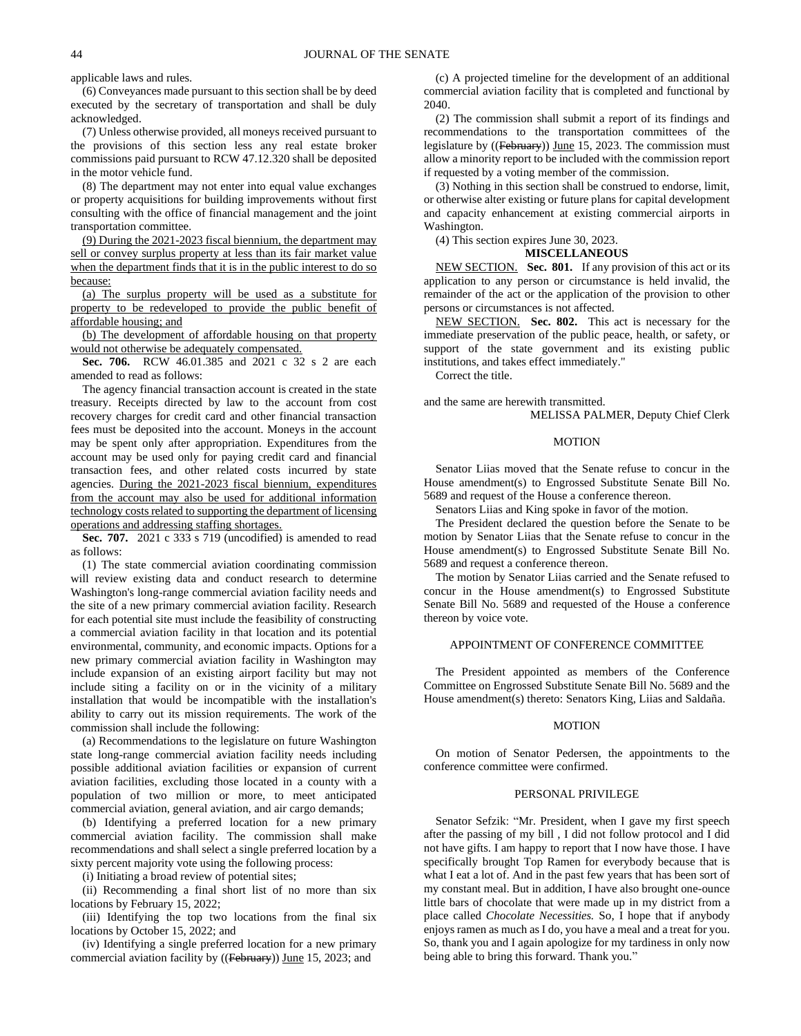applicable laws and rules.

(6) Conveyances made pursuant to this section shall be by deed executed by the secretary of transportation and shall be duly acknowledged.

(7) Unless otherwise provided, all moneys received pursuant to the provisions of this section less any real estate broker commissions paid pursuant to RCW 47.12.320 shall be deposited in the motor vehicle fund.

(8) The department may not enter into equal value exchanges or property acquisitions for building improvements without first consulting with the office of financial management and the joint transportation committee.

<u>(9) During the 2021-2023 fiscal biennium, the department may sell or convey surplus property at less than its fair market value when the department finds that it is in the public interest to do so because:</u>

<u>(a) The surplus property will be used as a substitute for property to be redeveloped to provide the public benefit of affordable housing; and</u>

<u>(b) The development of affordable housing on that property would not otherwise be adequately compensated.</u>

**Sec. 706.** RCW 46.01.385 and 2021 c 32 s 2 are each amended to read as follows:

The agency financial transaction account is created in the state treasury. Receipts directed by law to the account from cost recovery charges for credit card and other financial transaction fees must be deposited into the account. Moneys in the account may be spent only after appropriation. Expenditures from the account may be used only for paying credit card and financial transaction fees, and other related costs incurred by state agencies. <u>During the 2021-2023 fiscal biennium, expenditures from the account may also be used for additional information technology costs related to supporting the department of licensing operations and addressing staffing shortages.</u>

**Sec. 707.** 2021 c 333 s 719 (uncodified) is amended to read as follows:

(1) The state commercial aviation coordinating commission will review existing data and conduct research to determine Washington's long-range commercial aviation facility needs and the site of a new primary commercial aviation facility. Research for each potential site must include the feasibility of constructing a commercial aviation facility in that location and its potential environmental, community, and economic impacts. Options for a new primary commercial aviation facility in Washington may include expansion of an existing airport facility but may not include siting a facility on or in the vicinity of a military installation that would be incompatible with the installation's ability to carry out its mission requirements. The work of the commission shall include the following:

(a) Recommendations to the legislature on future Washington state long-range commercial aviation facility needs including possible additional aviation facilities or expansion of current aviation facilities, excluding those located in a county with a population of two million or more, to meet anticipated commercial aviation, general aviation, and air cargo demands;

(b) Identifying a preferred location for a new primary commercial aviation facility. The commission shall make recommendations and shall select a single preferred location by a sixty percent majority vote using the following process:

(i) Initiating a broad review of potential sites;

(ii) Recommending a final short list of no more than six locations by February 15, 2022;

(iii) Identifying the top two locations from the final six locations by October 15, 2022; and

(iv) Identifying a single preferred location for a new primary commercial aviation facility by ((~~February~~)) <u>June</u> 15, 2023; and

(c) A projected timeline for the development of an additional commercial aviation facility that is completed and functional by 2040.

(2) The commission shall submit a report of its findings and recommendations to the transportation committees of the legislature by ((~~February~~)) <u>June</u> 15, 2023. The commission must allow a minority report to be included with the commission report if requested by a voting member of the commission.

(3) Nothing in this section shall be construed to endorse, limit, or otherwise alter existing or future plans for capital development and capacity enhancement at existing commercial airports in Washington.

(4) This section expires June 30, 2023.

**MISCELLANEOUS**

<u>NEW SECTION.</u> **Sec. 801.** If any provision of this act or its application to any person or circumstance is held invalid, the remainder of the act or the application of the provision to other persons or circumstances is not affected.

<u>NEW SECTION.</u> **Sec. 802.** This act is necessary for the immediate preservation of the public peace, health, or safety, or support of the state government and its existing public institutions, and takes effect immediately."

Correct the title.

and the same are herewith transmitted.

MELISSA PALMER, Deputy Chief Clerk

## MOTION

Senator Liias moved that the Senate refuse to concur in the House amendment(s) to Engrossed Substitute Senate Bill No. 5689 and request of the House a conference thereon.

Senators Liias and King spoke in favor of the motion.

The President declared the question before the Senate to be motion by Senator Liias that the Senate refuse to concur in the House amendment(s) to Engrossed Substitute Senate Bill No. 5689 and request a conference thereon.

The motion by Senator Liias carried and the Senate refused to concur in the House amendment(s) to Engrossed Substitute Senate Bill No. 5689 and requested of the House a conference thereon by voice vote.

## APPOINTMENT OF CONFERENCE COMMITTEE

The President appointed as members of the Conference Committee on Engrossed Substitute Senate Bill No. 5689 and the House amendment(s) thereto: Senators King, Liias and Saldaña.

## MOTION

On motion of Senator Pedersen, the appointments to the conference committee were confirmed.

## PERSONAL PRIVILEGE

Senator Sefzik: "Mr. President, when I gave my first speech after the passing of my bill , I did not follow protocol and I did not have gifts. I am happy to report that I now have those. I have specifically brought Top Ramen for everybody because that is what I eat a lot of. And in the past few years that has been sort of my constant meal. But in addition, I have also brought one-ounce little bars of chocolate that were made up in my district from a place called *Chocolate Necessities.* So, I hope that if anybody enjoys ramen as much as I do, you have a meal and a treat for you. So, thank you and I again apologize for my tardiness in only now being able to bring this forward. Thank you."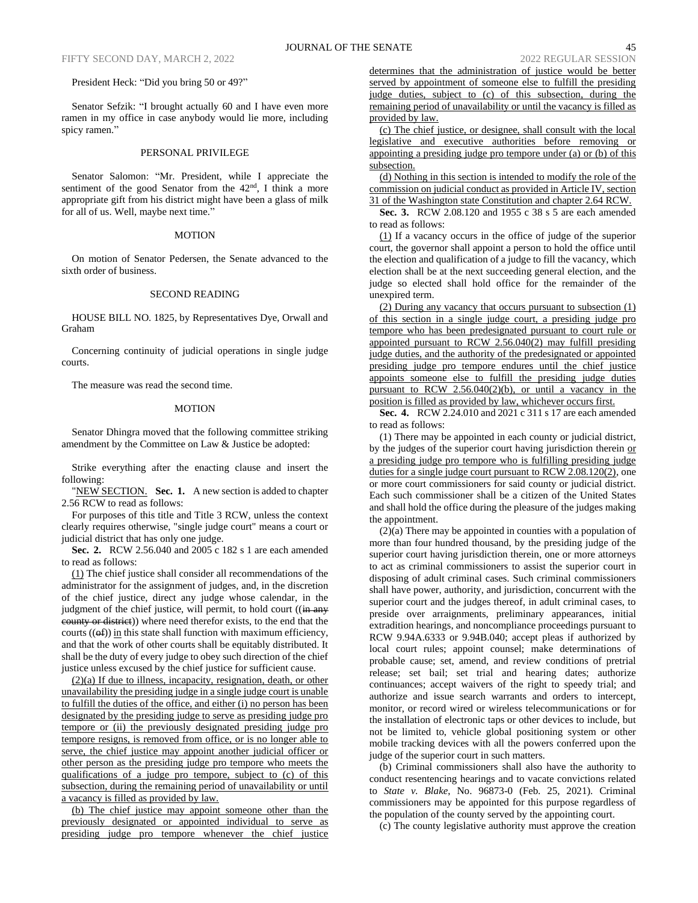President Heck: "Did you bring 50 or 49?"

Senator Sefzik: "I brought actually 60 and I have even more ramen in my office in case anybody would lie more, including spicy ramen."

PERSONAL PRIVILEGE

Senator Salomon: "Mr. President, while I appreciate the sentiment of the good Senator from the 42nd, I think a more appropriate gift from his district might have been a glass of milk for all of us. Well, maybe next time."

MOTION

On motion of Senator Pedersen, the Senate advanced to the sixth order of business.

SECOND READING

HOUSE BILL NO. 1825, by Representatives Dye, Orwall and Graham

Concerning continuity of judicial operations in single judge courts.

The measure was read the second time.

MOTION

Senator Dhingra moved that the following committee striking amendment by the Committee on Law & Justice be adopted:

Strike everything after the enacting clause and insert the following:

"NEW SECTION. **Sec. 1.** A new section is added to chapter 2.56 RCW to read as follows:

For purposes of this title and Title 3 RCW, unless the context clearly requires otherwise, "single judge court" means a court or judicial district that has only one judge.

**Sec. 2.** RCW 2.56.040 and 2005 c 182 s 1 are each amended to read as follows:

(1) The chief justice shall consider all recommendations of the administrator for the assignment of judges, and, in the discretion of the chief justice, direct any judge whose calendar, in the judgment of the chief justice, will permit, to hold court ((in any county or district)) where need therefor exists, to the end that the courts ((of)) in this state shall function with maximum efficiency, and that the work of other courts shall be equitably distributed. It shall be the duty of every judge to obey such direction of the chief justice unless excused by the chief justice for sufficient cause.

(2)(a) If due to illness, incapacity, resignation, death, or other unavailability the presiding judge in a single judge court is unable to fulfill the duties of the office, and either (i) no person has been designated by the presiding judge to serve as presiding judge pro tempore or (ii) the previously designated presiding judge pro tempore resigns, is removed from office, or is no longer able to serve, the chief justice may appoint another judicial officer or other person as the presiding judge pro tempore who meets the qualifications of a judge pro tempore, subject to (c) of this subsection, during the remaining period of unavailability or until a vacancy is filled as provided by law.

(b) The chief justice may appoint someone other than the previously designated or appointed individual to serve as presiding judge pro tempore whenever the chief justice determines that the administration of justice would be better served by appointment of someone else to fulfill the presiding judge duties, subject to (c) of this subsection, during the remaining period of unavailability or until the vacancy is filled as provided by law.

(c) The chief justice, or designee, shall consult with the local legislative and executive authorities before removing or appointing a presiding judge pro tempore under (a) or (b) of this subsection.

(d) Nothing in this section is intended to modify the role of the commission on judicial conduct as provided in Article IV, section 31 of the Washington state Constitution and chapter 2.64 RCW.

**Sec. 3.** RCW 2.08.120 and 1955 c 38 s 5 are each amended to read as follows:

(1) If a vacancy occurs in the office of judge of the superior court, the governor shall appoint a person to hold the office until the election and qualification of a judge to fill the vacancy, which election shall be at the next succeeding general election, and the judge so elected shall hold office for the remainder of the unexpired term.

(2) During any vacancy that occurs pursuant to subsection (1) of this section in a single judge court, a presiding judge pro tempore who has been predesignated pursuant to court rule or appointed pursuant to RCW 2.56.040(2) may fulfill presiding judge duties, and the authority of the predesignated or appointed presiding judge pro tempore endures until the chief justice appoints someone else to fulfill the presiding judge duties pursuant to RCW 2.56.040(2)(b), or until a vacancy in the position is filled as provided by law, whichever occurs first.

**Sec. 4.** RCW 2.24.010 and 2021 c 311 s 17 are each amended to read as follows:

(1) There may be appointed in each county or judicial district, by the judges of the superior court having jurisdiction therein or a presiding judge pro tempore who is fulfilling presiding judge duties for a single judge court pursuant to RCW 2.08.120(2), one or more court commissioners for said county or judicial district. Each such commissioner shall be a citizen of the United States and shall hold the office during the pleasure of the judges making the appointment.

(2)(a) There may be appointed in counties with a population of more than four hundred thousand, by the presiding judge of the superior court having jurisdiction therein, one or more attorneys to act as criminal commissioners to assist the superior court in disposing of adult criminal cases. Such criminal commissioners shall have power, authority, and jurisdiction, concurrent with the superior court and the judges thereof, in adult criminal cases, to preside over arraignments, preliminary appearances, initial extradition hearings, and noncompliance proceedings pursuant to RCW 9.94A.6333 or 9.94B.040; accept pleas if authorized by local court rules; appoint counsel; make determinations of probable cause; set, amend, and review conditions of pretrial release; set bail; set trial and hearing dates; authorize continuances; accept waivers of the right to speedy trial; and authorize and issue search warrants and orders to intercept, monitor, or record wired or wireless telecommunications or for the installation of electronic taps or other devices to include, but not be limited to, vehicle global positioning system or other mobile tracking devices with all the powers conferred upon the judge of the superior court in such matters.

(b) Criminal commissioners shall also have the authority to conduct resentencing hearings and to vacate convictions related to *State v. Blake*, No. 96873-0 (Feb. 25, 2021). Criminal commissioners may be appointed for this purpose regardless of the population of the county served by the appointing court.

(c) The county legislative authority must approve the creation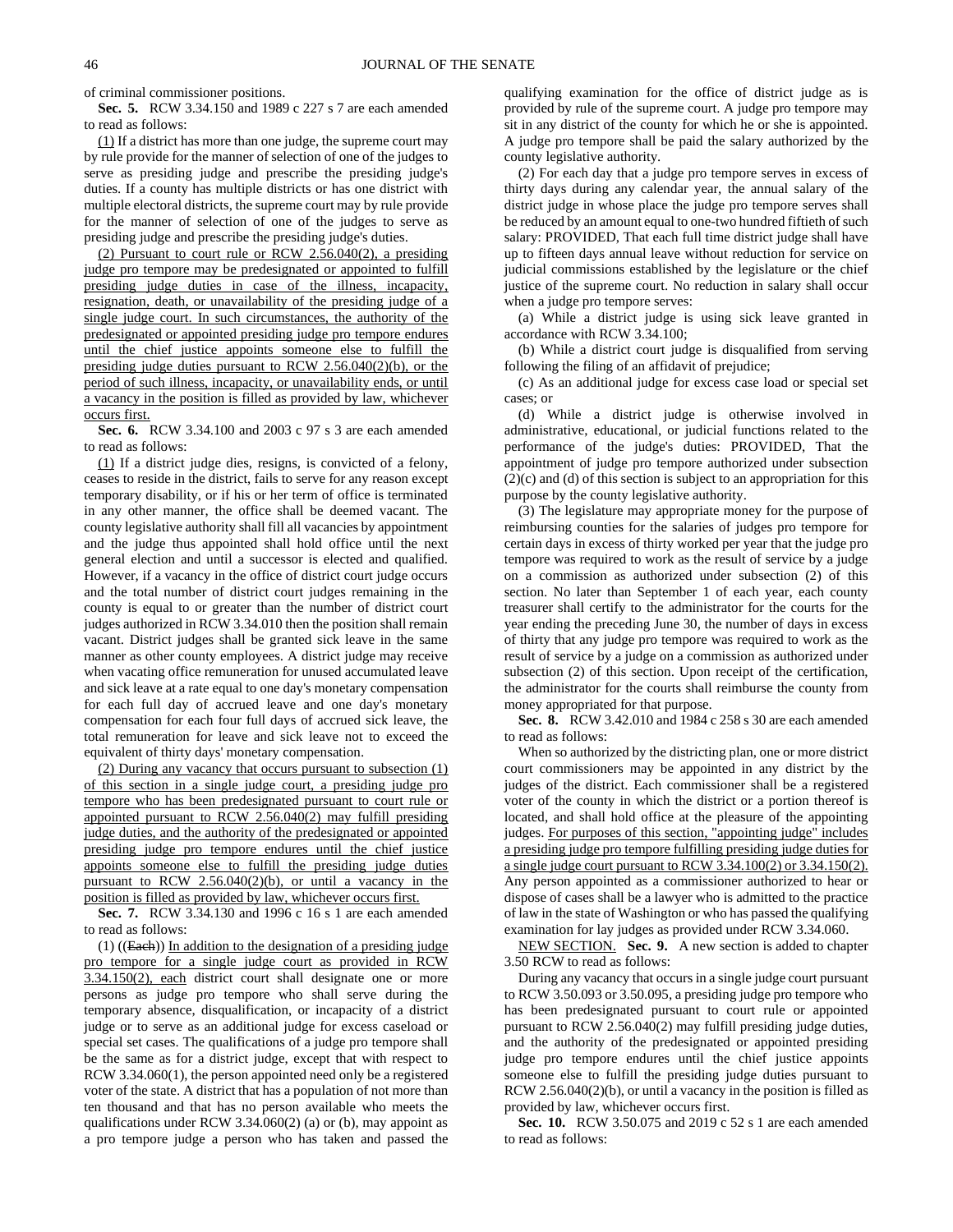of criminal commissioner positions.

**Sec. 5.** RCW 3.34.150 and 1989 c 227 s 7 are each amended to read as follows:

(1) If a district has more than one judge, the supreme court may by rule provide for the manner of selection of one of the judges to serve as presiding judge and prescribe the presiding judge's duties. If a county has multiple districts or has one district with multiple electoral districts, the supreme court may by rule provide for the manner of selection of one of the judges to serve as presiding judge and prescribe the presiding judge's duties.

(2) Pursuant to court rule or RCW 2.56.040(2), a presiding judge pro tempore may be predesignated or appointed to fulfill presiding judge duties in case of the illness, incapacity, resignation, death, or unavailability of the presiding judge of a single judge court. In such circumstances, the authority of the predesignated or appointed presiding judge pro tempore endures until the chief justice appoints someone else to fulfill the presiding judge duties pursuant to RCW 2.56.040(2)(b), or the period of such illness, incapacity, or unavailability ends, or until a vacancy in the position is filled as provided by law, whichever occurs first.

**Sec. 6.** RCW 3.34.100 and 2003 c 97 s 3 are each amended to read as follows:

(1) If a district judge dies, resigns, is convicted of a felony, ceases to reside in the district, fails to serve for any reason except temporary disability, or if his or her term of office is terminated in any other manner, the office shall be deemed vacant. The county legislative authority shall fill all vacancies by appointment and the judge thus appointed shall hold office until the next general election and until a successor is elected and qualified. However, if a vacancy in the office of district court judge occurs and the total number of district court judges remaining in the county is equal to or greater than the number of district court judges authorized in RCW 3.34.010 then the position shall remain vacant. District judges shall be granted sick leave in the same manner as other county employees. A district judge may receive when vacating office remuneration for unused accumulated leave and sick leave at a rate equal to one day's monetary compensation for each full day of accrued leave and one day's monetary compensation for each four full days of accrued sick leave, the total remuneration for leave and sick leave not to exceed the equivalent of thirty days' monetary compensation.

(2) During any vacancy that occurs pursuant to subsection (1) of this section in a single judge court, a presiding judge pro tempore who has been predesignated pursuant to court rule or appointed pursuant to RCW 2.56.040(2) may fulfill presiding judge duties, and the authority of the predesignated or appointed presiding judge pro tempore endures until the chief justice appoints someone else to fulfill the presiding judge duties pursuant to RCW 2.56.040(2)(b), or until a vacancy in the position is filled as provided by law, whichever occurs first.

**Sec. 7.** RCW 3.34.130 and 1996 c 16 s 1 are each amended to read as follows:

(1) ((~~Each~~)) In addition to the designation of a presiding judge pro tempore for a single judge court as provided in RCW 3.34.150(2), each district court shall designate one or more persons as judge pro tempore who shall serve during the temporary absence, disqualification, or incapacity of a district judge or to serve as an additional judge for excess caseload or special set cases. The qualifications of a judge pro tempore shall be the same as for a district judge, except that with respect to RCW 3.34.060(1), the person appointed need only be a registered voter of the state. A district that has a population of not more than ten thousand and that has no person available who meets the qualifications under RCW 3.34.060(2) (a) or (b), may appoint as a pro tempore judge a person who has taken and passed the qualifying examination for the office of district judge as is provided by rule of the supreme court. A judge pro tempore may sit in any district of the county for which he or she is appointed. A judge pro tempore shall be paid the salary authorized by the county legislative authority.

(2) For each day that a judge pro tempore serves in excess of thirty days during any calendar year, the annual salary of the district judge in whose place the judge pro tempore serves shall be reduced by an amount equal to one-two hundred fiftieth of such salary: PROVIDED, That each full time district judge shall have up to fifteen days annual leave without reduction for service on judicial commissions established by the legislature or the chief justice of the supreme court. No reduction in salary shall occur when a judge pro tempore serves:

(a) While a district judge is using sick leave granted in accordance with RCW 3.34.100;

(b) While a district court judge is disqualified from serving following the filing of an affidavit of prejudice;

(c) As an additional judge for excess case load or special set cases; or

(d) While a district judge is otherwise involved in administrative, educational, or judicial functions related to the performance of the judge's duties: PROVIDED, That the appointment of judge pro tempore authorized under subsection (2)(c) and (d) of this section is subject to an appropriation for this purpose by the county legislative authority.

(3) The legislature may appropriate money for the purpose of reimbursing counties for the salaries of judges pro tempore for certain days in excess of thirty worked per year that the judge pro tempore was required to work as the result of service by a judge on a commission as authorized under subsection (2) of this section. No later than September 1 of each year, each county treasurer shall certify to the administrator for the courts for the year ending the preceding June 30, the number of days in excess of thirty that any judge pro tempore was required to work as the result of service by a judge on a commission as authorized under subsection (2) of this section. Upon receipt of the certification, the administrator for the courts shall reimburse the county from money appropriated for that purpose.

**Sec. 8.** RCW 3.42.010 and 1984 c 258 s 30 are each amended to read as follows:

When so authorized by the districting plan, one or more district court commissioners may be appointed in any district by the judges of the district. Each commissioner shall be a registered voter of the county in which the district or a portion thereof is located, and shall hold office at the pleasure of the appointing judges. For purposes of this section, "appointing judge" includes a presiding judge pro tempore fulfilling presiding judge duties for a single judge court pursuant to RCW 3.34.100(2) or 3.34.150(2). Any person appointed as a commissioner authorized to hear or dispose of cases shall be a lawyer who is admitted to the practice of law in the state of Washington or who has passed the qualifying examination for lay judges as provided under RCW 3.34.060.

NEW SECTION. **Sec. 9.** A new section is added to chapter 3.50 RCW to read as follows:

During any vacancy that occurs in a single judge court pursuant to RCW 3.50.093 or 3.50.095, a presiding judge pro tempore who has been predesignated pursuant to court rule or appointed pursuant to RCW 2.56.040(2) may fulfill presiding judge duties, and the authority of the predesignated or appointed presiding judge pro tempore endures until the chief justice appoints someone else to fulfill the presiding judge duties pursuant to RCW 2.56.040(2)(b), or until a vacancy in the position is filled as provided by law, whichever occurs first.

**Sec. 10.** RCW 3.50.075 and 2019 c 52 s 1 are each amended to read as follows: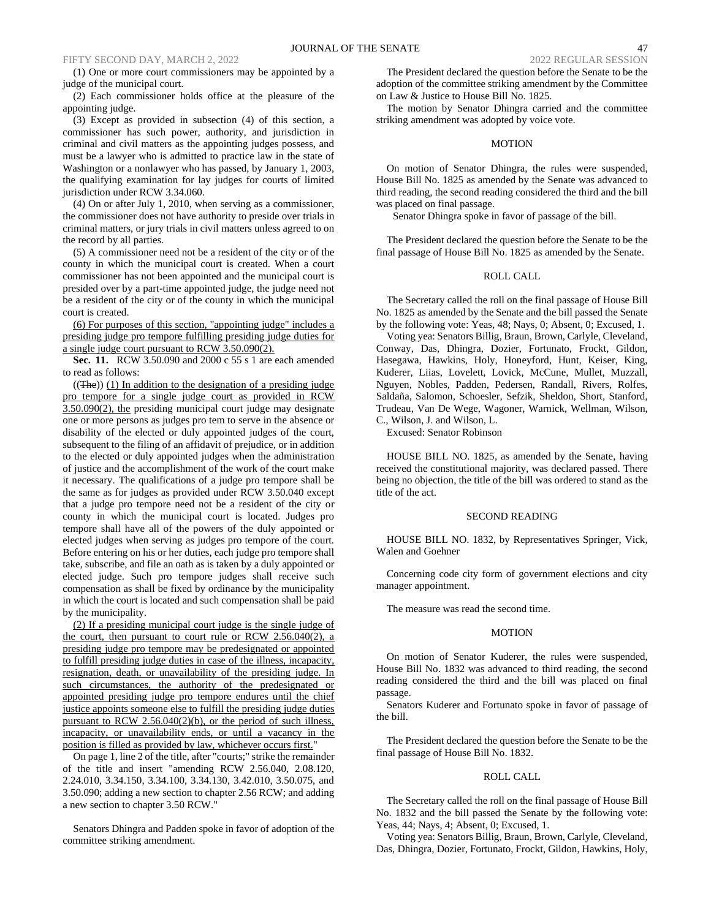(1) One or more court commissioners may be appointed by a judge of the municipal court.

(2) Each commissioner holds office at the pleasure of the appointing judge.

(3) Except as provided in subsection (4) of this section, a commissioner has such power, authority, and jurisdiction in criminal and civil matters as the appointing judges possess, and must be a lawyer who is admitted to practice law in the state of Washington or a nonlawyer who has passed, by January 1, 2003, the qualifying examination for lay judges for courts of limited jurisdiction under RCW 3.34.060.

(4) On or after July 1, 2010, when serving as a commissioner, the commissioner does not have authority to preside over trials in criminal matters, or jury trials in civil matters unless agreed to on the record by all parties.

(5) A commissioner need not be a resident of the city or of the county in which the municipal court is created. When a court commissioner has not been appointed and the municipal court is presided over by a part-time appointed judge, the judge need not be a resident of the city or of the county in which the municipal court is created.

(6) For purposes of this section, "appointing judge" includes a presiding judge pro tempore fulfilling presiding judge duties for a single judge court pursuant to RCW 3.50.090(2).

**Sec. 11.** RCW 3.50.090 and 2000 c 55 s 1 are each amended to read as follows:

((~~The~~)) (1) In addition to the designation of a presiding judge pro tempore for a single judge court as provided in RCW 3.50.090(2), the presiding municipal court judge may designate one or more persons as judges pro tem to serve in the absence or disability of the elected or duly appointed judges of the court, subsequent to the filing of an affidavit of prejudice, or in addition to the elected or duly appointed judges when the administration of justice and the accomplishment of the work of the court make it necessary. The qualifications of a judge pro tempore shall be the same as for judges as provided under RCW 3.50.040 except that a judge pro tempore need not be a resident of the city or county in which the municipal court is located. Judges pro tempore shall have all of the powers of the duly appointed or elected judges when serving as judges pro tempore of the court. Before entering on his or her duties, each judge pro tempore shall take, subscribe, and file an oath as is taken by a duly appointed or elected judge. Such pro tempore judges shall receive such compensation as shall be fixed by ordinance by the municipality in which the court is located and such compensation shall be paid by the municipality.

(2) If a presiding municipal court judge is the single judge of the court, then pursuant to court rule or RCW 2.56.040(2), a presiding judge pro tempore may be predesignated or appointed to fulfill presiding judge duties in case of the illness, incapacity, resignation, death, or unavailability of the presiding judge. In such circumstances, the authority of the predesignated or appointed presiding judge pro tempore endures until the chief justice appoints someone else to fulfill the presiding judge duties pursuant to RCW 2.56.040(2)(b), or the period of such illness, incapacity, or unavailability ends, or until a vacancy in the position is filled as provided by law, whichever occurs first."

On page 1, line 2 of the title, after "courts;" strike the remainder of the title and insert "amending RCW 2.56.040, 2.08.120, 2.24.010, 3.34.150, 3.34.100, 3.34.130, 3.42.010, 3.50.075, and 3.50.090; adding a new section to chapter 2.56 RCW; and adding a new section to chapter 3.50 RCW."

Senators Dhingra and Padden spoke in favor of adoption of the committee striking amendment.

The President declared the question before the Senate to be the adoption of the committee striking amendment by the Committee on Law & Justice to House Bill No. 1825.

The motion by Senator Dhingra carried and the committee striking amendment was adopted by voice vote.

MOTION

On motion of Senator Dhingra, the rules were suspended, House Bill No. 1825 as amended by the Senate was advanced to third reading, the second reading considered the third and the bill was placed on final passage.

Senator Dhingra spoke in favor of passage of the bill.

The President declared the question before the Senate to be the final passage of House Bill No. 1825 as amended by the Senate.

ROLL CALL

The Secretary called the roll on the final passage of House Bill No. 1825 as amended by the Senate and the bill passed the Senate by the following vote: Yeas, 48; Nays, 0; Absent, 0; Excused, 1.

Voting yea: Senators Billig, Braun, Brown, Carlyle, Cleveland, Conway, Das, Dhingra, Dozier, Fortunato, Frockt, Gildon, Hasegawa, Hawkins, Holy, Honeyford, Hunt, Keiser, King, Kuderer, Liias, Lovelett, Lovick, McCune, Mullet, Muzzall, Nguyen, Nobles, Padden, Pedersen, Randall, Rivers, Rolfes, Saldaña, Salomon, Schoesler, Sefzik, Sheldon, Short, Stanford, Trudeau, Van De Wege, Wagoner, Warnick, Wellman, Wilson, C., Wilson, J. and Wilson, L.

Excused: Senator Robinson

HOUSE BILL NO. 1825, as amended by the Senate, having received the constitutional majority, was declared passed. There being no objection, the title of the bill was ordered to stand as the title of the act.

SECOND READING

HOUSE BILL NO. 1832, by Representatives Springer, Vick, Walen and Goehner

Concerning code city form of government elections and city manager appointment.

The measure was read the second time.

MOTION

On motion of Senator Kuderer, the rules were suspended, House Bill No. 1832 was advanced to third reading, the second reading considered the third and the bill was placed on final passage.

Senators Kuderer and Fortunato spoke in favor of passage of the bill.

The President declared the question before the Senate to be the final passage of House Bill No. 1832.

ROLL CALL

The Secretary called the roll on the final passage of House Bill No. 1832 and the bill passed the Senate by the following vote: Yeas, 44; Nays, 4; Absent, 0; Excused, 1.

Voting yea: Senators Billig, Braun, Brown, Carlyle, Cleveland, Das, Dhingra, Dozier, Fortunato, Frockt, Gildon, Hawkins, Holy,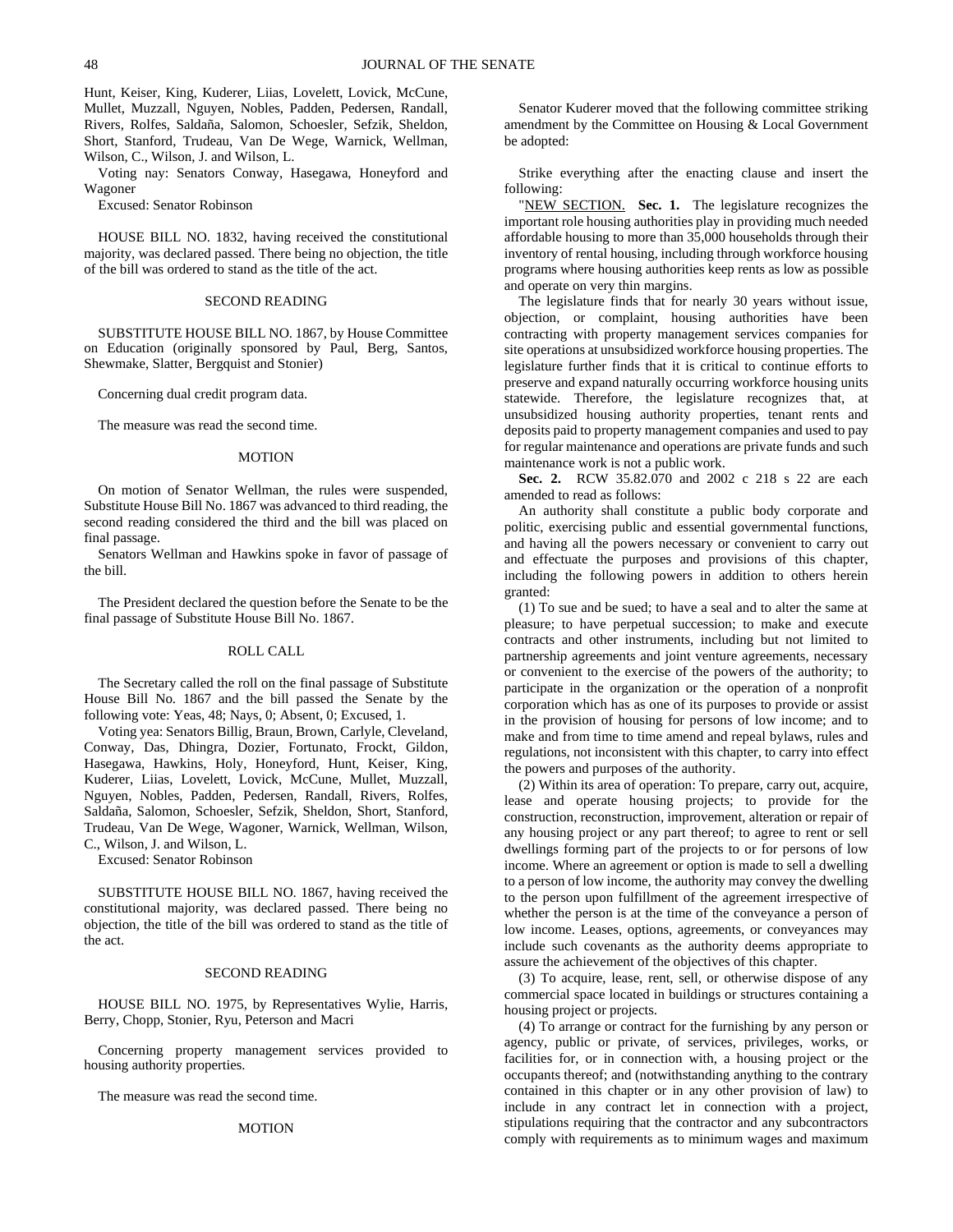Hunt, Keiser, King, Kuderer, Liias, Lovelett, Lovick, McCune, Mullet, Muzzall, Nguyen, Nobles, Padden, Pedersen, Randall, Rivers, Rolfes, Saldaña, Salomon, Schoesler, Sefzik, Sheldon, Short, Stanford, Trudeau, Van De Wege, Warnick, Wellman, Wilson, C., Wilson, J. and Wilson, L.

Voting nay: Senators Conway, Hasegawa, Honeyford and Wagoner

Excused: Senator Robinson

HOUSE BILL NO. 1832, having received the constitutional majority, was declared passed. There being no objection, the title of the bill was ordered to stand as the title of the act.

SECOND READING

SUBSTITUTE HOUSE BILL NO. 1867, by House Committee on Education (originally sponsored by Paul, Berg, Santos, Shewmake, Slatter, Bergquist and Stonier)

Concerning dual credit program data.

The measure was read the second time.

MOTION

On motion of Senator Wellman, the rules were suspended, Substitute House Bill No. 1867 was advanced to third reading, the second reading considered the third and the bill was placed on final passage.

Senators Wellman and Hawkins spoke in favor of passage of the bill.

The President declared the question before the Senate to be the final passage of Substitute House Bill No. 1867.

ROLL CALL

The Secretary called the roll on the final passage of Substitute House Bill No. 1867 and the bill passed the Senate by the following vote: Yeas, 48; Nays, 0; Absent, 0; Excused, 1.

Voting yea: Senators Billig, Braun, Brown, Carlyle, Cleveland, Conway, Das, Dhingra, Dozier, Fortunato, Frockt, Gildon, Hasegawa, Hawkins, Holy, Honeyford, Hunt, Keiser, King, Kuderer, Liias, Lovelett, Lovick, McCune, Mullet, Muzzall, Nguyen, Nobles, Padden, Pedersen, Randall, Rivers, Rolfes, Saldaña, Salomon, Schoesler, Sefzik, Sheldon, Short, Stanford, Trudeau, Van De Wege, Wagoner, Warnick, Wellman, Wilson, C., Wilson, J. and Wilson, L.

Excused: Senator Robinson

SUBSTITUTE HOUSE BILL NO. 1867, having received the constitutional majority, was declared passed. There being no objection, the title of the bill was ordered to stand as the title of the act.

SECOND READING

HOUSE BILL NO. 1975, by Representatives Wylie, Harris, Berry, Chopp, Stonier, Ryu, Peterson and Macri

Concerning property management services provided to housing authority properties.

The measure was read the second time.

MOTION

Senator Kuderer moved that the following committee striking amendment by the Committee on Housing & Local Government be adopted:

Strike everything after the enacting clause and insert the following:

"NEW SECTION. **Sec. 1.** The legislature recognizes the important role housing authorities play in providing much needed affordable housing to more than 35,000 households through their inventory of rental housing, including through workforce housing programs where housing authorities keep rents as low as possible and operate on very thin margins.

The legislature finds that for nearly 30 years without issue, objection, or complaint, housing authorities have been contracting with property management services companies for site operations at unsubsidized workforce housing properties. The legislature further finds that it is critical to continue efforts to preserve and expand naturally occurring workforce housing units statewide. Therefore, the legislature recognizes that, at unsubsidized housing authority properties, tenant rents and deposits paid to property management companies and used to pay for regular maintenance and operations are private funds and such maintenance work is not a public work.

**Sec. 2.** RCW 35.82.070 and 2002 c 218 s 22 are each amended to read as follows:

An authority shall constitute a public body corporate and politic, exercising public and essential governmental functions, and having all the powers necessary or convenient to carry out and effectuate the purposes and provisions of this chapter, including the following powers in addition to others herein granted:

(1) To sue and be sued; to have a seal and to alter the same at pleasure; to have perpetual succession; to make and execute contracts and other instruments, including but not limited to partnership agreements and joint venture agreements, necessary or convenient to the exercise of the powers of the authority; to participate in the organization or the operation of a nonprofit corporation which has as one of its purposes to provide or assist in the provision of housing for persons of low income; and to make and from time to time amend and repeal bylaws, rules and regulations, not inconsistent with this chapter, to carry into effect the powers and purposes of the authority.

(2) Within its area of operation: To prepare, carry out, acquire, lease and operate housing projects; to provide for the construction, reconstruction, improvement, alteration or repair of any housing project or any part thereof; to agree to rent or sell dwellings forming part of the projects to or for persons of low income. Where an agreement or option is made to sell a dwelling to a person of low income, the authority may convey the dwelling to the person upon fulfillment of the agreement irrespective of whether the person is at the time of the conveyance a person of low income. Leases, options, agreements, or conveyances may include such covenants as the authority deems appropriate to assure the achievement of the objectives of this chapter.

(3) To acquire, lease, rent, sell, or otherwise dispose of any commercial space located in buildings or structures containing a housing project or projects.

(4) To arrange or contract for the furnishing by any person or agency, public or private, of services, privileges, works, or facilities for, or in connection with, a housing project or the occupants thereof; and (notwithstanding anything to the contrary contained in this chapter or in any other provision of law) to include in any contract let in connection with a project, stipulations requiring that the contractor and any subcontractors comply with requirements as to minimum wages and maximum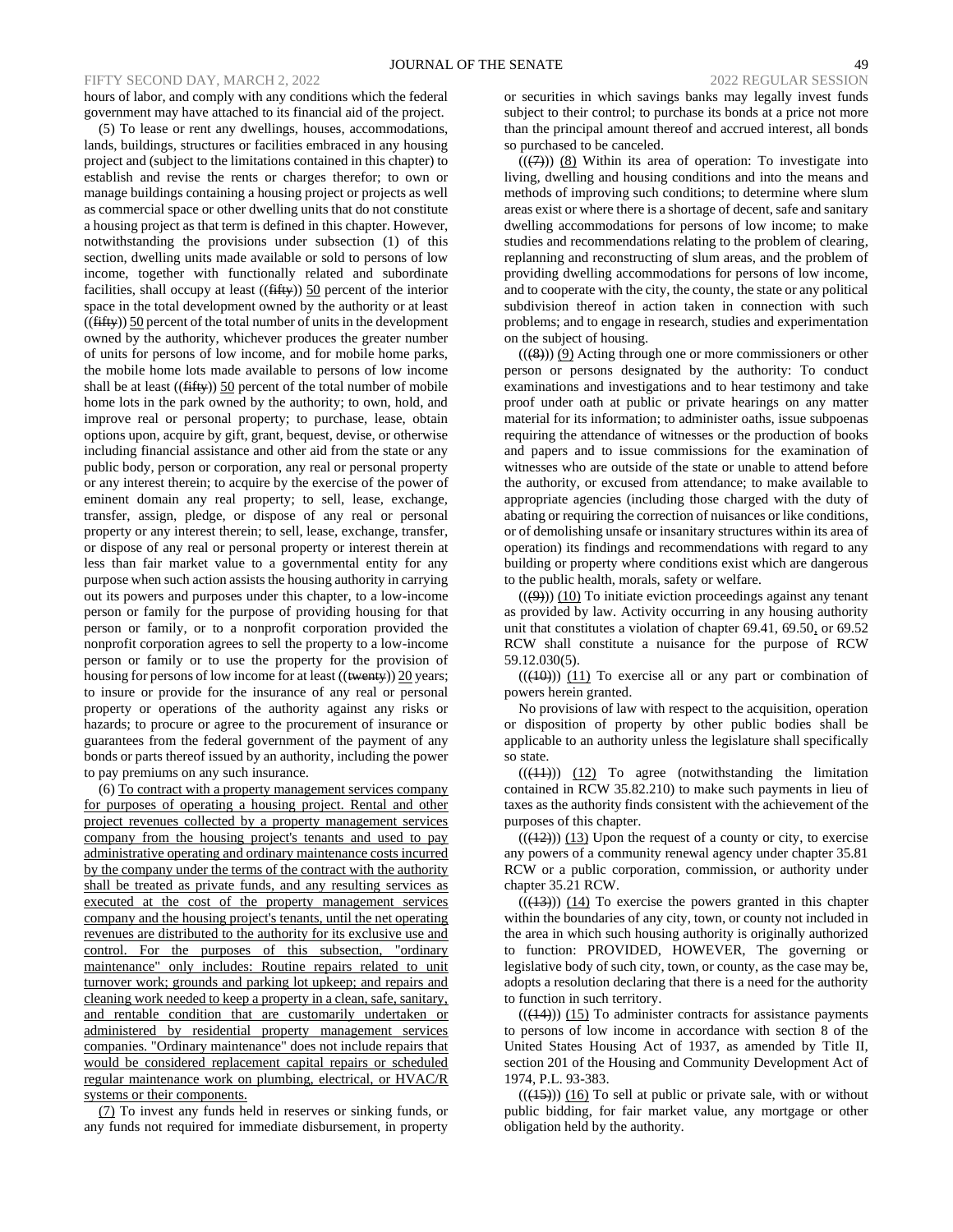hours of labor, and comply with any conditions which the federal government may have attached to its financial aid of the project.

(5) To lease or rent any dwellings, houses, accommodations, lands, buildings, structures or facilities embraced in any housing project and (subject to the limitations contained in this chapter) to establish and revise the rents or charges therefor; to own or manage buildings containing a housing project or projects as well as commercial space or other dwelling units that do not constitute a housing project as that term is defined in this chapter. However, notwithstanding the provisions under subsection (1) of this section, dwelling units made available or sold to persons of low income, together with functionally related and subordinate facilities, shall occupy at least ((~~fifty~~)) 50 percent of the interior space in the total development owned by the authority or at least ((~~fifty~~)) 50 percent of the total number of units in the development owned by the authority, whichever produces the greater number of units for persons of low income, and for mobile home parks, the mobile home lots made available to persons of low income shall be at least ((~~fifty~~)) 50 percent of the total number of mobile home lots in the park owned by the authority; to own, hold, and improve real or personal property; to purchase, lease, obtain options upon, acquire by gift, grant, bequest, devise, or otherwise including financial assistance and other aid from the state or any public body, person or corporation, any real or personal property or any interest therein; to acquire by the exercise of the power of eminent domain any real property; to sell, lease, exchange, transfer, assign, pledge, or dispose of any real or personal property or any interest therein; to sell, lease, exchange, transfer, or dispose of any real or personal property or interest therein at less than fair market value to a governmental entity for any purpose when such action assists the housing authority in carrying out its powers and purposes under this chapter, to a low-income person or family for the purpose of providing housing for that person or family, or to a nonprofit corporation provided the nonprofit corporation agrees to sell the property to a low-income person or family or to use the property for the provision of housing for persons of low income for at least ((~~twenty~~)) 20 years; to insure or provide for the insurance of any real or personal property or operations of the authority against any risks or hazards; to procure or agree to the procurement of insurance or guarantees from the federal government of the payment of any bonds or parts thereof issued by an authority, including the power to pay premiums on any such insurance.

(6) To contract with a property management services company for purposes of operating a housing project. Rental and other project revenues collected by a property management services company from the housing project's tenants and used to pay administrative operating and ordinary maintenance costs incurred by the company under the terms of the contract with the authority shall be treated as private funds, and any resulting services as executed at the cost of the property management services company and the housing project's tenants, until the net operating revenues are distributed to the authority for its exclusive use and control. For the purposes of this subsection, "ordinary maintenance" only includes: Routine repairs related to unit turnover work; grounds and parking lot upkeep; and repairs and cleaning work needed to keep a property in a clean, safe, sanitary, and rentable condition that are customarily undertaken or administered by residential property management services companies. "Ordinary maintenance" does not include repairs that would be considered replacement capital repairs or scheduled regular maintenance work on plumbing, electrical, or HVAC/R systems or their components.

(7) To invest any funds held in reserves or sinking funds, or any funds not required for immediate disbursement, in property or securities in which savings banks may legally invest funds subject to their control; to purchase its bonds at a price not more than the principal amount thereof and accrued interest, all bonds so purchased to be canceled.

((~~(7)~~)) (8) Within its area of operation: To investigate into living, dwelling and housing conditions and into the means and methods of improving such conditions; to determine where slum areas exist or where there is a shortage of decent, safe and sanitary dwelling accommodations for persons of low income; to make studies and recommendations relating to the problem of clearing, replanning and reconstructing of slum areas, and the problem of providing dwelling accommodations for persons of low income, and to cooperate with the city, the county, the state or any political subdivision thereof in action taken in connection with such problems; and to engage in research, studies and experimentation on the subject of housing.

((~~(8)~~)) (9) Acting through one or more commissioners or other person or persons designated by the authority: To conduct examinations and investigations and to hear testimony and take proof under oath at public or private hearings on any matter material for its information; to administer oaths, issue subpoenas requiring the attendance of witnesses or the production of books and papers and to issue commissions for the examination of witnesses who are outside of the state or unable to attend before the authority, or excused from attendance; to make available to appropriate agencies (including those charged with the duty of abating or requiring the correction of nuisances or like conditions, or of demolishing unsafe or insanitary structures within its area of operation) its findings and recommendations with regard to any building or property where conditions exist which are dangerous to the public health, morals, safety or welfare.

((~~(9)~~)) (10) To initiate eviction proceedings against any tenant as provided by law. Activity occurring in any housing authority unit that constitutes a violation of chapter 69.41, 69.50, or 69.52 RCW shall constitute a nuisance for the purpose of RCW 59.12.030(5).

((~~(10)~~)) (11) To exercise all or any part or combination of powers herein granted.

No provisions of law with respect to the acquisition, operation or disposition of property by other public bodies shall be applicable to an authority unless the legislature shall specifically so state.

((~~(11)~~)) (12) To agree (notwithstanding the limitation contained in RCW 35.82.210) to make such payments in lieu of taxes as the authority finds consistent with the achievement of the purposes of this chapter.

((~~(12)~~)) (13) Upon the request of a county or city, to exercise any powers of a community renewal agency under chapter 35.81 RCW or a public corporation, commission, or authority under chapter 35.21 RCW.

((~~(13)~~)) (14) To exercise the powers granted in this chapter within the boundaries of any city, town, or county not included in the area in which such housing authority is originally authorized to function: PROVIDED, HOWEVER, The governing or legislative body of such city, town, or county, as the case may be, adopts a resolution declaring that there is a need for the authority to function in such territory.

((~~(14)~~)) (15) To administer contracts for assistance payments to persons of low income in accordance with section 8 of the United States Housing Act of 1937, as amended by Title II, section 201 of the Housing and Community Development Act of 1974, P.L. 93-383.

((~~(15)~~)) (16) To sell at public or private sale, with or without public bidding, for fair market value, any mortgage or other obligation held by the authority.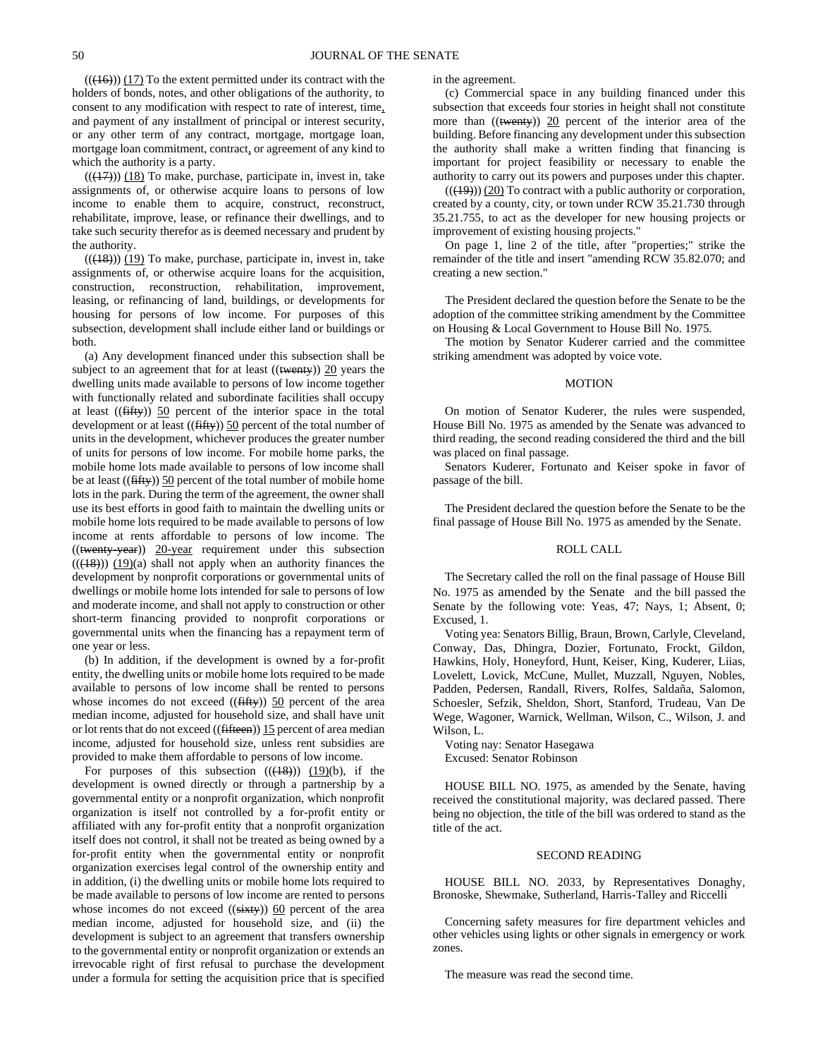(((16))) (17) To the extent permitted under its contract with the holders of bonds, notes, and other obligations of the authority, to consent to any modification with respect to rate of interest, time, and payment of any installment of principal or interest security, or any other term of any contract, mortgage, mortgage loan, mortgage loan commitment, contract, or agreement of any kind to which the authority is a party.

(((17))) (18) To make, purchase, participate in, invest in, take assignments of, or otherwise acquire loans to persons of low income to enable them to acquire, construct, reconstruct, rehabilitate, improve, lease, or refinance their dwellings, and to take such security therefor as is deemed necessary and prudent by the authority.

(((18))) (19) To make, purchase, participate in, invest in, take assignments of, or otherwise acquire loans for the acquisition, construction, reconstruction, rehabilitation, improvement, leasing, or refinancing of land, buildings, or developments for housing for persons of low income. For purposes of this subsection, development shall include either land or buildings or both.

(a) Any development financed under this subsection shall be subject to an agreement that for at least ((twenty)) 20 years the dwelling units made available to persons of low income together with functionally related and subordinate facilities shall occupy at least ((fifty)) 50 percent of the interior space in the total development or at least ((fifty)) 50 percent of the total number of units in the development, whichever produces the greater number of units for persons of low income. For mobile home parks, the mobile home lots made available to persons of low income shall be at least ((fifty)) 50 percent of the total number of mobile home lots in the park. During the term of the agreement, the owner shall use its best efforts in good faith to maintain the dwelling units or mobile home lots required to be made available to persons of low income at rents affordable to persons of low income. The ((twenty-year)) 20-year requirement under this subsection (((18))) (19)(a) shall not apply when an authority finances the development by nonprofit corporations or governmental units of dwellings or mobile home lots intended for sale to persons of low and moderate income, and shall not apply to construction or other short-term financing provided to nonprofit corporations or governmental units when the financing has a repayment term of one year or less.

(b) In addition, if the development is owned by a for-profit entity, the dwelling units or mobile home lots required to be made available to persons of low income shall be rented to persons whose incomes do not exceed ((fifty)) 50 percent of the area median income, adjusted for household size, and shall have unit or lot rents that do not exceed ((fifteen)) 15 percent of area median income, adjusted for household size, unless rent subsidies are provided to make them affordable to persons of low income.

For purposes of this subsection (((18))) (19)(b), if the development is owned directly or through a partnership by a governmental entity or a nonprofit organization, which nonprofit organization is itself not controlled by a for-profit entity or affiliated with any for-profit entity that a nonprofit organization itself does not control, it shall not be treated as being owned by a for-profit entity when the governmental entity or nonprofit organization exercises legal control of the ownership entity and in addition, (i) the dwelling units or mobile home lots required to be made available to persons of low income are rented to persons whose incomes do not exceed ((sixty)) 60 percent of the area median income, adjusted for household size, and (ii) the development is subject to an agreement that transfers ownership to the governmental entity or nonprofit organization or extends an irrevocable right of first refusal to purchase the development under a formula for setting the acquisition price that is specified in the agreement.

(c) Commercial space in any building financed under this subsection that exceeds four stories in height shall not constitute more than ((twenty)) 20 percent of the interior area of the building. Before financing any development under this subsection the authority shall make a written finding that financing is important for project feasibility or necessary to enable the authority to carry out its powers and purposes under this chapter.

(((19))) (20) To contract with a public authority or corporation, created by a county, city, or town under RCW 35.21.730 through 35.21.755, to act as the developer for new housing projects or improvement of existing housing projects."

On page 1, line 2 of the title, after "properties;" strike the remainder of the title and insert "amending RCW 35.82.070; and creating a new section."

The President declared the question before the Senate to be the adoption of the committee striking amendment by the Committee on Housing & Local Government to House Bill No. 1975.

The motion by Senator Kuderer carried and the committee striking amendment was adopted by voice vote.

## MOTION

On motion of Senator Kuderer, the rules were suspended, House Bill No. 1975 as amended by the Senate was advanced to third reading, the second reading considered the third and the bill was placed on final passage.

Senators Kuderer, Fortunato and Keiser spoke in favor of passage of the bill.

The President declared the question before the Senate to be the final passage of House Bill No. 1975 as amended by the Senate.

## ROLL CALL

The Secretary called the roll on the final passage of House Bill No. 1975 as amended by the Senate and the bill passed the Senate by the following vote: Yeas, 47; Nays, 1; Absent, 0; Excused, 1.

Voting yea: Senators Billig, Braun, Brown, Carlyle, Cleveland, Conway, Das, Dhingra, Dozier, Fortunato, Frockt, Gildon, Hawkins, Holy, Honeyford, Hunt, Keiser, King, Kuderer, Liias, Lovelett, Lovick, McCune, Mullet, Muzzall, Nguyen, Nobles, Padden, Pedersen, Randall, Rivers, Rolfes, Saldaña, Salomon, Schoesler, Sefzik, Sheldon, Short, Stanford, Trudeau, Van De Wege, Wagoner, Warnick, Wellman, Wilson, C., Wilson, J. and Wilson, L.

Voting nay: Senator Hasegawa

Excused: Senator Robinson

HOUSE BILL NO. 1975, as amended by the Senate, having received the constitutional majority, was declared passed. There being no objection, the title of the bill was ordered to stand as the title of the act.

## SECOND READING

HOUSE BILL NO. 2033, by Representatives Donaghy, Bronoske, Shewmake, Sutherland, Harris-Talley and Riccelli

Concerning safety measures for fire department vehicles and other vehicles using lights or other signals in emergency or work zones.

The measure was read the second time.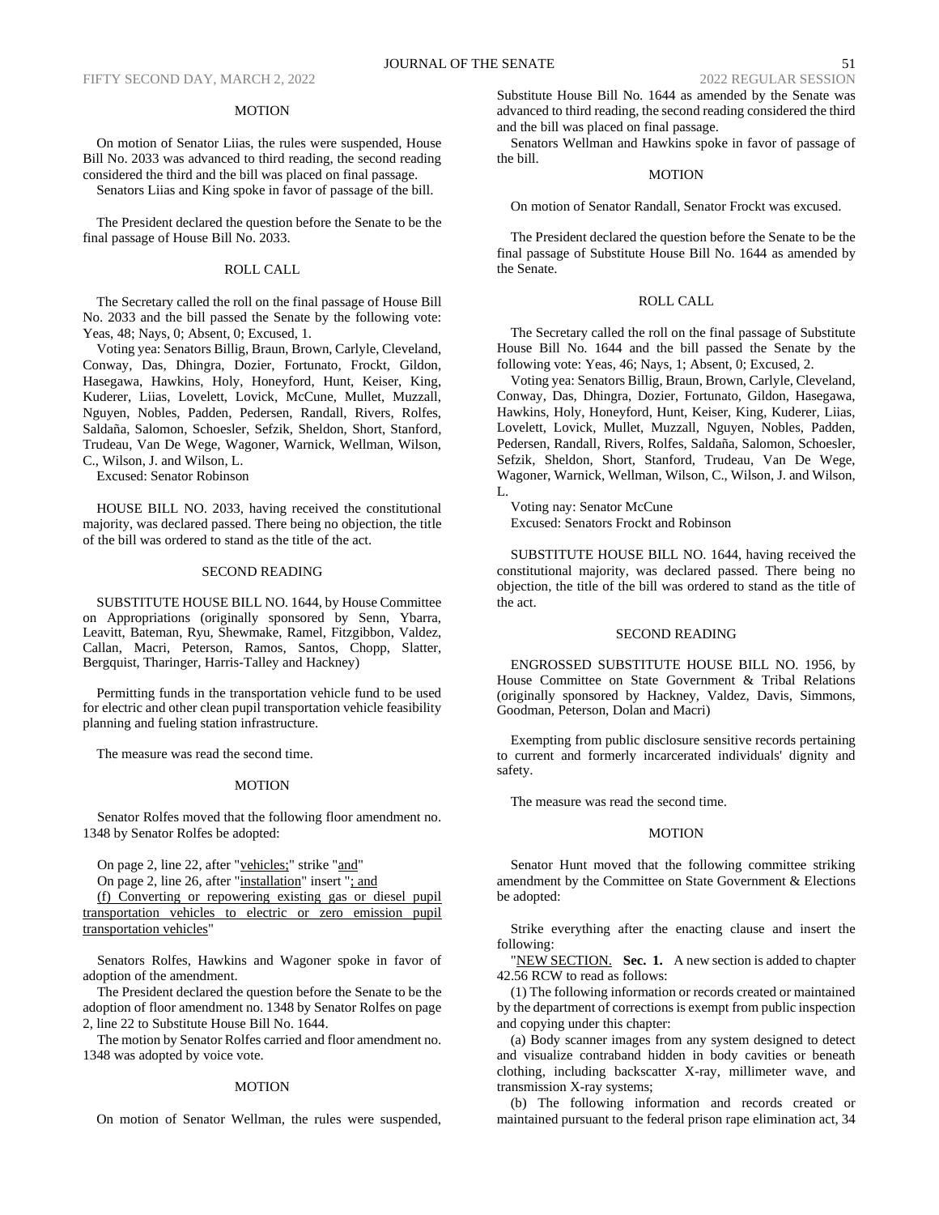MOTION

On motion of Senator Liias, the rules were suspended, House Bill No. 2033 was advanced to third reading, the second reading considered the third and the bill was placed on final passage.

Senators Liias and King spoke in favor of passage of the bill.

The President declared the question before the Senate to be the final passage of House Bill No. 2033.

ROLL CALL

The Secretary called the roll on the final passage of House Bill No. 2033 and the bill passed the Senate by the following vote: Yeas, 48; Nays, 0; Absent, 0; Excused, 1.

Voting yea: Senators Billig, Braun, Brown, Carlyle, Cleveland, Conway, Das, Dhingra, Dozier, Fortunato, Frockt, Gildon, Hasegawa, Hawkins, Holy, Honeyford, Hunt, Keiser, King, Kuderer, Liias, Lovelett, Lovick, McCune, Mullet, Muzzall, Nguyen, Nobles, Padden, Pedersen, Randall, Rivers, Rolfes, Saldaña, Salomon, Schoesler, Sefzik, Sheldon, Short, Stanford, Trudeau, Van De Wege, Wagoner, Warnick, Wellman, Wilson, C., Wilson, J. and Wilson, L.

Excused: Senator Robinson

HOUSE BILL NO. 2033, having received the constitutional majority, was declared passed. There being no objection, the title of the bill was ordered to stand as the title of the act.

SECOND READING

SUBSTITUTE HOUSE BILL NO. 1644, by House Committee on Appropriations (originally sponsored by Senn, Ybarra, Leavitt, Bateman, Ryu, Shewmake, Ramel, Fitzgibbon, Valdez, Callan, Macri, Peterson, Ramos, Santos, Chopp, Slatter, Bergquist, Tharinger, Harris-Talley and Hackney)

Permitting funds in the transportation vehicle fund to be used for electric and other clean pupil transportation vehicle feasibility planning and fueling station infrastructure.

The measure was read the second time.

MOTION

Senator Rolfes moved that the following floor amendment no. 1348 by Senator Rolfes be adopted:

On page 2, line 22, after "vehicles;" strike "and"

On page 2, line 26, after "installation" insert "; and

(f) Converting or repowering existing gas or diesel pupil transportation vehicles to electric or zero emission pupil transportation vehicles"

Senators Rolfes, Hawkins and Wagoner spoke in favor of adoption of the amendment.

The President declared the question before the Senate to be the adoption of floor amendment no. 1348 by Senator Rolfes on page 2, line 22 to Substitute House Bill No. 1644.

The motion by Senator Rolfes carried and floor amendment no. 1348 was adopted by voice vote.

MOTION

On motion of Senator Wellman, the rules were suspended, Substitute House Bill No. 1644 as amended by the Senate was advanced to third reading, the second reading considered the third and the bill was placed on final passage.

Senators Wellman and Hawkins spoke in favor of passage of the bill.

MOTION

On motion of Senator Randall, Senator Frockt was excused.

The President declared the question before the Senate to be the final passage of Substitute House Bill No. 1644 as amended by the Senate.

ROLL CALL

The Secretary called the roll on the final passage of Substitute House Bill No. 1644 and the bill passed the Senate by the following vote: Yeas, 46; Nays, 1; Absent, 0; Excused, 2.

Voting yea: Senators Billig, Braun, Brown, Carlyle, Cleveland, Conway, Das, Dhingra, Dozier, Fortunato, Gildon, Hasegawa, Hawkins, Holy, Honeyford, Hunt, Keiser, King, Kuderer, Liias, Lovelett, Lovick, Mullet, Muzzall, Nguyen, Nobles, Padden, Pedersen, Randall, Rivers, Rolfes, Saldaña, Salomon, Schoesler, Sefzik, Sheldon, Short, Stanford, Trudeau, Van De Wege, Wagoner, Warnick, Wellman, Wilson, C., Wilson, J. and Wilson, L.

Voting nay: Senator McCune

Excused: Senators Frockt and Robinson

SUBSTITUTE HOUSE BILL NO. 1644, having received the constitutional majority, was declared passed. There being no objection, the title of the bill was ordered to stand as the title of the act.

SECOND READING

ENGROSSED SUBSTITUTE HOUSE BILL NO. 1956, by House Committee on State Government & Tribal Relations (originally sponsored by Hackney, Valdez, Davis, Simmons, Goodman, Peterson, Dolan and Macri)

Exempting from public disclosure sensitive records pertaining to current and formerly incarcerated individuals' dignity and safety.

The measure was read the second time.

MOTION

Senator Hunt moved that the following committee striking amendment by the Committee on State Government & Elections be adopted:

Strike everything after the enacting clause and insert the following:

"NEW SECTION. **Sec. 1.** A new section is added to chapter 42.56 RCW to read as follows:

(1) The following information or records created or maintained by the department of corrections is exempt from public inspection and copying under this chapter:

(a) Body scanner images from any system designed to detect and visualize contraband hidden in body cavities or beneath clothing, including backscatter X-ray, millimeter wave, and transmission X-ray systems;

(b) The following information and records created or maintained pursuant to the federal prison rape elimination act, 34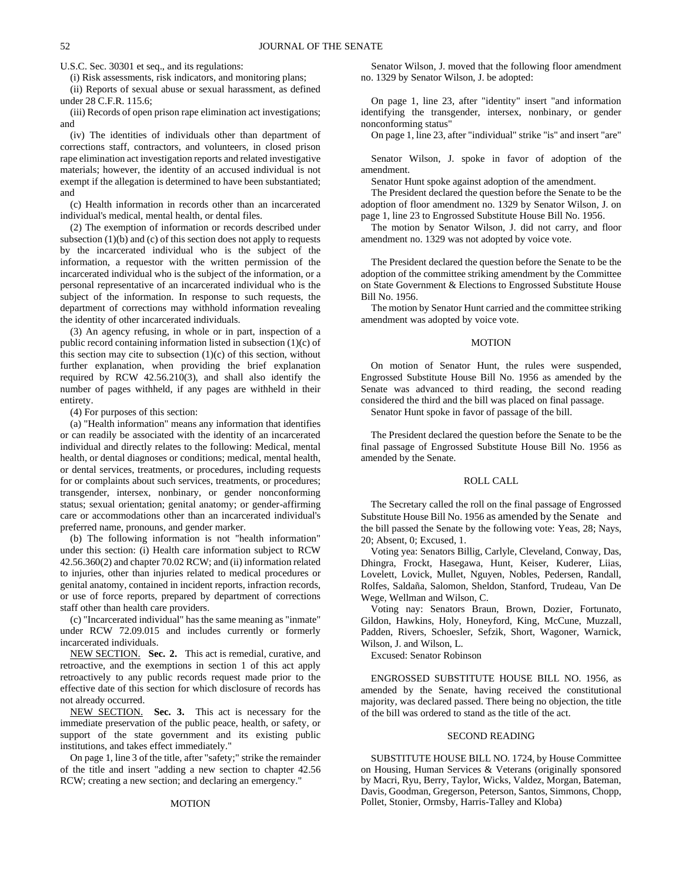U.S.C. Sec. 30301 et seq., and its regulations:

(i) Risk assessments, risk indicators, and monitoring plans;

(ii) Reports of sexual abuse or sexual harassment, as defined under 28 C.F.R. 115.6;

(iii) Records of open prison rape elimination act investigations; and

(iv) The identities of individuals other than department of corrections staff, contractors, and volunteers, in closed prison rape elimination act investigation reports and related investigative materials; however, the identity of an accused individual is not exempt if the allegation is determined to have been substantiated; and

(c) Health information in records other than an incarcerated individual's medical, mental health, or dental files.

(2) The exemption of information or records described under subsection (1)(b) and (c) of this section does not apply to requests by the incarcerated individual who is the subject of the information, a requestor with the written permission of the incarcerated individual who is the subject of the information, or a personal representative of an incarcerated individual who is the subject of the information. In response to such requests, the department of corrections may withhold information revealing the identity of other incarcerated individuals.

(3) An agency refusing, in whole or in part, inspection of a public record containing information listed in subsection (1)(c) of this section may cite to subsection (1)(c) of this section, without further explanation, when providing the brief explanation required by RCW 42.56.210(3), and shall also identify the number of pages withheld, if any pages are withheld in their entirety.

(4) For purposes of this section:

(a) "Health information" means any information that identifies or can readily be associated with the identity of an incarcerated individual and directly relates to the following: Medical, mental health, or dental diagnoses or conditions; medical, mental health, or dental services, treatments, or procedures, including requests for or complaints about such services, treatments, or procedures; transgender, intersex, nonbinary, or gender nonconforming status; sexual orientation; genital anatomy; or gender-affirming care or accommodations other than an incarcerated individual's preferred name, pronouns, and gender marker.

(b) The following information is not "health information" under this section: (i) Health care information subject to RCW 42.56.360(2) and chapter 70.02 RCW; and (ii) information related to injuries, other than injuries related to medical procedures or genital anatomy, contained in incident reports, infraction records, or use of force reports, prepared by department of corrections staff other than health care providers.

(c) "Incarcerated individual" has the same meaning as "inmate" under RCW 72.09.015 and includes currently or formerly incarcerated individuals.

NEW SECTION. **Sec. 2.** This act is remedial, curative, and retroactive, and the exemptions in section 1 of this act apply retroactively to any public records request made prior to the effective date of this section for which disclosure of records has not already occurred.

NEW SECTION. **Sec. 3.** This act is necessary for the immediate preservation of the public peace, health, or safety, or support of the state government and its existing public institutions, and takes effect immediately."

On page 1, line 3 of the title, after "safety;" strike the remainder of the title and insert "adding a new section to chapter 42.56 RCW; creating a new section; and declaring an emergency."

## MOTION

Senator Wilson, J. moved that the following floor amendment no. 1329 by Senator Wilson, J. be adopted:

On page 1, line 23, after "identity" insert "and information identifying the transgender, intersex, nonbinary, or gender nonconforming status"

On page 1, line 23, after "individual" strike "is" and insert "are"

Senator Wilson, J. spoke in favor of adoption of the amendment.

Senator Hunt spoke against adoption of the amendment.

The President declared the question before the Senate to be the adoption of floor amendment no. 1329 by Senator Wilson, J. on page 1, line 23 to Engrossed Substitute House Bill No. 1956.

The motion by Senator Wilson, J. did not carry, and floor amendment no. 1329 was not adopted by voice vote.

The President declared the question before the Senate to be the adoption of the committee striking amendment by the Committee on State Government & Elections to Engrossed Substitute House Bill No. 1956.

The motion by Senator Hunt carried and the committee striking amendment was adopted by voice vote.

## MOTION

On motion of Senator Hunt, the rules were suspended, Engrossed Substitute House Bill No. 1956 as amended by the Senate was advanced to third reading, the second reading considered the third and the bill was placed on final passage.

Senator Hunt spoke in favor of passage of the bill.

The President declared the question before the Senate to be the final passage of Engrossed Substitute House Bill No. 1956 as amended by the Senate.

## ROLL CALL

The Secretary called the roll on the final passage of Engrossed Substitute House Bill No. 1956 as amended by the Senate and the bill passed the Senate by the following vote: Yeas, 28; Nays, 20; Absent, 0; Excused, 1.

Voting yea: Senators Billig, Carlyle, Cleveland, Conway, Das, Dhingra, Frockt, Hasegawa, Hunt, Keiser, Kuderer, Liias, Lovelett, Lovick, Mullet, Nguyen, Nobles, Pedersen, Randall, Rolfes, Saldaña, Salomon, Sheldon, Stanford, Trudeau, Van De Wege, Wellman and Wilson, C.

Voting nay: Senators Braun, Brown, Dozier, Fortunato, Gildon, Hawkins, Holy, Honeyford, King, McCune, Muzzall, Padden, Rivers, Schoesler, Sefzik, Short, Wagoner, Warnick, Wilson, J. and Wilson, L.

Excused: Senator Robinson

ENGROSSED SUBSTITUTE HOUSE BILL NO. 1956, as amended by the Senate, having received the constitutional majority, was declared passed. There being no objection, the title of the bill was ordered to stand as the title of the act.

## SECOND READING

SUBSTITUTE HOUSE BILL NO. 1724, by House Committee on Housing, Human Services & Veterans (originally sponsored by Macri, Ryu, Berry, Taylor, Wicks, Valdez, Morgan, Bateman, Davis, Goodman, Gregerson, Peterson, Santos, Simmons, Chopp, Pollet, Stonier, Ormsby, Harris-Talley and Kloba)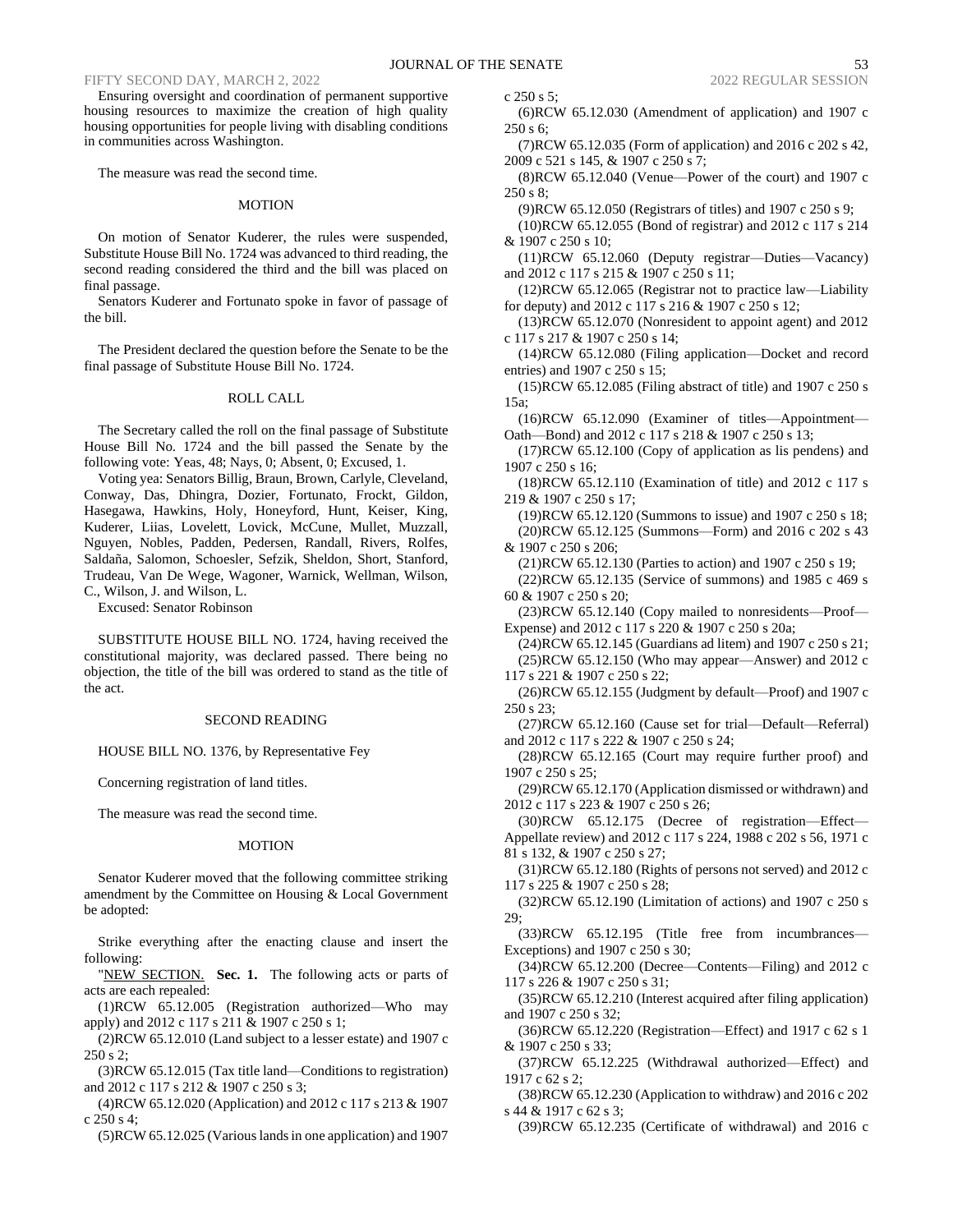Ensuring oversight and coordination of permanent supportive housing resources to maximize the creation of high quality housing opportunities for people living with disabling conditions in communities across Washington.

The measure was read the second time.

MOTION

On motion of Senator Kuderer, the rules were suspended, Substitute House Bill No. 1724 was advanced to third reading, the second reading considered the third and the bill was placed on final passage.

Senators Kuderer and Fortunato spoke in favor of passage of the bill.

The President declared the question before the Senate to be the final passage of Substitute House Bill No. 1724.

ROLL CALL

The Secretary called the roll on the final passage of Substitute House Bill No. 1724 and the bill passed the Senate by the following vote: Yeas, 48; Nays, 0; Absent, 0; Excused, 1.

Voting yea: Senators Billig, Braun, Brown, Carlyle, Cleveland, Conway, Das, Dhingra, Dozier, Fortunato, Frockt, Gildon, Hasegawa, Hawkins, Holy, Honeyford, Hunt, Keiser, King, Kuderer, Liias, Lovelett, Lovick, McCune, Mullet, Muzzall, Nguyen, Nobles, Padden, Pedersen, Randall, Rivers, Rolfes, Saldaña, Salomon, Schoesler, Sefzik, Sheldon, Short, Stanford, Trudeau, Van De Wege, Wagoner, Warnick, Wellman, Wilson, C., Wilson, J. and Wilson, L.

Excused: Senator Robinson

SUBSTITUTE HOUSE BILL NO. 1724, having received the constitutional majority, was declared passed. There being no objection, the title of the bill was ordered to stand as the title of the act.

SECOND READING

HOUSE BILL NO. 1376, by Representative Fey

Concerning registration of land titles.

The measure was read the second time.

MOTION

Senator Kuderer moved that the following committee striking amendment by the Committee on Housing & Local Government be adopted:

Strike everything after the enacting clause and insert the following:

"NEW SECTION. **Sec. 1.** The following acts or parts of acts are each repealed:

(1)RCW 65.12.005 (Registration authorized—Who may apply) and 2012 c 117 s 211 & 1907 c 250 s 1;

(2)RCW 65.12.010 (Land subject to a lesser estate) and 1907 c 250 s 2;

(3)RCW 65.12.015 (Tax title land—Conditions to registration) and 2012 c 117 s 212 & 1907 c 250 s 3;

(4)RCW 65.12.020 (Application) and 2012 c 117 s 213 & 1907 c 250 s 4;

(5)RCW 65.12.025 (Various lands in one application) and 1907 c 250 s 5;

(6)RCW 65.12.030 (Amendment of application) and 1907 c 250 s 6;

(7)RCW 65.12.035 (Form of application) and 2016 c 202 s 42, 2009 c 521 s 145, & 1907 c 250 s 7;

(8)RCW 65.12.040 (Venue—Power of the court) and 1907 c 250 s 8;

(9)RCW 65.12.050 (Registrars of titles) and 1907 c 250 s 9;

(10)RCW 65.12.055 (Bond of registrar) and 2012 c 117 s 214 & 1907 c 250 s 10;

(11)RCW 65.12.060 (Deputy registrar—Duties—Vacancy) and 2012 c 117 s 215 & 1907 c 250 s 11;

(12)RCW 65.12.065 (Registrar not to practice law—Liability for deputy) and 2012 c 117 s 216 & 1907 c 250 s 12;

(13)RCW 65.12.070 (Nonresident to appoint agent) and 2012 c 117 s 217 & 1907 c 250 s 14;

(14)RCW 65.12.080 (Filing application—Docket and record entries) and 1907 c 250 s 15;

(15)RCW 65.12.085 (Filing abstract of title) and 1907 c 250 s 15a;

(16)RCW 65.12.090 (Examiner of titles—Appointment—Oath—Bond) and 2012 c 117 s 218 & 1907 c 250 s 13;

(17)RCW 65.12.100 (Copy of application as lis pendens) and 1907 c 250 s 16;

(18)RCW 65.12.110 (Examination of title) and 2012 c 117 s 219 & 1907 c 250 s 17;

(19)RCW 65.12.120 (Summons to issue) and 1907 c 250 s 18;

(20)RCW 65.12.125 (Summons—Form) and 2016 c 202 s 43 & 1907 c 250 s 206;

(21)RCW 65.12.130 (Parties to action) and 1907 c 250 s 19;

(22)RCW 65.12.135 (Service of summons) and 1985 c 469 s 60 & 1907 c 250 s 20;

(23)RCW 65.12.140 (Copy mailed to nonresidents—Proof—Expense) and 2012 c 117 s 220 & 1907 c 250 s 20a;

(24)RCW 65.12.145 (Guardians ad litem) and 1907 c 250 s 21;

(25)RCW 65.12.150 (Who may appear—Answer) and 2012 c 117 s 221 & 1907 c 250 s 22;

(26)RCW 65.12.155 (Judgment by default—Proof) and 1907 c 250 s 23;

(27)RCW 65.12.160 (Cause set for trial—Default—Referral) and 2012 c 117 s 222 & 1907 c 250 s 24;

(28)RCW 65.12.165 (Court may require further proof) and 1907 c 250 s 25;

(29)RCW 65.12.170 (Application dismissed or withdrawn) and 2012 c 117 s 223 & 1907 c 250 s 26;

(30)RCW 65.12.175 (Decree of registration—Effect—Appellate review) and 2012 c 117 s 224, 1988 c 202 s 56, 1971 c 81 s 132, & 1907 c 250 s 27;

(31)RCW 65.12.180 (Rights of persons not served) and 2012 c 117 s 225 & 1907 c 250 s 28;

(32)RCW 65.12.190 (Limitation of actions) and 1907 c 250 s 29;

(33)RCW 65.12.195 (Title free from incumbrances—Exceptions) and 1907 c 250 s 30;

(34)RCW 65.12.200 (Decree—Contents—Filing) and 2012 c 117 s 226 & 1907 c 250 s 31;

(35)RCW 65.12.210 (Interest acquired after filing application) and 1907 c 250 s 32;

(36)RCW 65.12.220 (Registration—Effect) and 1917 c 62 s 1 & 1907 c 250 s 33;

(37)RCW 65.12.225 (Withdrawal authorized—Effect) and 1917 c 62 s 2;

(38)RCW 65.12.230 (Application to withdraw) and 2016 c 202 s 44 & 1917 c 62 s 3;

(39)RCW 65.12.235 (Certificate of withdrawal) and 2016 c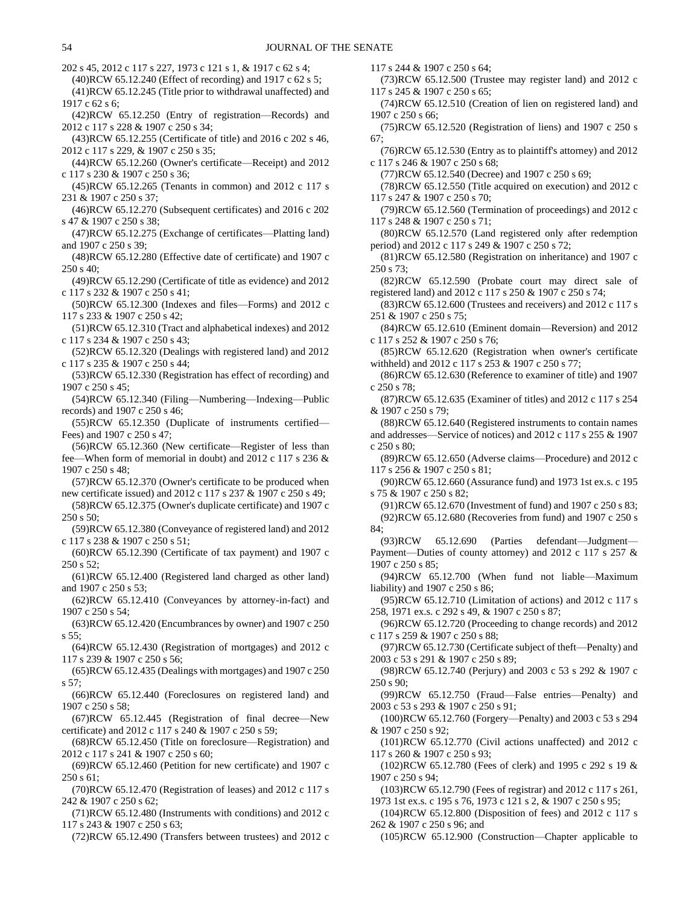202 s 45, 2012 c 117 s 227, 1973 c 121 s 1, & 1917 c 62 s 4;

(40)RCW 65.12.240 (Effect of recording) and 1917 c 62 s 5;

(41)RCW 65.12.245 (Title prior to withdrawal unaffected) and 1917 c 62 s 6;

(42)RCW 65.12.250 (Entry of registration—Records) and 2012 c 117 s 228 & 1907 c 250 s 34;

(43)RCW 65.12.255 (Certificate of title) and 2016 c 202 s 46, 2012 c 117 s 229, & 1907 c 250 s 35;

(44)RCW 65.12.260 (Owner's certificate—Receipt) and 2012 c 117 s 230 & 1907 c 250 s 36;

(45)RCW 65.12.265 (Tenants in common) and 2012 c 117 s 231 & 1907 c 250 s 37;

(46)RCW 65.12.270 (Subsequent certificates) and 2016 c 202 s 47 & 1907 c 250 s 38;

(47)RCW 65.12.275 (Exchange of certificates—Platting land) and 1907 c 250 s 39;

(48)RCW 65.12.280 (Effective date of certificate) and 1907 c 250 s 40;

(49)RCW 65.12.290 (Certificate of title as evidence) and 2012 c 117 s 232 & 1907 c 250 s 41;

(50)RCW 65.12.300 (Indexes and files—Forms) and 2012 c 117 s 233 & 1907 c 250 s 42;

(51)RCW 65.12.310 (Tract and alphabetical indexes) and 2012 c 117 s 234 & 1907 c 250 s 43;

(52)RCW 65.12.320 (Dealings with registered land) and 2012 c 117 s 235 & 1907 c 250 s 44;

(53)RCW 65.12.330 (Registration has effect of recording) and 1907 c 250 s 45;

(54)RCW 65.12.340 (Filing—Numbering—Indexing—Public records) and 1907 c 250 s 46;

(55)RCW 65.12.350 (Duplicate of instruments certified—Fees) and 1907 c 250 s 47;

(56)RCW 65.12.360 (New certificate—Register of less than fee—When form of memorial in doubt) and 2012 c 117 s 236 & 1907 c 250 s 48;

(57)RCW 65.12.370 (Owner's certificate to be produced when new certificate issued) and 2012 c 117 s 237 & 1907 c 250 s 49;

(58)RCW 65.12.375 (Owner's duplicate certificate) and 1907 c 250 s 50;

(59)RCW 65.12.380 (Conveyance of registered land) and 2012 c 117 s 238 & 1907 c 250 s 51;

(60)RCW 65.12.390 (Certificate of tax payment) and 1907 c 250 s 52;

(61)RCW 65.12.400 (Registered land charged as other land) and 1907 c 250 s 53;

(62)RCW 65.12.410 (Conveyances by attorney-in-fact) and 1907 c 250 s 54;

(63)RCW 65.12.420 (Encumbrances by owner) and 1907 c 250 s 55;

(64)RCW 65.12.430 (Registration of mortgages) and 2012 c 117 s 239 & 1907 c 250 s 56;

(65)RCW 65.12.435 (Dealings with mortgages) and 1907 c 250 s 57;

(66)RCW 65.12.440 (Foreclosures on registered land) and 1907 c 250 s 58;

(67)RCW 65.12.445 (Registration of final decree—New certificate) and 2012 c 117 s 240 & 1907 c 250 s 59;

(68)RCW 65.12.450 (Title on foreclosure—Registration) and 2012 c 117 s 241 & 1907 c 250 s 60;

(69)RCW 65.12.460 (Petition for new certificate) and 1907 c 250 s 61;

(70)RCW 65.12.470 (Registration of leases) and 2012 c 117 s 242 & 1907 c 250 s 62;

(71)RCW 65.12.480 (Instruments with conditions) and 2012 c 117 s 243 & 1907 c 250 s 63;

(72)RCW 65.12.490 (Transfers between trustees) and 2012 c 117 s 244 & 1907 c 250 s 64;

(73)RCW 65.12.500 (Trustee may register land) and 2012 c 117 s 245 & 1907 c 250 s 65;

(74)RCW 65.12.510 (Creation of lien on registered land) and 1907 c 250 s 66;

(75)RCW 65.12.520 (Registration of liens) and 1907 c 250 s 67;

(76)RCW 65.12.530 (Entry as to plaintiff's attorney) and 2012 c 117 s 246 & 1907 c 250 s 68;

(77)RCW 65.12.540 (Decree) and 1907 c 250 s 69;

(78)RCW 65.12.550 (Title acquired on execution) and 2012 c 117 s 247 & 1907 c 250 s 70;

(79)RCW 65.12.560 (Termination of proceedings) and 2012 c 117 s 248 & 1907 c 250 s 71;

(80)RCW 65.12.570 (Land registered only after redemption period) and 2012 c 117 s 249 & 1907 c 250 s 72;

(81)RCW 65.12.580 (Registration on inheritance) and 1907 c 250 s 73;

(82)RCW 65.12.590 (Probate court may direct sale of registered land) and 2012 c 117 s 250 & 1907 c 250 s 74;

(83)RCW 65.12.600 (Trustees and receivers) and 2012 c 117 s 251 & 1907 c 250 s 75;

(84)RCW 65.12.610 (Eminent domain—Reversion) and 2012 c 117 s 252 & 1907 c 250 s 76;

(85)RCW 65.12.620 (Registration when owner's certificate withheld) and 2012 c 117 s 253 & 1907 c 250 s 77;

(86)RCW 65.12.630 (Reference to examiner of title) and 1907 c 250 s 78;

(87)RCW 65.12.635 (Examiner of titles) and 2012 c 117 s 254 & 1907 c 250 s 79;

(88)RCW 65.12.640 (Registered instruments to contain names and addresses—Service of notices) and 2012 c 117 s 255 & 1907 c 250 s 80;

(89)RCW 65.12.650 (Adverse claims—Procedure) and 2012 c 117 s 256 & 1907 c 250 s 81;

(90)RCW 65.12.660 (Assurance fund) and 1973 1st ex.s. c 195 s 75 & 1907 c 250 s 82;

(91)RCW 65.12.670 (Investment of fund) and 1907 c 250 s 83;

(92)RCW 65.12.680 (Recoveries from fund) and 1907 c 250 s 84;

(93)RCW 65.12.690 (Parties defendant—Judgment—Payment—Duties of county attorney) and 2012 c 117 s 257 & 1907 c 250 s 85;

(94)RCW 65.12.700 (When fund not liable—Maximum liability) and 1907 c 250 s 86;

(95)RCW 65.12.710 (Limitation of actions) and 2012 c 117 s 258, 1971 ex.s. c 292 s 49, & 1907 c 250 s 87;

(96)RCW 65.12.720 (Proceeding to change records) and 2012 c 117 s 259 & 1907 c 250 s 88;

(97)RCW 65.12.730 (Certificate subject of theft—Penalty) and 2003 c 53 s 291 & 1907 c 250 s 89;

(98)RCW 65.12.740 (Perjury) and 2003 c 53 s 292 & 1907 c 250 s 90;

(99)RCW 65.12.750 (Fraud—False entries—Penalty) and 2003 c 53 s 293 & 1907 c 250 s 91;

(100)RCW 65.12.760 (Forgery—Penalty) and 2003 c 53 s 294 & 1907 c 250 s 92;

(101)RCW 65.12.770 (Civil actions unaffected) and 2012 c 117 s 260 & 1907 c 250 s 93;

(102)RCW 65.12.780 (Fees of clerk) and 1995 c 292 s 19 & 1907 c 250 s 94;

(103)RCW 65.12.790 (Fees of registrar) and 2012 c 117 s 261, 1973 1st ex.s. c 195 s 76, 1973 c 121 s 2, & 1907 c 250 s 95;

(104)RCW 65.12.800 (Disposition of fees) and 2012 c 117 s 262 & 1907 c 250 s 96; and

(105)RCW 65.12.900 (Construction—Chapter applicable to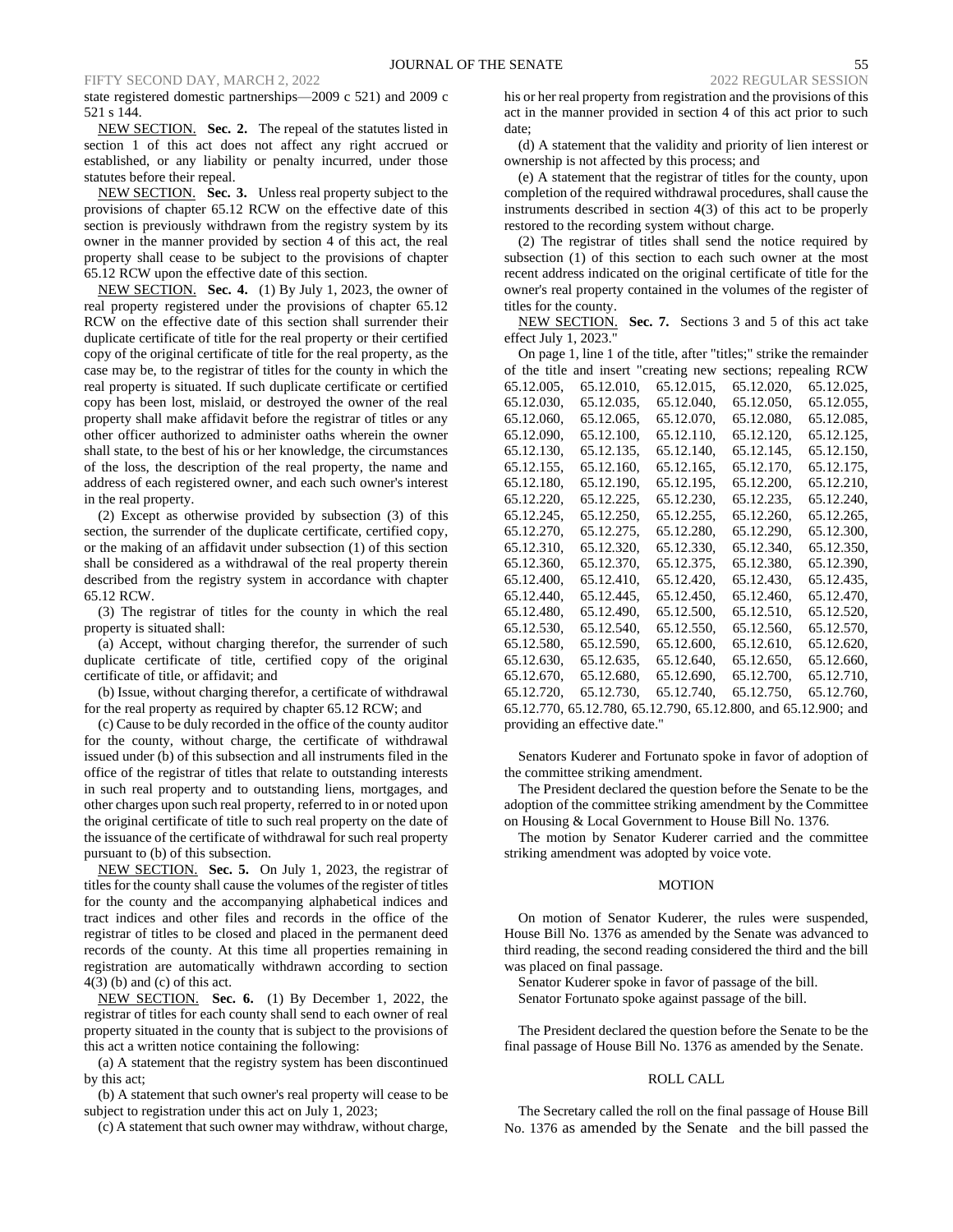state registered domestic partnerships—2009 c 521) and 2009 c 521 s 144.

NEW SECTION. **Sec. 2.** The repeal of the statutes listed in section 1 of this act does not affect any right accrued or established, or any liability or penalty incurred, under those statutes before their repeal.

NEW SECTION. **Sec. 3.** Unless real property subject to the provisions of chapter 65.12 RCW on the effective date of this section is previously withdrawn from the registry system by its owner in the manner provided by section 4 of this act, the real property shall cease to be subject to the provisions of chapter 65.12 RCW upon the effective date of this section.

NEW SECTION. **Sec. 4.** (1) By July 1, 2023, the owner of real property registered under the provisions of chapter 65.12 RCW on the effective date of this section shall surrender their duplicate certificate of title for the real property or their certified copy of the original certificate of title for the real property, as the case may be, to the registrar of titles for the county in which the real property is situated. If such duplicate certificate or certified copy has been lost, mislaid, or destroyed the owner of the real property shall make affidavit before the registrar of titles or any other officer authorized to administer oaths wherein the owner shall state, to the best of his or her knowledge, the circumstances of the loss, the description of the real property, the name and address of each registered owner, and each such owner's interest in the real property.

(2) Except as otherwise provided by subsection (3) of this section, the surrender of the duplicate certificate, certified copy, or the making of an affidavit under subsection (1) of this section shall be considered as a withdrawal of the real property therein described from the registry system in accordance with chapter 65.12 RCW.

(3) The registrar of titles for the county in which the real property is situated shall:

(a) Accept, without charging therefor, the surrender of such duplicate certificate of title, certified copy of the original certificate of title, or affidavit; and

(b) Issue, without charging therefor, a certificate of withdrawal for the real property as required by chapter 65.12 RCW; and

(c) Cause to be duly recorded in the office of the county auditor for the county, without charge, the certificate of withdrawal issued under (b) of this subsection and all instruments filed in the office of the registrar of titles that relate to outstanding interests in such real property and to outstanding liens, mortgages, and other charges upon such real property, referred to in or noted upon the original certificate of title to such real property on the date of the issuance of the certificate of withdrawal for such real property pursuant to (b) of this subsection.

NEW SECTION. **Sec. 5.** On July 1, 2023, the registrar of titles for the county shall cause the volumes of the register of titles for the county and the accompanying alphabetical indices and tract indices and other files and records in the office of the registrar of titles to be closed and placed in the permanent deed records of the county. At this time all properties remaining in registration are automatically withdrawn according to section 4(3) (b) and (c) of this act.

NEW SECTION. **Sec. 6.** (1) By December 1, 2022, the registrar of titles for each county shall send to each owner of real property situated in the county that is subject to the provisions of this act a written notice containing the following:

(a) A statement that the registry system has been discontinued by this act;

(b) A statement that such owner's real property will cease to be subject to registration under this act on July 1, 2023;

(c) A statement that such owner may withdraw, without charge, his or her real property from registration and the provisions of this act in the manner provided in section 4 of this act prior to such date;

(d) A statement that the validity and priority of lien interest or ownership is not affected by this process; and

(e) A statement that the registrar of titles for the county, upon completion of the required withdrawal procedures, shall cause the instruments described in section 4(3) of this act to be properly restored to the recording system without charge.

(2) The registrar of titles shall send the notice required by subsection (1) of this section to each such owner at the most recent address indicated on the original certificate of title for the owner's real property contained in the volumes of the register of titles for the county.

NEW SECTION. **Sec. 7.** Sections 3 and 5 of this act take effect July 1, 2023."

On page 1, line 1 of the title, after "titles;" strike the remainder of the title and insert "creating new sections; repealing RCW 65.12.005, 65.12.010, 65.12.015, 65.12.020, 65.12.025, 65.12.030, 65.12.035, 65.12.040, 65.12.050, 65.12.055, 65.12.060, 65.12.065, 65.12.070, 65.12.080, 65.12.085, 65.12.090, 65.12.100, 65.12.110, 65.12.120, 65.12.125, 65.12.130, 65.12.135, 65.12.140, 65.12.145, 65.12.150, 65.12.155, 65.12.160, 65.12.165, 65.12.170, 65.12.175, 65.12.180, 65.12.190, 65.12.195, 65.12.200, 65.12.210, 65.12.220, 65.12.225, 65.12.230, 65.12.235, 65.12.240, 65.12.245, 65.12.250, 65.12.255, 65.12.260, 65.12.265, 65.12.270, 65.12.275, 65.12.280, 65.12.290, 65.12.300, 65.12.310, 65.12.320, 65.12.330, 65.12.340, 65.12.350, 65.12.360, 65.12.370, 65.12.375, 65.12.380, 65.12.390, 65.12.400, 65.12.410, 65.12.420, 65.12.430, 65.12.435, 65.12.440, 65.12.445, 65.12.450, 65.12.460, 65.12.470, 65.12.480, 65.12.490, 65.12.500, 65.12.510, 65.12.520, 65.12.530, 65.12.540, 65.12.550, 65.12.560, 65.12.570, 65.12.580, 65.12.590, 65.12.600, 65.12.610, 65.12.620, 65.12.630, 65.12.635, 65.12.640, 65.12.650, 65.12.660, 65.12.670, 65.12.680, 65.12.690, 65.12.700, 65.12.710, 65.12.720, 65.12.730, 65.12.740, 65.12.750, 65.12.760, 65.12.770, 65.12.780, 65.12.790, 65.12.800, and 65.12.900; and providing an effective date."

Senators Kuderer and Fortunato spoke in favor of adoption of the committee striking amendment.

The President declared the question before the Senate to be the adoption of the committee striking amendment by the Committee on Housing & Local Government to House Bill No. 1376.

The motion by Senator Kuderer carried and the committee striking amendment was adopted by voice vote.

## MOTION

On motion of Senator Kuderer, the rules were suspended, House Bill No. 1376 as amended by the Senate was advanced to third reading, the second reading considered the third and the bill was placed on final passage.

Senator Kuderer spoke in favor of passage of the bill.

Senator Fortunato spoke against passage of the bill.

The President declared the question before the Senate to be the final passage of House Bill No. 1376 as amended by the Senate.

## ROLL CALL

The Secretary called the roll on the final passage of House Bill No. 1376 as amended by the Senate and the bill passed the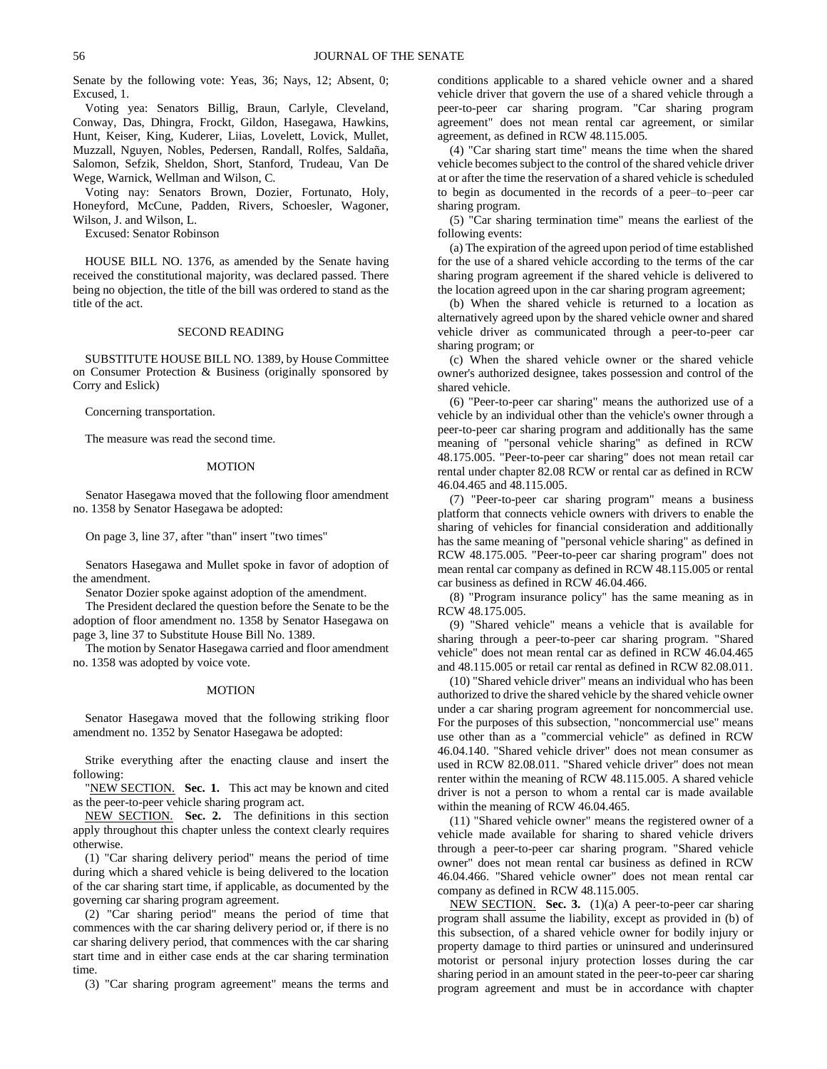Senate by the following vote: Yeas, 36; Nays, 12; Absent, 0; Excused, 1.

Voting yea: Senators Billig, Braun, Carlyle, Cleveland, Conway, Das, Dhingra, Frockt, Gildon, Hasegawa, Hawkins, Hunt, Keiser, King, Kuderer, Liias, Lovelett, Lovick, Mullet, Muzzall, Nguyen, Nobles, Pedersen, Randall, Rolfes, Saldaña, Salomon, Sefzik, Sheldon, Short, Stanford, Trudeau, Van De Wege, Warnick, Wellman and Wilson, C.

Voting nay: Senators Brown, Dozier, Fortunato, Holy, Honeyford, McCune, Padden, Rivers, Schoesler, Wagoner, Wilson, J. and Wilson, L.

Excused: Senator Robinson

HOUSE BILL NO. 1376, as amended by the Senate having received the constitutional majority, was declared passed. There being no objection, the title of the bill was ordered to stand as the title of the act.

## SECOND READING

SUBSTITUTE HOUSE BILL NO. 1389, by House Committee on Consumer Protection & Business (originally sponsored by Corry and Eslick)

Concerning transportation.

The measure was read the second time.

## MOTION

Senator Hasegawa moved that the following floor amendment no. 1358 by Senator Hasegawa be adopted:

On page 3, line 37, after "than" insert "two times"

Senators Hasegawa and Mullet spoke in favor of adoption of the amendment.

Senator Dozier spoke against adoption of the amendment.

The President declared the question before the Senate to be the adoption of floor amendment no. 1358 by Senator Hasegawa on page 3, line 37 to Substitute House Bill No. 1389.

The motion by Senator Hasegawa carried and floor amendment no. 1358 was adopted by voice vote.

## MOTION

Senator Hasegawa moved that the following striking floor amendment no. 1352 by Senator Hasegawa be adopted:

Strike everything after the enacting clause and insert the following:

"NEW SECTION. **Sec. 1.** This act may be known and cited as the peer-to-peer vehicle sharing program act.

NEW SECTION. **Sec. 2.** The definitions in this section apply throughout this chapter unless the context clearly requires otherwise.

(1) "Car sharing delivery period" means the period of time during which a shared vehicle is being delivered to the location of the car sharing start time, if applicable, as documented by the governing car sharing program agreement.

(2) "Car sharing period" means the period of time that commences with the car sharing delivery period or, if there is no car sharing delivery period, that commences with the car sharing start time and in either case ends at the car sharing termination time.

(3) "Car sharing program agreement" means the terms and conditions applicable to a shared vehicle owner and a shared vehicle driver that govern the use of a shared vehicle through a peer-to-peer car sharing program. "Car sharing program agreement" does not mean rental car agreement, or similar agreement, as defined in RCW 48.115.005.

(4) "Car sharing start time" means the time when the shared vehicle becomes subject to the control of the shared vehicle driver at or after the time the reservation of a shared vehicle is scheduled to begin as documented in the records of a peer–to–peer car sharing program.

(5) "Car sharing termination time" means the earliest of the following events:

(a) The expiration of the agreed upon period of time established for the use of a shared vehicle according to the terms of the car sharing program agreement if the shared vehicle is delivered to the location agreed upon in the car sharing program agreement;

(b) When the shared vehicle is returned to a location as alternatively agreed upon by the shared vehicle owner and shared vehicle driver as communicated through a peer-to-peer car sharing program; or

(c) When the shared vehicle owner or the shared vehicle owner's authorized designee, takes possession and control of the shared vehicle.

(6) "Peer-to-peer car sharing" means the authorized use of a vehicle by an individual other than the vehicle's owner through a peer-to-peer car sharing program and additionally has the same meaning of "personal vehicle sharing" as defined in RCW 48.175.005. "Peer-to-peer car sharing" does not mean retail car rental under chapter 82.08 RCW or rental car as defined in RCW 46.04.465 and 48.115.005.

(7) "Peer-to-peer car sharing program" means a business platform that connects vehicle owners with drivers to enable the sharing of vehicles for financial consideration and additionally has the same meaning of "personal vehicle sharing" as defined in RCW 48.175.005. "Peer-to-peer car sharing program" does not mean rental car company as defined in RCW 48.115.005 or rental car business as defined in RCW 46.04.466.

(8) "Program insurance policy" has the same meaning as in RCW 48.175.005.

(9) "Shared vehicle" means a vehicle that is available for sharing through a peer-to-peer car sharing program. "Shared vehicle" does not mean rental car as defined in RCW 46.04.465 and 48.115.005 or retail car rental as defined in RCW 82.08.011.

(10) "Shared vehicle driver" means an individual who has been authorized to drive the shared vehicle by the shared vehicle owner under a car sharing program agreement for noncommercial use. For the purposes of this subsection, "noncommercial use" means use other than as a "commercial vehicle" as defined in RCW 46.04.140. "Shared vehicle driver" does not mean consumer as used in RCW 82.08.011. "Shared vehicle driver" does not mean renter within the meaning of RCW 48.115.005. A shared vehicle driver is not a person to whom a rental car is made available within the meaning of RCW 46.04.465.

(11) "Shared vehicle owner" means the registered owner of a vehicle made available for sharing to shared vehicle drivers through a peer-to-peer car sharing program. "Shared vehicle owner" does not mean rental car business as defined in RCW 46.04.466. "Shared vehicle owner" does not mean rental car company as defined in RCW 48.115.005.

NEW SECTION. **Sec. 3.** (1)(a) A peer-to-peer car sharing program shall assume the liability, except as provided in (b) of this subsection, of a shared vehicle owner for bodily injury or property damage to third parties or uninsured and underinsured motorist or personal injury protection losses during the car sharing period in an amount stated in the peer-to-peer car sharing program agreement and must be in accordance with chapter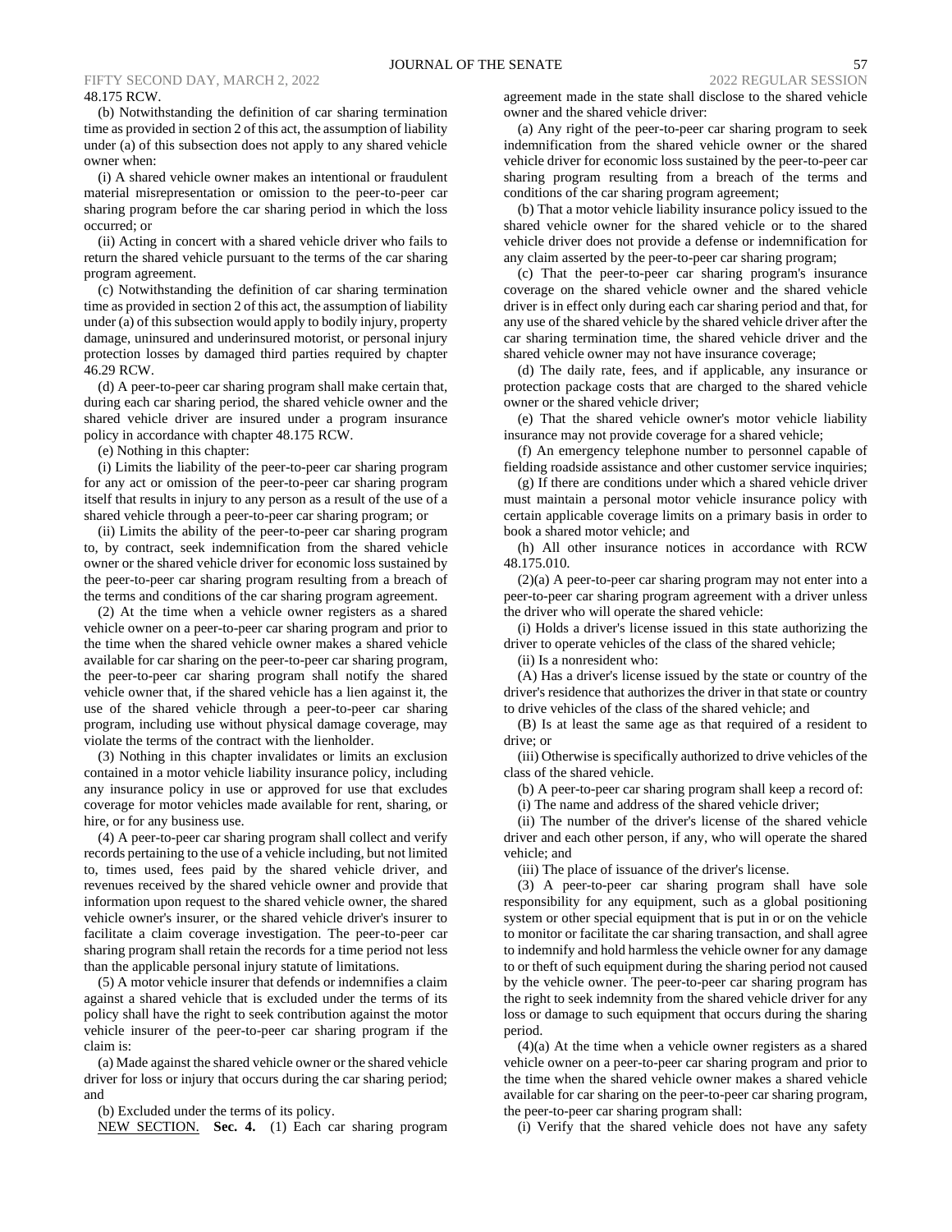48.175 RCW.

(b) Notwithstanding the definition of car sharing termination time as provided in section 2 of this act, the assumption of liability under (a) of this subsection does not apply to any shared vehicle owner when:

(i) A shared vehicle owner makes an intentional or fraudulent material misrepresentation or omission to the peer-to-peer car sharing program before the car sharing period in which the loss occurred; or

(ii) Acting in concert with a shared vehicle driver who fails to return the shared vehicle pursuant to the terms of the car sharing program agreement.

(c) Notwithstanding the definition of car sharing termination time as provided in section 2 of this act, the assumption of liability under (a) of this subsection would apply to bodily injury, property damage, uninsured and underinsured motorist, or personal injury protection losses by damaged third parties required by chapter 46.29 RCW.

(d) A peer-to-peer car sharing program shall make certain that, during each car sharing period, the shared vehicle owner and the shared vehicle driver are insured under a program insurance policy in accordance with chapter 48.175 RCW.

(e) Nothing in this chapter:

(i) Limits the liability of the peer-to-peer car sharing program for any act or omission of the peer-to-peer car sharing program itself that results in injury to any person as a result of the use of a shared vehicle through a peer-to-peer car sharing program; or

(ii) Limits the ability of the peer-to-peer car sharing program to, by contract, seek indemnification from the shared vehicle owner or the shared vehicle driver for economic loss sustained by the peer-to-peer car sharing program resulting from a breach of the terms and conditions of the car sharing program agreement.

(2) At the time when a vehicle owner registers as a shared vehicle owner on a peer-to-peer car sharing program and prior to the time when the shared vehicle owner makes a shared vehicle available for car sharing on the peer-to-peer car sharing program, the peer-to-peer car sharing program shall notify the shared vehicle owner that, if the shared vehicle has a lien against it, the use of the shared vehicle through a peer-to-peer car sharing program, including use without physical damage coverage, may violate the terms of the contract with the lienholder.

(3) Nothing in this chapter invalidates or limits an exclusion contained in a motor vehicle liability insurance policy, including any insurance policy in use or approved for use that excludes coverage for motor vehicles made available for rent, sharing, or hire, or for any business use.

(4) A peer-to-peer car sharing program shall collect and verify records pertaining to the use of a vehicle including, but not limited to, times used, fees paid by the shared vehicle driver, and revenues received by the shared vehicle owner and provide that information upon request to the shared vehicle owner, the shared vehicle owner's insurer, or the shared vehicle driver's insurer to facilitate a claim coverage investigation. The peer-to-peer car sharing program shall retain the records for a time period not less than the applicable personal injury statute of limitations.

(5) A motor vehicle insurer that defends or indemnifies a claim against a shared vehicle that is excluded under the terms of its policy shall have the right to seek contribution against the motor vehicle insurer of the peer-to-peer car sharing program if the claim is:

(a) Made against the shared vehicle owner or the shared vehicle driver for loss or injury that occurs during the car sharing period; and

(b) Excluded under the terms of its policy.

NEW SECTION. **Sec. 4.** (1) Each car sharing program agreement made in the state shall disclose to the shared vehicle owner and the shared vehicle driver:

(a) Any right of the peer-to-peer car sharing program to seek indemnification from the shared vehicle owner or the shared vehicle driver for economic loss sustained by the peer-to-peer car sharing program resulting from a breach of the terms and conditions of the car sharing program agreement;

(b) That a motor vehicle liability insurance policy issued to the shared vehicle owner for the shared vehicle or to the shared vehicle driver does not provide a defense or indemnification for any claim asserted by the peer-to-peer car sharing program;

(c) That the peer-to-peer car sharing program's insurance coverage on the shared vehicle owner and the shared vehicle driver is in effect only during each car sharing period and that, for any use of the shared vehicle by the shared vehicle driver after the car sharing termination time, the shared vehicle driver and the shared vehicle owner may not have insurance coverage;

(d) The daily rate, fees, and if applicable, any insurance or protection package costs that are charged to the shared vehicle owner or the shared vehicle driver;

(e) That the shared vehicle owner's motor vehicle liability insurance may not provide coverage for a shared vehicle;

(f) An emergency telephone number to personnel capable of fielding roadside assistance and other customer service inquiries;

(g) If there are conditions under which a shared vehicle driver must maintain a personal motor vehicle insurance policy with certain applicable coverage limits on a primary basis in order to book a shared motor vehicle; and

(h) All other insurance notices in accordance with RCW 48.175.010.

(2)(a) A peer-to-peer car sharing program may not enter into a peer-to-peer car sharing program agreement with a driver unless the driver who will operate the shared vehicle:

(i) Holds a driver's license issued in this state authorizing the driver to operate vehicles of the class of the shared vehicle;

(ii) Is a nonresident who:

(A) Has a driver's license issued by the state or country of the driver's residence that authorizes the driver in that state or country to drive vehicles of the class of the shared vehicle; and

(B) Is at least the same age as that required of a resident to drive; or

(iii) Otherwise is specifically authorized to drive vehicles of the class of the shared vehicle.

(b) A peer-to-peer car sharing program shall keep a record of:

(i) The name and address of the shared vehicle driver;

(ii) The number of the driver's license of the shared vehicle driver and each other person, if any, who will operate the shared vehicle; and

(iii) The place of issuance of the driver's license.

(3) A peer-to-peer car sharing program shall have sole responsibility for any equipment, such as a global positioning system or other special equipment that is put in or on the vehicle to monitor or facilitate the car sharing transaction, and shall agree to indemnify and hold harmless the vehicle owner for any damage to or theft of such equipment during the sharing period not caused by the vehicle owner. The peer-to-peer car sharing program has the right to seek indemnity from the shared vehicle driver for any loss or damage to such equipment that occurs during the sharing period.

(4)(a) At the time when a vehicle owner registers as a shared vehicle owner on a peer-to-peer car sharing program and prior to the time when the shared vehicle owner makes a shared vehicle available for car sharing on the peer-to-peer car sharing program, the peer-to-peer car sharing program shall:

(i) Verify that the shared vehicle does not have any safety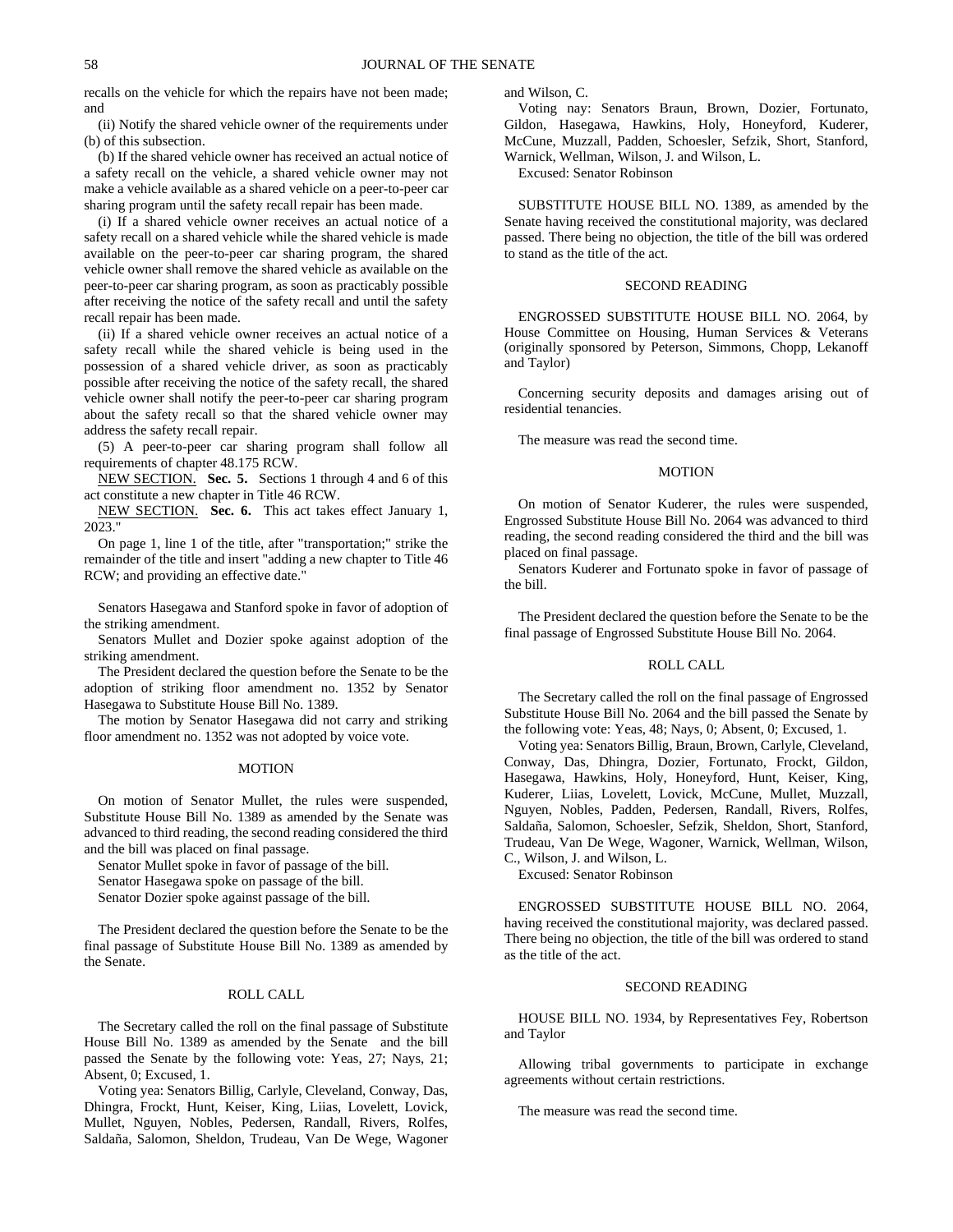recalls on the vehicle for which the repairs have not been made; and

(ii) Notify the shared vehicle owner of the requirements under (b) of this subsection.

(b) If the shared vehicle owner has received an actual notice of a safety recall on the vehicle, a shared vehicle owner may not make a vehicle available as a shared vehicle on a peer-to-peer car sharing program until the safety recall repair has been made.

(i) If a shared vehicle owner receives an actual notice of a safety recall on a shared vehicle while the shared vehicle is made available on the peer-to-peer car sharing program, the shared vehicle owner shall remove the shared vehicle as available on the peer-to-peer car sharing program, as soon as practicably possible after receiving the notice of the safety recall and until the safety recall repair has been made.

(ii) If a shared vehicle owner receives an actual notice of a safety recall while the shared vehicle is being used in the possession of a shared vehicle driver, as soon as practicably possible after receiving the notice of the safety recall, the shared vehicle owner shall notify the peer-to-peer car sharing program about the safety recall so that the shared vehicle owner may address the safety recall repair.

(5) A peer-to-peer car sharing program shall follow all requirements of chapter 48.175 RCW.

NEW SECTION. **Sec. 5.** Sections 1 through 4 and 6 of this act constitute a new chapter in Title 46 RCW.

NEW SECTION. **Sec. 6.** This act takes effect January 1, 2023."

On page 1, line 1 of the title, after "transportation;" strike the remainder of the title and insert "adding a new chapter to Title 46 RCW; and providing an effective date."

Senators Hasegawa and Stanford spoke in favor of adoption of the striking amendment.

Senators Mullet and Dozier spoke against adoption of the striking amendment.

The President declared the question before the Senate to be the adoption of striking floor amendment no. 1352 by Senator Hasegawa to Substitute House Bill No. 1389.

The motion by Senator Hasegawa did not carry and striking floor amendment no. 1352 was not adopted by voice vote.

MOTION

On motion of Senator Mullet, the rules were suspended, Substitute House Bill No. 1389 as amended by the Senate was advanced to third reading, the second reading considered the third and the bill was placed on final passage.

Senator Mullet spoke in favor of passage of the bill.

Senator Hasegawa spoke on passage of the bill.

Senator Dozier spoke against passage of the bill.

The President declared the question before the Senate to be the final passage of Substitute House Bill No. 1389 as amended by the Senate.

ROLL CALL

The Secretary called the roll on the final passage of Substitute House Bill No. 1389 as amended by the Senate and the bill passed the Senate by the following vote: Yeas, 27; Nays, 21; Absent, 0; Excused, 1.

Voting yea: Senators Billig, Carlyle, Cleveland, Conway, Das, Dhingra, Frockt, Hunt, Keiser, King, Liias, Lovelett, Lovick, Mullet, Nguyen, Nobles, Pedersen, Randall, Rivers, Rolfes, Saldaña, Salomon, Sheldon, Trudeau, Van De Wege, Wagoner and Wilson, C.

Voting nay: Senators Braun, Brown, Dozier, Fortunato, Gildon, Hasegawa, Hawkins, Holy, Honeyford, Kuderer, McCune, Muzzall, Padden, Schoesler, Sefzik, Short, Stanford, Warnick, Wellman, Wilson, J. and Wilson, L.

Excused: Senator Robinson

SUBSTITUTE HOUSE BILL NO. 1389, as amended by the Senate having received the constitutional majority, was declared passed. There being no objection, the title of the bill was ordered to stand as the title of the act.

SECOND READING

ENGROSSED SUBSTITUTE HOUSE BILL NO. 2064, by House Committee on Housing, Human Services & Veterans (originally sponsored by Peterson, Simmons, Chopp, Lekanoff and Taylor)

Concerning security deposits and damages arising out of residential tenancies.

The measure was read the second time.

MOTION

On motion of Senator Kuderer, the rules were suspended, Engrossed Substitute House Bill No. 2064 was advanced to third reading, the second reading considered the third and the bill was placed on final passage.

Senators Kuderer and Fortunato spoke in favor of passage of the bill.

The President declared the question before the Senate to be the final passage of Engrossed Substitute House Bill No. 2064.

ROLL CALL

The Secretary called the roll on the final passage of Engrossed Substitute House Bill No. 2064 and the bill passed the Senate by the following vote: Yeas, 48; Nays, 0; Absent, 0; Excused, 1.

Voting yea: Senators Billig, Braun, Brown, Carlyle, Cleveland, Conway, Das, Dhingra, Dozier, Fortunato, Frockt, Gildon, Hasegawa, Hawkins, Holy, Honeyford, Hunt, Keiser, King, Kuderer, Liias, Lovelett, Lovick, McCune, Mullet, Muzzall, Nguyen, Nobles, Padden, Pedersen, Randall, Rivers, Rolfes, Saldaña, Salomon, Schoesler, Sefzik, Sheldon, Short, Stanford, Trudeau, Van De Wege, Wagoner, Warnick, Wellman, Wilson, C., Wilson, J. and Wilson, L.

Excused: Senator Robinson

ENGROSSED SUBSTITUTE HOUSE BILL NO. 2064, having received the constitutional majority, was declared passed. There being no objection, the title of the bill was ordered to stand as the title of the act.

SECOND READING

HOUSE BILL NO. 1934, by Representatives Fey, Robertson and Taylor

Allowing tribal governments to participate in exchange agreements without certain restrictions.

The measure was read the second time.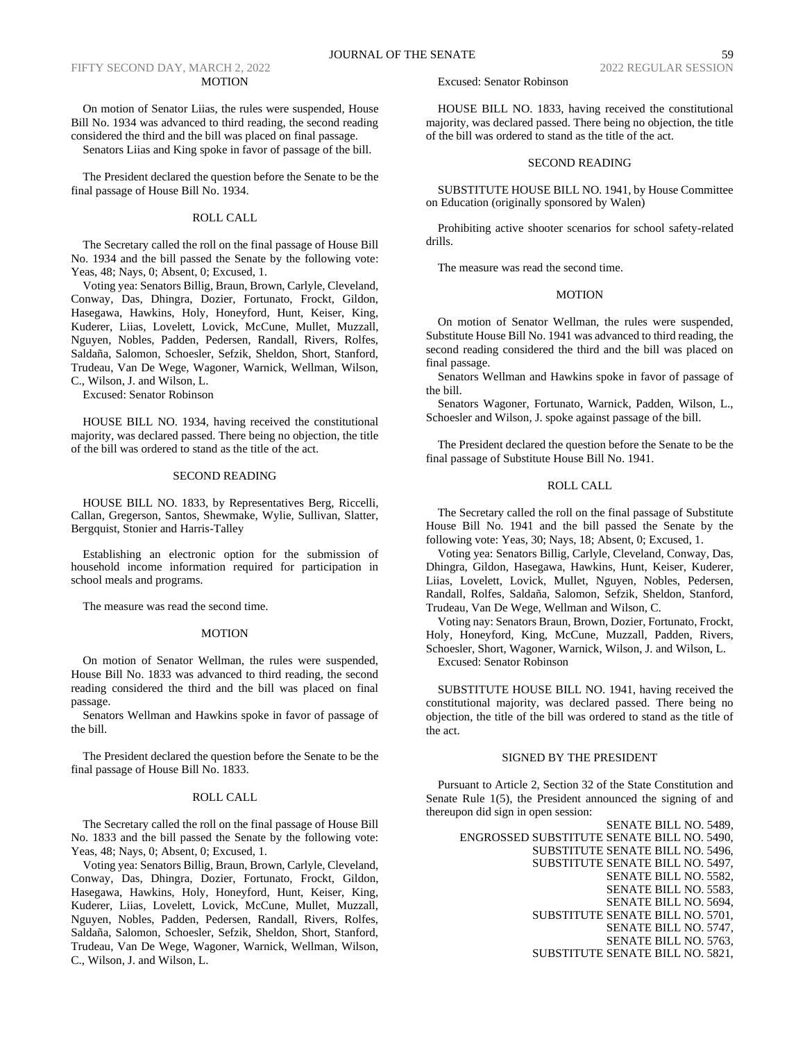MOTION

On motion of Senator Liias, the rules were suspended, House Bill No. 1934 was advanced to third reading, the second reading considered the third and the bill was placed on final passage.

Senators Liias and King spoke in favor of passage of the bill.

The President declared the question before the Senate to be the final passage of House Bill No. 1934.

ROLL CALL

The Secretary called the roll on the final passage of House Bill No. 1934 and the bill passed the Senate by the following vote: Yeas, 48; Nays, 0; Absent, 0; Excused, 1.

Voting yea: Senators Billig, Braun, Brown, Carlyle, Cleveland, Conway, Das, Dhingra, Dozier, Fortunato, Frockt, Gildon, Hasegawa, Hawkins, Holy, Honeyford, Hunt, Keiser, King, Kuderer, Liias, Lovelett, Lovick, McCune, Mullet, Muzzall, Nguyen, Nobles, Padden, Pedersen, Randall, Rivers, Rolfes, Saldaña, Salomon, Schoesler, Sefzik, Sheldon, Short, Stanford, Trudeau, Van De Wege, Wagoner, Warnick, Wellman, Wilson, C., Wilson, J. and Wilson, L.

Excused: Senator Robinson

HOUSE BILL NO. 1934, having received the constitutional majority, was declared passed. There being no objection, the title of the bill was ordered to stand as the title of the act.

SECOND READING

HOUSE BILL NO. 1833, by Representatives Berg, Riccelli, Callan, Gregerson, Santos, Shewmake, Wylie, Sullivan, Slatter, Bergquist, Stonier and Harris-Talley

Establishing an electronic option for the submission of household income information required for participation in school meals and programs.

The measure was read the second time.

MOTION

On motion of Senator Wellman, the rules were suspended, House Bill No. 1833 was advanced to third reading, the second reading considered the third and the bill was placed on final passage.

Senators Wellman and Hawkins spoke in favor of passage of the bill.

The President declared the question before the Senate to be the final passage of House Bill No. 1833.

ROLL CALL

The Secretary called the roll on the final passage of House Bill No. 1833 and the bill passed the Senate by the following vote: Yeas, 48; Nays, 0; Absent, 0; Excused, 1.

Voting yea: Senators Billig, Braun, Brown, Carlyle, Cleveland, Conway, Das, Dhingra, Dozier, Fortunato, Frockt, Gildon, Hasegawa, Hawkins, Holy, Honeyford, Hunt, Keiser, King, Kuderer, Liias, Lovelett, Lovick, McCune, Mullet, Muzzall, Nguyen, Nobles, Padden, Pedersen, Randall, Rivers, Rolfes, Saldaña, Salomon, Schoesler, Sefzik, Sheldon, Short, Stanford, Trudeau, Van De Wege, Wagoner, Warnick, Wellman, Wilson, C., Wilson, J. and Wilson, L.

Excused: Senator Robinson

HOUSE BILL NO. 1833, having received the constitutional majority, was declared passed. There being no objection, the title of the bill was ordered to stand as the title of the act.

SECOND READING

SUBSTITUTE HOUSE BILL NO. 1941, by House Committee on Education (originally sponsored by Walen)

Prohibiting active shooter scenarios for school safety-related drills.

The measure was read the second time.

MOTION

On motion of Senator Wellman, the rules were suspended, Substitute House Bill No. 1941 was advanced to third reading, the second reading considered the third and the bill was placed on final passage.

Senators Wellman and Hawkins spoke in favor of passage of the bill.

Senators Wagoner, Fortunato, Warnick, Padden, Wilson, L., Schoesler and Wilson, J. spoke against passage of the bill.

The President declared the question before the Senate to be the final passage of Substitute House Bill No. 1941.

ROLL CALL

The Secretary called the roll on the final passage of Substitute House Bill No. 1941 and the bill passed the Senate by the following vote: Yeas, 30; Nays, 18; Absent, 0; Excused, 1.

Voting yea: Senators Billig, Carlyle, Cleveland, Conway, Das, Dhingra, Gildon, Hasegawa, Hawkins, Hunt, Keiser, Kuderer, Liias, Lovelett, Lovick, Mullet, Nguyen, Nobles, Pedersen, Randall, Rolfes, Saldaña, Salomon, Sefzik, Sheldon, Stanford, Trudeau, Van De Wege, Wellman and Wilson, C.

Voting nay: Senators Braun, Brown, Dozier, Fortunato, Frockt, Holy, Honeyford, King, McCune, Muzzall, Padden, Rivers, Schoesler, Short, Wagoner, Warnick, Wilson, J. and Wilson, L.

Excused: Senator Robinson

SUBSTITUTE HOUSE BILL NO. 1941, having received the constitutional majority, was declared passed. There being no objection, the title of the bill was ordered to stand as the title of the act.

SIGNED BY THE PRESIDENT

Pursuant to Article 2, Section 32 of the State Constitution and Senate Rule 1(5), the President announced the signing of and thereupon did sign in open session:

SENATE BILL NO. 5489,
ENGROSSED SUBSTITUTE SENATE BILL NO. 5490,
SUBSTITUTE SENATE BILL NO. 5496,
SUBSTITUTE SENATE BILL NO. 5497,
SENATE BILL NO. 5582,
SENATE BILL NO. 5583,
SENATE BILL NO. 5694,
SUBSTITUTE SENATE BILL NO. 5701,
SENATE BILL NO. 5747,
SENATE BILL NO. 5763,
SUBSTITUTE SENATE BILL NO. 5821,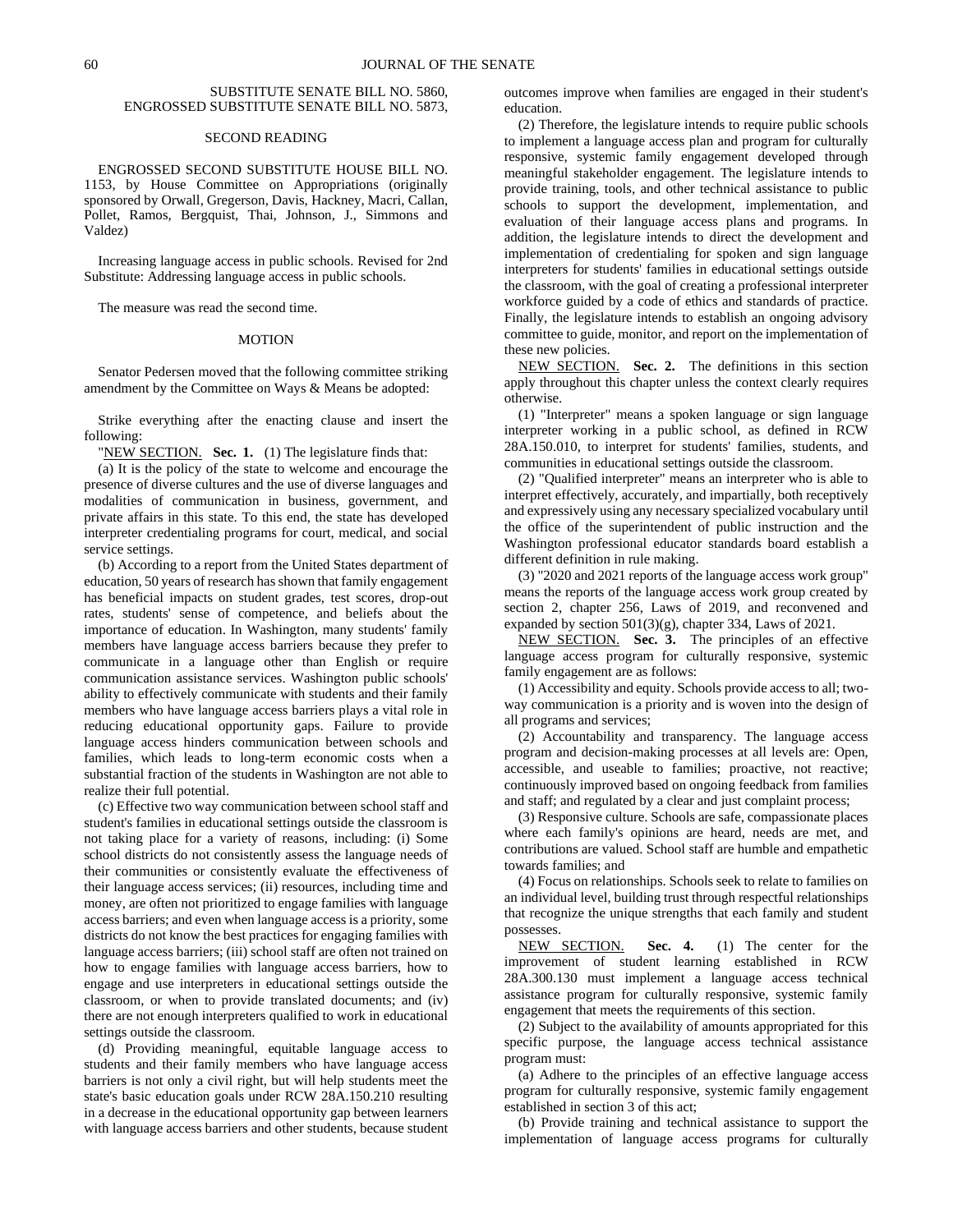SUBSTITUTE SENATE BILL NO. 5860,
ENGROSSED SUBSTITUTE SENATE BILL NO. 5873,

SECOND READING

ENGROSSED SECOND SUBSTITUTE HOUSE BILL NO. 1153, by House Committee on Appropriations (originally sponsored by Orwall, Gregerson, Davis, Hackney, Macri, Callan, Pollet, Ramos, Bergquist, Thai, Johnson, J., Simmons and Valdez)

Increasing language access in public schools. Revised for 2nd Substitute: Addressing language access in public schools.

The measure was read the second time.

MOTION

Senator Pedersen moved that the following committee striking amendment by the Committee on Ways & Means be adopted:

Strike everything after the enacting clause and insert the following:

"NEW SECTION. **Sec. 1.** (1) The legislature finds that:

(a) It is the policy of the state to welcome and encourage the presence of diverse cultures and the use of diverse languages and modalities of communication in business, government, and private affairs in this state. To this end, the state has developed interpreter credentialing programs for court, medical, and social service settings.

(b) According to a report from the United States department of education, 50 years of research has shown that family engagement has beneficial impacts on student grades, test scores, drop-out rates, students' sense of competence, and beliefs about the importance of education. In Washington, many students' family members have language access barriers because they prefer to communicate in a language other than English or require communication assistance services. Washington public schools' ability to effectively communicate with students and their family members who have language access barriers plays a vital role in reducing educational opportunity gaps. Failure to provide language access hinders communication between schools and families, which leads to long-term economic costs when a substantial fraction of the students in Washington are not able to realize their full potential.

(c) Effective two way communication between school staff and student's families in educational settings outside the classroom is not taking place for a variety of reasons, including: (i) Some school districts do not consistently assess the language needs of their communities or consistently evaluate the effectiveness of their language access services; (ii) resources, including time and money, are often not prioritized to engage families with language access barriers; and even when language access is a priority, some districts do not know the best practices for engaging families with language access barriers; (iii) school staff are often not trained on how to engage families with language access barriers, how to engage and use interpreters in educational settings outside the classroom, or when to provide translated documents; and (iv) there are not enough interpreters qualified to work in educational settings outside the classroom.

(d) Providing meaningful, equitable language access to students and their family members who have language access barriers is not only a civil right, but will help students meet the state's basic education goals under RCW 28A.150.210 resulting in a decrease in the educational opportunity gap between learners with language access barriers and other students, because student outcomes improve when families are engaged in their student's education.

(2) Therefore, the legislature intends to require public schools to implement a language access plan and program for culturally responsive, systemic family engagement developed through meaningful stakeholder engagement. The legislature intends to provide training, tools, and other technical assistance to public schools to support the development, implementation, and evaluation of their language access plans and programs. In addition, the legislature intends to direct the development and implementation of credentialing for spoken and sign language interpreters for students' families in educational settings outside the classroom, with the goal of creating a professional interpreter workforce guided by a code of ethics and standards of practice. Finally, the legislature intends to establish an ongoing advisory committee to guide, monitor, and report on the implementation of these new policies.

NEW SECTION. **Sec. 2.** The definitions in this section apply throughout this chapter unless the context clearly requires otherwise.

(1) "Interpreter" means a spoken language or sign language interpreter working in a public school, as defined in RCW 28A.150.010, to interpret for students' families, students, and communities in educational settings outside the classroom.

(2) "Qualified interpreter" means an interpreter who is able to interpret effectively, accurately, and impartially, both receptively and expressively using any necessary specialized vocabulary until the office of the superintendent of public instruction and the Washington professional educator standards board establish a different definition in rule making.

(3) "2020 and 2021 reports of the language access work group" means the reports of the language access work group created by section 2, chapter 256, Laws of 2019, and reconvened and expanded by section 501(3)(g), chapter 334, Laws of 2021.

NEW SECTION. **Sec. 3.** The principles of an effective language access program for culturally responsive, systemic family engagement are as follows:

(1) Accessibility and equity. Schools provide access to all; two-way communication is a priority and is woven into the design of all programs and services;

(2) Accountability and transparency. The language access program and decision-making processes at all levels are: Open, accessible, and useable to families; proactive, not reactive; continuously improved based on ongoing feedback from families and staff; and regulated by a clear and just complaint process;

(3) Responsive culture. Schools are safe, compassionate places where each family's opinions are heard, needs are met, and contributions are valued. School staff are humble and empathetic towards families; and

(4) Focus on relationships. Schools seek to relate to families on an individual level, building trust through respectful relationships that recognize the unique strengths that each family and student possesses.

NEW SECTION. **Sec. 4.** (1) The center for the improvement of student learning established in RCW 28A.300.130 must implement a language access technical assistance program for culturally responsive, systemic family engagement that meets the requirements of this section.

(2) Subject to the availability of amounts appropriated for this specific purpose, the language access technical assistance program must:

(a) Adhere to the principles of an effective language access program for culturally responsive, systemic family engagement established in section 3 of this act;

(b) Provide training and technical assistance to support the implementation of language access programs for culturally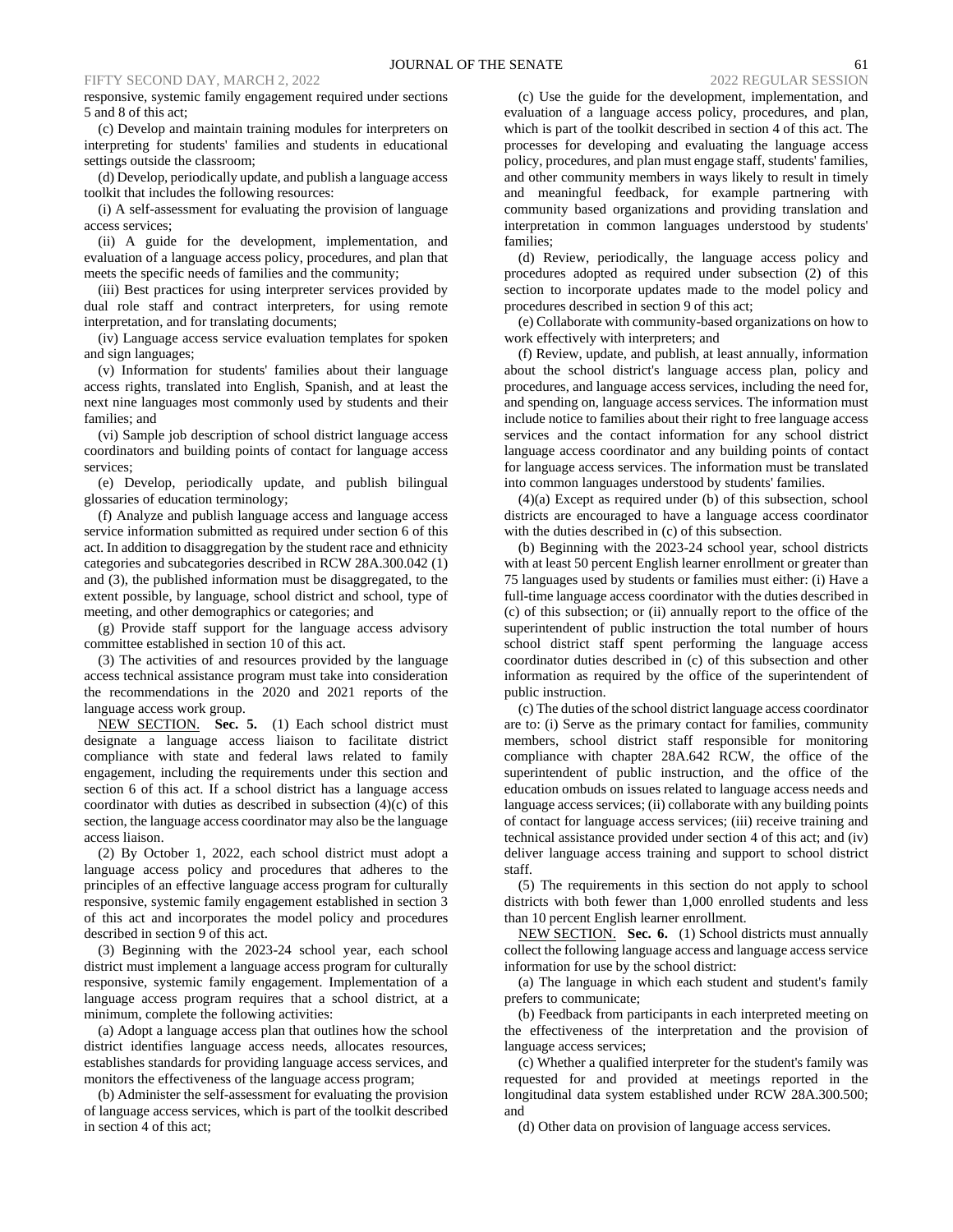responsive, systemic family engagement required under sections 5 and 8 of this act;

(c) Develop and maintain training modules for interpreters on interpreting for students' families and students in educational settings outside the classroom;

(d) Develop, periodically update, and publish a language access toolkit that includes the following resources:

(i) A self-assessment for evaluating the provision of language access services;

(ii) A guide for the development, implementation, and evaluation of a language access policy, procedures, and plan that meets the specific needs of families and the community;

(iii) Best practices for using interpreter services provided by dual role staff and contract interpreters, for using remote interpretation, and for translating documents;

(iv) Language access service evaluation templates for spoken and sign languages;

(v) Information for students' families about their language access rights, translated into English, Spanish, and at least the next nine languages most commonly used by students and their families; and

(vi) Sample job description of school district language access coordinators and building points of contact for language access services;

(e) Develop, periodically update, and publish bilingual glossaries of education terminology;

(f) Analyze and publish language access and language access service information submitted as required under section 6 of this act. In addition to disaggregation by the student race and ethnicity categories and subcategories described in RCW 28A.300.042 (1) and (3), the published information must be disaggregated, to the extent possible, by language, school district and school, type of meeting, and other demographics or categories; and

(g) Provide staff support for the language access advisory committee established in section 10 of this act.

(3) The activities of and resources provided by the language access technical assistance program must take into consideration the recommendations in the 2020 and 2021 reports of the language access work group.

NEW SECTION. **Sec. 5.** (1) Each school district must designate a language access liaison to facilitate district compliance with state and federal laws related to family engagement, including the requirements under this section and section 6 of this act. If a school district has a language access coordinator with duties as described in subsection (4)(c) of this section, the language access coordinator may also be the language access liaison.

(2) By October 1, 2022, each school district must adopt a language access policy and procedures that adheres to the principles of an effective language access program for culturally responsive, systemic family engagement established in section 3 of this act and incorporates the model policy and procedures described in section 9 of this act.

(3) Beginning with the 2023-24 school year, each school district must implement a language access program for culturally responsive, systemic family engagement. Implementation of a language access program requires that a school district, at a minimum, complete the following activities:

(a) Adopt a language access plan that outlines how the school district identifies language access needs, allocates resources, establishes standards for providing language access services, and monitors the effectiveness of the language access program;

(b) Administer the self-assessment for evaluating the provision of language access services, which is part of the toolkit described in section 4 of this act;

(c) Use the guide for the development, implementation, and evaluation of a language access policy, procedures, and plan, which is part of the toolkit described in section 4 of this act. The processes for developing and evaluating the language access policy, procedures, and plan must engage staff, students' families, and other community members in ways likely to result in timely and meaningful feedback, for example partnering with community based organizations and providing translation and interpretation in common languages understood by students' families;

(d) Review, periodically, the language access policy and procedures adopted as required under subsection (2) of this section to incorporate updates made to the model policy and procedures described in section 9 of this act;

(e) Collaborate with community-based organizations on how to work effectively with interpreters; and

(f) Review, update, and publish, at least annually, information about the school district's language access plan, policy and procedures, and language access services, including the need for, and spending on, language access services. The information must include notice to families about their right to free language access services and the contact information for any school district language access coordinator and any building points of contact for language access services. The information must be translated into common languages understood by students' families.

(4)(a) Except as required under (b) of this subsection, school districts are encouraged to have a language access coordinator with the duties described in (c) of this subsection.

(b) Beginning with the 2023-24 school year, school districts with at least 50 percent English learner enrollment or greater than 75 languages used by students or families must either: (i) Have a full-time language access coordinator with the duties described in (c) of this subsection; or (ii) annually report to the office of the superintendent of public instruction the total number of hours school district staff spent performing the language access coordinator duties described in (c) of this subsection and other information as required by the office of the superintendent of public instruction.

(c) The duties of the school district language access coordinator are to: (i) Serve as the primary contact for families, community members, school district staff responsible for monitoring compliance with chapter 28A.642 RCW, the office of the superintendent of public instruction, and the office of the education ombuds on issues related to language access needs and language access services; (ii) collaborate with any building points of contact for language access services; (iii) receive training and technical assistance provided under section 4 of this act; and (iv) deliver language access training and support to school district staff.

(5) The requirements in this section do not apply to school districts with both fewer than 1,000 enrolled students and less than 10 percent English learner enrollment.

NEW SECTION. **Sec. 6.** (1) School districts must annually collect the following language access and language access service information for use by the school district:

(a) The language in which each student and student's family prefers to communicate;

(b) Feedback from participants in each interpreted meeting on the effectiveness of the interpretation and the provision of language access services;

(c) Whether a qualified interpreter for the student's family was requested for and provided at meetings reported in the longitudinal data system established under RCW 28A.300.500; and

(d) Other data on provision of language access services.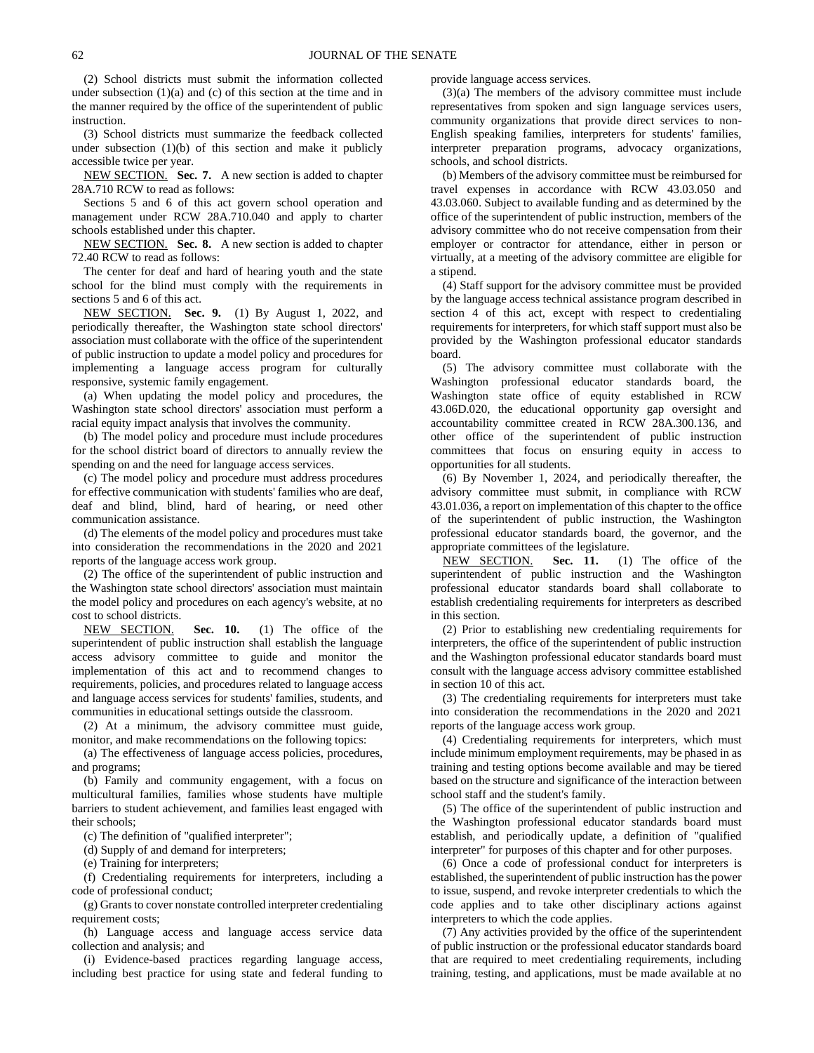(2) School districts must submit the information collected under subsection (1)(a) and (c) of this section at the time and in the manner required by the office of the superintendent of public instruction.

(3) School districts must summarize the feedback collected under subsection (1)(b) of this section and make it publicly accessible twice per year.

NEW SECTION. **Sec. 7.** A new section is added to chapter 28A.710 RCW to read as follows:

Sections 5 and 6 of this act govern school operation and management under RCW 28A.710.040 and apply to charter schools established under this chapter.

NEW SECTION. **Sec. 8.** A new section is added to chapter 72.40 RCW to read as follows:

The center for deaf and hard of hearing youth and the state school for the blind must comply with the requirements in sections 5 and 6 of this act.

NEW SECTION. **Sec. 9.** (1) By August 1, 2022, and periodically thereafter, the Washington state school directors' association must collaborate with the office of the superintendent of public instruction to update a model policy and procedures for implementing a language access program for culturally responsive, systemic family engagement.

(a) When updating the model policy and procedures, the Washington state school directors' association must perform a racial equity impact analysis that involves the community.

(b) The model policy and procedure must include procedures for the school district board of directors to annually review the spending on and the need for language access services.

(c) The model policy and procedure must address procedures for effective communication with students' families who are deaf, deaf and blind, blind, hard of hearing, or need other communication assistance.

(d) The elements of the model policy and procedures must take into consideration the recommendations in the 2020 and 2021 reports of the language access work group.

(2) The office of the superintendent of public instruction and the Washington state school directors' association must maintain the model policy and procedures on each agency's website, at no cost to school districts.

NEW SECTION. **Sec. 10.** (1) The office of the superintendent of public instruction shall establish the language access advisory committee to guide and monitor the implementation of this act and to recommend changes to requirements, policies, and procedures related to language access and language access services for students' families, students, and communities in educational settings outside the classroom.

(2) At a minimum, the advisory committee must guide, monitor, and make recommendations on the following topics:

(a) The effectiveness of language access policies, procedures, and programs;

(b) Family and community engagement, with a focus on multicultural families, families whose students have multiple barriers to student achievement, and families least engaged with their schools;

(c) The definition of "qualified interpreter";

(d) Supply of and demand for interpreters;

(e) Training for interpreters;

(f) Credentialing requirements for interpreters, including a code of professional conduct;

(g) Grants to cover nonstate controlled interpreter credentialing requirement costs;

(h) Language access and language access service data collection and analysis; and

(i) Evidence-based practices regarding language access, including best practice for using state and federal funding to provide language access services.

(3)(a) The members of the advisory committee must include representatives from spoken and sign language services users, community organizations that provide direct services to non-English speaking families, interpreters for students' families, interpreter preparation programs, advocacy organizations, schools, and school districts.

(b) Members of the advisory committee must be reimbursed for travel expenses in accordance with RCW 43.03.050 and 43.03.060. Subject to available funding and as determined by the office of the superintendent of public instruction, members of the advisory committee who do not receive compensation from their employer or contractor for attendance, either in person or virtually, at a meeting of the advisory committee are eligible for a stipend.

(4) Staff support for the advisory committee must be provided by the language access technical assistance program described in section 4 of this act, except with respect to credentialing requirements for interpreters, for which staff support must also be provided by the Washington professional educator standards board.

(5) The advisory committee must collaborate with the Washington professional educator standards board, the Washington state office of equity established in RCW 43.06D.020, the educational opportunity gap oversight and accountability committee created in RCW 28A.300.136, and other office of the superintendent of public instruction committees that focus on ensuring equity in access to opportunities for all students.

(6) By November 1, 2024, and periodically thereafter, the advisory committee must submit, in compliance with RCW 43.01.036, a report on implementation of this chapter to the office of the superintendent of public instruction, the Washington professional educator standards board, the governor, and the appropriate committees of the legislature.

NEW SECTION. **Sec. 11.** (1) The office of the superintendent of public instruction and the Washington professional educator standards board shall collaborate to establish credentialing requirements for interpreters as described in this section.

(2) Prior to establishing new credentialing requirements for interpreters, the office of the superintendent of public instruction and the Washington professional educator standards board must consult with the language access advisory committee established in section 10 of this act.

(3) The credentialing requirements for interpreters must take into consideration the recommendations in the 2020 and 2021 reports of the language access work group.

(4) Credentialing requirements for interpreters, which must include minimum employment requirements, may be phased in as training and testing options become available and may be tiered based on the structure and significance of the interaction between school staff and the student's family.

(5) The office of the superintendent of public instruction and the Washington professional educator standards board must establish, and periodically update, a definition of "qualified interpreter" for purposes of this chapter and for other purposes.

(6) Once a code of professional conduct for interpreters is established, the superintendent of public instruction has the power to issue, suspend, and revoke interpreter credentials to which the code applies and to take other disciplinary actions against interpreters to which the code applies.

(7) Any activities provided by the office of the superintendent of public instruction or the professional educator standards board that are required to meet credentialing requirements, including training, testing, and applications, must be made available at no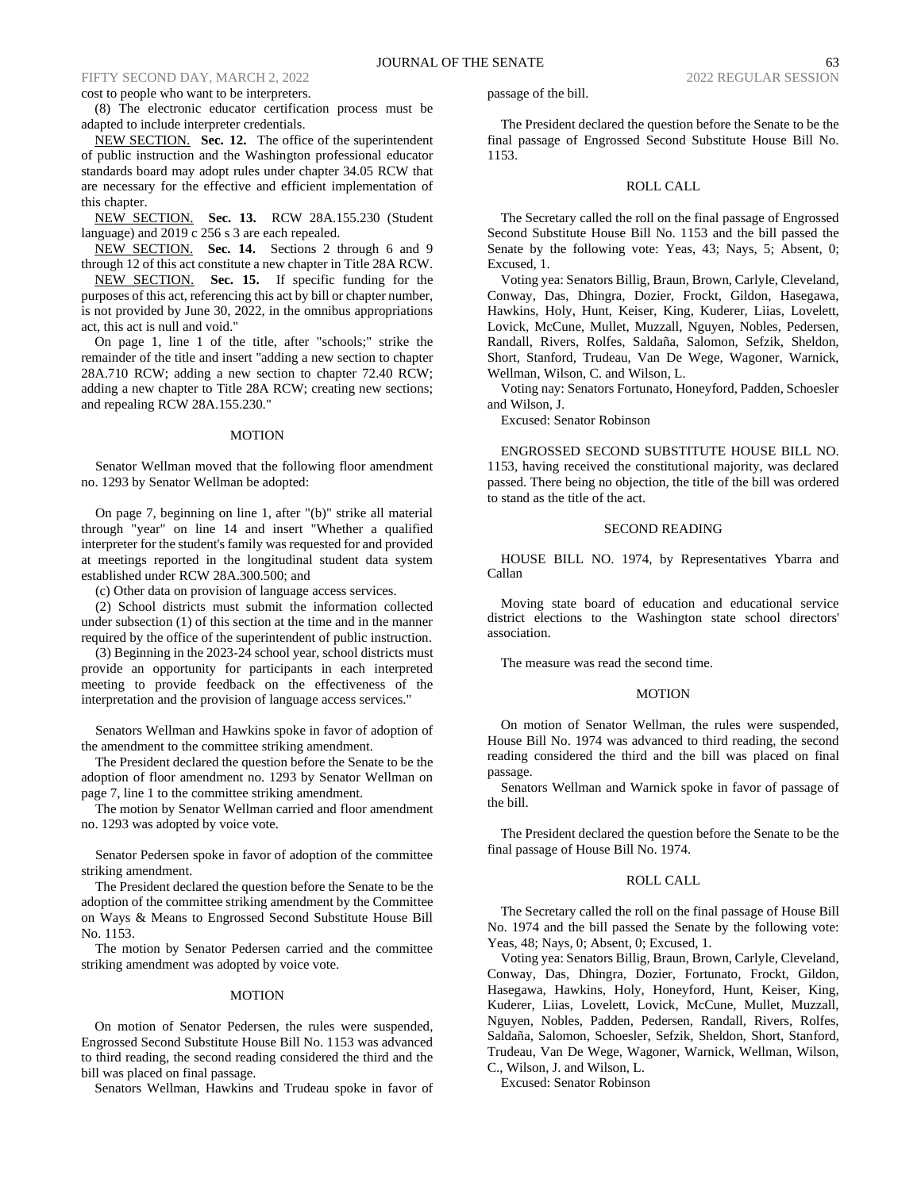cost to people who want to be interpreters.

(8) The electronic educator certification process must be adapted to include interpreter credentials.

NEW SECTION. **Sec. 12.** The office of the superintendent of public instruction and the Washington professional educator standards board may adopt rules under chapter 34.05 RCW that are necessary for the effective and efficient implementation of this chapter.

NEW SECTION. **Sec. 13.** RCW 28A.155.230 (Student language) and 2019 c 256 s 3 are each repealed.

NEW SECTION. **Sec. 14.** Sections 2 through 6 and 9 through 12 of this act constitute a new chapter in Title 28A RCW.

NEW SECTION. **Sec. 15.** If specific funding for the purposes of this act, referencing this act by bill or chapter number, is not provided by June 30, 2022, in the omnibus appropriations act, this act is null and void."

On page 1, line 1 of the title, after "schools;" strike the remainder of the title and insert "adding a new section to chapter 28A.710 RCW; adding a new section to chapter 72.40 RCW; adding a new chapter to Title 28A RCW; creating new sections; and repealing RCW 28A.155.230."

## MOTION

Senator Wellman moved that the following floor amendment no. 1293 by Senator Wellman be adopted:

On page 7, beginning on line 1, after "(b)" strike all material through "year" on line 14 and insert "Whether a qualified interpreter for the student's family was requested for and provided at meetings reported in the longitudinal student data system established under RCW 28A.300.500; and

(c) Other data on provision of language access services.

(2) School districts must submit the information collected under subsection (1) of this section at the time and in the manner required by the office of the superintendent of public instruction.

(3) Beginning in the 2023-24 school year, school districts must provide an opportunity for participants in each interpreted meeting to provide feedback on the effectiveness of the interpretation and the provision of language access services."

Senators Wellman and Hawkins spoke in favor of adoption of the amendment to the committee striking amendment.

The President declared the question before the Senate to be the adoption of floor amendment no. 1293 by Senator Wellman on page 7, line 1 to the committee striking amendment.

The motion by Senator Wellman carried and floor amendment no. 1293 was adopted by voice vote.

Senator Pedersen spoke in favor of adoption of the committee striking amendment.

The President declared the question before the Senate to be the adoption of the committee striking amendment by the Committee on Ways & Means to Engrossed Second Substitute House Bill No. 1153.

The motion by Senator Pedersen carried and the committee striking amendment was adopted by voice vote.

## MOTION

On motion of Senator Pedersen, the rules were suspended, Engrossed Second Substitute House Bill No. 1153 was advanced to third reading, the second reading considered the third and the bill was placed on final passage.

Senators Wellman, Hawkins and Trudeau spoke in favor of passage of the bill.

The President declared the question before the Senate to be the final passage of Engrossed Second Substitute House Bill No. 1153.

## ROLL CALL

The Secretary called the roll on the final passage of Engrossed Second Substitute House Bill No. 1153 and the bill passed the Senate by the following vote: Yeas, 43; Nays, 5; Absent, 0; Excused, 1.

Voting yea: Senators Billig, Braun, Brown, Carlyle, Cleveland, Conway, Das, Dhingra, Dozier, Frockt, Gildon, Hasegawa, Hawkins, Holy, Hunt, Keiser, King, Kuderer, Liias, Lovelett, Lovick, McCune, Mullet, Muzzall, Nguyen, Nobles, Pedersen, Randall, Rivers, Rolfes, Saldaña, Salomon, Sefzik, Sheldon, Short, Stanford, Trudeau, Van De Wege, Wagoner, Warnick, Wellman, Wilson, C. and Wilson, L.

Voting nay: Senators Fortunato, Honeyford, Padden, Schoesler and Wilson, J.

Excused: Senator Robinson

ENGROSSED SECOND SUBSTITUTE HOUSE BILL NO. 1153, having received the constitutional majority, was declared passed. There being no objection, the title of the bill was ordered to stand as the title of the act.

## SECOND READING

HOUSE BILL NO. 1974, by Representatives Ybarra and Callan

Moving state board of education and educational service district elections to the Washington state school directors' association.

The measure was read the second time.

## MOTION

On motion of Senator Wellman, the rules were suspended, House Bill No. 1974 was advanced to third reading, the second reading considered the third and the bill was placed on final passage.

Senators Wellman and Warnick spoke in favor of passage of the bill.

The President declared the question before the Senate to be the final passage of House Bill No. 1974.

## ROLL CALL

The Secretary called the roll on the final passage of House Bill No. 1974 and the bill passed the Senate by the following vote: Yeas, 48; Nays, 0; Absent, 0; Excused, 1.

Voting yea: Senators Billig, Braun, Brown, Carlyle, Cleveland, Conway, Das, Dhingra, Dozier, Fortunato, Frockt, Gildon, Hasegawa, Hawkins, Holy, Honeyford, Hunt, Keiser, King, Kuderer, Liias, Lovelett, Lovick, McCune, Mullet, Muzzall, Nguyen, Nobles, Padden, Pedersen, Randall, Rivers, Rolfes, Saldaña, Salomon, Schoesler, Sefzik, Sheldon, Short, Stanford, Trudeau, Van De Wege, Wagoner, Warnick, Wellman, Wilson, C., Wilson, J. and Wilson, L.

Excused: Senator Robinson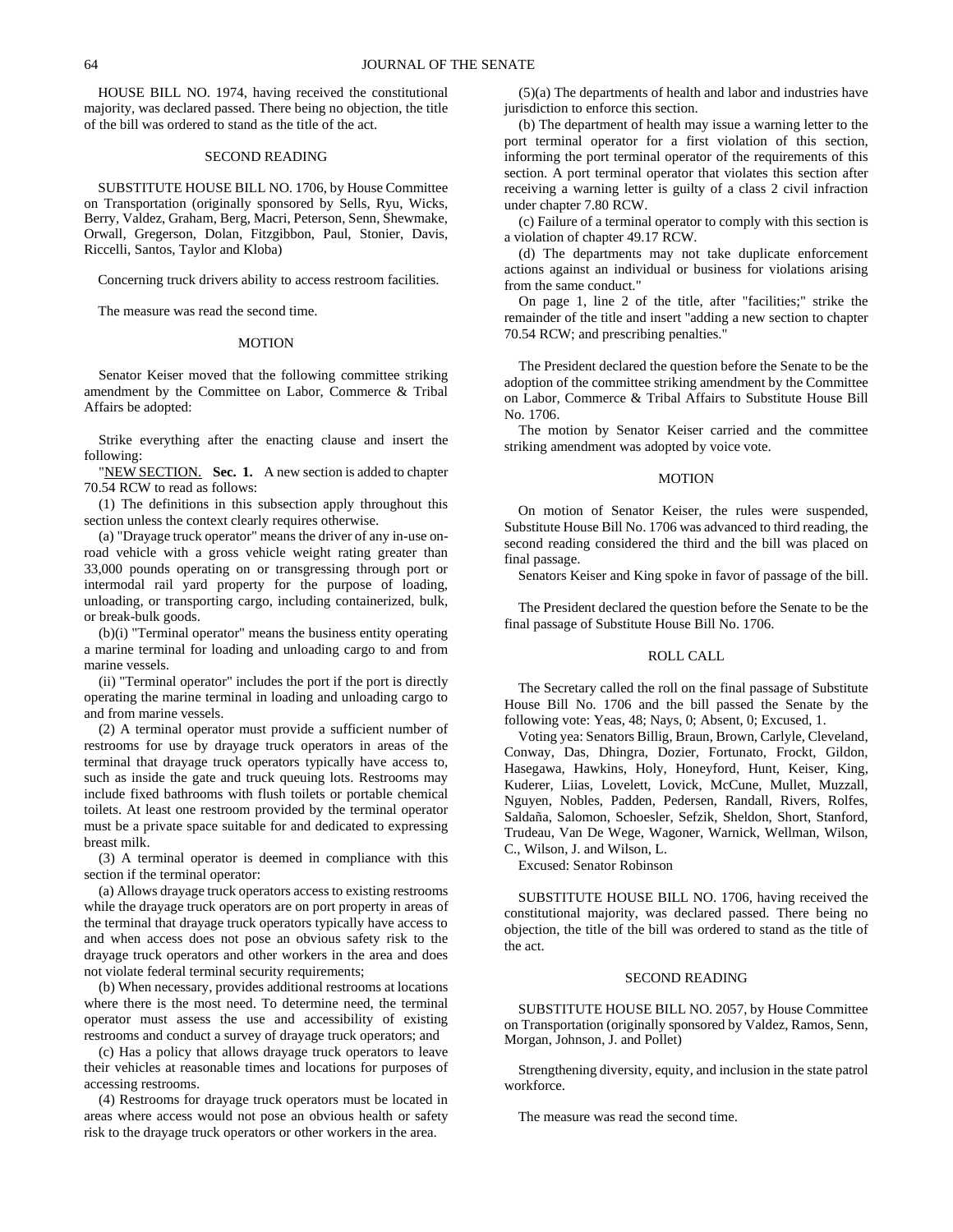HOUSE BILL NO. 1974, having received the constitutional majority, was declared passed. There being no objection, the title of the bill was ordered to stand as the title of the act.

## SECOND READING

SUBSTITUTE HOUSE BILL NO. 1706, by House Committee on Transportation (originally sponsored by Sells, Ryu, Wicks, Berry, Valdez, Graham, Berg, Macri, Peterson, Senn, Shewmake, Orwall, Gregerson, Dolan, Fitzgibbon, Paul, Stonier, Davis, Riccelli, Santos, Taylor and Kloba)

Concerning truck drivers ability to access restroom facilities.

The measure was read the second time.

## MOTION

Senator Keiser moved that the following committee striking amendment by the Committee on Labor, Commerce & Tribal Affairs be adopted:

Strike everything after the enacting clause and insert the following:

"NEW SECTION. **Sec. 1.** A new section is added to chapter 70.54 RCW to read as follows:

(1) The definitions in this subsection apply throughout this section unless the context clearly requires otherwise.

(a) "Drayage truck operator" means the driver of any in-use on-road vehicle with a gross vehicle weight rating greater than 33,000 pounds operating on or transgressing through port or intermodal rail yard property for the purpose of loading, unloading, or transporting cargo, including containerized, bulk, or break-bulk goods.

(b)(i) "Terminal operator" means the business entity operating a marine terminal for loading and unloading cargo to and from marine vessels.

(ii) "Terminal operator" includes the port if the port is directly operating the marine terminal in loading and unloading cargo to and from marine vessels.

(2) A terminal operator must provide a sufficient number of restrooms for use by drayage truck operators in areas of the terminal that drayage truck operators typically have access to, such as inside the gate and truck queuing lots. Restrooms may include fixed bathrooms with flush toilets or portable chemical toilets. At least one restroom provided by the terminal operator must be a private space suitable for and dedicated to expressing breast milk.

(3) A terminal operator is deemed in compliance with this section if the terminal operator:

(a) Allows drayage truck operators access to existing restrooms while the drayage truck operators are on port property in areas of the terminal that drayage truck operators typically have access to and when access does not pose an obvious safety risk to the drayage truck operators and other workers in the area and does not violate federal terminal security requirements;

(b) When necessary, provides additional restrooms at locations where there is the most need. To determine need, the terminal operator must assess the use and accessibility of existing restrooms and conduct a survey of drayage truck operators; and

(c) Has a policy that allows drayage truck operators to leave their vehicles at reasonable times and locations for purposes of accessing restrooms.

(4) Restrooms for drayage truck operators must be located in areas where access would not pose an obvious health or safety risk to the drayage truck operators or other workers in the area.

(5)(a) The departments of health and labor and industries have jurisdiction to enforce this section.

(b) The department of health may issue a warning letter to the port terminal operator for a first violation of this section, informing the port terminal operator of the requirements of this section. A port terminal operator that violates this section after receiving a warning letter is guilty of a class 2 civil infraction under chapter 7.80 RCW.

(c) Failure of a terminal operator to comply with this section is a violation of chapter 49.17 RCW.

(d) The departments may not take duplicate enforcement actions against an individual or business for violations arising from the same conduct."

On page 1, line 2 of the title, after "facilities;" strike the remainder of the title and insert "adding a new section to chapter 70.54 RCW; and prescribing penalties."

The President declared the question before the Senate to be the adoption of the committee striking amendment by the Committee on Labor, Commerce & Tribal Affairs to Substitute House Bill No. 1706.

The motion by Senator Keiser carried and the committee striking amendment was adopted by voice vote.

## MOTION

On motion of Senator Keiser, the rules were suspended, Substitute House Bill No. 1706 was advanced to third reading, the second reading considered the third and the bill was placed on final passage.

Senators Keiser and King spoke in favor of passage of the bill.

The President declared the question before the Senate to be the final passage of Substitute House Bill No. 1706.

## ROLL CALL

The Secretary called the roll on the final passage of Substitute House Bill No. 1706 and the bill passed the Senate by the following vote: Yeas, 48; Nays, 0; Absent, 0; Excused, 1.

Voting yea: Senators Billig, Braun, Brown, Carlyle, Cleveland, Conway, Das, Dhingra, Dozier, Fortunato, Frockt, Gildon, Hasegawa, Hawkins, Holy, Honeyford, Hunt, Keiser, King, Kuderer, Liias, Lovelett, Lovick, McCune, Mullet, Muzzall, Nguyen, Nobles, Padden, Pedersen, Randall, Rivers, Rolfes, Saldaña, Salomon, Schoesler, Sefzik, Sheldon, Short, Stanford, Trudeau, Van De Wege, Wagoner, Warnick, Wellman, Wilson, C., Wilson, J. and Wilson, L.

Excused: Senator Robinson

SUBSTITUTE HOUSE BILL NO. 1706, having received the constitutional majority, was declared passed. There being no objection, the title of the bill was ordered to stand as the title of the act.

## SECOND READING

SUBSTITUTE HOUSE BILL NO. 2057, by House Committee on Transportation (originally sponsored by Valdez, Ramos, Senn, Morgan, Johnson, J. and Pollet)

Strengthening diversity, equity, and inclusion in the state patrol workforce.

The measure was read the second time.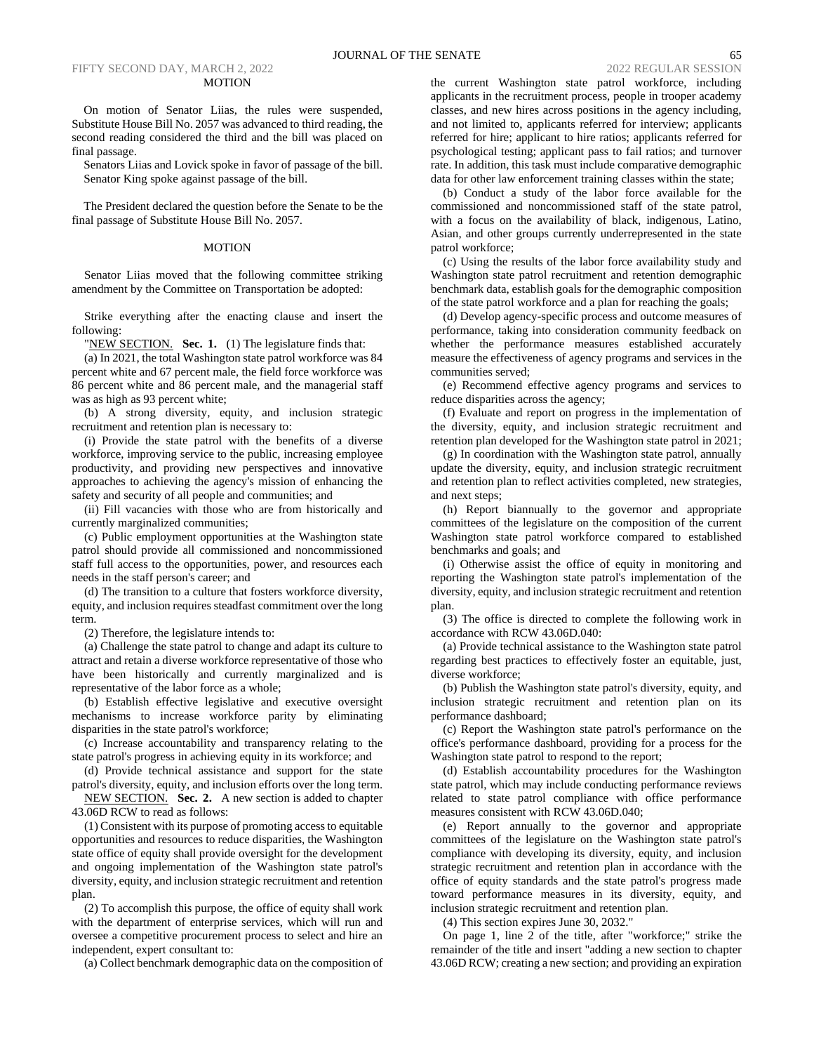MOTION

On motion of Senator Liias, the rules were suspended, Substitute House Bill No. 2057 was advanced to third reading, the second reading considered the third and the bill was placed on final passage.

Senators Liias and Lovick spoke in favor of passage of the bill. Senator King spoke against passage of the bill.

The President declared the question before the Senate to be the final passage of Substitute House Bill No. 2057.

MOTION

Senator Liias moved that the following committee striking amendment by the Committee on Transportation be adopted:

Strike everything after the enacting clause and insert the following:

"NEW SECTION. **Sec. 1.** (1) The legislature finds that:

(a) In 2021, the total Washington state patrol workforce was 84 percent white and 67 percent male, the field force workforce was 86 percent white and 86 percent male, and the managerial staff was as high as 93 percent white;

(b) A strong diversity, equity, and inclusion strategic recruitment and retention plan is necessary to:

(i) Provide the state patrol with the benefits of a diverse workforce, improving service to the public, increasing employee productivity, and providing new perspectives and innovative approaches to achieving the agency's mission of enhancing the safety and security of all people and communities; and

(ii) Fill vacancies with those who are from historically and currently marginalized communities;

(c) Public employment opportunities at the Washington state patrol should provide all commissioned and noncommissioned staff full access to the opportunities, power, and resources each needs in the staff person's career; and

(d) The transition to a culture that fosters workforce diversity, equity, and inclusion requires steadfast commitment over the long term.

(2) Therefore, the legislature intends to:

(a) Challenge the state patrol to change and adapt its culture to attract and retain a diverse workforce representative of those who have been historically and currently marginalized and is representative of the labor force as a whole;

(b) Establish effective legislative and executive oversight mechanisms to increase workforce parity by eliminating disparities in the state patrol's workforce;

(c) Increase accountability and transparency relating to the state patrol's progress in achieving equity in its workforce; and

(d) Provide technical assistance and support for the state patrol's diversity, equity, and inclusion efforts over the long term.

NEW SECTION. **Sec. 2.** A new section is added to chapter 43.06D RCW to read as follows:

(1) Consistent with its purpose of promoting access to equitable opportunities and resources to reduce disparities, the Washington state office of equity shall provide oversight for the development and ongoing implementation of the Washington state patrol's diversity, equity, and inclusion strategic recruitment and retention plan.

(2) To accomplish this purpose, the office of equity shall work with the department of enterprise services, which will run and oversee a competitive procurement process to select and hire an independent, expert consultant to:

(a) Collect benchmark demographic data on the composition of the current Washington state patrol workforce, including applicants in the recruitment process, people in trooper academy classes, and new hires across positions in the agency including, and not limited to, applicants referred for interview; applicants referred for hire; applicant to hire ratios; applicants referred for psychological testing; applicant pass to fail ratios; and turnover rate. In addition, this task must include comparative demographic data for other law enforcement training classes within the state;

(b) Conduct a study of the labor force available for the commissioned and noncommissioned staff of the state patrol, with a focus on the availability of black, indigenous, Latino, Asian, and other groups currently underrepresented in the state patrol workforce;

(c) Using the results of the labor force availability study and Washington state patrol recruitment and retention demographic benchmark data, establish goals for the demographic composition of the state patrol workforce and a plan for reaching the goals;

(d) Develop agency-specific process and outcome measures of performance, taking into consideration community feedback on whether the performance measures established accurately measure the effectiveness of agency programs and services in the communities served;

(e) Recommend effective agency programs and services to reduce disparities across the agency;

(f) Evaluate and report on progress in the implementation of the diversity, equity, and inclusion strategic recruitment and retention plan developed for the Washington state patrol in 2021;

(g) In coordination with the Washington state patrol, annually update the diversity, equity, and inclusion strategic recruitment and retention plan to reflect activities completed, new strategies, and next steps;

(h) Report biannually to the governor and appropriate committees of the legislature on the composition of the current Washington state patrol workforce compared to established benchmarks and goals; and

(i) Otherwise assist the office of equity in monitoring and reporting the Washington state patrol's implementation of the diversity, equity, and inclusion strategic recruitment and retention plan.

(3) The office is directed to complete the following work in accordance with RCW 43.06D.040:

(a) Provide technical assistance to the Washington state patrol regarding best practices to effectively foster an equitable, just, diverse workforce;

(b) Publish the Washington state patrol's diversity, equity, and inclusion strategic recruitment and retention plan on its performance dashboard;

(c) Report the Washington state patrol's performance on the office's performance dashboard, providing for a process for the Washington state patrol to respond to the report;

(d) Establish accountability procedures for the Washington state patrol, which may include conducting performance reviews related to state patrol compliance with office performance measures consistent with RCW 43.06D.040;

(e) Report annually to the governor and appropriate committees of the legislature on the Washington state patrol's compliance with developing its diversity, equity, and inclusion strategic recruitment and retention plan in accordance with the office of equity standards and the state patrol's progress made toward performance measures in its diversity, equity, and inclusion strategic recruitment and retention plan.

(4) This section expires June 30, 2032."

On page 1, line 2 of the title, after "workforce;" strike the remainder of the title and insert "adding a new section to chapter 43.06D RCW; creating a new section; and providing an expiration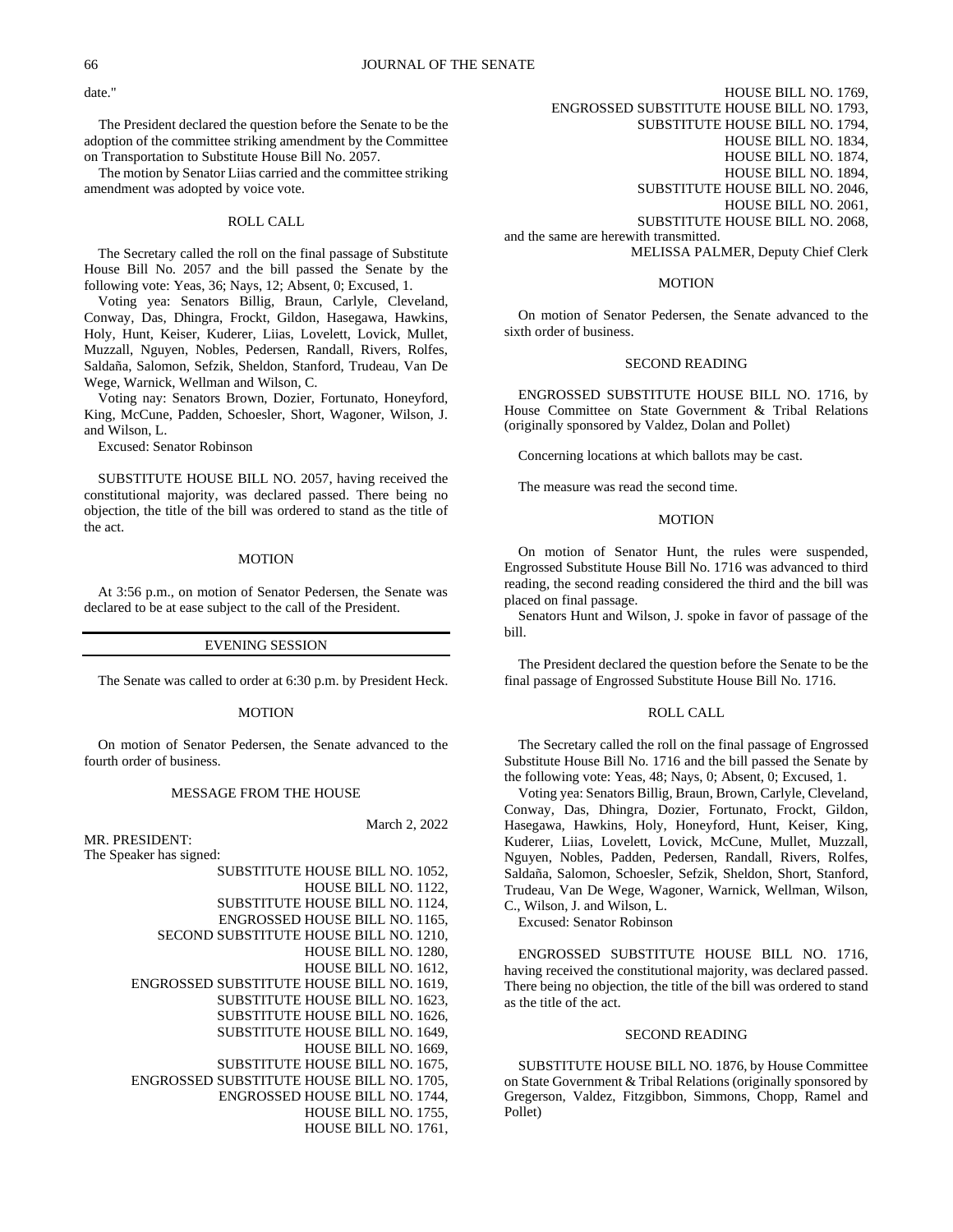date."

The President declared the question before the Senate to be the adoption of the committee striking amendment by the Committee on Transportation to Substitute House Bill No. 2057.

The motion by Senator Liias carried and the committee striking amendment was adopted by voice vote.

ROLL CALL

The Secretary called the roll on the final passage of Substitute House Bill No. 2057 and the bill passed the Senate by the following vote: Yeas, 36; Nays, 12; Absent, 0; Excused, 1.

Voting yea: Senators Billig, Braun, Carlyle, Cleveland, Conway, Das, Dhingra, Frockt, Gildon, Hasegawa, Hawkins, Holy, Hunt, Keiser, Kuderer, Liias, Lovelett, Lovick, Mullet, Muzzall, Nguyen, Nobles, Pedersen, Randall, Rivers, Rolfes, Saldaña, Salomon, Sefzik, Sheldon, Stanford, Trudeau, Van De Wege, Warnick, Wellman and Wilson, C.

Voting nay: Senators Brown, Dozier, Fortunato, Honeyford, King, McCune, Padden, Schoesler, Short, Wagoner, Wilson, J. and Wilson, L.

Excused: Senator Robinson

SUBSTITUTE HOUSE BILL NO. 2057, having received the constitutional majority, was declared passed. There being no objection, the title of the bill was ordered to stand as the title of the act.

MOTION

At 3:56 p.m., on motion of Senator Pedersen, the Senate was declared to be at ease subject to the call of the President.

EVENING SESSION

The Senate was called to order at 6:30 p.m. by President Heck.

MOTION

On motion of Senator Pedersen, the Senate advanced to the fourth order of business.

MESSAGE FROM THE HOUSE

March 2, 2022

MR. PRESIDENT:
The Speaker has signed:

SUBSTITUTE HOUSE BILL NO. 1052,
HOUSE BILL NO. 1122,
SUBSTITUTE HOUSE BILL NO. 1124,
ENGROSSED HOUSE BILL NO. 1165,
SECOND SUBSTITUTE HOUSE BILL NO. 1210,
HOUSE BILL NO. 1280,
HOUSE BILL NO. 1612,
ENGROSSED SUBSTITUTE HOUSE BILL NO. 1619,
SUBSTITUTE HOUSE BILL NO. 1623,
SUBSTITUTE HOUSE BILL NO. 1626,
SUBSTITUTE HOUSE BILL NO. 1649,
HOUSE BILL NO. 1669,
SUBSTITUTE HOUSE BILL NO. 1675,
ENGROSSED SUBSTITUTE HOUSE BILL NO. 1705,
ENGROSSED HOUSE BILL NO. 1744,
HOUSE BILL NO. 1755,
HOUSE BILL NO. 1761,
HOUSE BILL NO. 1769,
ENGROSSED SUBSTITUTE HOUSE BILL NO. 1793,
SUBSTITUTE HOUSE BILL NO. 1794,
HOUSE BILL NO. 1834,
HOUSE BILL NO. 1874,
HOUSE BILL NO. 1894,
SUBSTITUTE HOUSE BILL NO. 2046,
HOUSE BILL NO. 2061,
SUBSTITUTE HOUSE BILL NO. 2068,

and the same are herewith transmitted.

MELISSA PALMER, Deputy Chief Clerk

MOTION

On motion of Senator Pedersen, the Senate advanced to the sixth order of business.

SECOND READING

ENGROSSED SUBSTITUTE HOUSE BILL NO. 1716, by House Committee on State Government & Tribal Relations (originally sponsored by Valdez, Dolan and Pollet)

Concerning locations at which ballots may be cast.

The measure was read the second time.

MOTION

On motion of Senator Hunt, the rules were suspended, Engrossed Substitute House Bill No. 1716 was advanced to third reading, the second reading considered the third and the bill was placed on final passage.

Senators Hunt and Wilson, J. spoke in favor of passage of the bill.

The President declared the question before the Senate to be the final passage of Engrossed Substitute House Bill No. 1716.

ROLL CALL

The Secretary called the roll on the final passage of Engrossed Substitute House Bill No. 1716 and the bill passed the Senate by the following vote: Yeas, 48; Nays, 0; Absent, 0; Excused, 1.

Voting yea: Senators Billig, Braun, Brown, Carlyle, Cleveland, Conway, Das, Dhingra, Dozier, Fortunato, Frockt, Gildon, Hasegawa, Hawkins, Holy, Honeyford, Hunt, Keiser, King, Kuderer, Liias, Lovelett, Lovick, McCune, Mullet, Muzzall, Nguyen, Nobles, Padden, Pedersen, Randall, Rivers, Rolfes, Saldaña, Salomon, Schoesler, Sefzik, Sheldon, Short, Stanford, Trudeau, Van De Wege, Wagoner, Warnick, Wellman, Wilson, C., Wilson, J. and Wilson, L.

Excused: Senator Robinson

ENGROSSED SUBSTITUTE HOUSE BILL NO. 1716, having received the constitutional majority, was declared passed. There being no objection, the title of the bill was ordered to stand as the title of the act.

SECOND READING

SUBSTITUTE HOUSE BILL NO. 1876, by House Committee on State Government & Tribal Relations (originally sponsored by Gregerson, Valdez, Fitzgibbon, Simmons, Chopp, Ramel and Pollet)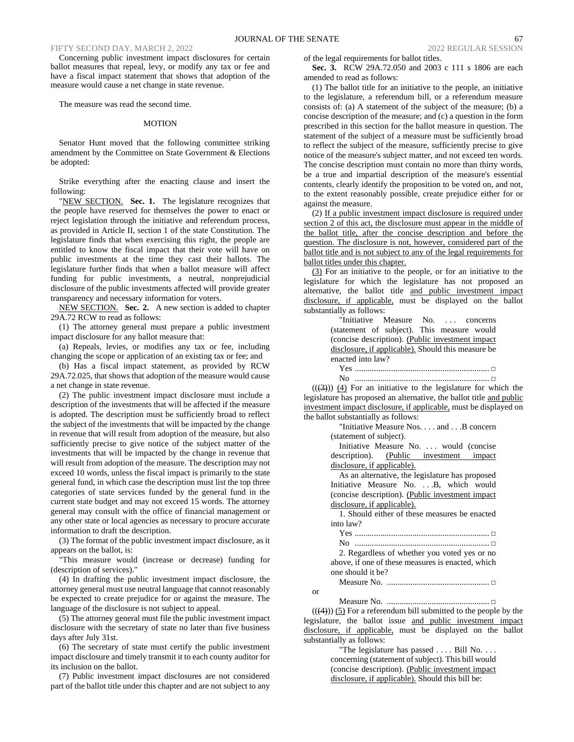Concerning public investment impact disclosures for certain ballot measures that repeal, levy, or modify any tax or fee and have a fiscal impact statement that shows that adoption of the measure would cause a net change in state revenue.

The measure was read the second time.

MOTION

Senator Hunt moved that the following committee striking amendment by the Committee on State Government & Elections be adopted:

Strike everything after the enacting clause and insert the following:

"NEW SECTION. **Sec. 1.** The legislature recognizes that the people have reserved for themselves the power to enact or reject legislation through the initiative and referendum process, as provided in Article II, section 1 of the state Constitution. The legislature finds that when exercising this right, the people are entitled to know the fiscal impact that their vote will have on public investments at the time they cast their ballots. The legislature further finds that when a ballot measure will affect funding for public investments, a neutral, nonprejudicial disclosure of the public investments affected will provide greater transparency and necessary information for voters.

NEW SECTION. **Sec. 2.** A new section is added to chapter 29A.72 RCW to read as follows:

(1) The attorney general must prepare a public investment impact disclosure for any ballot measure that:

(a) Repeals, levies, or modifies any tax or fee, including changing the scope or application of an existing tax or fee; and

(b) Has a fiscal impact statement, as provided by RCW 29A.72.025, that shows that adoption of the measure would cause a net change in state revenue.

(2) The public investment impact disclosure must include a description of the investments that will be affected if the measure is adopted. The description must be sufficiently broad to reflect the subject of the investments that will be impacted by the change in revenue that will result from adoption of the measure, but also sufficiently precise to give notice of the subject matter of the investments that will be impacted by the change in revenue that will result from adoption of the measure. The description may not exceed 10 words, unless the fiscal impact is primarily to the state general fund, in which case the description must list the top three categories of state services funded by the general fund in the current state budget and may not exceed 15 words. The attorney general may consult with the office of financial management or any other state or local agencies as necessary to procure accurate information to draft the description.

(3) The format of the public investment impact disclosure, as it appears on the ballot, is:

"This measure would (increase or decrease) funding for (description of services)."

(4) In drafting the public investment impact disclosure, the attorney general must use neutral language that cannot reasonably be expected to create prejudice for or against the measure. The language of the disclosure is not subject to appeal.

(5) The attorney general must file the public investment impact disclosure with the secretary of state no later than five business days after July 31st.

(6) The secretary of state must certify the public investment impact disclosure and timely transmit it to each county auditor for its inclusion on the ballot.

(7) Public investment impact disclosures are not considered part of the ballot title under this chapter and are not subject to any of the legal requirements for ballot titles.

**Sec. 3.** RCW 29A.72.050 and 2003 c 111 s 1806 are each amended to read as follows:

(1) The ballot title for an initiative to the people, an initiative to the legislature, a referendum bill, or a referendum measure consists of: (a) A statement of the subject of the measure; (b) a concise description of the measure; and (c) a question in the form prescribed in this section for the ballot measure in question. The statement of the subject of a measure must be sufficiently broad to reflect the subject of the measure, sufficiently precise to give notice of the measure's subject matter, and not exceed ten words. The concise description must contain no more than thirty words, be a true and impartial description of the measure's essential contents, clearly identify the proposition to be voted on, and not, to the extent reasonably possible, create prejudice either for or against the measure.

(2) If a public investment impact disclosure is required under section 2 of this act, the disclosure must appear in the middle of the ballot title, after the concise description and before the question. The disclosure is not, however, considered part of the ballot title and is not subject to any of the legal requirements for ballot titles under this chapter.

(3) For an initiative to the people, or for an initiative to the legislature for which the legislature has not proposed an alternative, the ballot title and public investment impact disclosure, if applicable, must be displayed on the ballot substantially as follows:

> "Initiative Measure No. . . . concerns (statement of subject). This measure would (concise description). (Public investment impact disclosure, if applicable). Should this measure be enacted into law?
>
> Yes .............................................................. □
>
> No .............................................................. □

(((3))) (4) For an initiative to the legislature for which the legislature has proposed an alternative, the ballot title and public investment impact disclosure, if applicable, must be displayed on the ballot substantially as follows:

> "Initiative Measure Nos. . . . and . . .B concern (statement of subject).
>
> Initiative Measure No. . . . would (concise description). (Public investment impact disclosure, if applicable).
>
> As an alternative, the legislature has proposed Initiative Measure No. . . .B, which would (concise description). (Public investment impact disclosure, if applicable).
>
> 1. Should either of these measures be enacted into law?
>
> Yes .............................................................. □
>
> No .............................................................. □
>
> 2. Regardless of whether you voted yes or no above, if one of these measures is enacted, which one should it be?
>
> Measure No. ................................................ □

or

> Measure No. ................................................ □

(((4))) (5) For a referendum bill submitted to the people by the legislature, the ballot issue and public investment impact disclosure, if applicable, must be displayed on the ballot substantially as follows:

> "The legislature has passed . . . . Bill No. . . . concerning (statement of subject). This bill would (concise description). (Public investment impact disclosure, if applicable). Should this bill be: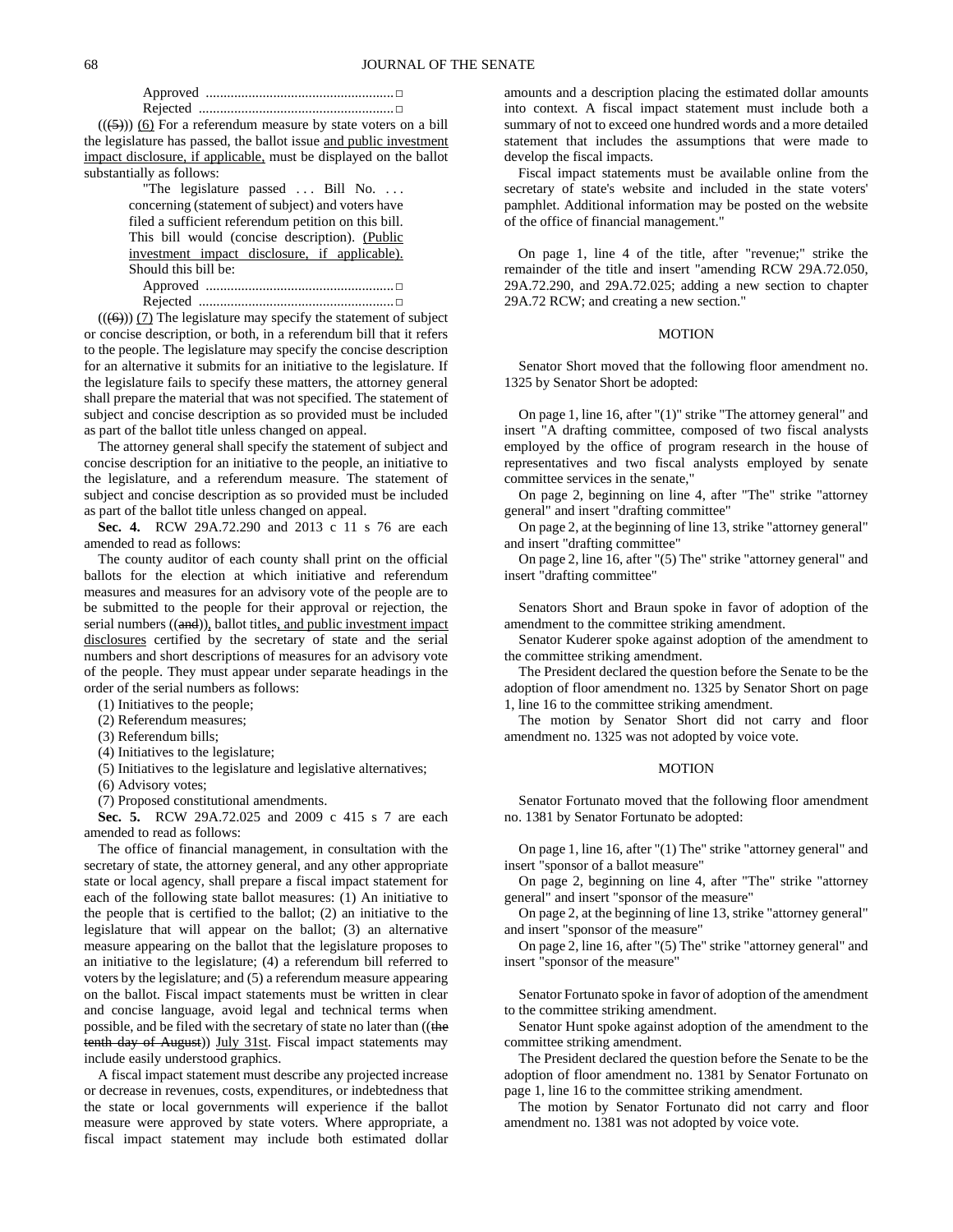Approved ....................................................□
Rejected .......................................................□

(((5))) (6) For a referendum measure by state voters on a bill the legislature has passed, the ballot issue and public investment impact disclosure, if applicable, must be displayed on the ballot substantially as follows:

> "The legislature passed . . . Bill No. . . . concerning (statement of subject) and voters have filed a sufficient referendum petition on this bill. This bill would (concise description). (Public investment impact disclosure, if applicable). Should this bill be:
>
> Approved ....................................................□
> Rejected .......................................................□

(((6))) (7) The legislature may specify the statement of subject or concise description, or both, in a referendum bill that it refers to the people. The legislature may specify the concise description for an alternative it submits for an initiative to the legislature. If the legislature fails to specify these matters, the attorney general shall prepare the material that was not specified. The statement of subject and concise description as so provided must be included as part of the ballot title unless changed on appeal.

The attorney general shall specify the statement of subject and concise description for an initiative to the people, an initiative to the legislature, and a referendum measure. The statement of subject and concise description as so provided must be included as part of the ballot title unless changed on appeal.

**Sec. 4.** RCW 29A.72.290 and 2013 c 11 s 76 are each amended to read as follows:

The county auditor of each county shall print on the official ballots for the election at which initiative and referendum measures and measures for an advisory vote of the people are to be submitted to the people for their approval or rejection, the serial numbers ((and)), ballot titles, and public investment impact disclosures certified by the secretary of state and the serial numbers and short descriptions of measures for an advisory vote of the people. They must appear under separate headings in the order of the serial numbers as follows:

(1) Initiatives to the people;

(2) Referendum measures;

(3) Referendum bills;

(4) Initiatives to the legislature;

(5) Initiatives to the legislature and legislative alternatives;

(6) Advisory votes;

(7) Proposed constitutional amendments.

**Sec. 5.** RCW 29A.72.025 and 2009 c 415 s 7 are each amended to read as follows:

The office of financial management, in consultation with the secretary of state, the attorney general, and any other appropriate state or local agency, shall prepare a fiscal impact statement for each of the following state ballot measures: (1) An initiative to the people that is certified to the ballot; (2) an initiative to the legislature that will appear on the ballot; (3) an alternative measure appearing on the ballot that the legislature proposes to an initiative to the legislature; (4) a referendum bill referred to voters by the legislature; and (5) a referendum measure appearing on the ballot. Fiscal impact statements must be written in clear and concise language, avoid legal and technical terms when possible, and be filed with the secretary of state no later than ((~~the tenth day of August~~)) July 31st. Fiscal impact statements may include easily understood graphics.

A fiscal impact statement must describe any projected increase or decrease in revenues, costs, expenditures, or indebtedness that the state or local governments will experience if the ballot measure were approved by state voters. Where appropriate, a fiscal impact statement may include both estimated dollar amounts and a description placing the estimated dollar amounts into context. A fiscal impact statement must include both a summary of not to exceed one hundred words and a more detailed statement that includes the assumptions that were made to develop the fiscal impacts.

Fiscal impact statements must be available online from the secretary of state's website and included in the state voters' pamphlet. Additional information may be posted on the website of the office of financial management."

On page 1, line 4 of the title, after "revenue;" strike the remainder of the title and insert "amending RCW 29A.72.050, 29A.72.290, and 29A.72.025; adding a new section to chapter 29A.72 RCW; and creating a new section."

MOTION

Senator Short moved that the following floor amendment no. 1325 by Senator Short be adopted:

On page 1, line 16, after "(1)" strike "The attorney general" and insert "A drafting committee, composed of two fiscal analysts employed by the office of program research in the house of representatives and two fiscal analysts employed by senate committee services in the senate,"

On page 2, beginning on line 4, after "The" strike "attorney general" and insert "drafting committee"

On page 2, at the beginning of line 13, strike "attorney general" and insert "drafting committee"

On page 2, line 16, after "(5) The" strike "attorney general" and insert "drafting committee"

Senators Short and Braun spoke in favor of adoption of the amendment to the committee striking amendment.

Senator Kuderer spoke against adoption of the amendment to the committee striking amendment.

The President declared the question before the Senate to be the adoption of floor amendment no. 1325 by Senator Short on page 1, line 16 to the committee striking amendment.

The motion by Senator Short did not carry and floor amendment no. 1325 was not adopted by voice vote.

MOTION

Senator Fortunato moved that the following floor amendment no. 1381 by Senator Fortunato be adopted:

On page 1, line 16, after "(1) The" strike "attorney general" and insert "sponsor of a ballot measure"

On page 2, beginning on line 4, after "The" strike "attorney general" and insert "sponsor of the measure"

On page 2, at the beginning of line 13, strike "attorney general" and insert "sponsor of the measure"

On page 2, line 16, after "(5) The" strike "attorney general" and insert "sponsor of the measure"

Senator Fortunato spoke in favor of adoption of the amendment to the committee striking amendment.

Senator Hunt spoke against adoption of the amendment to the committee striking amendment.

The President declared the question before the Senate to be the adoption of floor amendment no. 1381 by Senator Fortunato on page 1, line 16 to the committee striking amendment.

The motion by Senator Fortunato did not carry and floor amendment no. 1381 was not adopted by voice vote.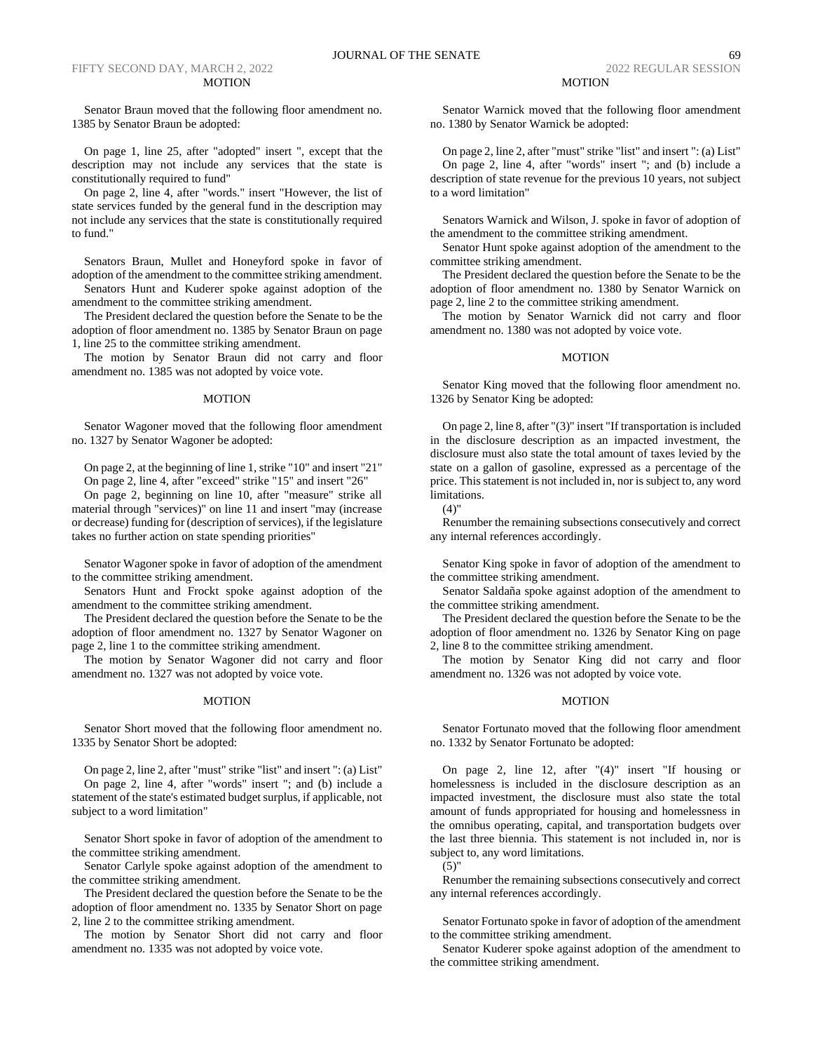MOTION

Senator Braun moved that the following floor amendment no. 1385 by Senator Braun be adopted:

On page 1, line 25, after "adopted" insert ", except that the description may not include any services that the state is constitutionally required to fund"

On page 2, line 4, after "words." insert "However, the list of state services funded by the general fund in the description may not include any services that the state is constitutionally required to fund."

Senators Braun, Mullet and Honeyford spoke in favor of adoption of the amendment to the committee striking amendment.

Senators Hunt and Kuderer spoke against adoption of the amendment to the committee striking amendment.

The President declared the question before the Senate to be the adoption of floor amendment no. 1385 by Senator Braun on page 1, line 25 to the committee striking amendment.

The motion by Senator Braun did not carry and floor amendment no. 1385 was not adopted by voice vote.

MOTION

Senator Wagoner moved that the following floor amendment no. 1327 by Senator Wagoner be adopted:

On page 2, at the beginning of line 1, strike "10" and insert "21"

On page 2, line 4, after "exceed" strike "15" and insert "26"

On page 2, beginning on line 10, after "measure" strike all material through "services)" on line 11 and insert "may (increase or decrease) funding for (description of services), if the legislature takes no further action on state spending priorities"

Senator Wagoner spoke in favor of adoption of the amendment to the committee striking amendment.

Senators Hunt and Frockt spoke against adoption of the amendment to the committee striking amendment.

The President declared the question before the Senate to be the adoption of floor amendment no. 1327 by Senator Wagoner on page 2, line 1 to the committee striking amendment.

The motion by Senator Wagoner did not carry and floor amendment no. 1327 was not adopted by voice vote.

MOTION

Senator Short moved that the following floor amendment no. 1335 by Senator Short be adopted:

On page 2, line 2, after "must" strike "list" and insert ": (a) List"

On page 2, line 4, after "words" insert "; and (b) include a statement of the state's estimated budget surplus, if applicable, not subject to a word limitation"

Senator Short spoke in favor of adoption of the amendment to the committee striking amendment.

Senator Carlyle spoke against adoption of the amendment to the committee striking amendment.

The President declared the question before the Senate to be the adoption of floor amendment no. 1335 by Senator Short on page 2, line 2 to the committee striking amendment.

The motion by Senator Short did not carry and floor amendment no. 1335 was not adopted by voice vote.

MOTION

Senator Warnick moved that the following floor amendment no. 1380 by Senator Warnick be adopted:

On page 2, line 2, after "must" strike "list" and insert ": (a) List"

On page 2, line 4, after "words" insert "; and (b) include a description of state revenue for the previous 10 years, not subject to a word limitation"

Senators Warnick and Wilson, J. spoke in favor of adoption of the amendment to the committee striking amendment.

Senator Hunt spoke against adoption of the amendment to the committee striking amendment.

The President declared the question before the Senate to be the adoption of floor amendment no. 1380 by Senator Warnick on page 2, line 2 to the committee striking amendment.

The motion by Senator Warnick did not carry and floor amendment no. 1380 was not adopted by voice vote.

MOTION

Senator King moved that the following floor amendment no. 1326 by Senator King be adopted:

On page 2, line 8, after "(3)" insert "If transportation is included in the disclosure description as an impacted investment, the disclosure must also state the total amount of taxes levied by the state on a gallon of gasoline, expressed as a percentage of the price. This statement is not included in, nor is subject to, any word limitations.

(4)"

Renumber the remaining subsections consecutively and correct any internal references accordingly.

Senator King spoke in favor of adoption of the amendment to the committee striking amendment.

Senator Saldaña spoke against adoption of the amendment to the committee striking amendment.

The President declared the question before the Senate to be the adoption of floor amendment no. 1326 by Senator King on page 2, line 8 to the committee striking amendment.

The motion by Senator King did not carry and floor amendment no. 1326 was not adopted by voice vote.

MOTION

Senator Fortunato moved that the following floor amendment no. 1332 by Senator Fortunato be adopted:

On page 2, line 12, after "(4)" insert "If housing or homelessness is included in the disclosure description as an impacted investment, the disclosure must also state the total amount of funds appropriated for housing and homelessness in the omnibus operating, capital, and transportation budgets over the last three biennia. This statement is not included in, nor is subject to, any word limitations.

(5)"

Renumber the remaining subsections consecutively and correct any internal references accordingly.

Senator Fortunato spoke in favor of adoption of the amendment to the committee striking amendment.

Senator Kuderer spoke against adoption of the amendment to the committee striking amendment.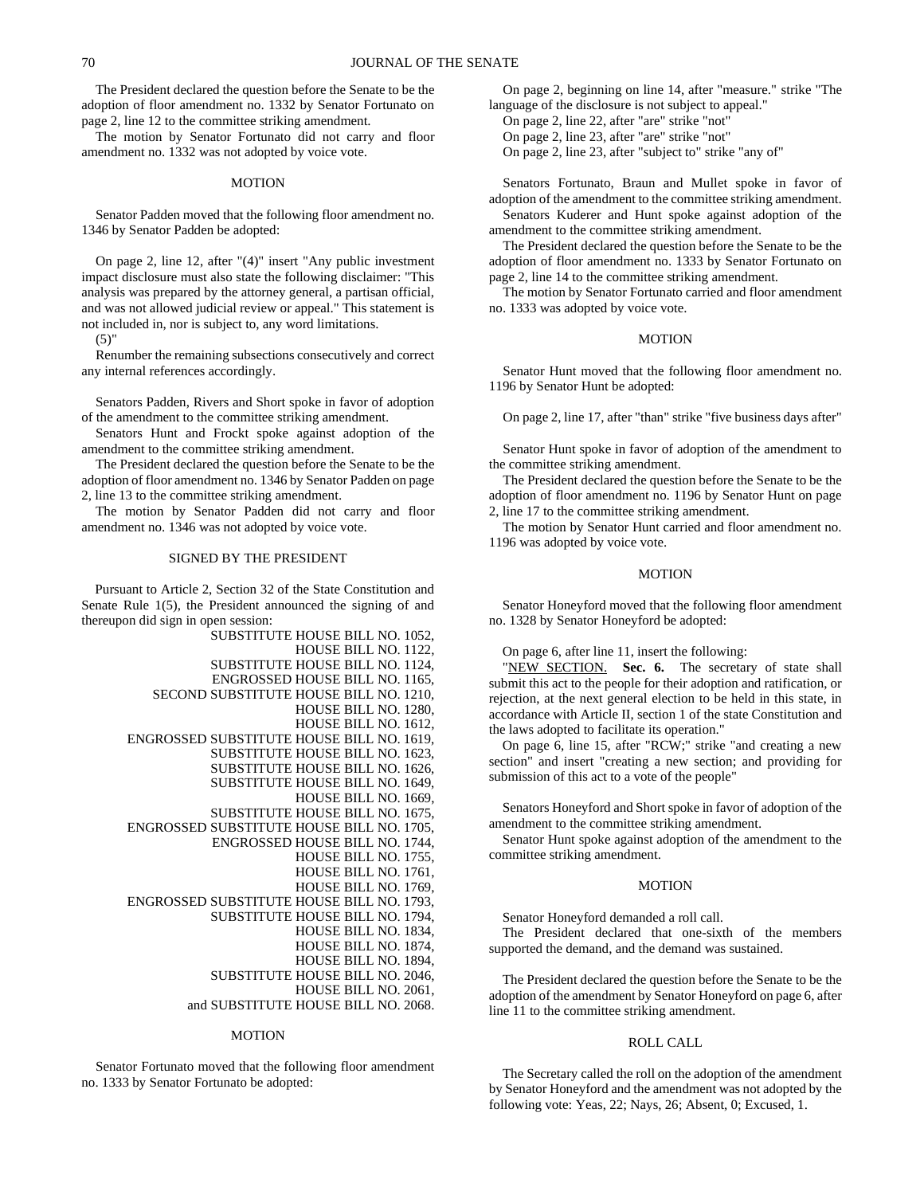The President declared the question before the Senate to be the adoption of floor amendment no. 1332 by Senator Fortunato on page 2, line 12 to the committee striking amendment.

The motion by Senator Fortunato did not carry and floor amendment no. 1332 was not adopted by voice vote.

MOTION

Senator Padden moved that the following floor amendment no. 1346 by Senator Padden be adopted:

On page 2, line 12, after "(4)" insert "Any public investment impact disclosure must also state the following disclaimer: "This analysis was prepared by the attorney general, a partisan official, and was not allowed judicial review or appeal." This statement is not included in, nor is subject to, any word limitations.

(5)"

Renumber the remaining subsections consecutively and correct any internal references accordingly.

Senators Padden, Rivers and Short spoke in favor of adoption of the amendment to the committee striking amendment.

Senators Hunt and Frockt spoke against adoption of the amendment to the committee striking amendment.

The President declared the question before the Senate to be the adoption of floor amendment no. 1346 by Senator Padden on page 2, line 13 to the committee striking amendment.

The motion by Senator Padden did not carry and floor amendment no. 1346 was not adopted by voice vote.

SIGNED BY THE PRESIDENT

Pursuant to Article 2, Section 32 of the State Constitution and Senate Rule 1(5), the President announced the signing of and thereupon did sign in open session:

SUBSTITUTE HOUSE BILL NO. 1052,
HOUSE BILL NO. 1122,
SUBSTITUTE HOUSE BILL NO. 1124,
ENGROSSED HOUSE BILL NO. 1165,
SECOND SUBSTITUTE HOUSE BILL NO. 1210,
HOUSE BILL NO. 1280,
HOUSE BILL NO. 1612,
ENGROSSED SUBSTITUTE HOUSE BILL NO. 1619,
SUBSTITUTE HOUSE BILL NO. 1623,
SUBSTITUTE HOUSE BILL NO. 1626,
SUBSTITUTE HOUSE BILL NO. 1649,
HOUSE BILL NO. 1669,
SUBSTITUTE HOUSE BILL NO. 1675,
ENGROSSED SUBSTITUTE HOUSE BILL NO. 1705,
ENGROSSED HOUSE BILL NO. 1744,
HOUSE BILL NO. 1755,
HOUSE BILL NO. 1761,
HOUSE BILL NO. 1769,
ENGROSSED SUBSTITUTE HOUSE BILL NO. 1793,
SUBSTITUTE HOUSE BILL NO. 1794,
HOUSE BILL NO. 1834,
HOUSE BILL NO. 1874,
HOUSE BILL NO. 1894,
SUBSTITUTE HOUSE BILL NO. 2046,
HOUSE BILL NO. 2061,
and SUBSTITUTE HOUSE BILL NO. 2068.

MOTION

Senator Fortunato moved that the following floor amendment no. 1333 by Senator Fortunato be adopted:

On page 2, beginning on line 14, after "measure." strike "The language of the disclosure is not subject to appeal."

On page 2, line 22, after "are" strike "not"

On page 2, line 23, after "are" strike "not"

On page 2, line 23, after "subject to" strike "any of"

Senators Fortunato, Braun and Mullet spoke in favor of adoption of the amendment to the committee striking amendment.

Senators Kuderer and Hunt spoke against adoption of the amendment to the committee striking amendment.

The President declared the question before the Senate to be the adoption of floor amendment no. 1333 by Senator Fortunato on page 2, line 14 to the committee striking amendment.

The motion by Senator Fortunato carried and floor amendment no. 1333 was adopted by voice vote.

MOTION

Senator Hunt moved that the following floor amendment no. 1196 by Senator Hunt be adopted:

On page 2, line 17, after "than" strike "five business days after"

Senator Hunt spoke in favor of adoption of the amendment to the committee striking amendment.

The President declared the question before the Senate to be the adoption of floor amendment no. 1196 by Senator Hunt on page 2, line 17 to the committee striking amendment.

The motion by Senator Hunt carried and floor amendment no. 1196 was adopted by voice vote.

MOTION

Senator Honeyford moved that the following floor amendment no. 1328 by Senator Honeyford be adopted:

On page 6, after line 11, insert the following:

"NEW SECTION. **Sec. 6.** The secretary of state shall submit this act to the people for their adoption and ratification, or rejection, at the next general election to be held in this state, in accordance with Article II, section 1 of the state Constitution and the laws adopted to facilitate its operation."

On page 6, line 15, after "RCW;" strike "and creating a new section" and insert "creating a new section; and providing for submission of this act to a vote of the people"

Senators Honeyford and Short spoke in favor of adoption of the amendment to the committee striking amendment.

Senator Hunt spoke against adoption of the amendment to the committee striking amendment.

MOTION

Senator Honeyford demanded a roll call.

The President declared that one-sixth of the members supported the demand, and the demand was sustained.

The President declared the question before the Senate to be the adoption of the amendment by Senator Honeyford on page 6, after line 11 to the committee striking amendment.

ROLL CALL

The Secretary called the roll on the adoption of the amendment by Senator Honeyford and the amendment was not adopted by the following vote: Yeas, 22; Nays, 26; Absent, 0; Excused, 1.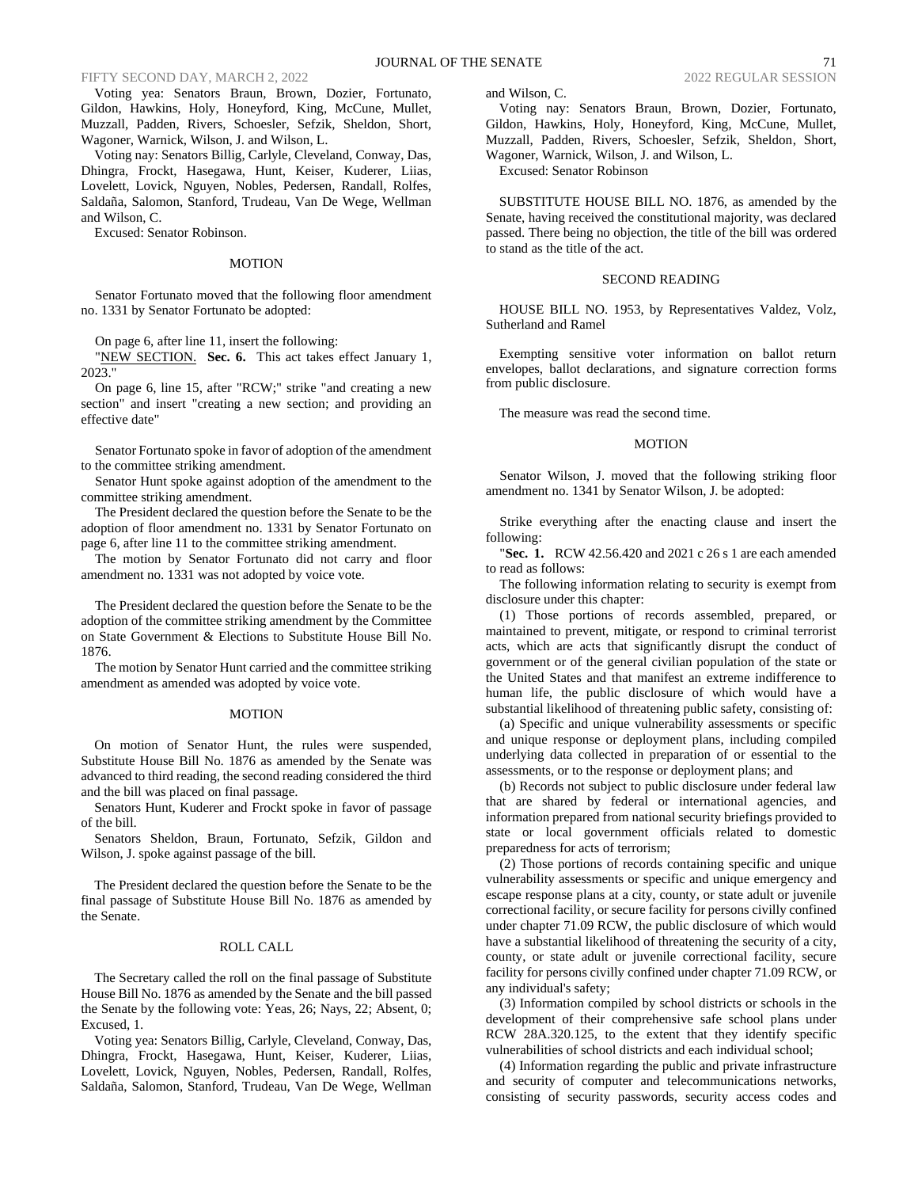Voting yea: Senators Braun, Brown, Dozier, Fortunato, Gildon, Hawkins, Holy, Honeyford, King, McCune, Mullet, Muzzall, Padden, Rivers, Schoesler, Sefzik, Sheldon, Short, Wagoner, Warnick, Wilson, J. and Wilson, L.

Voting nay: Senators Billig, Carlyle, Cleveland, Conway, Das, Dhingra, Frockt, Hasegawa, Hunt, Keiser, Kuderer, Liias, Lovelett, Lovick, Nguyen, Nobles, Pedersen, Randall, Rolfes, Saldaña, Salomon, Stanford, Trudeau, Van De Wege, Wellman and Wilson, C.

Excused: Senator Robinson.

MOTION

Senator Fortunato moved that the following floor amendment no. 1331 by Senator Fortunato be adopted:

On page 6, after line 11, insert the following:

"NEW SECTION. **Sec. 6.** This act takes effect January 1, 2023."

On page 6, line 15, after "RCW;" strike "and creating a new section" and insert "creating a new section; and providing an effective date"

Senator Fortunato spoke in favor of adoption of the amendment to the committee striking amendment.

Senator Hunt spoke against adoption of the amendment to the committee striking amendment.

The President declared the question before the Senate to be the adoption of floor amendment no. 1331 by Senator Fortunato on page 6, after line 11 to the committee striking amendment.

The motion by Senator Fortunato did not carry and floor amendment no. 1331 was not adopted by voice vote.

The President declared the question before the Senate to be the adoption of the committee striking amendment by the Committee on State Government & Elections to Substitute House Bill No. 1876.

The motion by Senator Hunt carried and the committee striking amendment as amended was adopted by voice vote.

MOTION

On motion of Senator Hunt, the rules were suspended, Substitute House Bill No. 1876 as amended by the Senate was advanced to third reading, the second reading considered the third and the bill was placed on final passage.

Senators Hunt, Kuderer and Frockt spoke in favor of passage of the bill.

Senators Sheldon, Braun, Fortunato, Sefzik, Gildon and Wilson, J. spoke against passage of the bill.

The President declared the question before the Senate to be the final passage of Substitute House Bill No. 1876 as amended by the Senate.

ROLL CALL

The Secretary called the roll on the final passage of Substitute House Bill No. 1876 as amended by the Senate and the bill passed the Senate by the following vote: Yeas, 26; Nays, 22; Absent, 0; Excused, 1.

Voting yea: Senators Billig, Carlyle, Cleveland, Conway, Das, Dhingra, Frockt, Hasegawa, Hunt, Keiser, Kuderer, Liias, Lovelett, Lovick, Nguyen, Nobles, Pedersen, Randall, Rolfes, Saldaña, Salomon, Stanford, Trudeau, Van De Wege, Wellman and Wilson, C.

Voting nay: Senators Braun, Brown, Dozier, Fortunato, Gildon, Hawkins, Holy, Honeyford, King, McCune, Mullet, Muzzall, Padden, Rivers, Schoesler, Sefzik, Sheldon, Short, Wagoner, Warnick, Wilson, J. and Wilson, L.

Excused: Senator Robinson

SUBSTITUTE HOUSE BILL NO. 1876, as amended by the Senate, having received the constitutional majority, was declared passed. There being no objection, the title of the bill was ordered to stand as the title of the act.

SECOND READING

HOUSE BILL NO. 1953, by Representatives Valdez, Volz, Sutherland and Ramel

Exempting sensitive voter information on ballot return envelopes, ballot declarations, and signature correction forms from public disclosure.

The measure was read the second time.

MOTION

Senator Wilson, J. moved that the following striking floor amendment no. 1341 by Senator Wilson, J. be adopted:

Strike everything after the enacting clause and insert the following:

"**Sec. 1.** RCW 42.56.420 and 2021 c 26 s 1 are each amended to read as follows:

The following information relating to security is exempt from disclosure under this chapter:

(1) Those portions of records assembled, prepared, or maintained to prevent, mitigate, or respond to criminal terrorist acts, which are acts that significantly disrupt the conduct of government or of the general civilian population of the state or the United States and that manifest an extreme indifference to human life, the public disclosure of which would have a substantial likelihood of threatening public safety, consisting of:

(a) Specific and unique vulnerability assessments or specific and unique response or deployment plans, including compiled underlying data collected in preparation of or essential to the assessments, or to the response or deployment plans; and

(b) Records not subject to public disclosure under federal law that are shared by federal or international agencies, and information prepared from national security briefings provided to state or local government officials related to domestic preparedness for acts of terrorism;

(2) Those portions of records containing specific and unique vulnerability assessments or specific and unique emergency and escape response plans at a city, county, or state adult or juvenile correctional facility, or secure facility for persons civilly confined under chapter 71.09 RCW, the public disclosure of which would have a substantial likelihood of threatening the security of a city, county, or state adult or juvenile correctional facility, secure facility for persons civilly confined under chapter 71.09 RCW, or any individual's safety;

(3) Information compiled by school districts or schools in the development of their comprehensive safe school plans under RCW 28A.320.125, to the extent that they identify specific vulnerabilities of school districts and each individual school;

(4) Information regarding the public and private infrastructure and security of computer and telecommunications networks, consisting of security passwords, security access codes and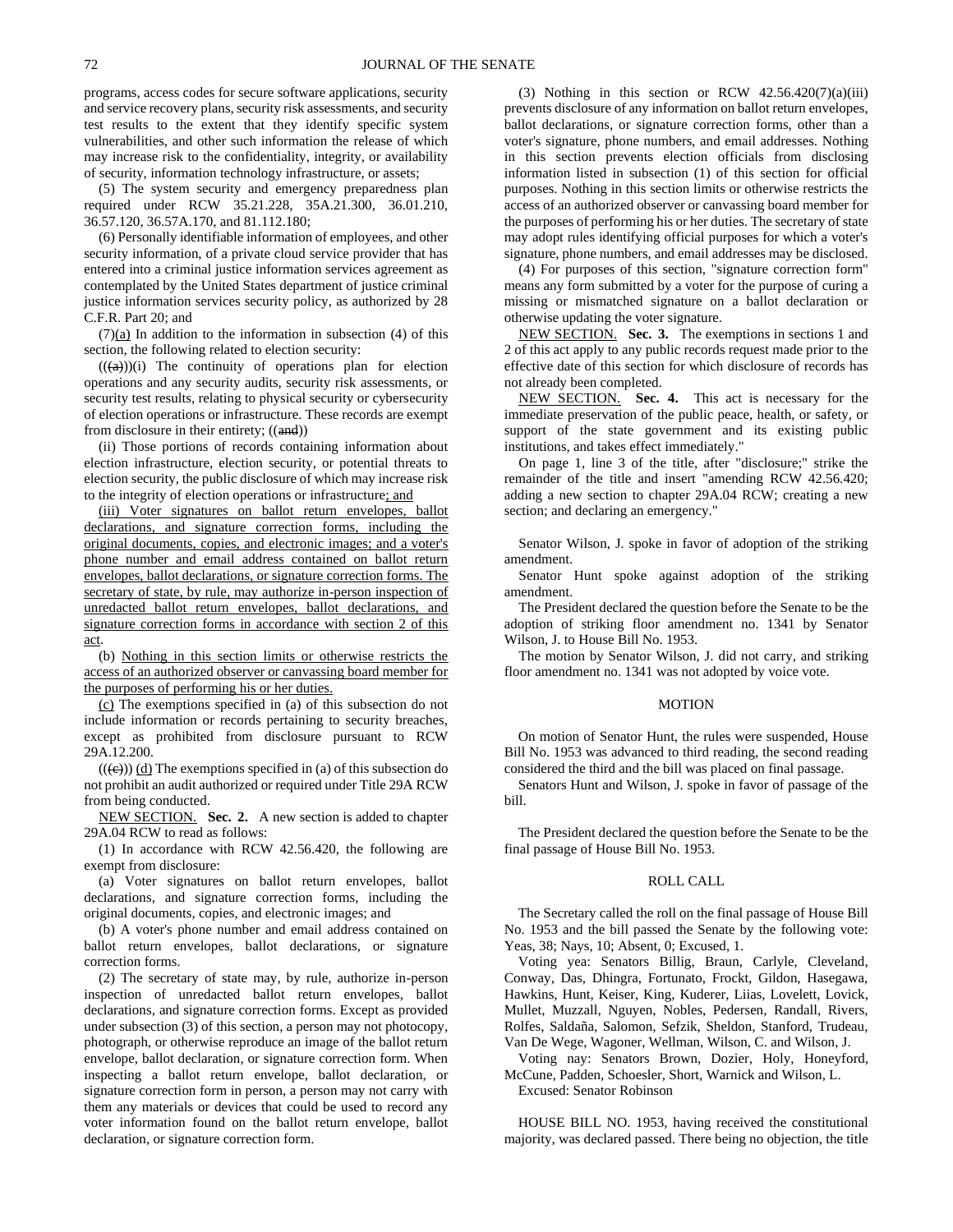programs, access codes for secure software applications, security and service recovery plans, security risk assessments, and security test results to the extent that they identify specific system vulnerabilities, and other such information the release of which may increase risk to the confidentiality, integrity, or availability of security, information technology infrastructure, or assets;

(5) The system security and emergency preparedness plan required under RCW 35.21.228, 35A.21.300, 36.01.210, 36.57.120, 36.57A.170, and 81.112.180;

(6) Personally identifiable information of employees, and other security information, of a private cloud service provider that has entered into a criminal justice information services agreement as contemplated by the United States department of justice criminal justice information services security policy, as authorized by 28 C.F.R. Part 20; and

(7)(a) In addition to the information in subsection (4) of this section, the following related to election security:

(((a)))(i) The continuity of operations plan for election operations and any security audits, security risk assessments, or security test results, relating to physical security or cybersecurity of election operations or infrastructure. These records are exempt from disclosure in their entirety; ((and))

(ii) Those portions of records containing information about election infrastructure, election security, or potential threats to election security, the public disclosure of which may increase risk to the integrity of election operations or infrastructure; and

(iii) Voter signatures on ballot return envelopes, ballot declarations, and signature correction forms, including the original documents, copies, and electronic images; and a voter's phone number and email address contained on ballot return envelopes, ballot declarations, or signature correction forms. The secretary of state, by rule, may authorize in-person inspection of unredacted ballot return envelopes, ballot declarations, and signature correction forms in accordance with section 2 of this act.

(b) Nothing in this section limits or otherwise restricts the access of an authorized observer or canvassing board member for the purposes of performing his or her duties.

(c) The exemptions specified in (a) of this subsection do not include information or records pertaining to security breaches, except as prohibited from disclosure pursuant to RCW 29A.12.200.

(((c))) (d) The exemptions specified in (a) of this subsection do not prohibit an audit authorized or required under Title 29A RCW from being conducted.

NEW SECTION. **Sec. 2.** A new section is added to chapter 29A.04 RCW to read as follows:

(1) In accordance with RCW 42.56.420, the following are exempt from disclosure:

(a) Voter signatures on ballot return envelopes, ballot declarations, and signature correction forms, including the original documents, copies, and electronic images; and

(b) A voter's phone number and email address contained on ballot return envelopes, ballot declarations, or signature correction forms.

(2) The secretary of state may, by rule, authorize in-person inspection of unredacted ballot return envelopes, ballot declarations, and signature correction forms. Except as provided under subsection (3) of this section, a person may not photocopy, photograph, or otherwise reproduce an image of the ballot return envelope, ballot declaration, or signature correction form. When inspecting a ballot return envelope, ballot declaration, or signature correction form in person, a person may not carry with them any materials or devices that could be used to record any voter information found on the ballot return envelope, ballot declaration, or signature correction form.

(3) Nothing in this section or RCW 42.56.420(7)(a)(iii) prevents disclosure of any information on ballot return envelopes, ballot declarations, or signature correction forms, other than a voter's signature, phone numbers, and email addresses. Nothing in this section prevents election officials from disclosing information listed in subsection (1) of this section for official purposes. Nothing in this section limits or otherwise restricts the access of an authorized observer or canvassing board member for the purposes of performing his or her duties. The secretary of state may adopt rules identifying official purposes for which a voter's signature, phone numbers, and email addresses may be disclosed.

(4) For purposes of this section, "signature correction form" means any form submitted by a voter for the purpose of curing a missing or mismatched signature on a ballot declaration or otherwise updating the voter signature.

NEW SECTION. **Sec. 3.** The exemptions in sections 1 and 2 of this act apply to any public records request made prior to the effective date of this section for which disclosure of records has not already been completed.

NEW SECTION. **Sec. 4.** This act is necessary for the immediate preservation of the public peace, health, or safety, or support of the state government and its existing public institutions, and takes effect immediately."

On page 1, line 3 of the title, after "disclosure;" strike the remainder of the title and insert "amending RCW 42.56.420; adding a new section to chapter 29A.04 RCW; creating a new section; and declaring an emergency."

Senator Wilson, J. spoke in favor of adoption of the striking amendment.

Senator Hunt spoke against adoption of the striking amendment.

The President declared the question before the Senate to be the adoption of striking floor amendment no. 1341 by Senator Wilson, J. to House Bill No. 1953.

The motion by Senator Wilson, J. did not carry, and striking floor amendment no. 1341 was not adopted by voice vote.

MOTION

On motion of Senator Hunt, the rules were suspended, House Bill No. 1953 was advanced to third reading, the second reading considered the third and the bill was placed on final passage.

Senators Hunt and Wilson, J. spoke in favor of passage of the bill.

The President declared the question before the Senate to be the final passage of House Bill No. 1953.

ROLL CALL

The Secretary called the roll on the final passage of House Bill No. 1953 and the bill passed the Senate by the following vote: Yeas, 38; Nays, 10; Absent, 0; Excused, 1.

Voting yea: Senators Billig, Braun, Carlyle, Cleveland, Conway, Das, Dhingra, Fortunato, Frockt, Gildon, Hasegawa, Hawkins, Hunt, Keiser, King, Kuderer, Liias, Lovelett, Lovick, Mullet, Muzzall, Nguyen, Nobles, Pedersen, Randall, Rivers, Rolfes, Saldaña, Salomon, Sefzik, Sheldon, Stanford, Trudeau, Van De Wege, Wagoner, Wellman, Wilson, C. and Wilson, J.

Voting nay: Senators Brown, Dozier, Holy, Honeyford, McCune, Padden, Schoesler, Short, Warnick and Wilson, L.

Excused: Senator Robinson

HOUSE BILL NO. 1953, having received the constitutional majority, was declared passed. There being no objection, the title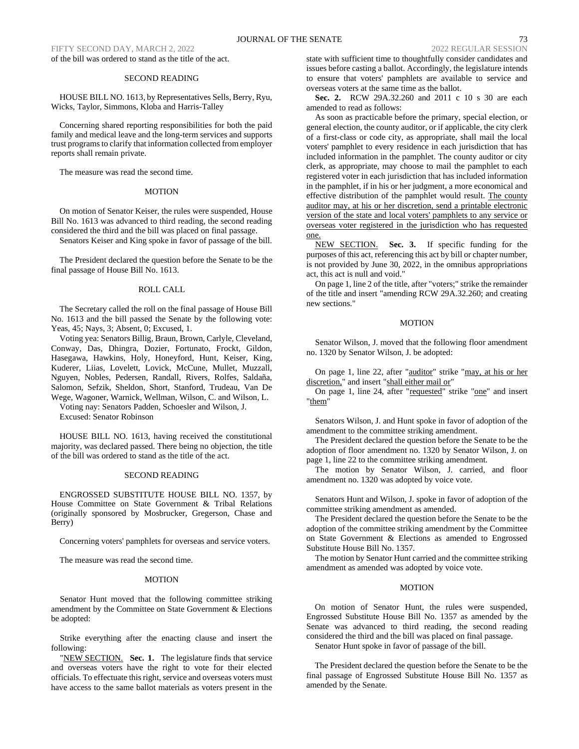of the bill was ordered to stand as the title of the act.

SECOND READING

HOUSE BILL NO. 1613, by Representatives Sells, Berry, Ryu, Wicks, Taylor, Simmons, Kloba and Harris-Talley

Concerning shared reporting responsibilities for both the paid family and medical leave and the long-term services and supports trust programs to clarify that information collected from employer reports shall remain private.

The measure was read the second time.

MOTION

On motion of Senator Keiser, the rules were suspended, House Bill No. 1613 was advanced to third reading, the second reading considered the third and the bill was placed on final passage.

Senators Keiser and King spoke in favor of passage of the bill.

The President declared the question before the Senate to be the final passage of House Bill No. 1613.

ROLL CALL

The Secretary called the roll on the final passage of House Bill No. 1613 and the bill passed the Senate by the following vote: Yeas, 45; Nays, 3; Absent, 0; Excused, 1.

Voting yea: Senators Billig, Braun, Brown, Carlyle, Cleveland, Conway, Das, Dhingra, Dozier, Fortunato, Frockt, Gildon, Hasegawa, Hawkins, Holy, Honeyford, Hunt, Keiser, King, Kuderer, Liias, Lovelett, Lovick, McCune, Mullet, Muzzall, Nguyen, Nobles, Pedersen, Randall, Rivers, Rolfes, Saldaña, Salomon, Sefzik, Sheldon, Short, Stanford, Trudeau, Van De Wege, Wagoner, Warnick, Wellman, Wilson, C. and Wilson, L.

Voting nay: Senators Padden, Schoesler and Wilson, J.

Excused: Senator Robinson

HOUSE BILL NO. 1613, having received the constitutional majority, was declared passed. There being no objection, the title of the bill was ordered to stand as the title of the act.

SECOND READING

ENGROSSED SUBSTITUTE HOUSE BILL NO. 1357, by House Committee on State Government & Tribal Relations (originally sponsored by Mosbrucker, Gregerson, Chase and Berry)

Concerning voters' pamphlets for overseas and service voters.

The measure was read the second time.

MOTION

Senator Hunt moved that the following committee striking amendment by the Committee on State Government & Elections be adopted:

Strike everything after the enacting clause and insert the following:

"<u>NEW SECTION.</u> **Sec. 1.** The legislature finds that service and overseas voters have the right to vote for their elected officials. To effectuate this right, service and overseas voters must have access to the same ballot materials as voters present in the state with sufficient time to thoughtfully consider candidates and issues before casting a ballot. Accordingly, the legislature intends to ensure that voters' pamphlets are available to service and overseas voters at the same time as the ballot.

**Sec. 2.** RCW 29A.32.260 and 2011 c 10 s 30 are each amended to read as follows:

As soon as practicable before the primary, special election, or general election, the county auditor, or if applicable, the city clerk of a first-class or code city, as appropriate, shall mail the local voters' pamphlet to every residence in each jurisdiction that has included information in the pamphlet. The county auditor or city clerk, as appropriate, may choose to mail the pamphlet to each registered voter in each jurisdiction that has included information in the pamphlet, if in his or her judgment, a more economical and effective distribution of the pamphlet would result. <u>The county auditor may, at his or her discretion, send a printable electronic version of the state and local voters' pamphlets to any service or overseas voter registered in the jurisdiction who has requested one.</u>

<u>NEW SECTION.</u> **Sec. 3.** If specific funding for the purposes of this act, referencing this act by bill or chapter number, is not provided by June 30, 2022, in the omnibus appropriations act, this act is null and void."

On page 1, line 2 of the title, after "voters;" strike the remainder of the title and insert "amending RCW 29A.32.260; and creating new sections."

MOTION

Senator Wilson, J. moved that the following floor amendment no. 1320 by Senator Wilson, J. be adopted:

On page 1, line 22, after "<u>auditor</u>" strike "<u>may, at his or her discretion,</u>" and insert "<u>shall either mail or</u>"

On page 1, line 24, after "<u>requested</u>" strike "<u>one</u>" and insert "<u>them</u>"

Senators Wilson, J. and Hunt spoke in favor of adoption of the amendment to the committee striking amendment.

The President declared the question before the Senate to be the adoption of floor amendment no. 1320 by Senator Wilson, J. on page 1, line 22 to the committee striking amendment.

The motion by Senator Wilson, J. carried, and floor amendment no. 1320 was adopted by voice vote.

Senators Hunt and Wilson, J. spoke in favor of adoption of the committee striking amendment as amended.

The President declared the question before the Senate to be the adoption of the committee striking amendment by the Committee on State Government & Elections as amended to Engrossed Substitute House Bill No. 1357.

The motion by Senator Hunt carried and the committee striking amendment as amended was adopted by voice vote.

MOTION

On motion of Senator Hunt, the rules were suspended, Engrossed Substitute House Bill No. 1357 as amended by the Senate was advanced to third reading, the second reading considered the third and the bill was placed on final passage.

Senator Hunt spoke in favor of passage of the bill.

The President declared the question before the Senate to be the final passage of Engrossed Substitute House Bill No. 1357 as amended by the Senate.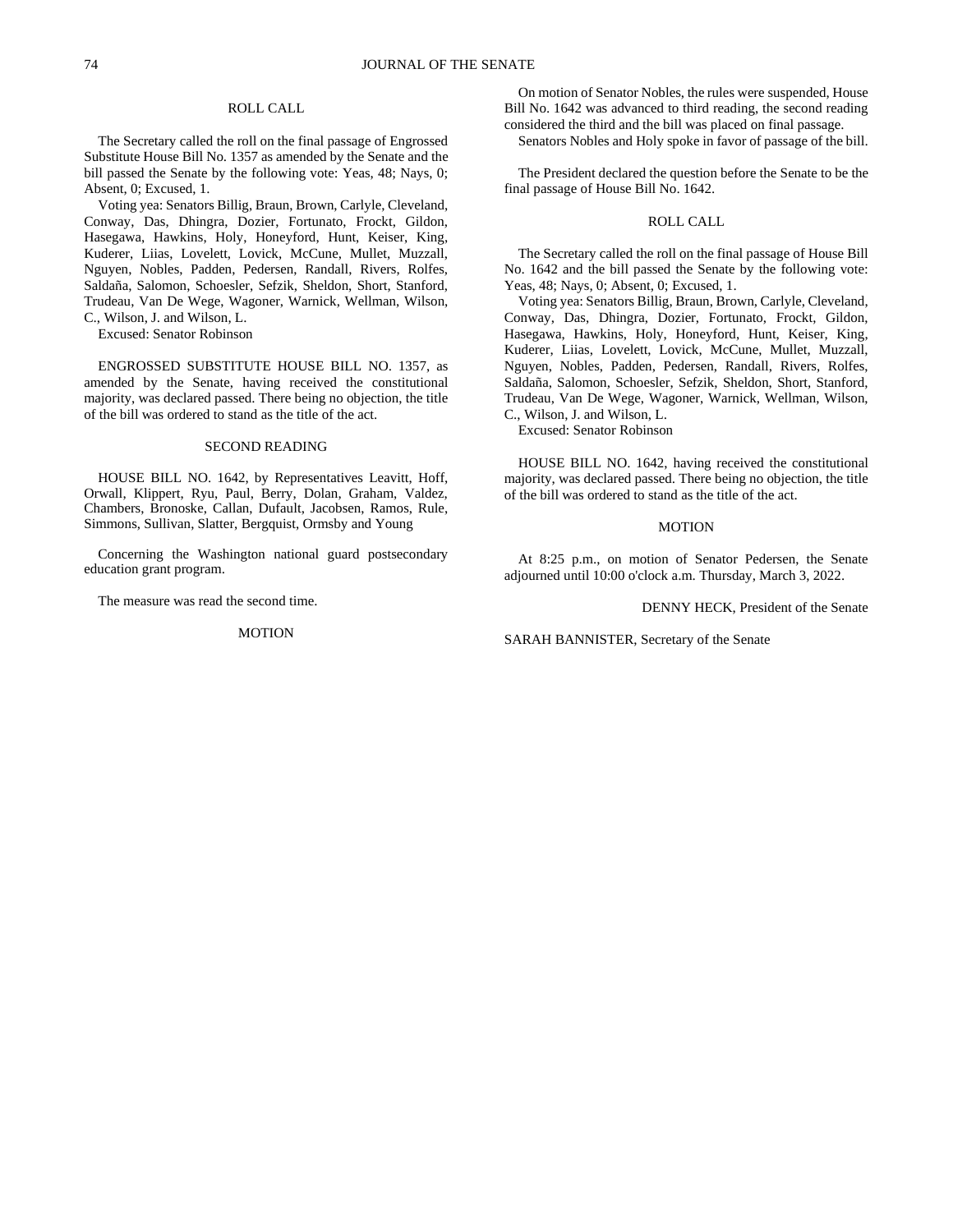ROLL CALL

The Secretary called the roll on the final passage of Engrossed Substitute House Bill No. 1357 as amended by the Senate and the bill passed the Senate by the following vote: Yeas, 48; Nays, 0; Absent, 0; Excused, 1.

Voting yea: Senators Billig, Braun, Brown, Carlyle, Cleveland, Conway, Das, Dhingra, Dozier, Fortunato, Frockt, Gildon, Hasegawa, Hawkins, Holy, Honeyford, Hunt, Keiser, King, Kuderer, Liias, Lovelett, Lovick, McCune, Mullet, Muzzall, Nguyen, Nobles, Padden, Pedersen, Randall, Rivers, Rolfes, Saldaña, Salomon, Schoesler, Sefzik, Sheldon, Short, Stanford, Trudeau, Van De Wege, Wagoner, Warnick, Wellman, Wilson, C., Wilson, J. and Wilson, L.

Excused: Senator Robinson

ENGROSSED SUBSTITUTE HOUSE BILL NO. 1357, as amended by the Senate, having received the constitutional majority, was declared passed. There being no objection, the title of the bill was ordered to stand as the title of the act.

SECOND READING

HOUSE BILL NO. 1642, by Representatives Leavitt, Hoff, Orwall, Klippert, Ryu, Paul, Berry, Dolan, Graham, Valdez, Chambers, Bronoske, Callan, Dufault, Jacobsen, Ramos, Rule, Simmons, Sullivan, Slatter, Bergquist, Ormsby and Young

Concerning the Washington national guard postsecondary education grant program.

The measure was read the second time.

MOTION

On motion of Senator Nobles, the rules were suspended, House Bill No. 1642 was advanced to third reading, the second reading considered the third and the bill was placed on final passage.

Senators Nobles and Holy spoke in favor of passage of the bill.

The President declared the question before the Senate to be the final passage of House Bill No. 1642.

ROLL CALL

The Secretary called the roll on the final passage of House Bill No. 1642 and the bill passed the Senate by the following vote: Yeas, 48; Nays, 0; Absent, 0; Excused, 1.

Voting yea: Senators Billig, Braun, Brown, Carlyle, Cleveland, Conway, Das, Dhingra, Dozier, Fortunato, Frockt, Gildon, Hasegawa, Hawkins, Holy, Honeyford, Hunt, Keiser, King, Kuderer, Liias, Lovelett, Lovick, McCune, Mullet, Muzzall, Nguyen, Nobles, Padden, Pedersen, Randall, Rivers, Rolfes, Saldaña, Salomon, Schoesler, Sefzik, Sheldon, Short, Stanford, Trudeau, Van De Wege, Wagoner, Warnick, Wellman, Wilson, C., Wilson, J. and Wilson, L.

Excused: Senator Robinson

HOUSE BILL NO. 1642, having received the constitutional majority, was declared passed. There being no objection, the title of the bill was ordered to stand as the title of the act.

MOTION

At 8:25 p.m., on motion of Senator Pedersen, the Senate adjourned until 10:00 o'clock a.m. Thursday, March 3, 2022.

DENNY HECK, President of the Senate

SARAH BANNISTER, Secretary of the Senate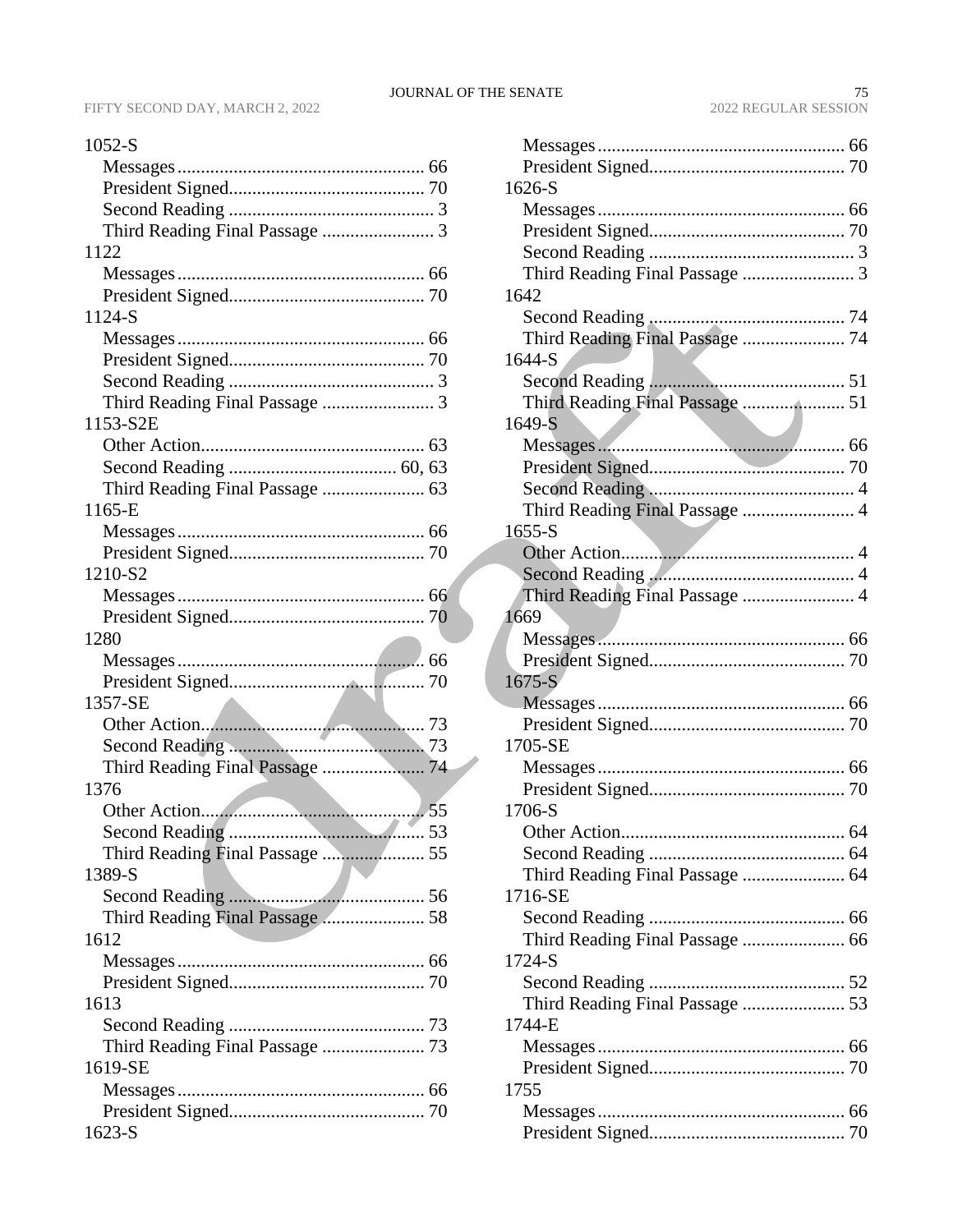1052-S
  Messages .................................................... 66
  President Signed.......................................... 70
  Second Reading ............................................ 3
  Third Reading Final Passage ........................ 3
1122
  Messages .................................................... 66
  President Signed.......................................... 70
1124-S
  Messages .................................................... 66
  President Signed.......................................... 70
  Second Reading ............................................ 3
  Third Reading Final Passage ........................ 3
1153-S2E
  Other Action................................................ 63
  Second Reading .................................... 60, 63
  Third Reading Final Passage ...................... 63
1165-E
  Messages .................................................... 66
  President Signed.......................................... 70
1210-S2
  Messages .................................................... 66
  President Signed.......................................... 70
1280
  Messages .................................................... 66
  President Signed.......................................... 70
1357-SE
  Other Action................................................ 73
  Second Reading .......................................... 73
  Third Reading Final Passage ...................... 74
1376
  Other Action................................................ 55
  Second Reading .......................................... 53
  Third Reading Final Passage ...................... 55
1389-S
  Second Reading .......................................... 56
  Third Reading Final Passage ...................... 58
1612
  Messages .................................................... 66
  President Signed.......................................... 70
1613
  Second Reading .......................................... 73
  Third Reading Final Passage ...................... 73
1619-SE
  Messages .................................................... 66
  President Signed.......................................... 70
1623-S
  Messages .................................................... 66
  President Signed.......................................... 70
1626-S
  Messages .................................................... 66
  President Signed.......................................... 70
  Second Reading ............................................ 3
  Third Reading Final Passage ........................ 3
1642
  Second Reading .......................................... 74
  Third Reading Final Passage ...................... 74
1644-S
  Second Reading .......................................... 51
  Third Reading Final Passage ...................... 51
1649-S
  Messages .................................................... 66
  President Signed.......................................... 70
  Second Reading ............................................ 4
  Third Reading Final Passage ........................ 4
1655-S
  Other Action.................................................. 4
  Second Reading ............................................ 4
  Third Reading Final Passage ........................ 4
1669
  Messages .................................................... 66
  President Signed.......................................... 70
1675-S
  Messages .................................................... 66
  President Signed.......................................... 70
1705-SE
  Messages .................................................... 66
  President Signed.......................................... 70
1706-S
  Other Action................................................ 64
  Second Reading .......................................... 64
  Third Reading Final Passage ...................... 64
1716-SE
  Second Reading .......................................... 66
  Third Reading Final Passage ...................... 66
1724-S
  Second Reading .......................................... 52
  Third Reading Final Passage ...................... 53
1744-E
  Messages .................................................... 66
  President Signed.......................................... 70
1755
  Messages .................................................... 66
  President Signed.......................................... 70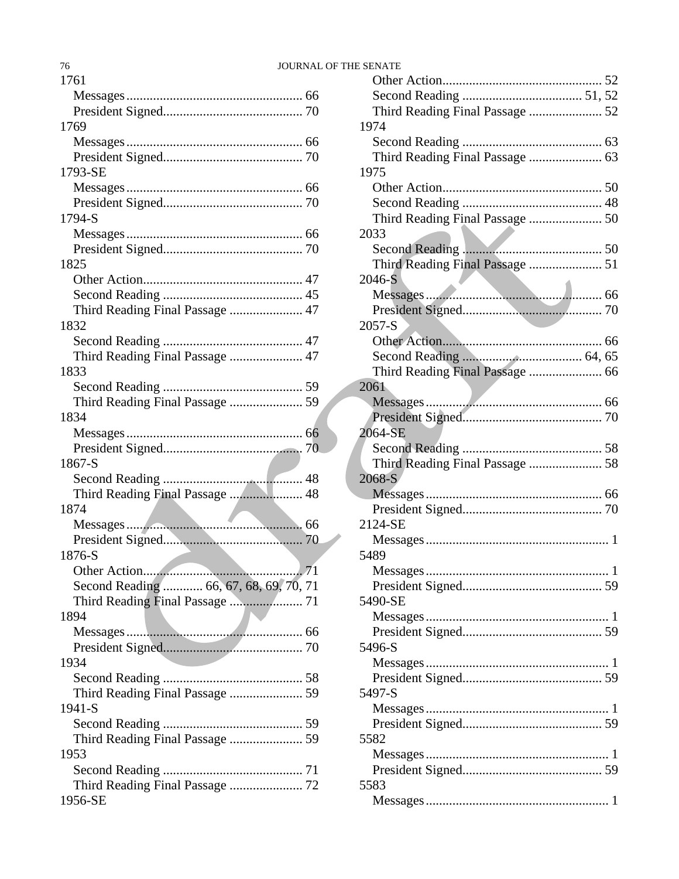1761
- Messages....................................................... 66
- President Signed.......................................... 70

1769
- Messages....................................................... 66
- President Signed.......................................... 70

1793-SE
- Messages....................................................... 66
- President Signed.......................................... 70

1794-S
- Messages....................................................... 66
- President Signed.......................................... 70

1825
- Other Action................................................ 47
- Second Reading .......................................... 45
- Third Reading Final Passage ...................... 47

1832
- Second Reading .......................................... 47
- Third Reading Final Passage ...................... 47

1833
- Second Reading .......................................... 59
- Third Reading Final Passage ...................... 59

1834
- Messages....................................................... 66
- President Signed.......................................... 70

1867-S
- Second Reading .......................................... 48
- Third Reading Final Passage ...................... 48

1874
- Messages....................................................... 66
- President Signed.......................................... 70

1876-S
- Other Action................................................ 71
- Second Reading ............ 66, 67, 68, 69, 70, 71
- Third Reading Final Passage ...................... 71

1894
- Messages....................................................... 66
- President Signed.......................................... 70

1934
- Second Reading .......................................... 58
- Third Reading Final Passage ...................... 59

1941-S
- Second Reading .......................................... 59
- Third Reading Final Passage ...................... 59

1953
- Second Reading .......................................... 71
- Third Reading Final Passage ...................... 72

1956-SE
- Other Action................................................ 52
- Second Reading .................................... 51, 52
- Third Reading Final Passage ...................... 52

1974
- Second Reading .......................................... 63
- Third Reading Final Passage ...................... 63

1975
- Other Action................................................ 50
- Second Reading .......................................... 48
- Third Reading Final Passage ...................... 50

2033
- Second Reading .......................................... 50
- Third Reading Final Passage ...................... 51

2046-S
- Messages....................................................... 66
- President Signed.......................................... 70

2057-S
- Other Action................................................ 66
- Second Reading .................................... 64, 65
- Third Reading Final Passage ...................... 66

2061
- Messages....................................................... 66
- President Signed.......................................... 70

2064-SE
- Second Reading .......................................... 58
- Third Reading Final Passage ...................... 58

2068-S
- Messages....................................................... 66
- President Signed.......................................... 70

2124-SE
- Messages......................................................... 1

5489
- Messages......................................................... 1
- President Signed.......................................... 59

5490-SE
- Messages......................................................... 1
- President Signed.......................................... 59

5496-S
- Messages......................................................... 1
- President Signed.......................................... 59

5497-S
- Messages......................................................... 1
- President Signed.......................................... 59

5582
- Messages......................................................... 1
- President Signed.......................................... 59

5583
- Messages......................................................... 1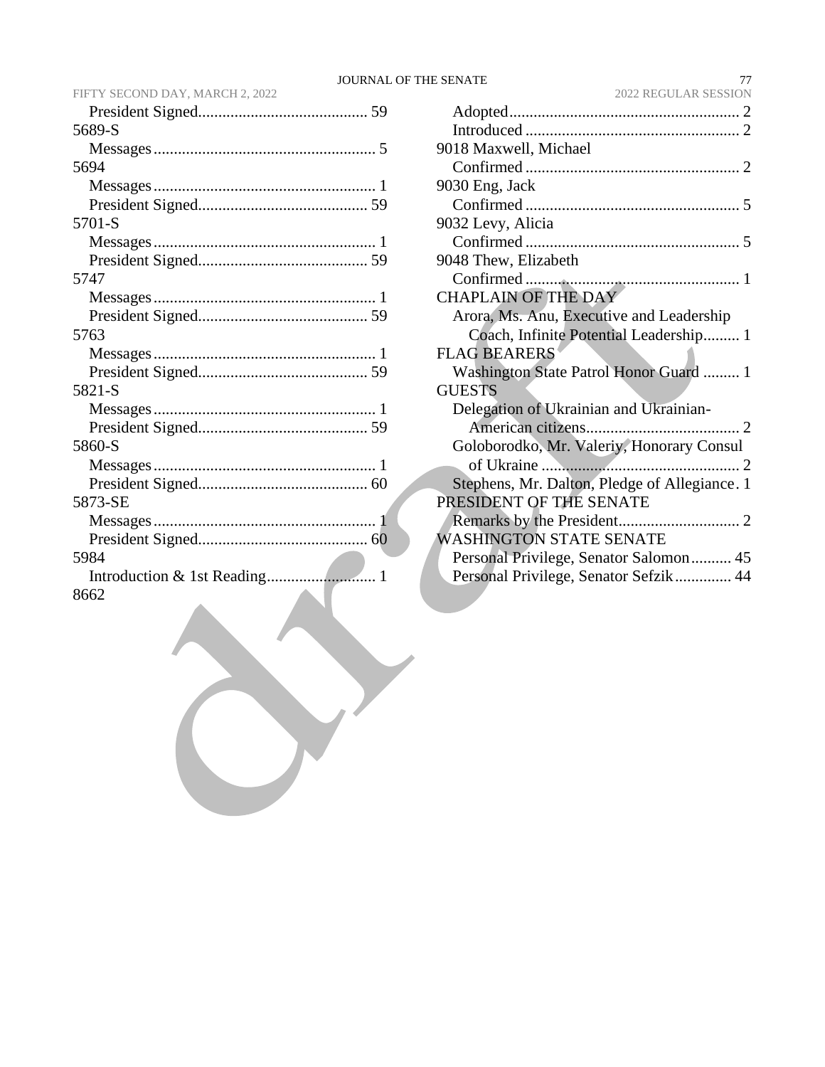President Signed.......................................... 59

5689-S

Messages....................................................... 5

5694

Messages....................................................... 1

President Signed.......................................... 59

5701-S

Messages....................................................... 1

President Signed.......................................... 59

5747

Messages....................................................... 1

President Signed.......................................... 59

5763

Messages....................................................... 1

President Signed.......................................... 59

5821-S

Messages....................................................... 1

President Signed.......................................... 59

5860-S

Messages....................................................... 1

President Signed.......................................... 60

5873-SE

Messages....................................................... 1

President Signed.......................................... 60

5984

Introduction & 1st Reading........................... 1

8662

Adopted......................................................... 2

Introduced ..................................................... 2

9018 Maxwell, Michael

Confirmed ..................................................... 2

9030 Eng, Jack

Confirmed ..................................................... 5

9032 Levy, Alicia

Confirmed ..................................................... 5

9048 Thew, Elizabeth

Confirmed ..................................................... 1

CHAPLAIN OF THE DAY

Arora, Ms. Anu, Executive and Leadership Coach, Infinite Potential Leadership......... 1

FLAG BEARERS

Washington State Patrol Honor Guard ......... 1

GUESTS

Delegation of Ukrainian and Ukrainian-American citizens...................................... 2

Goloborodko, Mr. Valeriy, Honorary Consul of Ukraine ................................................. 2

Stephens, Mr. Dalton, Pledge of Allegiance. 1

PRESIDENT OF THE SENATE

Remarks by the President.............................. 2

WASHINGTON STATE SENATE

Personal Privilege, Senator Salomon.......... 45

Personal Privilege, Senator Sefzik.............. 44